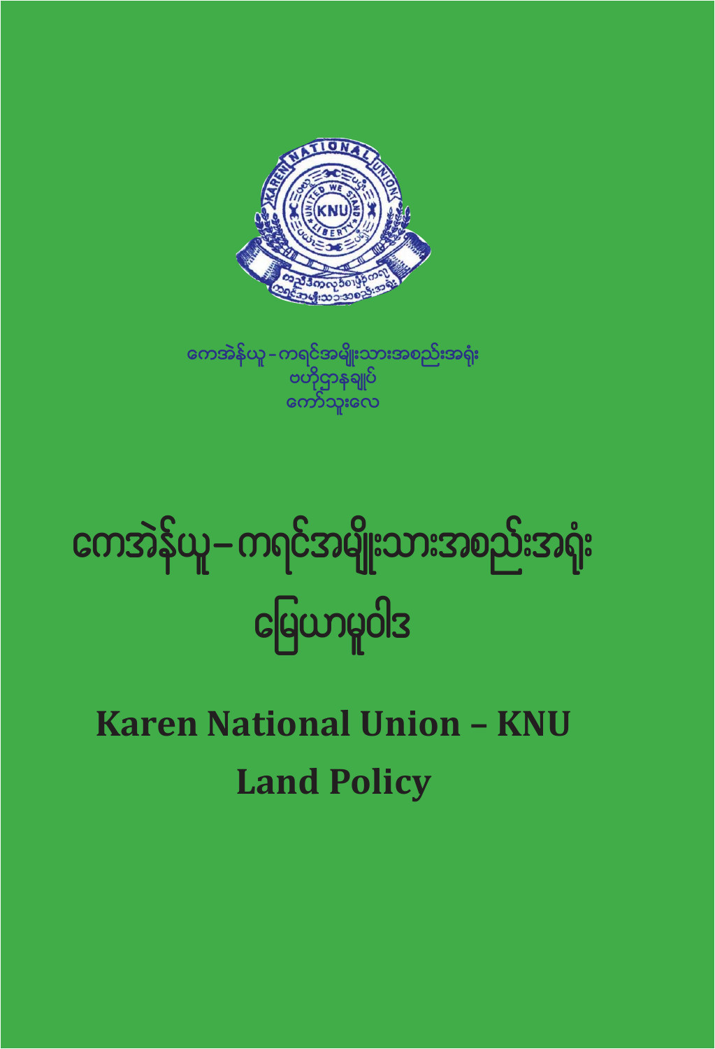ကေအဲန်ယူ - ကရင်အမျိုးသားအစည်းအရုံး
ဗဟိုဌာနချုပ်
ကော်သူးလေ

# ကေအဲန်ယူ – ကရင်အမျိုးသားအစည်းအရုံး မြေယာမူဝါဒ

# Karen National Union – KNU Land Policy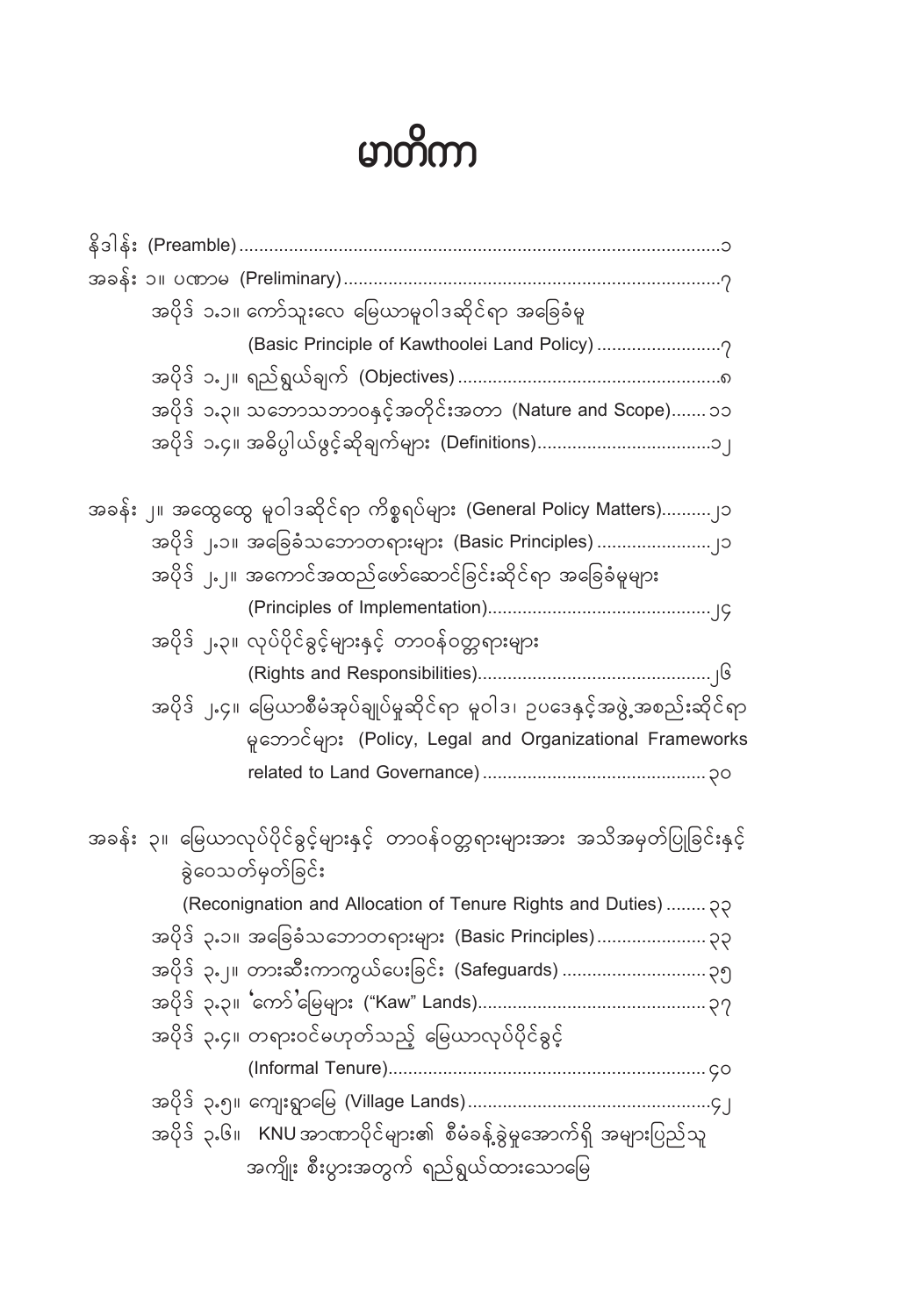# မာတိကာ

နိဒါန်း (Preamble)....................................................................................................၁

အခန်း ၁။ ပဏာမ (Preliminary)............................................................................၇

အပိုဒ် ၁.၁။ ကော်သူးလေ မြေယာမူဝါဒဆိုင်ရာ အခြေခံမှု (Basic Principle of Kawthoolei Land Policy) .........................၇

အပိုဒ် ၁.၂။ ရည်ရွယ်ချက် (Objectives) ....................................................၈

အပိုဒ် ၁.၃။ သဘောသဘာဝနှင့်အတိုင်းအတာ (Nature and Scope).......၁၁

အပိုဒ် ၁.၄။ အဓိပ္ပါယ်ဖွင့်ဆိုချက်များ (Definitions)...................................၁၂

အခန်း ၂။ အထွေထွေ မူဝါဒဆိုင်ရာ ကိစ္စရပ်များ (General Policy Matters)..........၂၁

အပိုဒ် ၂.၁။ အခြေခံသဘောတရားများ (Basic Principles) .......................၂၁

အပိုဒ် ၂.၂။ အကောင်အထည်ဖော်ဆောင်ခြင်းဆိုင်ရာ အခြေခံမှုများ (Principles of Implementation).............................................၂၄

အပိုဒ် ၂.၃။ လုပ်ပိုင်ခွင့်များနှင့် တာဝန်ဝတ္တရားများ (Rights and Responsibilities)...............................................၂၆

အပိုဒ် ၂.၄။ မြေယာစီမံအုပ်ချုပ်မှုဆိုင်ရာ မူဝါဒ၊ ဥပဒေနှင့်အဖွဲ့အစည်းဆိုင်ရာ မူဘောင်များ (Policy, Legal and Organizational Frameworks related to Land Governance) .............................................၃၀

အခန်း ၃။ မြေယာလုပ်ပိုင်ခွင့်များနှင့် တာဝန်ဝတ္တရားများအား အသိအမှတ်ပြုခြင်းနှင့် ခွဲဝေသတ်မှတ်ခြင်း (Reconignation and Allocation of Tenure Rights and Duties) ........ ၃၃

အပိုဒ် ၃.၁။ အခြေခံသဘောတရားများ (Basic Principles)...................... ၃၃

အပိုဒ် ၃.၂။ တားဆီးကာကွယ်ပေးခြင်း (Safeguards) ............................ ၃၅

အပိုဒ် ၃.၃။ 'ကော်'မြေများ ("Kaw" Lands).............................................. ၃၇

အပိုဒ် ၃.၄။ တရားဝင်မဟုတ်သည့် မြေယာလုပ်ပိုင်ခွင့် (Informal Tenure)................................................................ ၄၀

အပိုဒ် ၃.၅။ ကျေးရွာမြေ (Village Lands).................................................၄၂

အပိုဒ် ၃.၆။ KNU အာဏာပိုင်များ၏ စီမံခန့်ခွဲမှုအောက်ရှိ အများပြည်သူ အကျိုး စီးပွားအတွက် ရည်ရွယ်ထားသောမြေ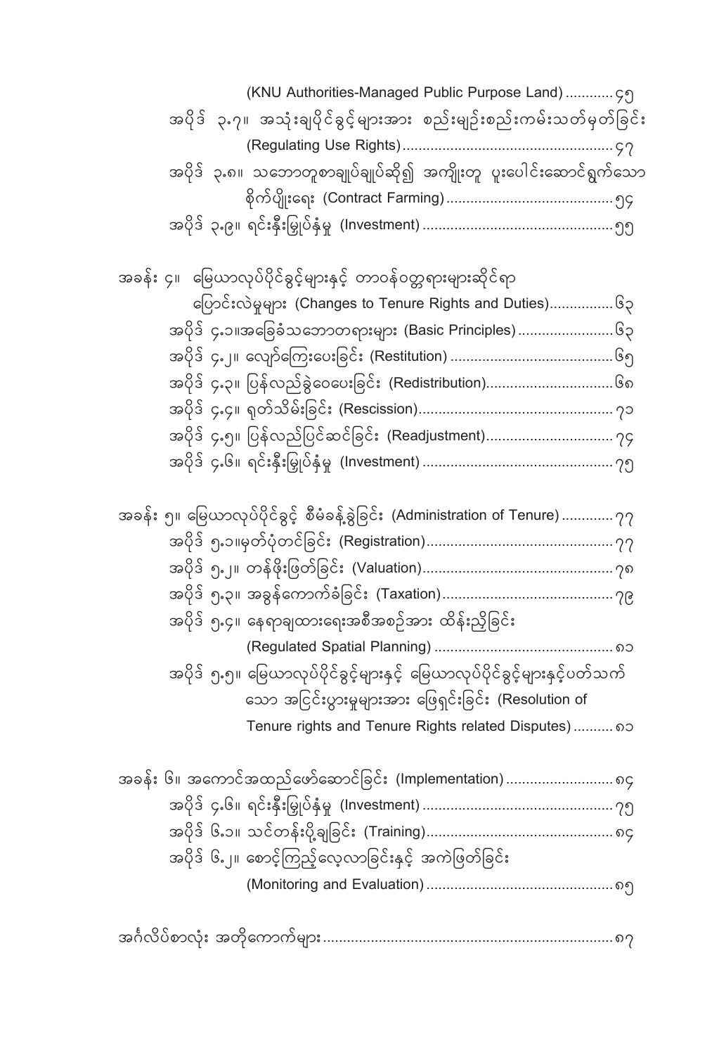(KNU Authorities-Managed Public Purpose Land) ............ ၄၅

အပိုဒ် ၃.၇။ အသုံးချပိုင်ခွင့်များအား စည်းမျဉ်းစည်းကမ်းသတ်မှတ်ခြင်း (Regulating Use Rights) ..................................................... ၄၇

အပိုဒ် ၃.၈။ သဘောတူစာချုပ်ချုပ်ဆို၍ အကျိုးတူ ပူးပေါင်းဆောင်ရွက်သော စိုက်ပျိုးရေး (Contract Farming) .......................................... ၅၄

အပိုဒ် ၃.၉။ ရင်းနှီးမြှုပ်နှံမှု (Investment) ................................................ ၅၅

အခန်း ၄။ မြေယာလုပ်ပိုင်ခွင့်များနှင့် တာဝန်ဝတ္တရားများဆိုင်ရာ ပြောင်းလဲမှုများ (Changes to Tenure Rights and Duties)................ ၆၃

အပိုဒ် ၄.၁။အခြေခံသဘောတရားများ (Basic Principles) ........................ ၆၃

အပိုဒ် ၄.၂။ လျော်ကြေးပေးခြင်း (Restitution) ......................................... ၆၅

အပိုဒ် ၄.၃။ ပြန်လည်ခွဲဝေပေးခြင်း (Redistribution)................................ ၆၈

အပိုဒ် ၄.၄။ ရုတ်သိမ်းခြင်း (Rescission)................................................. ၇၁

အပိုဒ် ၄.၅။ ပြန်လည်ပြင်ဆင်ခြင်း (Readjustment)................................ ၇၄

အပိုဒ် ၄.၆။ ရင်းနှီးမြှုပ်နှံမှု (Investment) ................................................ ၇၅

အခန်း ၅။ မြေယာလုပ်ပိုင်ခွင့် စီမံခန့်ခွဲခြင်း (Administration of Tenure) ............. ၇၇

အပိုဒ် ၅.၁။မှတ်ပုံတင်ခြင်း (Registration)............................................... ၇၇

အပိုဒ် ၅.၂။ တန်ဖိုးဖြတ်ခြင်း (Valuation)................................................ ၇၈

အပိုဒ် ၅.၃။ အခွန်ကောက်ခံခြင်း (Taxation)........................................... ၇၉

အပိုဒ် ၅.၄။ နေရာချထားရေးအစီအစဉ်အား ထိန်းညှိခြင်း (Regulated Spatial Planning) ............................................ ၈၁

အပိုဒ် ၅.၅။ မြေယာလုပ်ပိုင်ခွင့်များနှင့် မြေယာလုပ်ပိုင်ခွင့်များနှင့်ပတ်သက်သော အငြင်းပွားမှုများအား ဖြေရှင်းခြင်း (Resolution of Tenure rights and Tenure Rights related Disputes) .......... ၈၁

အခန်း ၆။ အကောင်အထည်ဖော်ဆောင်ခြင်း (Implementation) .......................... ၈၄

အပိုဒ် ၄.၆။ ရင်းနှီးမြှုပ်နှံမှု (Investment) ................................................ ၇၅

အပိုဒ် ၆.၁။ သင်တန်းပို့ချခြင်း (Training)............................................... ၈၄

အပိုဒ် ၆.၂။ စောင့်ကြည့်လေ့လာခြင်းနှင့် အကဲဖြတ်ခြင်း (Monitoring and Evaluation) ............................................... ၈၅

အင်္ဂလိပ်စာလုံး အတိုကောက်များ ........................................................................ ၈၇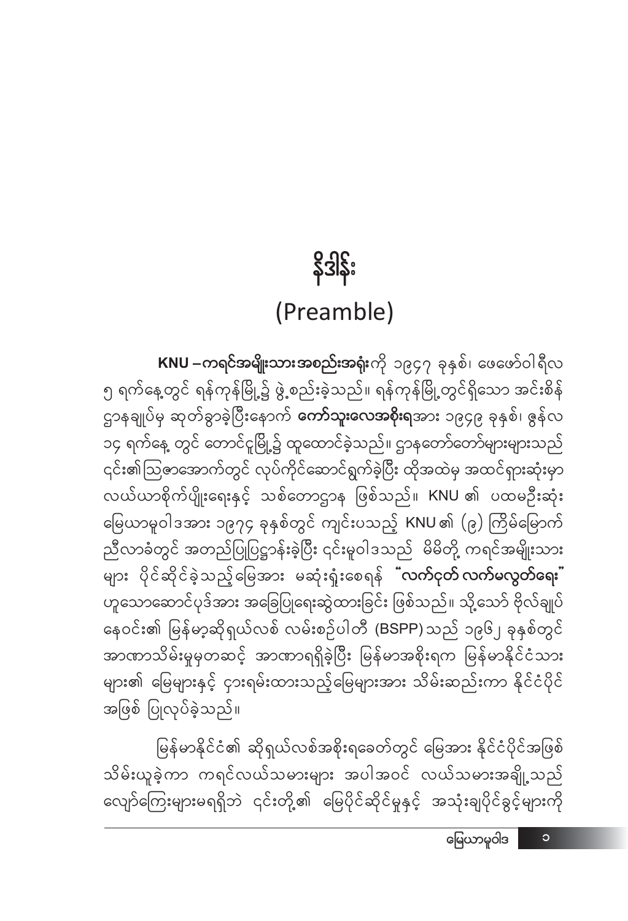# နိဒါန်း
## (Preamble)

**KNU –ကရင်အမျိုးသားအစည်းအရုံး**ကို ၁၉၄၇ ခုနှစ်၊ ဖေဖော်ဝါရီလ ၅ ရက်နေ့တွင် ရန်ကုန်မြို့၌ ဖွဲ့စည်းခဲ့သည်။ ရန်ကုန်မြို့တွင်ရှိသော အင်းစိန်ဌာနချုပ်မှ ဆုတ်ခွာခဲ့ပြီးနောက် **ကော်သူးလေအစိုးရ**အား ၁၉၄၉ ခုနှစ်၊ ဇွန်လ ၁၄ ရက်နေ့ တွင် တောင်ငူမြို့၌ ထူထောင်ခဲ့သည်။ ဌာနတော်တော်များများသည် ၎င်း၏ဩဇာအောက်တွင် လုပ်ကိုင်ဆောင်ရွက်ခဲ့ပြီး ထိုအထဲမှ အထင်ရှားဆုံးမှာ လယ်ယာစိုက်ပျိုးရေးနှင့် သစ်တောဌာန ဖြစ်သည်။ KNU ၏ ပထမဦးဆုံး မြေယာမူဝါဒအား ၁၉၇၄ ခုနှစ်တွင် ကျင်းပသည့် KNU ၏ (၉) ကြိမ်မြောက် ညီလာခံတွင် အတည်ပြုပြဋ္ဌာန်းခဲ့ပြီး ၎င်းမူဝါဒသည် မိမိတို့ ကရင်အမျိုးသားများ ပိုင်ဆိုင်ခဲ့သည့်မြေအား မဆုံးရှုံးစေရန် **"လက်ငုတ် လက်မလွတ်ရေး"** ဟူသောဆောင်ပုဒ်အား အခြေပြုရေးဆွဲထားခြင်း ဖြစ်သည်။ သို့သော် ဗိုလ်ချုပ်နေဝင်း၏ မြန်မာ့ဆိုရှယ်လစ် လမ်းစဉ်ပါတီ (BSPP) သည် ၁၉၆၂ ခုနှစ်တွင် အာဏာသိမ်းမှုမှတဆင့် အာဏာရရှိခဲ့ပြီး မြန်မာအစိုးရက မြန်မာနိုင်ငံသားများ၏ မြေများနှင့် ၎င်းရမ်းထားသည့်မြေများအား သိမ်းဆည်းကာ နိုင်ငံပိုင်အဖြစ် ပြုလုပ်ခဲ့သည်။

မြန်မာနိုင်ငံ၏ ဆိုရှယ်လစ်အစိုးရခေတ်တွင် မြေအား နိုင်ငံပိုင်အဖြစ် သိမ်းယူခဲ့ကာ ကရင်လယ်သမားများ အပါအဝင် လယ်သမားအချို့သည် လျော်ကြေးများမရရှိဘဲ ၎င်းတို့၏ မြေပိုင်ဆိုင်မှုနှင့် အသုံးချပိုင်ခွင့်များကို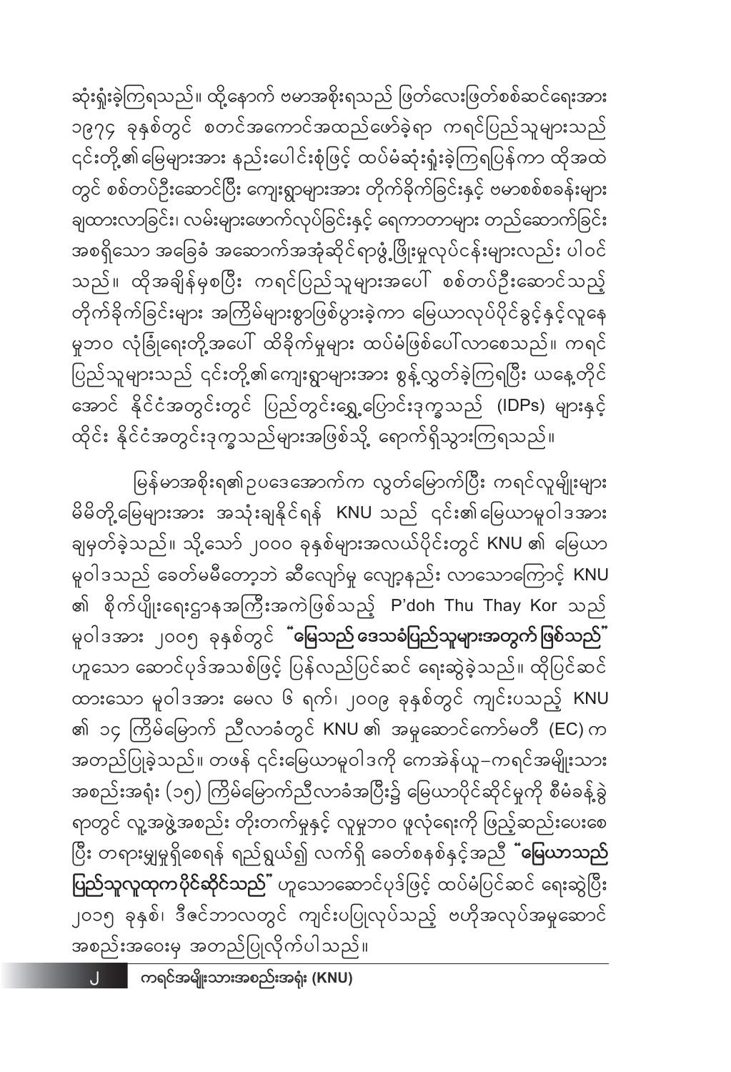ဆုံးရှုံးခဲ့ကြရသည်။ ထို့နောက် ဗမာအစိုးရသည် ဖြတ်လေးဖြတ်စစ်ဆင်ရေးအား ၁၉၇၄ ခုနှစ်တွင် စတင်အကောင်အထည်ဖော်ခဲ့ရာ ကရင်ပြည်သူများသည် ၎င်းတို့၏မြေများအား နည်းပေါင်းစုံဖြင့် ထပ်မံဆုံးရှုံးခဲ့ကြရပြန်ကာ ထိုအထဲတွင် စစ်တပ်ဦးဆောင်ပြီး ကျေးရွာများအား တိုက်ခိုက်ခြင်းနှင့် ဗမာစစ်စခန်းများချထားလာခြင်း၊ လမ်းများဖောက်လုပ်ခြင်းနှင့် ရေကာတာများ တည်ဆောက်ခြင်း အစရှိသော အခြေခံ အဆောက်အအုံဆိုင်ရာဖွံ့ဖြိုးမှုလုပ်ငန်းများလည်း ပါဝင်သည်။ ထိုအချိန်မှစပြီး ကရင်ပြည်သူများအပေါ် စစ်တပ်ဦးဆောင်သည့် တိုက်ခိုက်ခြင်းများ အကြိမ်များစွာဖြစ်ပွားခဲ့ကာ မြေယာလုပ်ပိုင်ခွင့်နှင့်လူနေမှုဘဝ လုံခြုံရေးတို့အပေါ် ထိခိုက်မှုများ ထပ်မံဖြစ်ပေါ်လာစေသည်။ ကရင်ပြည်သူများသည် ၎င်းတို့၏ကျေးရွာများအား စွန့်လွှတ်ခဲ့ကြရပြီး ယနေ့တိုင်အောင် နိုင်ငံအတွင်းတွင် ပြည်တွင်းရွှေ့ပြောင်းဒုက္ခသည် (IDPs) များနှင့် ထိုင်း နိုင်ငံအတွင်းဒုက္ခသည်များအဖြစ်သို့ ရောက်ရှိသွားကြရသည်။

မြန်မာအစိုးရ၏ဥပဒေအောက်က လွတ်မြောက်ပြီး ကရင်လူမျိုးများ မိမိတို့မြေများအား အသုံးချနိုင်ရန် KNU သည် ၎င်း၏မြေယာမူဝါဒအား ချမှတ်ခဲ့သည်။ သို့သော် ၂၀၀၀ ခုနှစ်များအလယ်ပိုင်းတွင် KNU ၏ မြေယာမူဝါဒသည် ခေတ်မမီတော့ဘဲ ဆီလျော်မှု လျော့နည်း လာသောကြောင့် KNU ၏ စိုက်ပျိုးရေးဌာနအကြီးအကဲဖြစ်သည့် P'doh Thu Thay Kor သည် မူဝါဒအား ၂၀၀၅ ခုနှစ်တွင် **"မြေသည် ဒေသခံပြည်သူများအတွက် ဖြစ်သည်"** ဟူသော ဆောင်ပုဒ်အသစ်ဖြင့် ပြန်လည်ပြင်ဆင် ရေးဆွဲခဲ့သည်။ ထိုပြင်ဆင်ထားသော မူဝါဒအား မေလ ၆ ရက်၊ ၂၀၀၉ ခုနှစ်တွင် ကျင်းပသည့် KNU ၏ ၁၄ ကြိမ်မြောက် ညီလာခံတွင် KNU ၏ အမှုဆောင်ကော်မတီ (EC) က အတည်ပြုခဲ့သည်။ တဖန် ၎င်းမြေယာမူဝါဒကို ကေအဲန်ယူ–ကရင်အမျိုးသားအစည်းအရုံး (၁၅) ကြိမ်မြောက်ညီလာခံအပြီး၌ မြေယာပိုင်ဆိုင်မှုကို စီမံခန့်ခွဲရာတွင် လူ့အဖွဲ့အစည်း တိုးတက်မှုနှင့် လူမှုဘဝ ဖူလုံရေးကို ဖြည့်ဆည်းပေးစေပြီး တရားမျှမှုရှိစေရန် ရည်ရွယ်၍ လက်ရှိ ခေတ်စနစ်နှင့်အညီ **"မြေယာသည် ပြည်သူလူထုက ပိုင်ဆိုင်သည်"** ဟူသောဆောင်ပုဒ်ဖြင့် ထပ်မံပြင်ဆင် ရေးဆွဲပြီး ၂၀၁၅ ခုနှစ်၊ ဒီဇင်ဘာလတွင် ကျင်းပပြုလုပ်သည့် ဗဟိုအလုပ်အမှုဆောင် အစည်းအဝေးမှ အတည်ပြုလိုက်ပါသည်။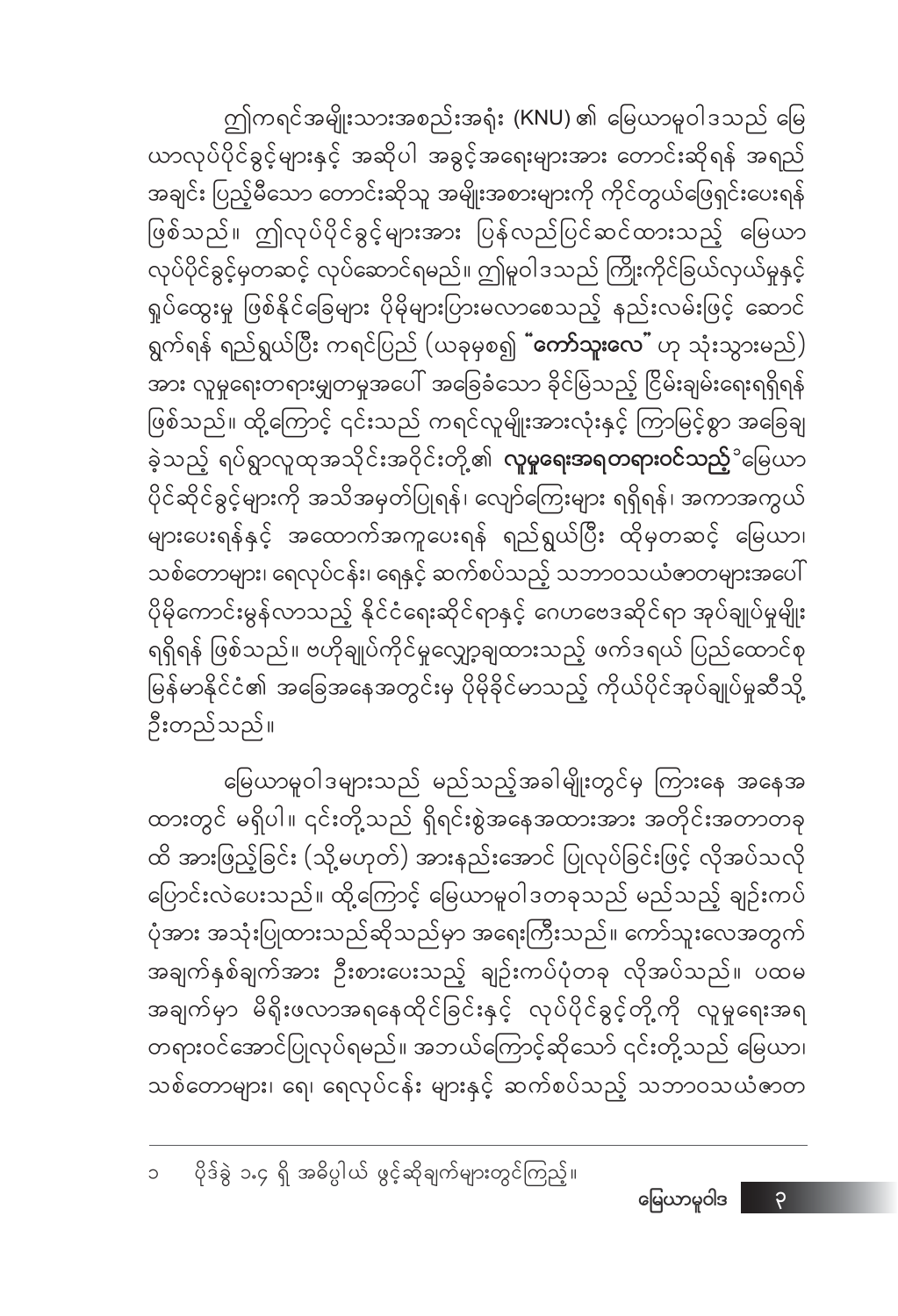ဤကရင်အမျိုးသားအစည်းအရုံး (KNU) ၏ မြေယာမူဝါဒသည် မြေယာလုပ်ပိုင်ခွင့်များနှင့် အဆိုပါ အခွင့်အရေးများအား တောင်းဆိုရန် အရည်အချင်း ပြည့်မီသော တောင်းဆိုသူ အမျိုးအစားများကို ကိုင်တွယ်ဖြေရှင်းပေးရန် ဖြစ်သည်။ ဤလုပ်ပိုင်ခွင့်များအား ပြန်လည်ပြင်ဆင်ထားသည့် မြေယာလုပ်ပိုင်ခွင့်မှတဆင့် လုပ်ဆောင်ရမည်။ ဤမူဝါဒသည် ကြိုးကိုင်ခြယ်လှယ်မှုနှင့် ရှုပ်ထွေးမှု ဖြစ်နိုင်ခြေများ ပိုမိုများပြားမလာစေသည့် နည်းလမ်းဖြင့် ဆောင်ရွက်ရန် ရည်ရွယ်ပြီး ကရင်ပြည် (ယခုမှစ၍ **"ကော်သူးလေ"** ဟု သုံးသွားမည်) အား လူမှုရေးတရားမျှတမှုအပေါ် အခြေခံသော ခိုင်မြဲသည့် ငြိမ်းချမ်းရေးရရှိရန် ဖြစ်သည်။ ထို့ကြောင့် ၎င်းသည် ကရင်လူမျိုးအားလုံးနှင့် ကြာမြင့်စွာ အခြေချခဲ့သည့် ရပ်ရွာလူထုအသိုင်းအဝိုင်းတို့၏ **လူမှုရေးအရတရားဝင်သည့်**[၁] မြေယာပိုင်ဆိုင်ခွင့်များကို အသိအမှတ်ပြုရန်၊ လျော်ကြေးများ ရရှိရန်၊ အကာအကွယ်များပေးရန်နှင့် အထောက်အကူပေးရန် ရည်ရွယ်ပြီး ထိုမှတဆင့် မြေယာ၊ သစ်တောများ၊ ရေလုပ်ငန်း၊ ရေနှင့် ဆက်စပ်သည့် သဘာဝသယံဇာတများအပေါ် ပိုမိုကောင်းမွန်လာသည့် နိုင်ငံရေးဆိုင်ရာနှင့် ဂေဟဗေဒဆိုင်ရာ အုပ်ချုပ်မှုမျိုး ရရှိရန် ဖြစ်သည်။ ဗဟိုချုပ်ကိုင်မှုလျှော့ချထားသည့် ဖက်ဒရယ် ပြည်ထောင်စု မြန်မာနိုင်ငံ၏ အခြေအနေအတွင်းမှ ပိုမိုခိုင်မာသည့် ကိုယ်ပိုင်အုပ်ချုပ်မှုဆီသို့ ဦးတည်သည်။

မြေယာမူဝါဒများသည် မည်သည့်အခါမျိုးတွင်မှ ကြားနေ အနေအထားတွင် မရှိပါ။ ၎င်းတို့သည် ရှိရင်းစွဲအနေအထားအား အတိုင်းအတာတခုထိ အားဖြည့်ခြင်း (သို့မဟုတ်) အားနည်းအောင် ပြုလုပ်ခြင်းဖြင့် လိုအပ်သလို ပြောင်းလဲပေးသည်။ ထို့ကြောင့် မြေယာမူဝါဒတခုသည် မည်သည့် ချဉ်းကပ်ပုံအား အသုံးပြုထားသည်ဆိုသည်မှာ အရေးကြီးသည်။ ကော်သူးလေအတွက် အချက်နှစ်ချက်အား ဦးစားပေးသည့် ချဉ်းကပ်ပုံတခု လိုအပ်သည်။ ပထမအချက်မှာ မိရိုးဖလာအရနေထိုင်ခြင်းနှင့် လုပ်ပိုင်ခွင့်တို့ကို လူမှုရေးအရ တရားဝင်အောင်ပြုလုပ်ရမည်။ အဘယ်ကြောင့်ဆိုသော် ၎င်းတို့သည် မြေယာ၊ သစ်တောများ၊ ရေ၊ ရေလုပ်ငန်း များနှင့် ဆက်စပ်သည့် သဘာဝသယံဇာတ

---

[၁] ပိုဒ်ခွဲ ၁.၄ ရှိ အဓိပ္ပါယ် ဖွင့်ဆိုချက်များတွင်ကြည့်။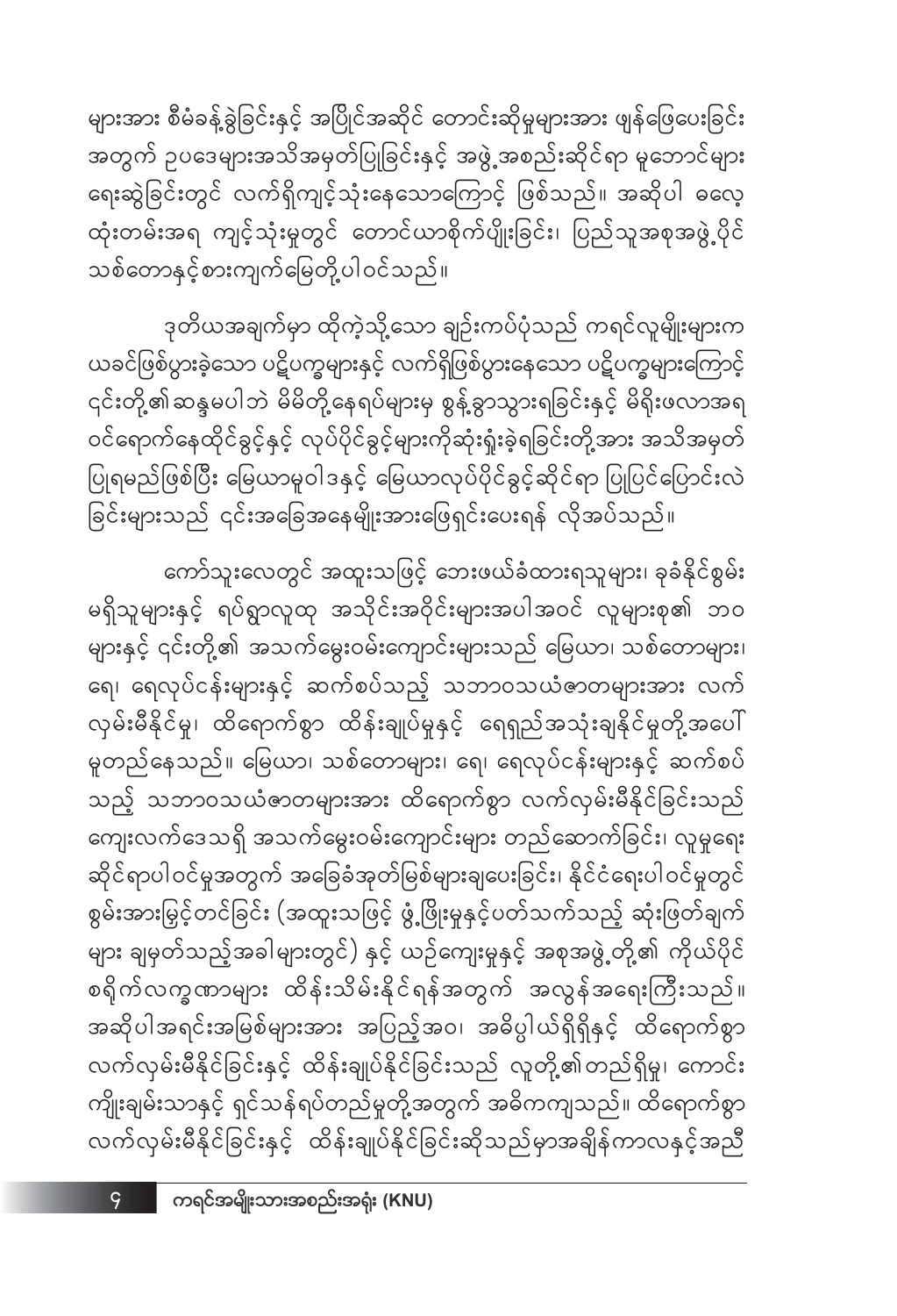များအား စီမံခန့်ခွဲခြင်းနှင့် အပြိုင်အဆိုင် တောင်းဆိုမှုများအား ဖြန်ဖြေပေးခြင်း အတွက် ဥပဒေများအသိအမှတ်ပြုခြင်းနှင့် အဖွဲ့အစည်းဆိုင်ရာ မူဘောင်များ ရေးဆွဲခြင်းတွင် လက်ရှိကျင့်သုံးနေသောကြောင့် ဖြစ်သည်။ အဆိုပါ ဓလေ့ ထုံးတမ်းအရ ကျင့်သုံးမှုတွင် တောင်ယာစိုက်ပျိုးခြင်း၊ ပြည်သူအစုအဖွဲ့ပိုင် သစ်တောနှင့်စားကျက်မြေတို့ပါဝင်သည်။

ဒုတိယအချက်မှာ ထိုကဲ့သို့သော ချဉ်းကပ်ပုံသည် ကရင်လူမျိုးများက ယခင်ဖြစ်ပွားခဲ့သော ပဋိပက္ခများနှင့် လက်ရှိဖြစ်ပွားနေသော ပဋိပက္ခများကြောင့် ၎င်းတို့၏ဆန္ဒမပါဘဲ မိမိတို့နေရပ်များမှ စွန့်ခွာသွားရခြင်းနှင့် မိရိုးဖလာအရ ဝင်ရောက်နေထိုင်ခွင့်နှင့် လုပ်ပိုင်ခွင့်များကိုဆုံးရှုံးခဲ့ရခြင်းတို့အား အသိအမှတ် ပြုရမည်ဖြစ်ပြီး မြေယာမူဝါဒနှင့် မြေယာလုပ်ပိုင်ခွင့်ဆိုင်ရာ ပြုပြင်ပြောင်းလဲ ခြင်းများသည် ၎င်းအခြေအနေမျိုးအားဖြေရှင်းပေးရန် လိုအပ်သည်။

ကော်သူးလေတွင် အထူးသဖြင့် ဘေးဖယ်ခံထားရသူများ၊ ခုခံနိုင်စွမ်း မရှိသူများနှင့် ရပ်ရွာလူထု အသိုင်းအဝိုင်းများအပါအဝင် လူများစု၏ ဘဝ များနှင့် ၎င်းတို့၏ အသက်မွေးဝမ်းကျောင်းများသည် မြေယာ၊ သစ်တောများ၊ ရေ၊ ရေလုပ်ငန်းများနှင့် ဆက်စပ်သည့် သဘာဝသယံဇာတများအား လက် လှမ်းမီနိုင်မှု၊ ထိရောက်စွာ ထိန်းချုပ်မှုနှင့် ရေရှည်အသုံးချနိုင်မှုတို့အပေါ် မူတည်နေသည်။ မြေယာ၊ သစ်တောများ၊ ရေ၊ ရေလုပ်ငန်းများနှင့် ဆက်စပ် သည့် သဘာဝသယံဇာတများအား ထိရောက်စွာ လက်လှမ်းမီနိုင်ခြင်းသည် ကျေးလက်ဒေသရှိ အသက်မွေးဝမ်းကျောင်းများ တည်ဆောက်ခြင်း၊ လူမှုရေး ဆိုင်ရာပါဝင်မှုအတွက် အခြေခံအုတ်မြစ်များချပေးခြင်း၊ နိုင်ငံရေးပါဝင်မှုတွင် စွမ်းအားမြှင့်တင်ခြင်း (အထူးသဖြင့် ဖွံ့ဖြိုးမှုနှင့်ပတ်သက်သည့် ဆုံးဖြတ်ချက် များ ချမှတ်သည့်အခါများတွင်) နှင့် ယဉ်ကျေးမှုနှင့် အစုအဖွဲ့တို့၏ ကိုယ်ပိုင် စရိုက်လက္ခဏာများ ထိန်းသိမ်းနိုင်ရန်အတွက် အလွန်အရေးကြီးသည်။ အဆိုပါအရင်းအမြစ်များအား အပြည့်အဝ၊ အဓိပ္ပါယ်ရှိရှိနှင့် ထိရောက်စွာ လက်လှမ်းမီနိုင်ခြင်းနှင့် ထိန်းချုပ်နိုင်ခြင်းသည် လူတို့၏တည်ရှိမှု၊ ကောင်း ကျိုးချမ်းသာနှင့် ရှင်သန်ရပ်တည်မှုတို့အတွက် အဓိကကျသည်။ ထိရောက်စွာ လက်လှမ်းမီနိုင်ခြင်းနှင့် ထိန်းချုပ်နိုင်ခြင်းဆိုသည်မှာအချိန်ကာလနှင့်အညီ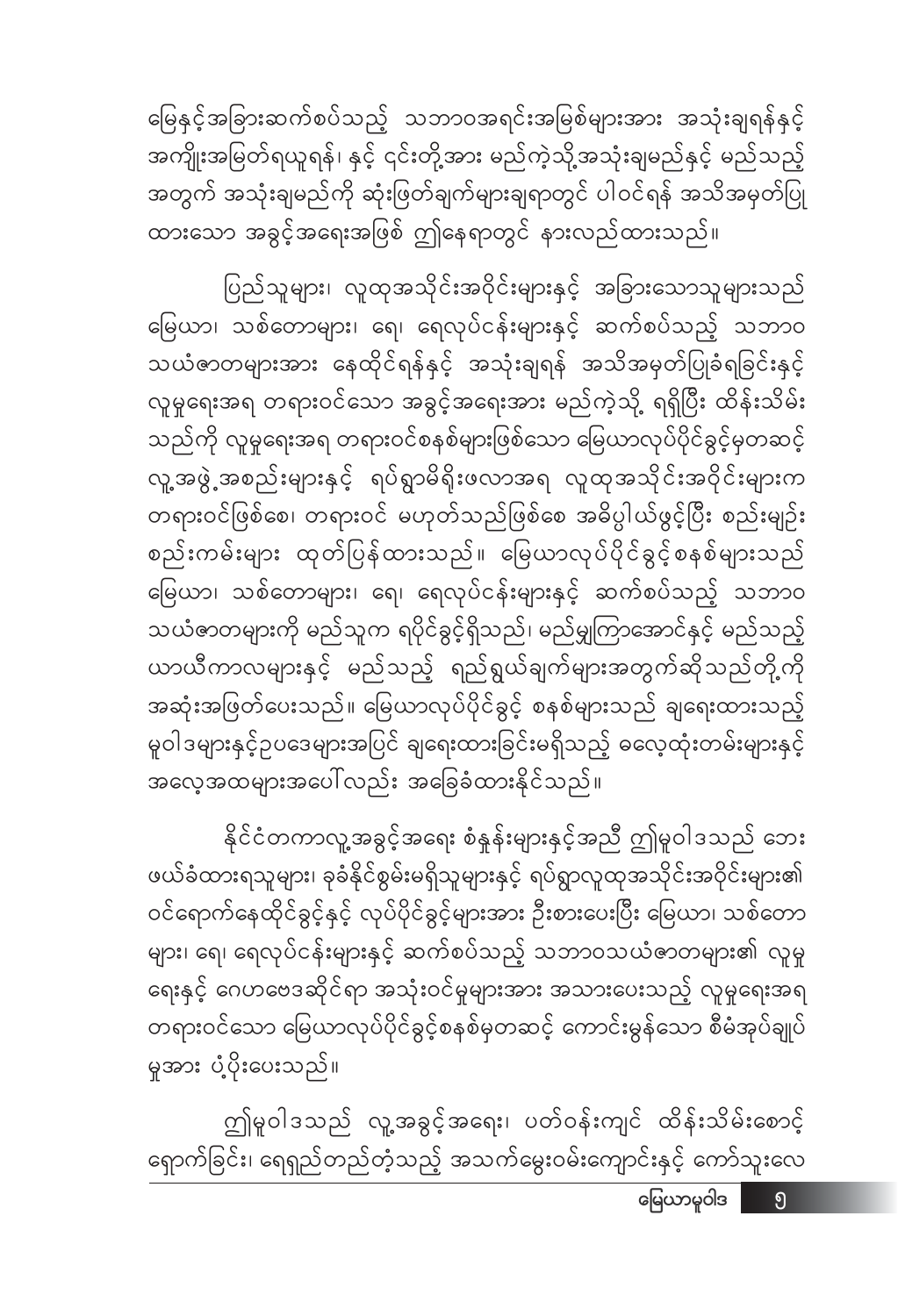မြေနှင့်အခြားဆက်စပ်သည့် သဘာဝအရင်းအမြစ်များအား အသုံးချရန်နှင့် အကျိုးအမြတ်ရယူရန်၊ နှင့် ၎င်းတို့အား မည်ကဲ့သို့အသုံးချမည်နှင့် မည်သည့်အတွက် အသုံးချမည်ကို ဆုံးဖြတ်ချက်များချရာတွင် ပါဝင်ရန် အသိအမှတ်ပြုထားသော အခွင့်အရေးအဖြစ် ဤနေရာတွင် နားလည်ထားသည်။

ပြည်သူများ၊ လူထုအသိုင်းအဝိုင်းများနှင့် အခြားသောသူများသည် မြေယာ၊ သစ်တောများ၊ ရေ၊ ရေလုပ်ငန်းများနှင့် ဆက်စပ်သည့် သဘာဝသယံဇာတများအား နေထိုင်ရန်နှင့် အသုံးချရန် အသိအမှတ်ပြုခံရခြင်းနှင့် လူမှုရေးအရ တရားဝင်သော အခွင့်အရေးအား မည်ကဲ့သို့ ရရှိပြီး ထိန်းသိမ်းသည်ကို လူမှုရေးအရ တရားဝင်စနစ်များဖြစ်သော မြေယာလုပ်ပိုင်ခွင့်မှတဆင့် လူ့အဖွဲ့အစည်းများနှင့် ရပ်ရွာမိရိုးဖလာအရ လူထုအသိုင်းအဝိုင်းများက တရားဝင်ဖြစ်စေ၊ တရားဝင် မဟုတ်သည်ဖြစ်စေ အဓိပ္ပါယ်ဖွင့်ပြီး စည်းမျဉ်းစည်းကမ်းများ ထုတ်ပြန်ထားသည်။ မြေယာလုပ်ပိုင်ခွင့်စနစ်များသည် မြေယာ၊ သစ်တောများ၊ ရေ၊ ရေလုပ်ငန်းများနှင့် ဆက်စပ်သည့် သဘာဝသယံဇာတများကို မည်သူက ရပိုင်ခွင့်ရှိသည်၊ မည်မျှကြာအောင်နှင့် မည်သည့်ယာယီကာလများနှင့် မည်သည့် ရည်ရွယ်ချက်များအတွက်ဆိုသည်တို့ကို အဆုံးအဖြတ်ပေးသည်။ မြေယာလုပ်ပိုင်ခွင့် စနစ်များသည် ချရေးထားသည့် မူဝါဒများနှင့်ဥပဒေများအပြင် ချရေးထားခြင်းမရှိသည့် ဓလေ့ထုံးတမ်းများနှင့် အလေ့အထများအပေါ်လည်း အခြေခံထားနိုင်သည်။

နိုင်ငံတကာလူ့အခွင့်အရေး စံနှုန်းများနှင့်အညီ ဤမူဝါဒသည် ဘေးဖယ်ခံထားရသူများ၊ ခုခံနိုင်စွမ်းမရှိသူများနှင့် ရပ်ရွာလူထုအသိုင်းအဝိုင်းများ၏ ဝင်ရောက်နေထိုင်ခွင့်နှင့် လုပ်ပိုင်ခွင့်များအား ဦးစားပေးပြီး မြေယာ၊ သစ်တောများ၊ ရေ၊ ရေလုပ်ငန်းများနှင့် ဆက်စပ်သည့် သဘာဝသယံဇာတများ၏ လူမှုရေးနှင့် ဂေဟဗေဒဆိုင်ရာ အသုံးဝင်မှုများအား အသားပေးသည့် လူမှုရေးအရ တရားဝင်သော မြေယာလုပ်ပိုင်ခွင့်စနစ်မှတဆင့် ကောင်းမွန်သော စီမံအုပ်ချုပ်မှုအား ပံ့ပိုးပေးသည်။

ဤမူဝါဒသည် လူ့အခွင့်အရေး၊ ပတ်ဝန်းကျင် ထိန်းသိမ်းစောင့်ရှောက်ခြင်း၊ ရေရှည်တည်တံ့သည့် အသက်မွေးဝမ်းကျောင်းနှင့် ကော်သူးလေ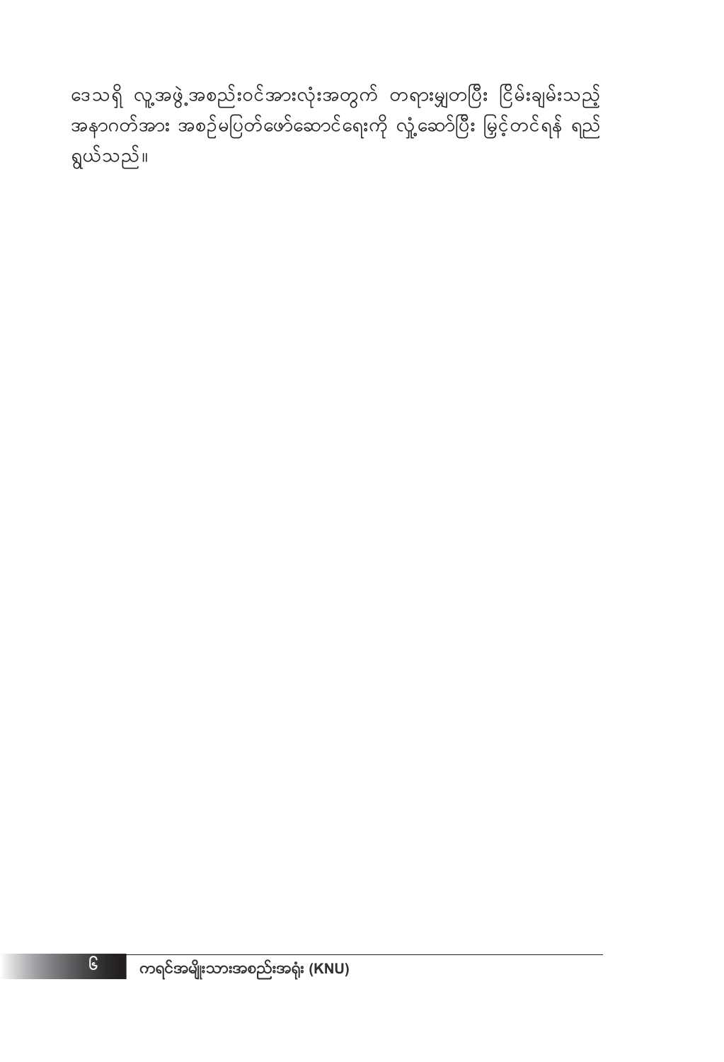ဒေသရှိ လူ့အဖွဲ့အစည်းဝင်အားလုံးအတွက် တရားမျှတပြီး ငြိမ်းချမ်းသည့် အနာဂတ်အား အစဉ်မပြတ်ဖော်ဆောင်ရေးကို လှုံ့ဆော်ပြီး မြှင့်တင်ရန် ရည်ရွယ်သည်။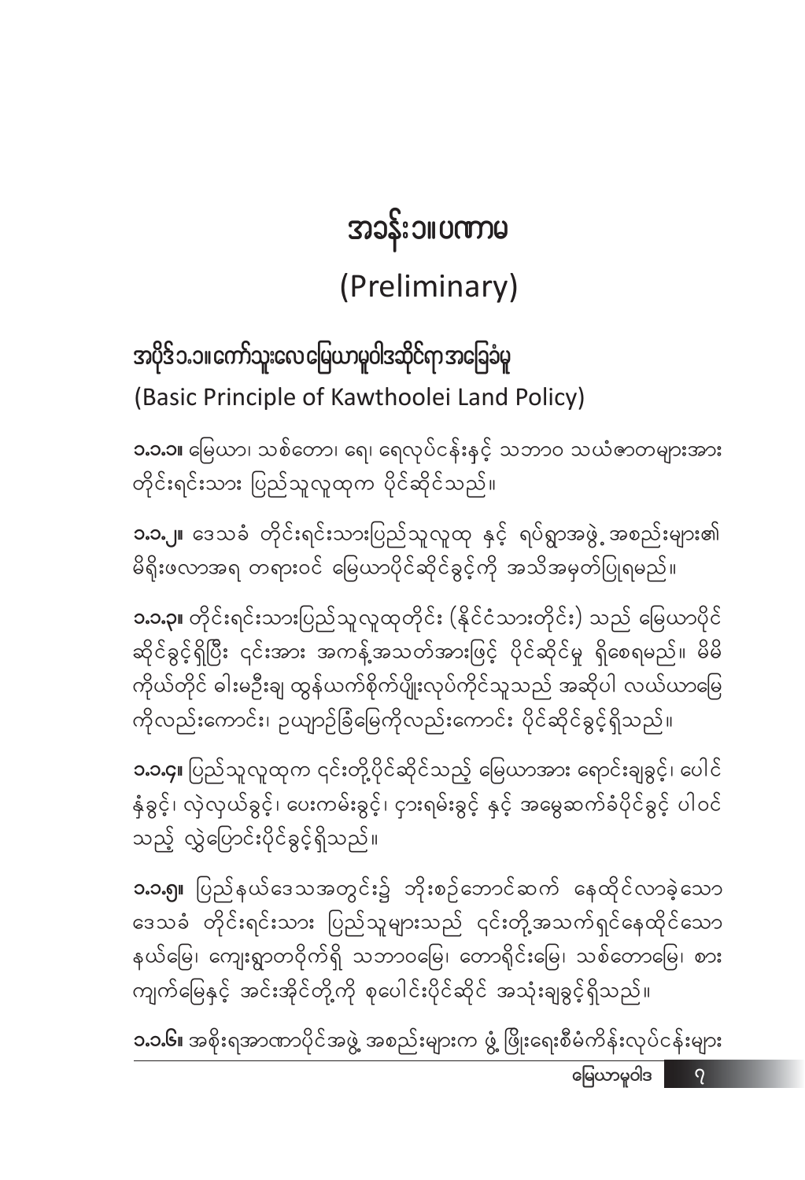# အခန်း-၁။ ပဏာမ

## (Preliminary)

### အပိုဒ်-၁.၁။ ကော်သူးလေမြေယာမူဝါဒဆိုင်ရာအခြေခံမှု

### (Basic Principle of Kawthoolei Land Policy)

**၁.၁.၁။** မြေယာ၊ သစ်တော၊ ရေ၊ ရေလုပ်ငန်းနှင့် သဘာဝ သယံဇာတများအား တိုင်းရင်းသား ပြည်သူလူထုက ပိုင်ဆိုင်သည်။

**၁.၁.၂။** ဒေသခံ တိုင်းရင်းသားပြည်သူလူထု နှင့် ရပ်ရွာအဖွဲ့ အစည်းများ၏ မိရိုးဖလာအရ တရားဝင် မြေယာပိုင်ဆိုင်ခွင့်ကို အသိအမှတ်ပြုရမည်။

**၁.၁.၃။** တိုင်းရင်းသားပြည်သူလူထုတိုင်း (နိုင်ငံသားတိုင်း) သည် မြေယာပိုင် ဆိုင်ခွင့်ရှိပြီး ၎င်းအား အကန့်အသတ်အားဖြင့် ပိုင်ဆိုင်မှု ရှိစေရမည်။ မိမိ ကိုယ်တိုင် ဓါးမဦးချ ထွန်ယက်စိုက်ပျိုးလုပ်ကိုင်သူသည် အဆိုပါ လယ်ယာမြေ ကိုလည်းကောင်း၊ ဥယျာဉ်ခြံမြေကိုလည်းကောင်း ပိုင်ဆိုင်ခွင့်ရှိသည်။

**၁.၁.၄။** ပြည်သူလူထုက ၎င်းတို့ပိုင်ဆိုင်သည့် မြေယာအား ရောင်းချခွင့်၊ ပေါင် နှံခွင့်၊ လဲလှယ်ခွင့်၊ ပေးကမ်းခွင့်၊ ငှားရမ်းခွင့် နှင့် အမွေဆက်ခံပိုင်ခွင့် ပါဝင် သည့် လွှဲပြောင်းပိုင်ခွင့်ရှိသည်။

**၁.၁.၅။** ပြည်နယ်ဒေသအတွင်း၌ ဘိုးစဉ်ဘောင်ဆက် နေထိုင်လာခဲ့သော ဒေသခံ တိုင်းရင်းသား ပြည်သူများသည် ၎င်းတို့အသက်ရှင်နေထိုင်သော နယ်မြေ၊ ကျေးရွာတဝိုက်ရှိ သဘာဝမြေ၊ တောရိုင်းမြေ၊ သစ်တောမြေ၊ စား ကျက်မြေနှင့် အင်းအိုင်တို့ကို စုပေါင်းပိုင်ဆိုင် အသုံးချခွင့်ရှိသည်။

**၁.၁.၆။** အစိုးရအာဏာပိုင်အဖွဲ့ အစည်းများက ဖွံ့ ဖြိုးရေးစီမံကိန်းလုပ်ငန်းများ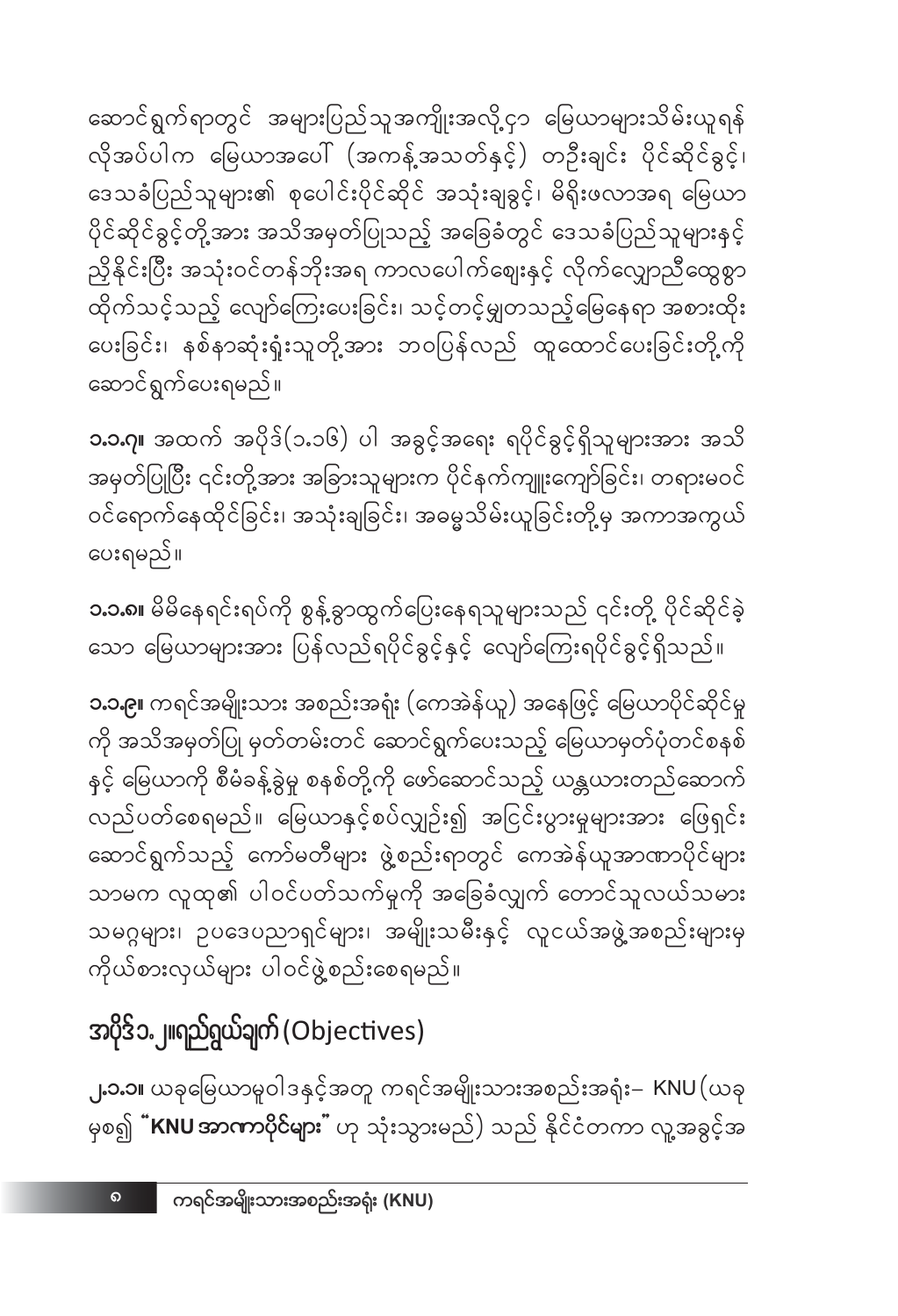ဆောင်ရွက်ရာတွင် အများပြည်သူအကျိုးအလို့ငှာ မြေယာများသိမ်းယူရန် လိုအပ်ပါက မြေယာအပေါ် (အကန့်အသတ်နှင့်) တဦးချင်း ပိုင်ဆိုင်ခွင့်၊ ဒေသခံပြည်သူများ၏ စုပေါင်းပိုင်ဆိုင် အသုံးချခွင့်၊ မိရိုးဖလာအရ မြေယာပိုင်ဆိုင်ခွင့်တို့အား အသိအမှတ်ပြုသည့် အခြေခံတွင် ဒေသခံပြည်သူများနှင့် ညှိနှိုင်းပြီး အသုံးဝင်တန်ဖိုးအရ ကာလပေါက်ဈေးနှင့် လိုက်လျှောညီထွေစွာ ထိုက်သင့်သည့် လျော်ကြေးပေးခြင်း၊ သင့်တင့်မျှတသည့်မြေနေရာ အစားထိုးပေးခြင်း၊ နစ်နာဆုံးရှုံးသူတို့အား ဘဝပြန်လည် ထူထောင်ပေးခြင်းတို့ကို ဆောင်ရွက်ပေးရမည်။

**၁.၁.၇။** အထက် အပိုဒ်(၁.၁၆) ပါ အခွင့်အရေး ရပိုင်ခွင့်ရှိသူများအား အသိအမှတ်ပြုပြီး ၎င်းတို့အား အခြားသူများက ပိုင်နက်ကျူးကျော်ခြင်း၊ တရားမဝင် ဝင်ရောက်နေထိုင်ခြင်း၊ အသုံးချခြင်း၊ အဓမ္မသိမ်းယူခြင်းတို့မှ အကာအကွယ် ပေးရမည်။

**၁.၁.၈။** မိမိနေရင်းရပ်ကို စွန့်ခွာထွက်ပြေးနေရသူများသည် ၎င်းတို့ ပိုင်ဆိုင်ခဲ့သော မြေယာများအား ပြန်လည်ရပိုင်ခွင့်နှင့် လျော်ကြေးရပိုင်ခွင့်ရှိသည်။

**၁.၁.၉။** ကရင်အမျိုးသား အစည်းအရုံး (ကေအဲန်ယူ) အနေဖြင့် မြေယာပိုင်ဆိုင်မှုကို အသိအမှတ်ပြု မှတ်တမ်းတင် ဆောင်ရွက်ပေးသည့် မြေယာမှတ်ပုံတင်စနစ်နှင့် မြေယာကို စီမံခန့်ခွဲမှု စနစ်တို့ကို ဖော်ဆောင်သည့် ယန္တယားတည်ဆောက် လည်ပတ်စေရမည်။ မြေယာနှင့်စပ်လျဉ်း၍ အငြင်းပွားမှုများအား ဖြေရှင်းဆောင်ရွက်သည့် ကော်မတီများ ဖွဲ့စည်းရာတွင် ကေအဲန်ယူအာဏာပိုင်များသာမက လူထု၏ ပါဝင်ပတ်သက်မှုကို အခြေခံလျှက် တောင်သူလယ်သမားသမဂ္ဂများ၊ ဥပဒေပညာရှင်များ၊ အမျိုးသမီးနှင့် လူငယ်အဖွဲ့အစည်းများမှ ကိုယ်စားလှယ်များ ပါဝင်ဖွဲ့စည်းစေရမည်။

## အပိုဒ်၁.၂။ရည်ရွယ်ချက် (Objectives)

**၂.၁.၁။** ယခုမြေယာမူဝါဒနှင့်အတူ ကရင်အမျိုးသားအစည်းအရုံး– KNU (ယခုမှစ၍ **"KNU အာဏာပိုင်များ"** ဟု သုံးသွားမည်) သည် နိုင်ငံတကာ လူ့အခွင့်အ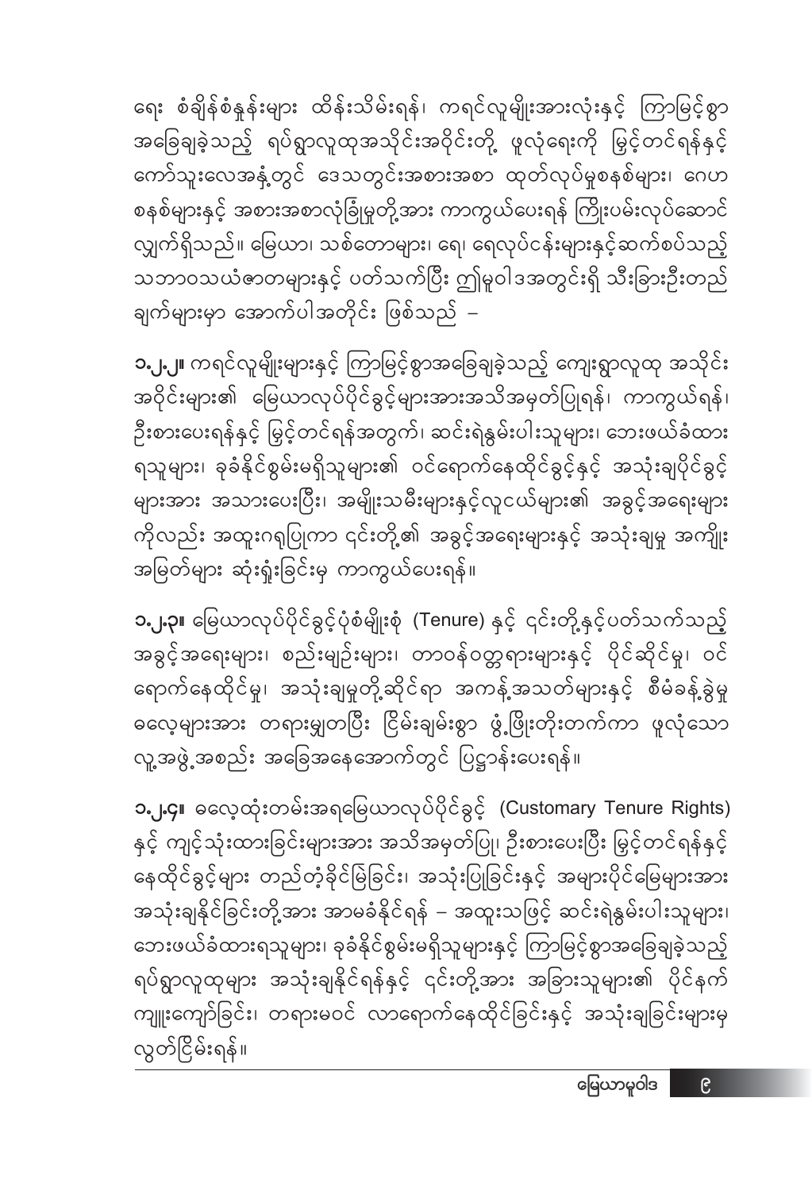ရေး စံချိန်စံနှုန်းများ ထိန်းသိမ်းရန်၊ ကရင်လူမျိုးအားလုံးနှင့် ကြာမြင့်စွာ အခြေချခဲ့သည့် ရပ်ရွာလူထုအသိုင်းအဝိုင်းတို့ ဖူလုံရေးကို မြှင့်တင်ရန်နှင့် ကော်သူးလေအနှံ့တွင် ဒေသတွင်းအစားအစာ ထုတ်လုပ်မှုစနစ်များ၊ ဂေဟစနစ်များနှင့် အစားအစာလုံခြုံမှုတို့အား ကာကွယ်ပေးရန် ကြိုးပမ်းလုပ်ဆောင်လျှက်ရှိသည်။ မြေယာ၊ သစ်တောများ၊ ရေ၊ ရေလုပ်ငန်းများနှင့်ဆက်စပ်သည့် သဘာဝသယံဇာတများနှင့် ပတ်သက်ပြီး ဤမူဝါဒအတွင်းရှိ သီးခြားဦးတည်ချက်များမှာ အောက်ပါအတိုင်း ဖြစ်သည် –

**၁.၂.၂။** ကရင်လူမျိုးများနှင့် ကြာမြင့်စွာအခြေချခဲ့သည့် ကျေးရွာလူထု အသိုင်းအဝိုင်းများ၏ မြေယာလုပ်ပိုင်ခွင့်များအားအသိအမှတ်ပြုရန်၊ ကာကွယ်ရန်၊ ဦးစားပေးရန်နှင့် မြှင့်တင်ရန်အတွက်၊ ဆင်းရဲနွမ်းပါးသူများ၊ ဘေးဖယ်ခံထားရသူများ၊ ခုခံနိုင်စွမ်းမရှိသူများ၏ ဝင်ရောက်နေထိုင်ခွင့်နှင့် အသုံးချပိုင်ခွင့်များအား အသားပေးပြီး၊ အမျိုးသမီးများနှင့်လူငယ်များ၏ အခွင့်အရေးများကိုလည်း အထူးဂရုပြုကာ ၎င်းတို့၏ အခွင့်အရေးများနှင့် အသုံးချမှု အကျိုးအမြတ်များ ဆုံးရှုံးခြင်းမှ ကာကွယ်ပေးရန်။

**၁.၂.၃။** မြေယာလုပ်ပိုင်ခွင့်ပုံစံမျိုးစုံ (Tenure) နှင့် ၎င်းတို့နှင့်ပတ်သက်သည့် အခွင့်အရေးများ၊ စည်းမျဉ်းများ၊ တာဝန်ဝတ္တရားများနှင့် ပိုင်ဆိုင်မှု၊ ဝင်ရောက်နေထိုင်မှု၊ အသုံးချမှုတို့ဆိုင်ရာ အကန့်အသတ်များနှင့် စီမံခန့်ခွဲမှု ဓလေ့များအား တရားမျှတပြီး ငြိမ်းချမ်းစွာ ဖွံ့ဖြိုးတိုးတက်ကာ ဖူလုံသော လူ့အဖွဲ့အစည်း အခြေအနေအောက်တွင် ပြဋ္ဌာန်းပေးရန်။

**၁.၂.၄။** ဓလေ့ထုံးတမ်းအရမြေယာလုပ်ပိုင်ခွင့် (Customary Tenure Rights) နှင့် ကျင့်သုံးထားခြင်းများအား အသိအမှတ်ပြု၊ ဦးစားပေးပြီး မြှင့်တင်ရန်နှင့် နေထိုင်ခွင့်များ တည်တံ့ခိုင်မြဲခြင်း၊ အသုံးပြုခြင်းနှင့် အများပိုင်မြေများအား အသုံးချနိုင်ခြင်းတို့အား အာမခံနိုင်ရန် – အထူးသဖြင့် ဆင်းရဲနွမ်းပါးသူများ၊ ဘေးဖယ်ခံထားရသူများ၊ ခုခံနိုင်စွမ်းမရှိသူများနှင့် ကြာမြင့်စွာအခြေချခဲ့သည့် ရပ်ရွာလူထုများ အသုံးချနိုင်ရန်နှင့် ၎င်းတို့အား အခြားသူများ၏ ပိုင်နက်ကျူးကျော်ခြင်း၊ တရားမဝင် လာရောက်နေထိုင်ခြင်းနှင့် အသုံးချခြင်းများမှ လွတ်ငြိမ်းရန်။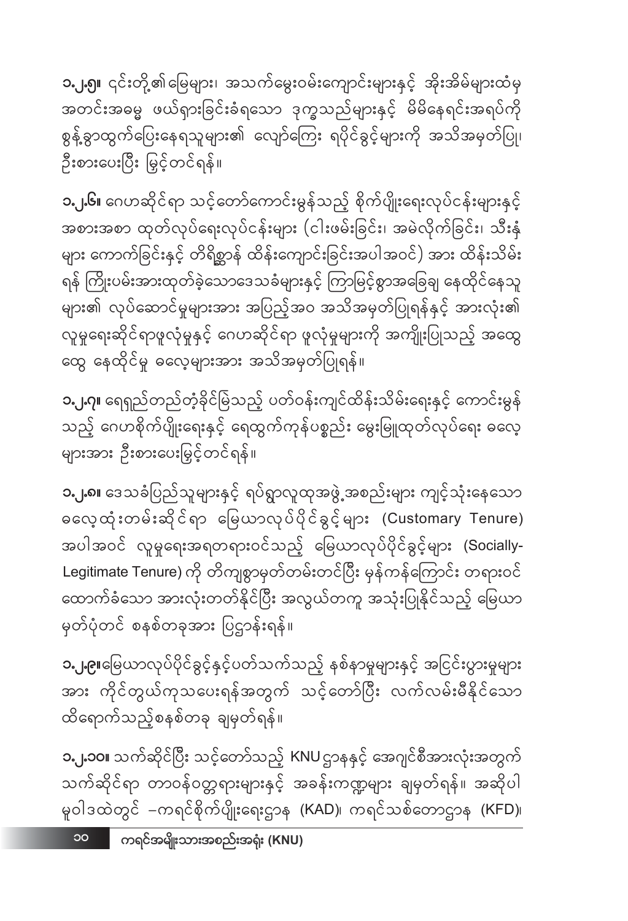**၁.၂.၅။** ၎င်းတို့၏မြေများ၊ အသက်မွေးဝမ်းကျောင်းများနှင့် အိုးအိမ်များထံမှ အတင်းအဓမ္မ ဖယ်ရှားခြင်းခံရသော ဒုက္ခသည်များနှင့် မိမိနေရင်းအရပ်ကို စွန့်ခွာထွက်ပြေးနေရသူများ၏ လျော်ကြေး ရပိုင်ခွင့်များကို အသိအမှတ်ပြု၊ ဦးစားပေးပြီး မြှင့်တင်ရန်။

**၁.၂.၆။** ဂေဟဆိုင်ရာ သင့်တော်ကောင်းမွန်သည့် စိုက်ပျိုးရေးလုပ်ငန်းများနှင့် အစားအစာ ထုတ်လုပ်ရေးလုပ်ငန်းများ (ငါးဖမ်းခြင်း၊ အမဲလိုက်ခြင်း၊ သီးနှံများ ကောက်ခြင်းနှင့် တိရိစ္ဆာန် ထိန်းကျောင်းခြင်းအပါအဝင်) အား ထိန်းသိမ်းရန် ကြိုးပမ်းအားထုတ်ခဲ့သောဒေသခံများနှင့် ကြာမြင့်စွာအခြေချ နေထိုင်နေသူများ၏ လုပ်ဆောင်မှုများအား အပြည့်အဝ အသိအမှတ်ပြုရန်နှင့် အားလုံး၏ လူမှုရေးဆိုင်ရာဖူလုံမှုနှင့် ဂေဟဆိုင်ရာ ဖူလုံမှုများကို အကျိုးပြုသည့် အထွေထွေ နေထိုင်မှု ဓလေ့များအား အသိအမှတ်ပြုရန်။

**၁.၂.၇။** ရေရှည်တည်တံ့ခိုင်မြဲသည့် ပတ်ဝန်းကျင်ထိန်းသိမ်းရေးနှင့် ကောင်းမွန်သည့် ဂေဟစိုက်ပျိုးရေးနှင့် ရေထွက်ကုန်ပစ္စည်း မွေးမြူထုတ်လုပ်ရေး ဓလေ့များအား ဦးစားပေးမြှင့်တင်ရန်။

**၁.၂.၈။** ဒေသခံပြည်သူများနှင့် ရပ်ရွာလူထုအဖွဲ့အစည်းများ ကျင့်သုံးနေသော ဓလေ့ထုံးတမ်းဆိုင်ရာ မြေယာလုပ်ပိုင်ခွင့်များ (Customary Tenure) အပါအဝင် လူမှုရေးအရတရားဝင်သည့် မြေယာလုပ်ပိုင်ခွင့်များ (Socially-Legitimate Tenure) ကို တိကျစွာမှတ်တမ်းတင်ပြီး မှန်ကန်ကြောင်း တရားဝင်ထောက်ခံသော အားလုံးတတ်နိုင်ပြီး အလွယ်တကူ အသုံးပြုနိုင်သည့် မြေယာမှတ်ပုံတင် စနစ်တခုအား ပြဋ္ဌာန်းရန်။

**၁.၂.၉။** မြေယာလုပ်ပိုင်ခွင့်နှင့်ပတ်သက်သည့် နစ်နာမှုများနှင့် အငြင်းပွားမှုများအား ကိုင်တွယ်ကုသပေးရန်အတွက် သင့်တော်ပြီး လက်လမ်းမီနိုင်သော ထိရောက်သည့်စနစ်တခု ချမှတ်ရန်။

**၁.၂.၁၀။** သက်ဆိုင်ပြီး သင့်တော်သည့် KNU ဌာနနှင့် အေဂျင်စီအားလုံးအတွက် သက်ဆိုင်ရာ တာဝန်ဝတ္တရားများနှင့် အခန်းကဏ္ဍများ ချမှတ်ရန်။ အဆိုပါ မူဝါဒထဲတွင် –ကရင်စိုက်ပျိုးရေးဌာန (KAD)၊ ကရင်သစ်တောဌာန (KFD)၊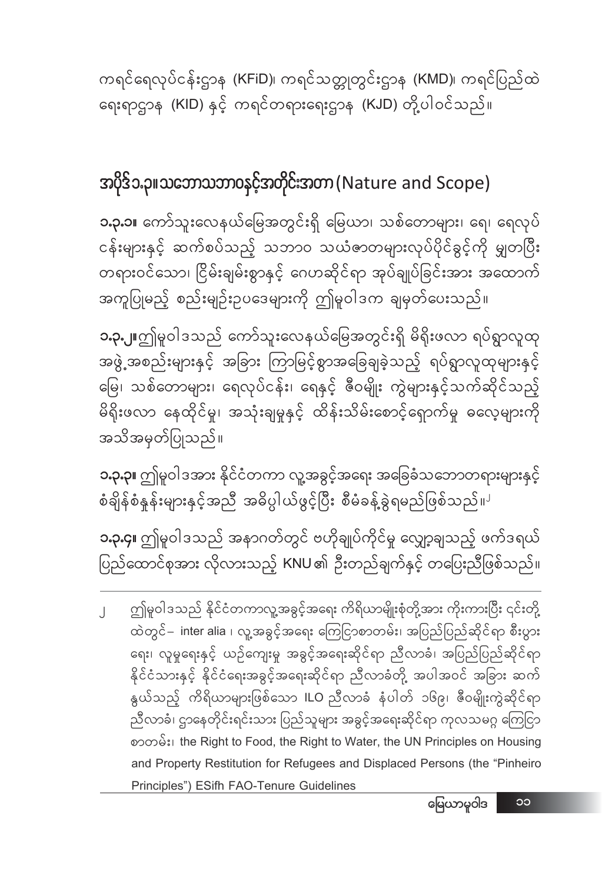ကရင်ရေလုပ်ငန်းဌာန (KFiD)၊ ကရင်သတ္တုတွင်းဌာန (KMD)၊ ကရင်ပြည်ထဲရေးရာဌာန (KID) နှင့် ကရင်တရားရေးဌာန (KJD) တို့ပါဝင်သည်။

## အပိုဒ် ၁.၃။ သဘောသဘာဝနှင့်အတိုင်းအတာ (Nature and Scope)

**၁.၃.၁။** ကော်သူးလေနယ်မြေအတွင်းရှိ မြေယာ၊ သစ်တောများ၊ ရေ၊ ရေလုပ်ငန်းများနှင့် ဆက်စပ်သည့် သဘာဝ သယံဇာတများလုပ်ပိုင်ခွင့်ကို မျှတပြီး တရားဝင်သော၊ ငြိမ်းချမ်းစွာနှင့် ဂေဟဆိုင်ရာ အုပ်ချုပ်ခြင်းအား အထောက်အကူပြုမည့် စည်းမျဉ်းဥပဒေများကို ဤမူဝါဒက ချမှတ်ပေးသည်။

**၁.၃.၂။** ဤမူဝါဒသည် ကော်သူးလေနယ်မြေအတွင်းရှိ မိရိုးဖလာ ရပ်ရွာလူထုအဖွဲ့အစည်းများနှင့် အခြား ကြာမြင့်စွာအခြေချခဲ့သည့် ရပ်ရွာလူထုများနှင့် မြေ၊ သစ်တောများ၊ ရေလုပ်ငန်း၊ ရေနှင့် ဇီဝမျိုး ကွဲများနှင့်သက်ဆိုင်သည့် မိရိုးဖလာ နေထိုင်မှု၊ အသုံးချမှုနှင့် ထိန်းသိမ်းစောင့်ရှောက်မှု ဓလေ့များကို အသိအမှတ်ပြုသည်။

**၁.၃.၃။** ဤမူဝါဒအား နိုင်ငံတကာ လူ့အခွင့်အရေး အခြေခံသဘောတရားများနှင့် စံချိန်စံနှုန်းများနှင့်အညီ အဓိပ္ပါယ်ဖွင့်ပြီး စီမံခန့်ခွဲရမည်ဖြစ်သည်။[၂]

**၁.၃.၄။** ဤမူဝါဒသည် အနာဂတ်တွင် ဗဟိုချုပ်ကိုင်မှု လျှော့ချသည့် ဖက်ဒရယ်ပြည်ထောင်စုအား လိုလားသည့် KNU ၏ ဦးတည်ချက်နှင့် တပြေးညီဖြစ်သည်။

---

[၂] ဤမူဝါဒသည် နိုင်ငံတကာလူ့အခွင့်အရေး ကိရိယာမျိုးစုံတို့အား ကိုးကားပြီး ၎င်းတို့ထဲတွင် – inter alia ၊ လူ့အခွင့်အရေး ကြေငြာစာတမ်း၊ အပြည်ပြည်ဆိုင်ရာ စီးပွားရေး၊ လူမှုရေးနှင့် ယဉ်ကျေးမှု အခွင့်အရေးဆိုင်ရာ ညီလာခံ၊ အပြည်ပြည်ဆိုင်ရာ နိုင်ငံသားနှင့် နိုင်ငံရေးအခွင့်အရေးဆိုင်ရာ ညီလာခံတို့ အပါအဝင် အခြား ဆက်နွယ်သည့် ကိရိယာများဖြစ်သော ILO ညီလာခံ နံပါတ် ၁၆၉၊ ဇီဝမျိုးကွဲဆိုင်ရာ ညီလာခံ၊ ဌာနေတိုင်းရင်းသား ပြည်သူများ အခွင့်အရေးဆိုင်ရာ ကုလသမဂ္ဂ ကြေငြာစာတမ်း၊ the Right to Food, the Right to Water, the UN Principles on Housing and Property Restitution for Refugees and Displaced Persons (the "Pinheiro Principles") ESifh FAO-Tenure Guidelines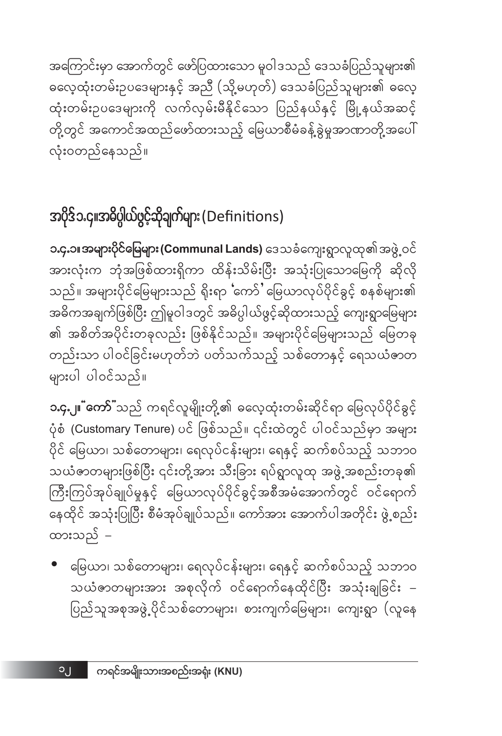အကြောင်းမှာ အောက်တွင် ဖော်ပြထားသော မူဝါဒသည် ဒေသခံပြည်သူများ၏ ဓလေ့ထုံးတမ်းဥပဒေများနှင့် အညီ (သို့မဟုတ်) ဒေသခံပြည်သူများ၏ ဓလေ့ထုံးတမ်းဥပဒေများကို လက်လှမ်းမီနိုင်သော ပြည်နယ်နှင့် မြို့နယ်အဆင့်တို့တွင် အကောင်အထည်ဖော်ထားသည့် မြေယာစီမံခန့်ခွဲမှုအာဏာတို့အပေါ် လုံးဝတည်နေသည်။

## အပိုဒ်၁.၄။ အဓိပ္ပါယ်ဖွင့်ဆိုချက်များ (Definitions)

**၁.၄.၁။ အများပိုင်မြေများ (Communal Lands)** ဒေသခံကျေးရွာလူထု၏အဖွဲ့ဝင်အားလုံးက ဘုံအဖြစ်ထားရှိကာ ထိန်းသိမ်းပြီး အသုံးပြုသောမြေကို ဆိုလိုသည်။ အများပိုင်မြေများသည် ရိုးရာ 'ကော်' မြေယာလုပ်ပိုင်ခွင့် စနစ်များ၏ အဓိကအချက်ဖြစ်ပြီး ဤမူဝါဒတွင် အဓိပ္ပါယ်ဖွင့်ဆိုထားသည့် ကျေးရွာမြေများ၏ အစိတ်အပိုင်းတခုလည်း ဖြစ်နိုင်သည်။ အများပိုင်မြေများသည် မြေတခုတည်းသာ ပါဝင်ခြင်းမဟုတ်ဘဲ ပတ်သက်သည့် သစ်တောနှင့် ရေသယံဇာတများပါ ပါဝင်သည်။

**၁.၄.၂။ "ကော်"** သည် ကရင်လူမျိုးတို့၏ ဓလေ့ထုံးတမ်းဆိုင်ရာ မြေလုပ်ပိုင်ခွင့်ပုံစံ (Customary Tenure) ပင် ဖြစ်သည်။ ၎င်းထဲတွင် ပါဝင်သည်မှာ အများပိုင် မြေယာ၊ သစ်တောများ၊ ရေလုပ်ငန်းများ၊ ရေနှင့် ဆက်စပ်သည့် သဘာဝသယံဇာတများဖြစ်ပြီး ၎င်းတို့အား သီးခြား ရပ်ရွာလူထု အဖွဲ့အစည်းတခု၏ ကြီးကြပ်အုပ်ချုပ်မှုနှင့် မြေယာလုပ်ပိုင်ခွင့်အစီအမံအောက်တွင် ဝင်ရောက်နေထိုင် အသုံးပြုပြီး စီမံအုပ်ချုပ်သည်။ ကော်အား အောက်ပါအတိုင်း ဖွဲ့စည်းထားသည် –

- မြေယာ၊ သစ်တောများ၊ ရေလုပ်ငန်းများ၊ ရေနှင့် ဆက်စပ်သည့် သဘာဝသယံဇာတများအား အစုလိုက် ဝင်ရောက်နေထိုင်ပြီး အသုံးချခြင်း – ပြည်သူအစုအဖွဲ့ပိုင်သစ်တောများ၊ စားကျက်မြေများ၊ ကျေးရွာ (လူနေ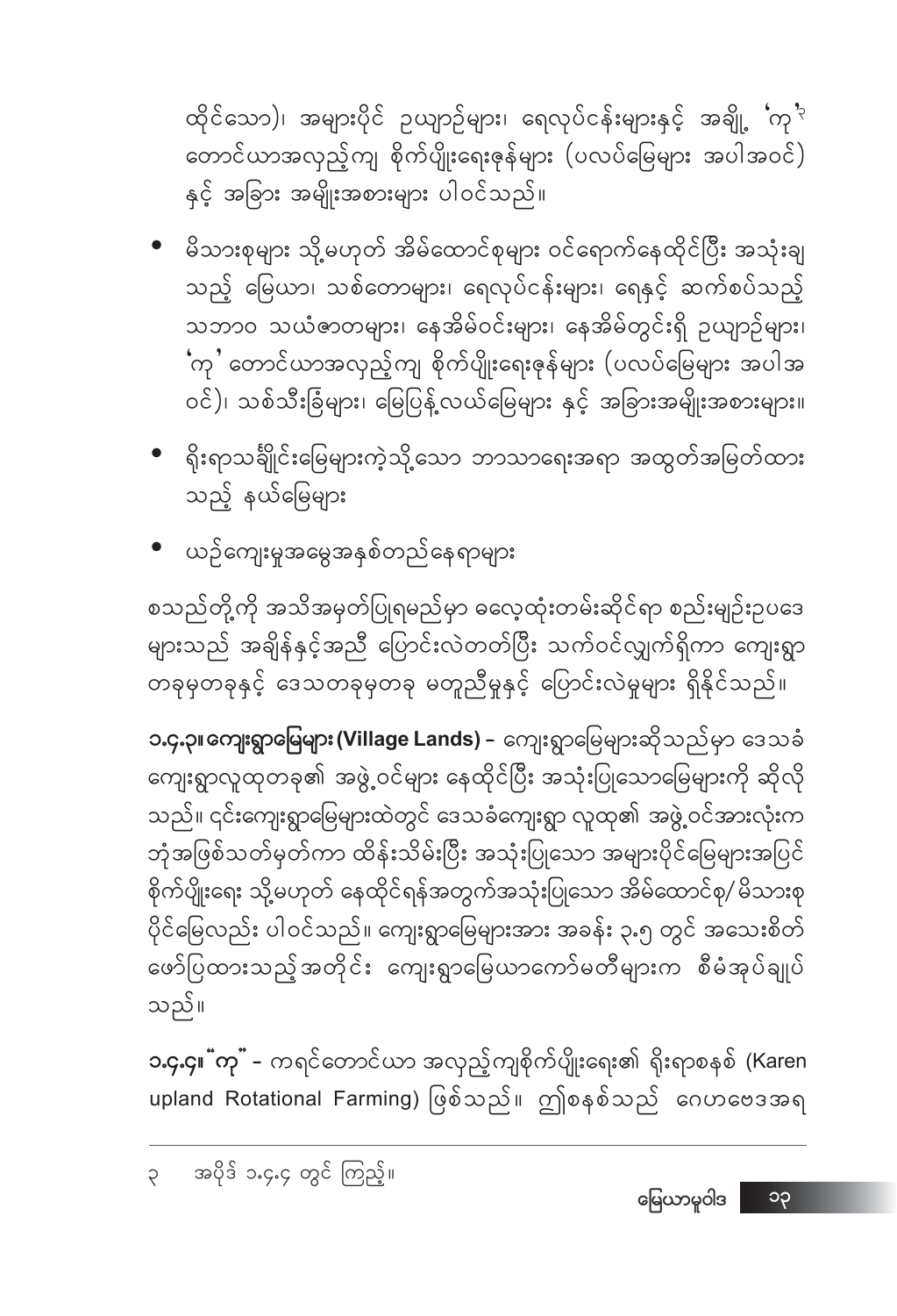ထိုင်သော)၊ အများပိုင် ဥယျာဉ်များ၊ ရေလုပ်ငန်းများနှင့် အချို့ 'ကု'[၃] တောင်ယာအလှည့်ကျ စိုက်ပျိုးရေးဇုန်များ (ပလပ်မြေများ အပါအဝင်) နှင့် အခြား အမျိုးအစားများ ပါဝင်သည်။

- မိသားစုများ သို့မဟုတ် အိမ်ထောင်စုများ ဝင်ရောက်နေထိုင်ပြီး အသုံးချသည့် မြေယာ၊ သစ်တောများ၊ ရေလုပ်ငန်းများ၊ ရေနှင့် ဆက်စပ်သည့် သဘာဝ သယံဇာတများ၊ နေအိမ်ဝင်းများ၊ နေအိမ်တွင်းရှိ ဥယျာဉ်များ၊ 'ကု' တောင်ယာအလှည့်ကျ စိုက်ပျိုးရေးဇုန်များ (ပလပ်မြေများ အပါအဝင်)၊ သစ်သီးခြံများ၊ မြေပြန့်လယ်မြေများ နှင့် အခြားအမျိုးအစားများ။
- ရိုးရာသင်္ချိုင်းမြေများကဲ့သို့သော ဘာသာရေးအရာ အထွတ်အမြတ်ထားသည့် နယ်မြေများ
- ယဉ်ကျေးမှုအမွေအနှစ်တည်နေရာများ

စသည်တို့ကို အသိအမှတ်ပြုရမည်မှာ ဓလေ့ထုံးတမ်းဆိုင်ရာ စည်းမျဉ်းဥပဒေများသည် အချိန်နှင့်အညီ ပြောင်းလဲတတ်ပြီး သက်ဝင်လျှက်ရှိကာ ကျေးရွာတခုမှတခုနှင့် ဒေသတခုမှတခု မတူညီမှုနှင့် ပြောင်းလဲမှုများ ရှိနိုင်သည်။

**၁.၄.၃။ ကျေးရွာမြေများ (Village Lands)** – ကျေးရွာမြေများဆိုသည်မှာ ဒေသခံကျေးရွာလူထုတခု၏ အဖွဲ့ဝင်များ နေထိုင်ပြီး အသုံးပြုသောမြေများကို ဆိုလိုသည်။ ၎င်းကျေးရွာမြေများထဲတွင် ဒေသခံကျေးရွာ လူထု၏ အဖွဲ့ဝင်အားလုံးက ဘုံအဖြစ်သတ်မှတ်ကာ ထိန်းသိမ်းပြီး အသုံးပြုသော အများပိုင်မြေများအပြင် စိုက်ပျိုးရေး သို့မဟုတ် နေထိုင်ရန်အတွက်အသုံးပြုသော အိမ်ထောင်စု/ မိသားစုပိုင်မြေလည်း ပါဝင်သည်။ ကျေးရွာမြေများအား အခန်း ၃.၅ တွင် အသေးစိတ်ဖော်ပြထားသည့်အတိုင်း ကျေးရွာမြေယာကော်မတီများက စီမံအုပ်ချုပ်သည်။

**၁.၄.၄။ "ကု"** – ကရင်တောင်ယာ အလှည့်ကျစိုက်ပျိုးရေး၏ ရိုးရာစနစ် (Karen upland Rotational Farming) ဖြစ်သည်။ ဤစနစ်သည် ဂေဟဗေဒအရ

---

[၃] အပိုဒ် ၁.၄.၄ တွင် ကြည့်။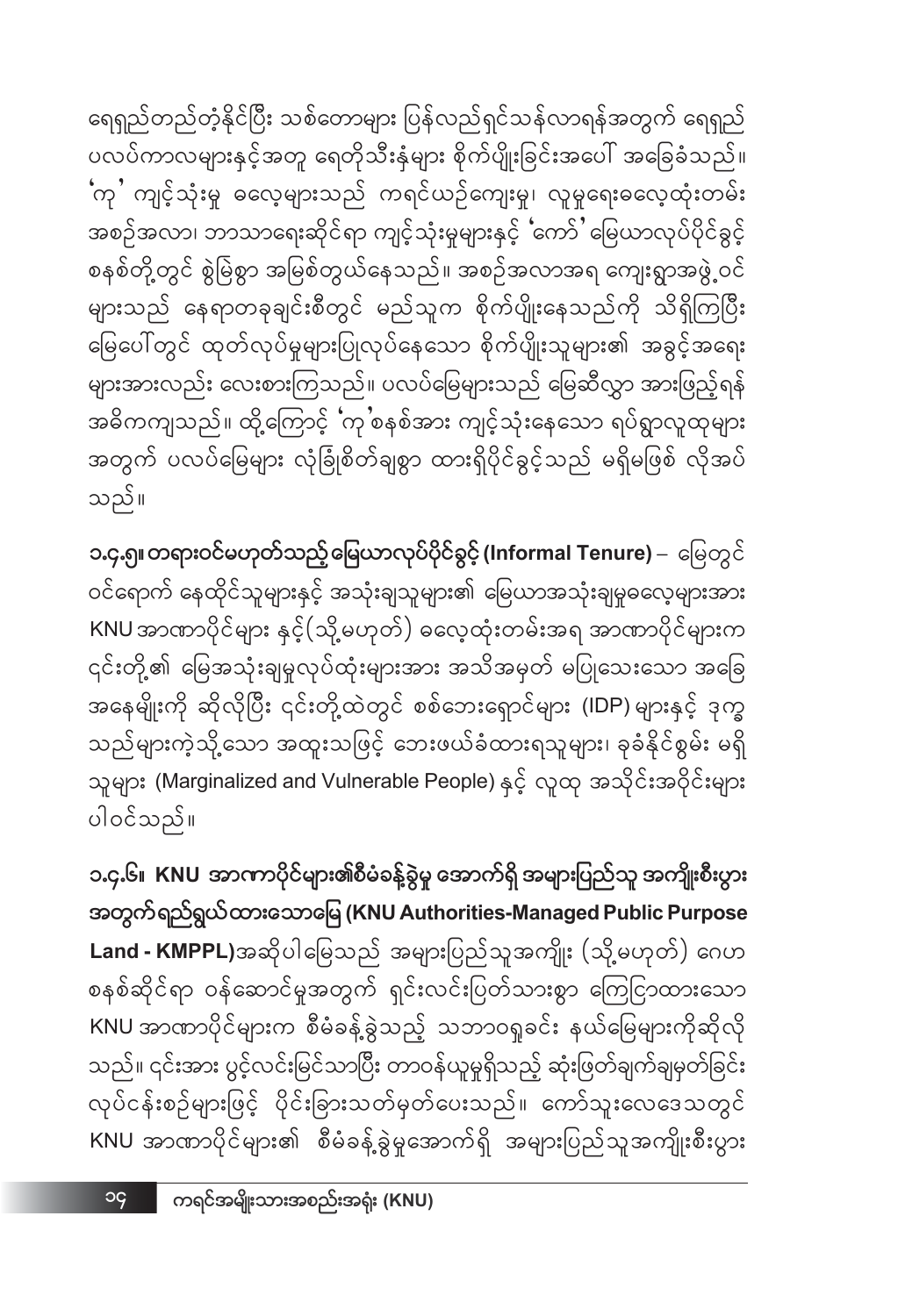ရေရှည်တည်တံ့နိုင်ပြီး သစ်တောများ ပြန်လည်ရှင်သန်လာရန်အတွက် ရေရှည် ပလပ်ကာလများနှင့်အတူ ရေတိုသီးနှံများ စိုက်ပျိုးခြင်းအပေါ် အခြေခံသည်။ 'ကု' ကျင့်သုံးမှု ဓလေ့များသည် ကရင်ယဉ်ကျေးမှု၊ လူမှုရေးဓလေ့ထုံးတမ်း အစဉ်အလာ၊ ဘာသာရေးဆိုင်ရာ ကျင့်သုံးမှုများနှင့် 'ကော်' မြေယာလုပ်ပိုင်ခွင့် စနစ်တို့တွင် စွဲမြဲစွာ အမြစ်တွယ်နေသည်။ အစဉ်အလာအရ ကျေးရွာအဖွဲ့ဝင် များသည် နေရာတခုချင်းစီတွင် မည်သူက စိုက်ပျိုးနေသည်ကို သိရှိကြပြီး မြေပေါ်တွင် ထုတ်လုပ်မှုများပြုလုပ်နေသော စိုက်ပျိုးသူများ၏ အခွင့်အရေး များအားလည်း လေးစားကြသည်။ ပလပ်မြေများသည် မြေဆီလွှာ အားဖြည့်ရန် အဓိကကျသည်။ ထို့ကြောင့် 'ကု'စနစ်အား ကျင့်သုံးနေသော ရပ်ရွာလူထုများ အတွက် ပလပ်မြေများ လုံခြုံစိတ်ချစွာ ထားရှိပိုင်ခွင့်သည် မရှိမဖြစ် လိုအပ် သည်။

**၁.၄.၅။ တရားဝင်မဟုတ်သည့်မြေယာလုပ်ပိုင်ခွင့် (Informal Tenure)** – မြေတွင် ဝင်ရောက် နေထိုင်သူများနှင့် အသုံးချသူများ၏ မြေယာအသုံးချမှုဓလေ့များအား KNU အာဏာပိုင်များ နှင့်(သို့မဟုတ်) ဓလေ့ထုံးတမ်းအရ အာဏာပိုင်များက ၎င်းတို့၏ မြေအသုံးချမှုလုပ်ထုံးများအား အသိအမှတ် မပြုသေးသော အခြေ အနေမျိုးကို ဆိုလိုပြီး ၎င်းတို့ထဲတွင် စစ်ဘေးရှောင်များ (IDP) များနှင့် ဒုက္ခ သည်များကဲ့သို့သော အထူးသဖြင့် ဘေးဖယ်ခံထားရသူများ၊ ခုခံနိုင်စွမ်း မရှိ သူများ (Marginalized and Vulnerable People) နှင့် လူထု အသိုင်းအဝိုင်းများ ပါဝင်သည်။

**၁.၄.၆။ KNU အာဏာပိုင်များ၏စီမံခန့်ခွဲမှု အောက်ရှိ အများပြည်သူ အကျိုးစီးပွား အတွက်ရည်ရွယ်ထားသောမြေ (KNU Authorities-Managed Public Purpose Land - KMPPL)**အဆိုပါမြေသည် အများပြည်သူအကျိုး (သို့မဟုတ်) ဂေဟ စနစ်ဆိုင်ရာ ဝန်ဆောင်မှုအတွက် ရှင်းလင်းပြတ်သားစွာ ကြေငြာထားသော KNU အာဏာပိုင်များက စီမံခန့်ခွဲသည့် သဘာဝရှုခင်း နယ်မြေများကိုဆိုလို သည်။ ၎င်းအား ပွင့်လင်းမြင်သာပြီး တာဝန်ယူမှုရှိသည့် ဆုံးဖြတ်ချက်ချမှတ်ခြင်း လုပ်ငန်းစဉ်များဖြင့် ပိုင်းခြားသတ်မှတ်ပေးသည်။ ကော်သူးလေဒေသတွင် KNU အာဏာပိုင်များ၏ စီမံခန့်ခွဲမှုအောက်ရှိ အများပြည်သူအကျိုးစီးပွား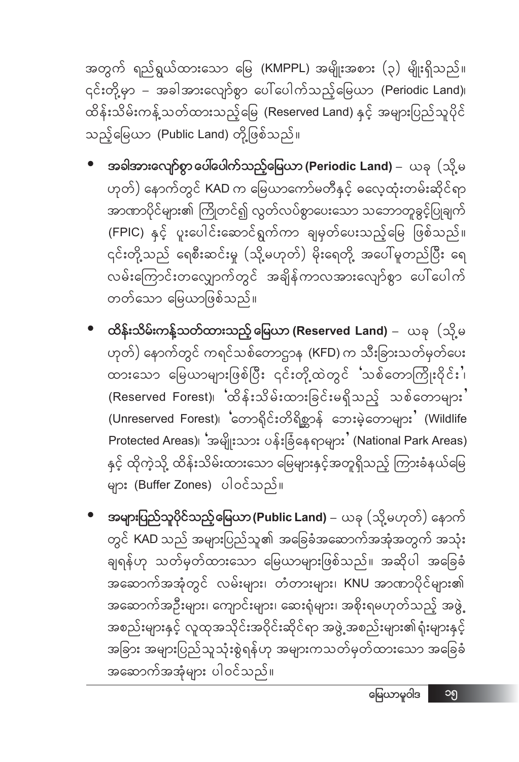အတွက် ရည်ရွယ်ထားသော မြေ (KMPPL) အမျိုးအစား (၃) မျိုးရှိသည်။ ၎င်းတို့မှာ – အခါအားလျော်စွာ ပေါ်ပေါက်သည့်မြေယာ (Periodic Land)၊ ထိန်းသိမ်းကန့်သတ်ထားသည့်မြေ (Reserved Land) နှင့် အများပြည်သူပိုင်သည့်မြေယာ (Public Land) တို့ဖြစ်သည်။

- **အခါအားလျော်စွာ ပေါ်ပေါက်သည့်မြေယာ (Periodic Land)** – ယခု (သို့မဟုတ်) နောက်တွင် KAD က မြေယာကော်မတီနှင့် ဓလေ့ထုံးတမ်းဆိုင်ရာ အာဏာပိုင်များ၏ ကြိုတင်၍ လွတ်လပ်စွာပေးသော သဘောတူခွင့်ပြုချက် (FPIC) နှင့် ပူးပေါင်းဆောင်ရွက်ကာ ချမှတ်ပေးသည့်မြေ ဖြစ်သည်။ ၎င်းတို့သည် ရေစီးဆင်းမှု (သို့မဟုတ်) မိုးရေတို့ အပေါ်မူတည်ပြီး ရေလမ်းကြောင်းတလျှောက်တွင် အချိန်ကာလအားလျော်စွာ ပေါ်ပေါက်တတ်သော မြေယာဖြစ်သည်။

- **ထိန်းသိမ်းကန့်သတ်ထားသည့် မြေယာ (Reserved Land)** – ယခု (သို့မဟုတ်) နောက်တွင် ကရင်သစ်တောဌာန (KFD) က သီးခြားသတ်မှတ်ပေးထားသော မြေယာများဖြစ်ပြီး ၎င်းတို့ထဲတွင် 'သစ်တောကြိုးဝိုင်း'၊ (Reserved Forest)၊ 'ထိန်းသိမ်းထားခြင်းမရှိသည့် သစ်တောများ' (Unreserved Forest)၊ 'တောရိုင်းတိရိစ္ဆာန် ဘေးမဲ့တောများ' (Wildlife Protected Areas)၊ 'အမျိုးသား ပန်းခြံနေရာများ' (National Park Areas) နှင့် ထိုကဲ့သို့ ထိန်းသိမ်းထားသော မြေများနှင့်အတူရှိသည့် ကြားခံနယ်မြေများ (Buffer Zones) ပါဝင်သည်။

- **အများပြည်သူပိုင်သည့်မြေယာ (Public Land)** – ယခု (သို့မဟုတ်) နောက်တွင် KAD သည် အများပြည်သူ၏ အခြေခံအဆောက်အအုံအတွက် အသုံးချရန်ဟု သတ်မှတ်ထားသော မြေယာများဖြစ်သည်။ အဆိုပါ အခြေခံအဆောက်အအုံတွင် လမ်းများ၊ တံတားများ၊ KNU အာဏာပိုင်များ၏ အဆောက်အဦးများ၊ ကျောင်းများ၊ ဆေးရုံများ၊ အစိုးရမဟုတ်သည့် အဖွဲ့အစည်းများနှင့် လူထုအသိုင်းအဝိုင်းဆိုင်ရာ အဖွဲ့အစည်းများ၏ရုံးများနှင့် အခြား အများပြည်သူသုံးစွဲရန်ဟု အများကသတ်မှတ်ထားသော အခြေခံအဆောက်အအုံများ ပါဝင်သည်။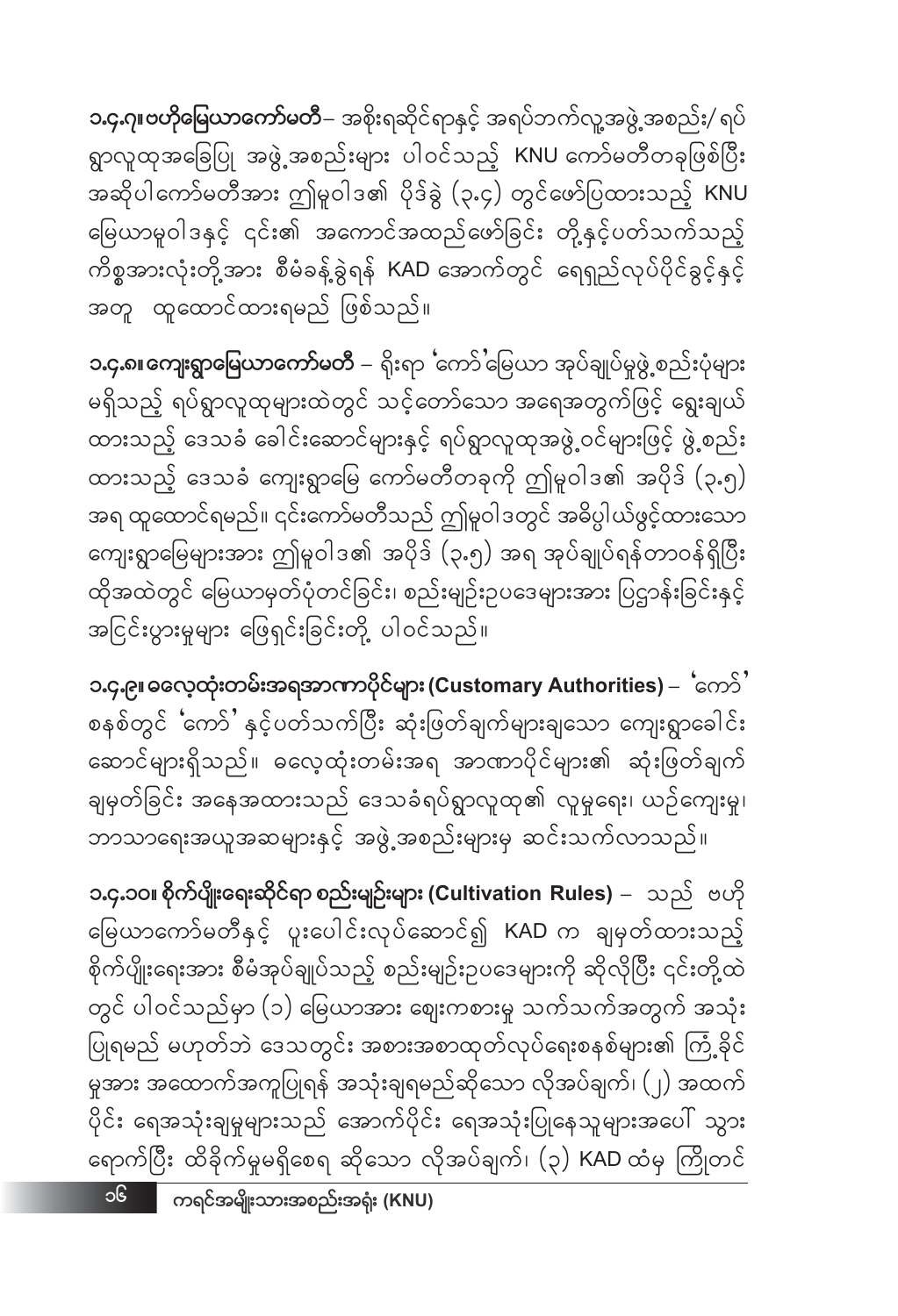**၁.၄.၇။ ဗဟိုမြေယာကော်မတီ**– အစိုးရဆိုင်ရာနှင့် အရပ်ဘက်လူ့အဖွဲ့အစည်း/ ရပ်ရွာလူထုအခြေပြု အဖွဲ့အစည်းများ ပါဝင်သည့် KNU ကော်မတီတခုဖြစ်ပြီး အဆိုပါကော်မတီအား ဤမူဝါဒ၏ ပိုဒ်ခွဲ (၃.၄) တွင်ဖော်ပြထားသည့် KNU မြေယာမူဝါဒနှင့် ၎င်း၏ အကောင်အထည်ဖော်ခြင်း တို့နှင့်ပတ်သက်သည့် ကိစ္စအားလုံးတို့အား စီမံခန့်ခွဲရန် KAD အောက်တွင် ရေရှည်လုပ်ပိုင်ခွင့်နှင့် အတူ ထူထောင်ထားရမည် ဖြစ်သည်။

**၁.၄.၈။ ကျေးရွာမြေယာကော်မတီ** – ရိုးရာ 'ကော်'မြေယာ အုပ်ချုပ်မှုဖွဲ့စည်းပုံများ မရှိသည့် ရပ်ရွာလူထုများထဲတွင် သင့်တော်သော အရေအတွက်ဖြင့် ရွေးချယ်ထားသည့် ဒေသခံ ခေါင်းဆောင်များနှင့် ရပ်ရွာလူထုအဖွဲ့ဝင်များဖြင့် ဖွဲ့စည်းထားသည့် ဒေသခံ ကျေးရွာမြေ ကော်မတီတခုကို ဤမူဝါဒ၏ အပိုဒ် (၃.၅) အရ ထူထောင်ရမည်။ ၎င်းကော်မတီသည် ဤမူဝါဒတွင် အဓိပ္ပါယ်ဖွင့်ထားသော ကျေးရွာမြေများအား ဤမူဝါဒ၏ အပိုဒ် (၃.၅) အရ အုပ်ချုပ်ရန်တာဝန်ရှိပြီး ထိုအထဲတွင် မြေယာမှတ်ပုံတင်ခြင်း၊ စည်းမျဉ်းဥပဒေများအား ပြဋ္ဌာန်းခြင်းနှင့် အငြင်းပွားမှုများ ဖြေရှင်းခြင်းတို့ ပါဝင်သည်။

**၁.၄.၉။ ဓလေ့ထုံးတမ်းအရအာဏာပိုင်များ (Customary Authorities)** – 'ကော်' စနစ်တွင် 'ကော်' နှင့်ပတ်သက်ပြီး ဆုံးဖြတ်ချက်များချသော ကျေးရွာခေါင်းဆောင်များရှိသည်။ ဓလေ့ထုံးတမ်းအရ အာဏာပိုင်များ၏ ဆုံးဖြတ်ချက်ချမှတ်ခြင်း အနေအထားသည် ဒေသခံရပ်ရွာလူထု၏ လူမှုရေး၊ ယဉ်ကျေးမှု၊ ဘာသာရေးအယူအဆများနှင့် အဖွဲ့အစည်းများမှ ဆင်းသက်လာသည်။

**၁.၄.၁၀။ စိုက်ပျိုးရေးဆိုင်ရာ စည်းမျဉ်းများ (Cultivation Rules)** – သည် ဗဟိုမြေယာကော်မတီနှင့် ပူးပေါင်းလုပ်ဆောင်၍ KAD က ချမှတ်ထားသည့် စိုက်ပျိုးရေးအား စီမံအုပ်ချုပ်သည့် စည်းမျဉ်းဥပဒေများကို ဆိုလိုပြီး ၎င်းတို့ထဲတွင် ပါဝင်သည်မှာ (၁) မြေယာအား ဈေးကစားမှု သက်သက်အတွက် အသုံးပြုရမည် မဟုတ်ဘဲ ဒေသတွင်း အစားအစာထုတ်လုပ်ရေးစနစ်များ၏ ကြံ့ခိုင်မှုအား အထောက်အကူပြုရန် အသုံးချရမည်ဆိုသော လိုအပ်ချက်၊ (၂) အထက်ပိုင်း ရေအသုံးချမှုများသည် အောက်ပိုင်း ရေအသုံးပြုနေသူများအပေါ် သွားရောက်ပြီး ထိခိုက်မှုမရှိစေရ ဆိုသော လိုအပ်ချက်၊ (၃) KAD ထံမှ ကြိုတင်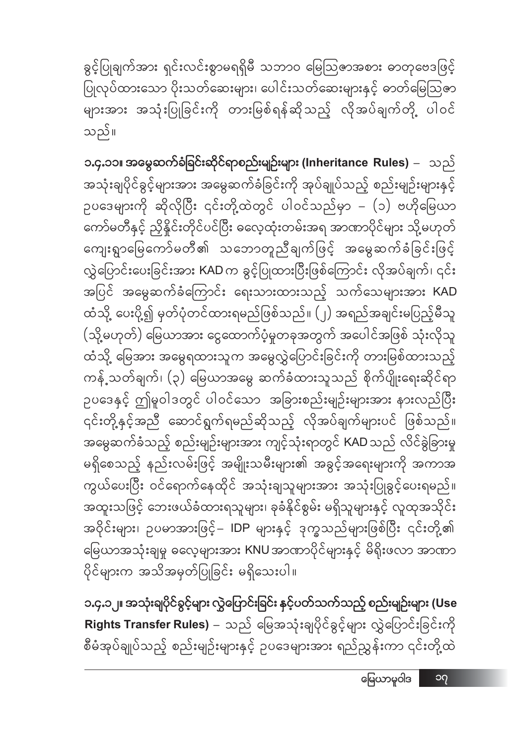ခွင့်ပြုချက်အား ရှင်းလင်းစွာမရရှိမီ သဘာဝ မြေဩဇာအစား ဓာတုဗေဒဖြင့် ပြုလုပ်ထားသော ပိုးသတ်ဆေးများ၊ ပေါင်းသတ်ဆေးများနှင့် ဓာတ်မြေဩဇာ များအား အသုံးပြုခြင်းကို တားမြစ်ရန်ဆိုသည့် လိုအပ်ချက်တို့ ပါဝင် သည်။

**၁.၄.၁၁။ အမွေဆက်ခံခြင်းဆိုင်ရာစည်းမျဉ်းများ (Inheritance Rules)** – သည် အသုံးချပိုင်ခွင့်များအား အမွေဆက်ခံခြင်းကို အုပ်ချုပ်သည့် စည်းမျဉ်းများနှင့် ဥပဒေများကို ဆိုလိုပြီး ၎င်းတို့ထဲတွင် ပါဝင်သည်မှာ – (၁) ဗဟိုမြေယာ ကော်မတီနှင့် ညှိနှိုင်းတိုင်ပင်ပြီး ဓလေ့ထုံးတမ်းအရ အာဏာပိုင်များ သို့မဟုတ် ကျေးရွာမြေကော်မတီ၏ သဘောတူညီချက်ဖြင့် အမွေဆက်ခံခြင်းဖြင့် လွှဲပြောင်းပေးခြင်းအား KAD က ခွင့်ပြုထားပြီးဖြစ်ကြောင်း လိုအပ်ချက်၊ ၎င်း အပြင် အမွေဆက်ခံကြောင်း ရေးသားထားသည့် သက်သေများအား KAD ထံသို့ ပေးပို့၍ မှတ်ပုံတင်ထားရမည်ဖြစ်သည်။ (၂) အရည်အချင်းမပြည့်မီသူ (သို့မဟုတ်) မြေယာအား ငွေထောက်ပံ့မှုတခုအတွက် အပေါင်အဖြစ် သုံးလိုသူ ထံသို့ မြေအား အမွေရထားသူက အမွေလွှဲပြောင်းခြင်းကို တားမြစ်ထားသည့် ကန့်သတ်ချက်၊ (၃) မြေယာအမွေ ဆက်ခံထားသူသည် စိုက်ပျိုးရေးဆိုင်ရာ ဥပဒေနှင့် ဤမူဝါဒတွင် ပါဝင်သော အခြားစည်းမျဉ်းများအား နားလည်ပြီး ၎င်းတို့နှင့်အညီ ဆောင်ရွက်ရမည်ဆိုသည့် လိုအပ်ချက်များပင် ဖြစ်သည်။ အမွေဆက်ခံသည့် စည်းမျဉ်းများအား ကျင့်သုံးရာတွင် KAD သည် လိင်ခွဲခြားမှု မရှိစေသည့် နည်းလမ်းဖြင့် အမျိုးသမီးများ၏ အခွင့်အရေးများကို အကာအ ကွယ်ပေးပြီး ဝင်ရောက်နေထိုင် အသုံးချသူများအား အသုံးပြုခွင့်ပေးရမည်။ အထူးသဖြင့် ဘေးဖယ်ခံထားရသူများ၊ ခုခံနိုင်စွမ်း မရှိသူများနှင့် လူထုအသိုင်း အဝိုင်းများ၊ ဥပမာအားဖြင့်– IDP များနှင့် ဒုက္ခသည်များဖြစ်ပြီး ၎င်းတို့၏ မြေယာအသုံးချမှု ဓလေ့များအား KNU အာဏာပိုင်များနှင့် မိရိုးဖလာ အာဏာ ပိုင်များက အသိအမှတ်ပြုခြင်း မရှိသေးပါ။

**၁.၄.၁၂။ အသုံးချပိုင်ခွင့်များ လွှဲပြောင်းခြင်း နှင့်ပတ်သက်သည့် စည်းမျဉ်းများ (Use Rights Transfer Rules)** – သည် မြေအသုံးချပိုင်ခွင့်များ လွှဲပြောင်းခြင်းကို စီမံအုပ်ချုပ်သည့် စည်းမျဉ်းများနှင့် ဥပဒေများအား ရည်ညွှန်းကာ ၎င်းတို့ထဲ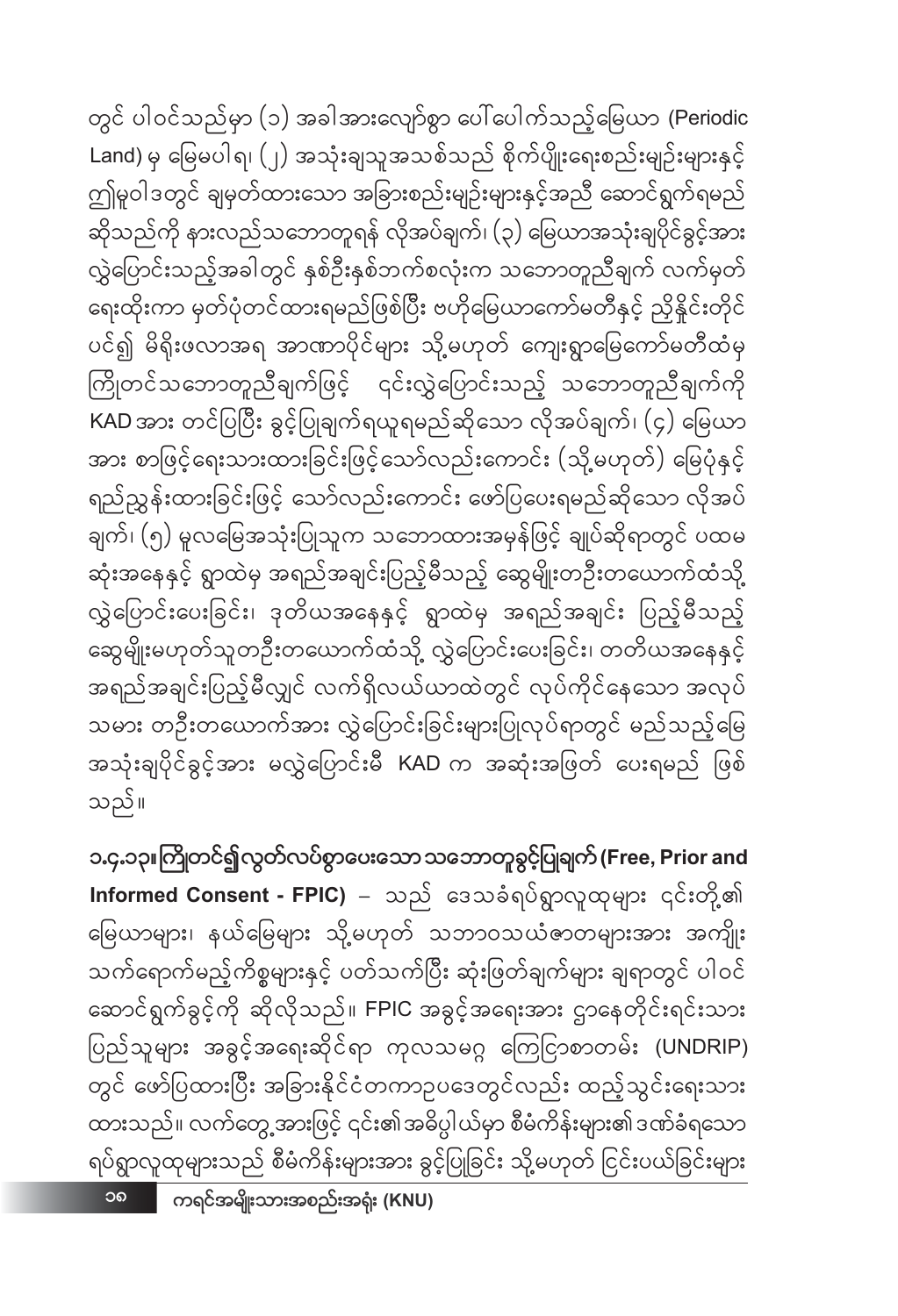တွင် ပါဝင်သည်မှာ (၁) အခါအားလျော်စွာ ပေါ်ပေါက်သည့်မြေယာ (Periodic Land) မှ မြေမပါရ၊ (၂) အသုံးချသူအသစ်သည် စိုက်ပျိုးရေးစည်းမျဉ်းများနှင့် ဤမူဝါဒတွင် ချမှတ်ထားသော အခြားစည်းမျဉ်းများနှင့်အညီ ဆောင်ရွက်ရမည် ဆိုသည်ကို နားလည်သဘောတူရန် လိုအပ်ချက်၊ (၃) မြေယာအသုံးချပိုင်ခွင့်အား လွှဲပြောင်းသည့်အခါတွင် နှစ်ဦးနှစ်ဘက်စလုံးက သဘောတူညီချက် လက်မှတ် ရေးထိုးကာ မှတ်ပုံတင်ထားရမည်ဖြစ်ပြီး ဗဟိုမြေယာကော်မတီနှင့် ညှိနှိုင်းတိုင် ပင်၍ မိရိုးဖလာအရ အာဏာပိုင်များ သို့မဟုတ် ကျေးရွာမြေကော်မတီထံမှ ကြိုတင်သဘောတူညီချက်ဖြင့် ၎င်းလွှဲပြောင်းသည့် သဘောတူညီချက်ကို KAD အား တင်ပြပြီး ခွင့်ပြုချက်ရယူရမည်ဆိုသော လိုအပ်ချက်၊ (၄) မြေယာ အား စာဖြင့်ရေးသားထားခြင်းဖြင့်သော်လည်းကောင်း (သို့မဟုတ်) မြေပုံနှင့် ရည်ညွှန်းထားခြင်းဖြင့် သော်လည်းကောင်း ဖော်ပြပေးရမည်ဆိုသော လိုအပ် ချက်၊ (၅) မူလမြေအသုံးပြုသူက သဘောထားအမှန်ဖြင့် ချုပ်ဆိုရာတွင် ပထမ ဆုံးအနေနှင့် ရွာထဲမှ အရည်အချင်းပြည့်မီသည့် ဆွေမျိုးတဦးတယောက်ထံသို့ လွှဲပြောင်းပေးခြင်း၊ ဒုတိယအနေနှင့် ရွာထဲမှ အရည်အချင်း ပြည့်မီသည့် ဆွေမျိုးမဟုတ်သူတဦးတယောက်ထံသို့ လွှဲပြောင်းပေးခြင်း၊ တတိယအနေနှင့် အရည်အချင်းပြည့်မီလျှင် လက်ရှိလယ်ယာထဲတွင် လုပ်ကိုင်နေသော အလုပ် သမား တဦးတယောက်အား လွှဲပြောင်းခြင်းများပြုလုပ်ရာတွင် မည်သည့်မြေ အသုံးချပိုင်ခွင့်အား မလွှဲပြောင်းမီ KAD က အဆုံးအဖြတ် ပေးရမည် ဖြစ် သည်။

**၁.၄.၁၃။ ကြိုတင်၍လွတ်လပ်စွာပေးသော သဘောတူခွင့်ပြုချက် (Free, Prior and Informed Consent - FPIC)** – သည် ဒေသခံရပ်ရွာလူထုများ ၎င်းတို့၏ မြေယာများ၊ နယ်မြေများ သို့မဟုတ် သဘာဝသယံဇာတများအား အကျိုး သက်ရောက်မည့်ကိစ္စများနှင့် ပတ်သက်ပြီး ဆုံးဖြတ်ချက်များ ချရာတွင် ပါဝင် ဆောင်ရွက်ခွင့်ကို ဆိုလိုသည်။ FPIC အခွင့်အရေးအား ဌာနေတိုင်းရင်းသား ပြည်သူများ အခွင့်အရေးဆိုင်ရာ ကုလသမဂ္ဂ ကြေငြာစာတမ်း (UNDRIP) တွင် ဖော်ပြထားပြီး အခြားနိုင်ငံတကာဥပဒေတွင်လည်း ထည့်သွင်းရေးသား ထားသည်။ လက်တွေ့အားဖြင့် ၎င်း၏အဓိပ္ပါယ်မှာ စီမံကိန်းများ၏ဒဏ်ခံရသော ရပ်ရွာလူထုများသည် စီမံကိန်းများအား ခွင့်ပြုခြင်း သို့မဟုတ် ငြင်းပယ်ခြင်းများ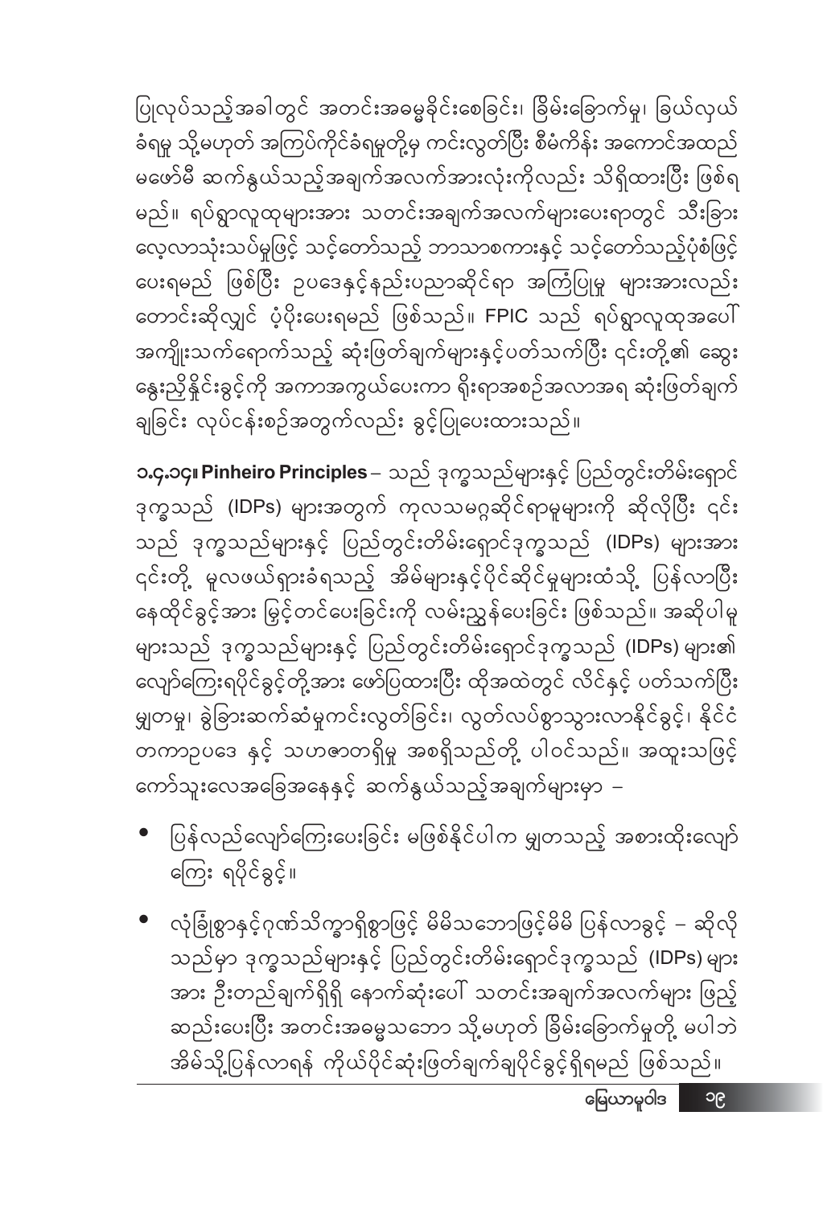ပြုလုပ်သည့်အခါတွင် အတင်းအဓမ္မခိုင်းစေခြင်း၊ ခြိမ်းခြောက်မှု၊ ခြယ်လှယ်ခံရမှု သို့မဟုတ် အကြပ်ကိုင်ခံရမှုတို့မှ ကင်းလွတ်ပြီး စီမံကိန်း အကောင်အထည်မဖော်မီ ဆက်နွယ်သည့်အချက်အလက်အားလုံးကိုလည်း သိရှိထားပြီး ဖြစ်ရမည်။ ရပ်ရွာလူထုများအား သတင်းအချက်အလက်များပေးရာတွင် သီးခြားလေ့လာသုံးသပ်မှုဖြင့် သင့်တော်သည့် ဘာသာစကားနှင့် သင့်တော်သည့်ပုံစံဖြင့်ပေးရမည် ဖြစ်ပြီး ဥပဒေနှင့်နည်းပညာဆိုင်ရာ အကြံပြုမှု များအားလည်းတောင်းဆိုလျှင် ပံ့ပိုးပေးရမည် ဖြစ်သည်။ FPIC သည် ရပ်ရွာလူထုအပေါ် အကျိုးသက်ရောက်သည့် ဆုံးဖြတ်ချက်များနှင့်ပတ်သက်ပြီး ၎င်းတို့၏ ဆွေးနွေးညှိနှိုင်းခွင့်ကို အကာအကွယ်ပေးကာ ရိုးရာအစဉ်အလာအရ ဆုံးဖြတ်ချက်ချခြင်း လုပ်ငန်းစဉ်အတွက်လည်း ခွင့်ပြုပေးထားသည်။

**၁.၄.၁၄။ Pinheiro Principles** – သည် ဒုက္ခသည်များနှင့် ပြည်တွင်းတိမ်းရှောင်ဒုက္ခသည် (IDPs) များအတွက် ကုလသမဂ္ဂဆိုင်ရာမူများကို ဆိုလိုပြီး ၎င်းသည် ဒုက္ခသည်များနှင့် ပြည်တွင်းတိမ်းရှောင်ဒုက္ခသည် (IDPs) များအား ၎င်းတို့ မူလဖယ်ရှားခံရသည့် အိမ်များနှင့်ပိုင်ဆိုင်မှုများထံသို့ ပြန်လာပြီး နေထိုင်ခွင့်အား မြှင့်တင်ပေးခြင်းကို လမ်းညွှန်ပေးခြင်း ဖြစ်သည်။ အဆိုပါမူများသည် ဒုက္ခသည်များနှင့် ပြည်တွင်းတိမ်းရှောင်ဒုက္ခသည် (IDPs) များ၏ လျော်ကြေးရပိုင်ခွင့်တို့အား ဖော်ပြထားပြီး ထိုအထဲတွင် လိင်နှင့် ပတ်သက်ပြီး မျှတမှု၊ ခွဲခြားဆက်ဆံမှုကင်းလွတ်ခြင်း၊ လွတ်လပ်စွာသွားလာနိုင်ခွင့်၊ နိုင်ငံတကာဥပဒေ နှင့် သဟဇာတရှိမှု အစရှိသည်တို့ ပါဝင်သည်။ အထူးသဖြင့် ကော်သူးလေအခြေအနေနှင့် ဆက်နွယ်သည့်အချက်များမှာ –

- ပြန်လည်လျော်ကြေးပေးခြင်း မဖြစ်နိုင်ပါက မျှတသည့် အစားထိုးလျော်ကြေး ရပိုင်ခွင့်။
- လုံခြုံစွာနှင့်ဂုဏ်သိက္ခာရှိစွာဖြင့် မိမိသဘောဖြင့်မိမိ ပြန်လာခွင့် – ဆိုလိုသည်မှာ ဒုက္ခသည်များနှင့် ပြည်တွင်းတိမ်းရှောင်ဒုက္ခသည် (IDPs) များအား ဦးတည်ချက်ရှိရှိ နောက်ဆုံးပေါ် သတင်းအချက်အလက်များ ဖြည့်ဆည်းပေးပြီး အတင်းအဓမ္မသဘော သို့မဟုတ် ခြိမ်းခြောက်မှုတို့ မပါဘဲ အိမ်သို့ပြန်လာရန် ကိုယ်ပိုင်ဆုံးဖြတ်ချက်ချပိုင်ခွင့်ရှိရမည် ဖြစ်သည်။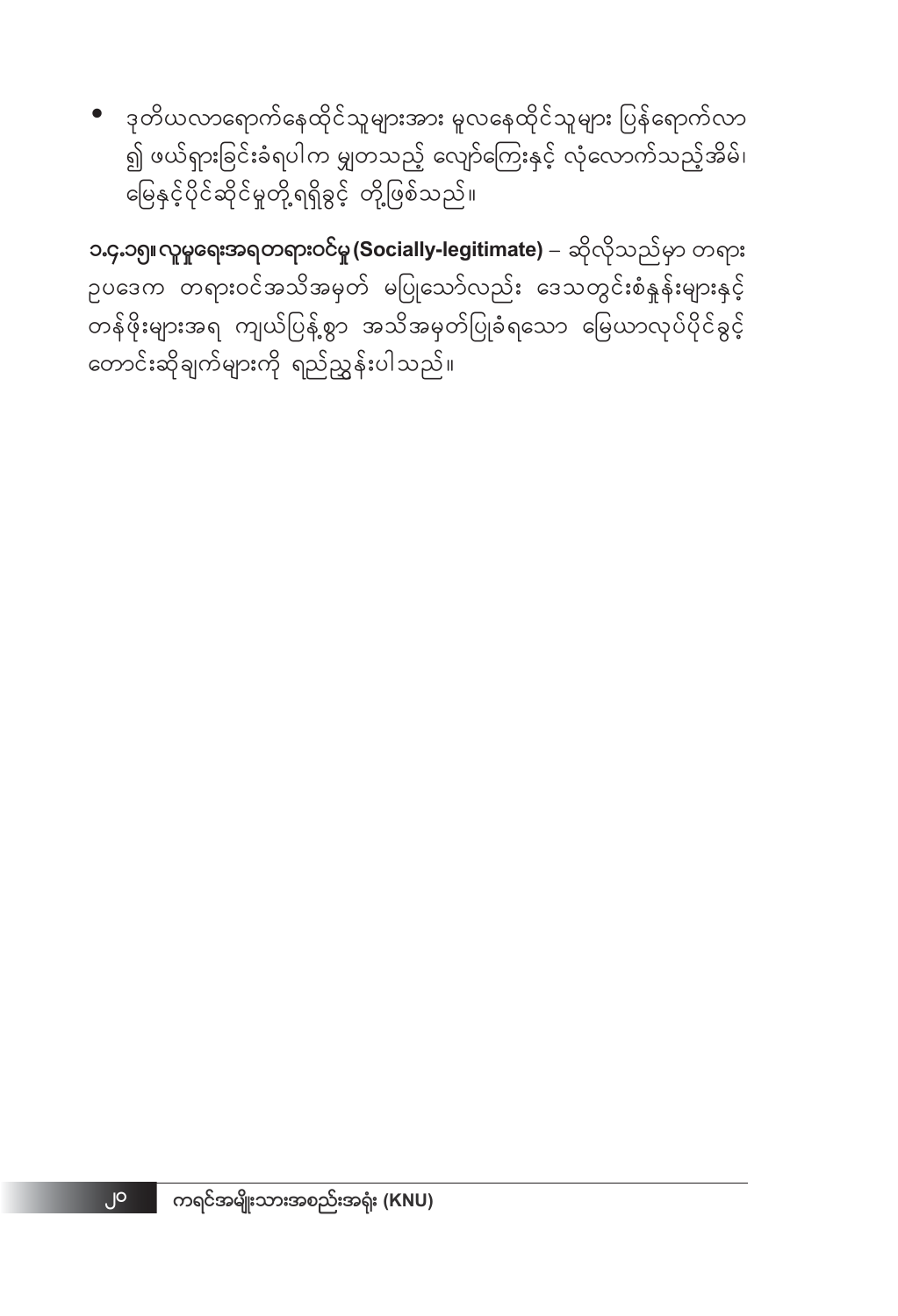- ဒုတိယလာရောက်နေထိုင်သူများအား မူလနေထိုင်သူများ ပြန်ရောက်လာ၍ ဖယ်ရှားခြင်းခံရပါက မျှတသည့် လျော်ကြေးနှင့် လုံလောက်သည့်အိမ်၊ မြေနှင့်ပိုင်ဆိုင်မှုတို့ရရှိခွင့် တို့ဖြစ်သည်။

**၁.၄.၁၅။ လူမှုရေးအရတရားဝင်မှု (Socially-legitimate)** – ဆိုလိုသည်မှာ တရားဥပဒေက တရားဝင်အသိအမှတ် မပြုသော်လည်း ဒေသတွင်းစံနှုန်းများနှင့် တန်ဖိုးများအရ ကျယ်ပြန့်စွာ အသိအမှတ်ပြုခံရသော မြေယာလုပ်ပိုင်ခွင့် တောင်းဆိုချက်များကို ရည်ညွှန်းပါသည်။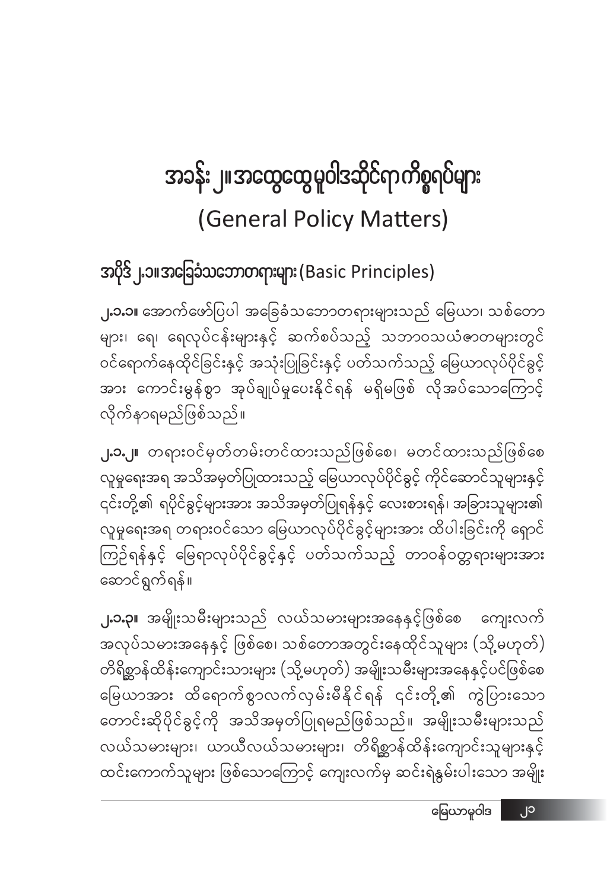# အခန်း ၂။ အထွေထွေမူဝါဒဆိုင်ရာကိစ္စရပ်များ
# (General Policy Matters)

## အပိုဒ် ၂.၁။ အခြေခံသဘောတရားများ (Basic Principles)

**၂.၁.၁။** အောက်ဖော်ပြပါ အခြေခံသဘောတရားများသည် မြေယာ၊ သစ်တောများ၊ ရေ၊ ရေလုပ်ငန်းများနှင့် ဆက်စပ်သည့် သဘာဝသယံဇာတများတွင် ဝင်ရောက်နေထိုင်ခြင်းနှင့် အသုံးပြုခြင်းနှင့် ပတ်သက်သည့် မြေယာလုပ်ပိုင်ခွင့်အား ကောင်းမွန်စွာ အုပ်ချုပ်မှုပေးနိုင်ရန် မရှိမဖြစ် လိုအပ်သောကြောင့် လိုက်နာရမည်ဖြစ်သည်။

**၂.၁.၂။** တရားဝင်မှတ်တမ်းတင်ထားသည်ဖြစ်စေ၊ မတင်ထားသည်ဖြစ်စေ လူမှုရေးအရ အသိအမှတ်ပြုထားသည့် မြေယာလုပ်ပိုင်ခွင့် ကိုင်ဆောင်သူများနှင့် ၎င်းတို့၏ ရပိုင်ခွင့်များအား အသိအမှတ်ပြုရန်နှင့် လေးစားရန်၊ အခြားသူများ၏ လူမှုရေးအရ တရားဝင်သော မြေယာလုပ်ပိုင်ခွင့်များအား ထိပါးခြင်းကို ရှောင်ကြဉ်ရန်နှင့် မြေရာလုပ်ပိုင်ခွင့်နှင့် ပတ်သက်သည့် တာဝန်ဝတ္တရားများအား ဆောင်ရွက်ရန်။

**၂.၁.၃။** အမျိုးသမီးများသည် လယ်သမားများအနေနှင့်ဖြစ်စေ ကျေးလက်အလုပ်သမားအနေနှင့် ဖြစ်စေ၊ သစ်တောအတွင်းနေထိုင်သူများ (သို့မဟုတ်) တိရိစ္ဆာန်ထိန်းကျောင်းသားများ (သို့မဟုတ်) အမျိုးသမီးများအနေနှင့်ပင်ဖြစ်စေ မြေယာအား ထိရောက်စွာလက်လှမ်းမီနိုင်ရန် ၎င်းတို့၏ ကွဲပြားသော တောင်းဆိုပိုင်ခွင့်ကို အသိအမှတ်ပြုရမည်ဖြစ်သည်။ အမျိုးသမီးများသည် လယ်သမားများ၊ ယာယီလယ်သမားများ၊ တိရိစ္ဆာန်ထိန်းကျောင်းသူများနှင့် ထင်းကောက်သူများ ဖြစ်သောကြောင့် ကျေးလက်မှ ဆင်းရဲနွမ်းပါးသော အမျိုး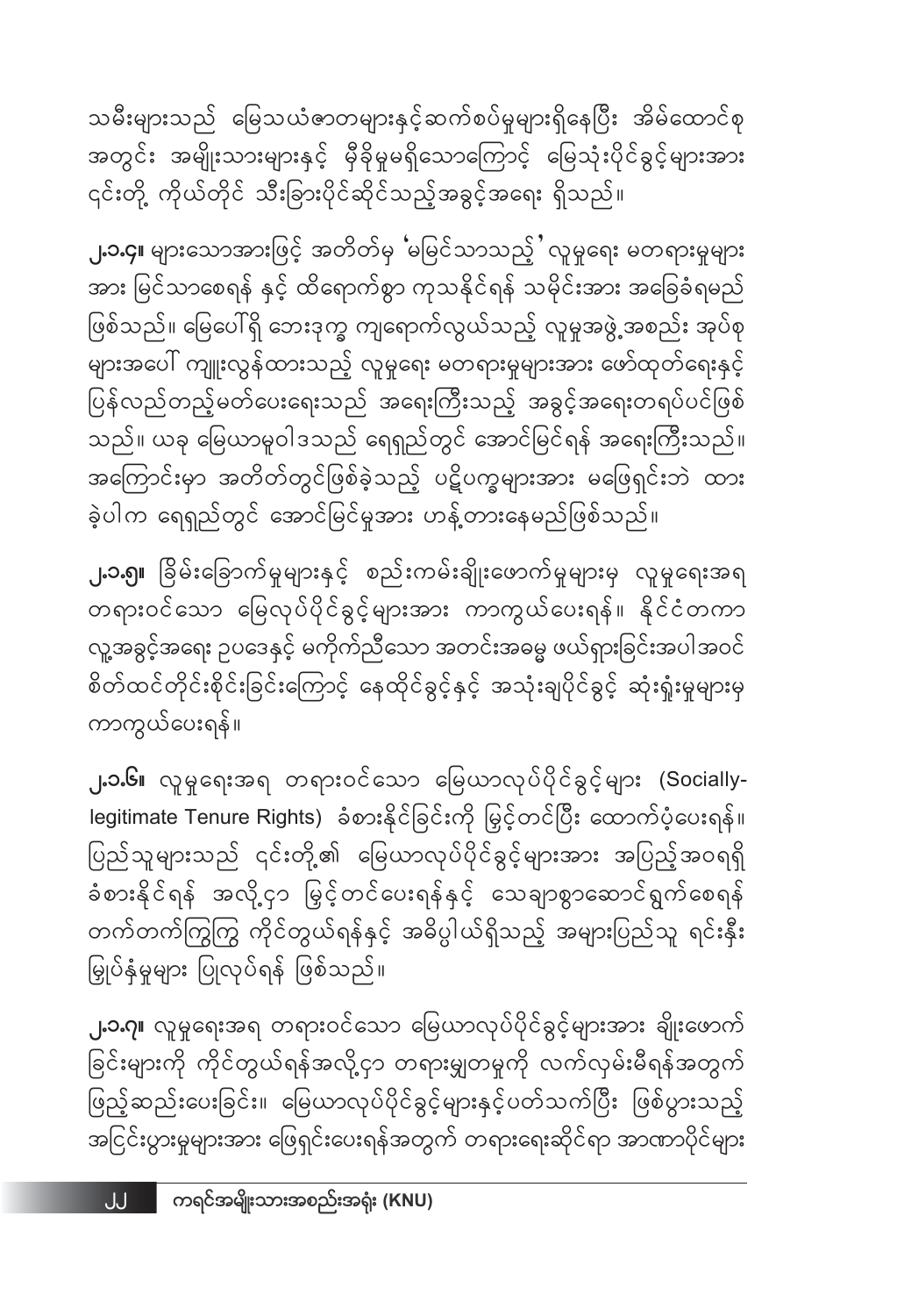သမီးများသည် မြေသယံဇာတများနှင့်ဆက်စပ်မှုများရှိနေပြီး အိမ်ထောင်စု အတွင်း အမျိုးသားများနှင့် မှီခိုမှုမရှိသောကြောင့် မြေသုံးပိုင်ခွင့်များအား ၎င်းတို့ ကိုယ်တိုင် သီးခြားပိုင်ဆိုင်သည့်အခွင့်အရေး ရှိသည်။

**၂.၁.၄။** များသောအားဖြင့် အတိတ်မှ 'မမြင်သာသည့်' လူမှုရေး မတရားမှုများ အား မြင်သာစေရန် နှင့် ထိရောက်စွာ ကုသနိုင်ရန် သမိုင်းအား အခြေခံရမည် ဖြစ်သည်။ မြေပေါ်ရှိ ဘေးဒုက္ခ ကျရောက်လွယ်သည့် လူမှုအဖွဲ့အစည်း အုပ်စု များအပေါ် ကျူးလွန်ထားသည့် လူမှုရေး မတရားမှုများအား ဖော်ထုတ်ရေးနှင့် ပြန်လည်တည့်မတ်ပေးရေးသည် အရေးကြီးသည့် အခွင့်အရေးတရပ်ပင်ဖြစ် သည်။ ယခု မြေယာမူဝါဒသည် ရေရှည်တွင် အောင်မြင်ရန် အရေးကြီးသည်။ အကြောင်းမှာ အတိတ်တွင်ဖြစ်ခဲ့သည့် ပဋိပက္ခများအား မဖြေရှင်းဘဲ ထား ခဲ့ပါက ရေရှည်တွင် အောင်မြင်မှုအား ဟန့်တားနေမည်ဖြစ်သည်။

**၂.၁.၅။** ခြိမ်းခြောက်မှုများနှင့် စည်းကမ်းချိုးဖောက်မှုများမှ လူမှုရေးအရ တရားဝင်သော မြေလုပ်ပိုင်ခွင့်များအား ကာကွယ်ပေးရန်။ နိုင်ငံတကာ လူ့အခွင့်အရေး ဥပဒေနှင့် မကိုက်ညီသော အတင်းအဓမ္မ ဖယ်ရှားခြင်းအပါအဝင် စိတ်ထင်တိုင်းစိုင်းခြင်းကြောင့် နေထိုင်ခွင့်နှင့် အသုံးချပိုင်ခွင့် ဆုံးရှုံးမှုများမှ ကာကွယ်ပေးရန်။

**၂.၁.၆။** လူမှုရေးအရ တရားဝင်သော မြေယာလုပ်ပိုင်ခွင့်များ (Socially-legitimate Tenure Rights) ခံစားနိုင်ခြင်းကို မြှင့်တင်ပြီး ထောက်ပံ့ပေးရန်။ ပြည်သူများသည် ၎င်းတို့၏ မြေယာလုပ်ပိုင်ခွင့်များအား အပြည့်အဝရရှိ ခံစားနိုင်ရန် အလို့ငှာ မြှင့်တင်ပေးရန်နှင့် သေချာစွာဆောင်ရွက်စေရန် တက်တက်ကြွကြွ ကိုင်တွယ်ရန်နှင့် အဓိပ္ပါယ်ရှိသည့် အများပြည်သူ ရင်းနှီး မြှုပ်နှံမှုများ ပြုလုပ်ရန် ဖြစ်သည်။

**၂.၁.၇။** လူမှုရေးအရ တရားဝင်သော မြေယာလုပ်ပိုင်ခွင့်များအား ချိုးဖောက် ခြင်းများကို ကိုင်တွယ်ရန်အလို့ငှာ တရားမျှတမှုကို လက်လှမ်းမီရန်အတွက် ဖြည့်ဆည်းပေးခြင်း။ မြေယာလုပ်ပိုင်ခွင့်များနှင့်ပတ်သက်ပြီး ဖြစ်ပွားသည့် အငြင်းပွားမှုများအား ဖြေရှင်းပေးရန်အတွက် တရားရေးဆိုင်ရာ အာဏာပိုင်များ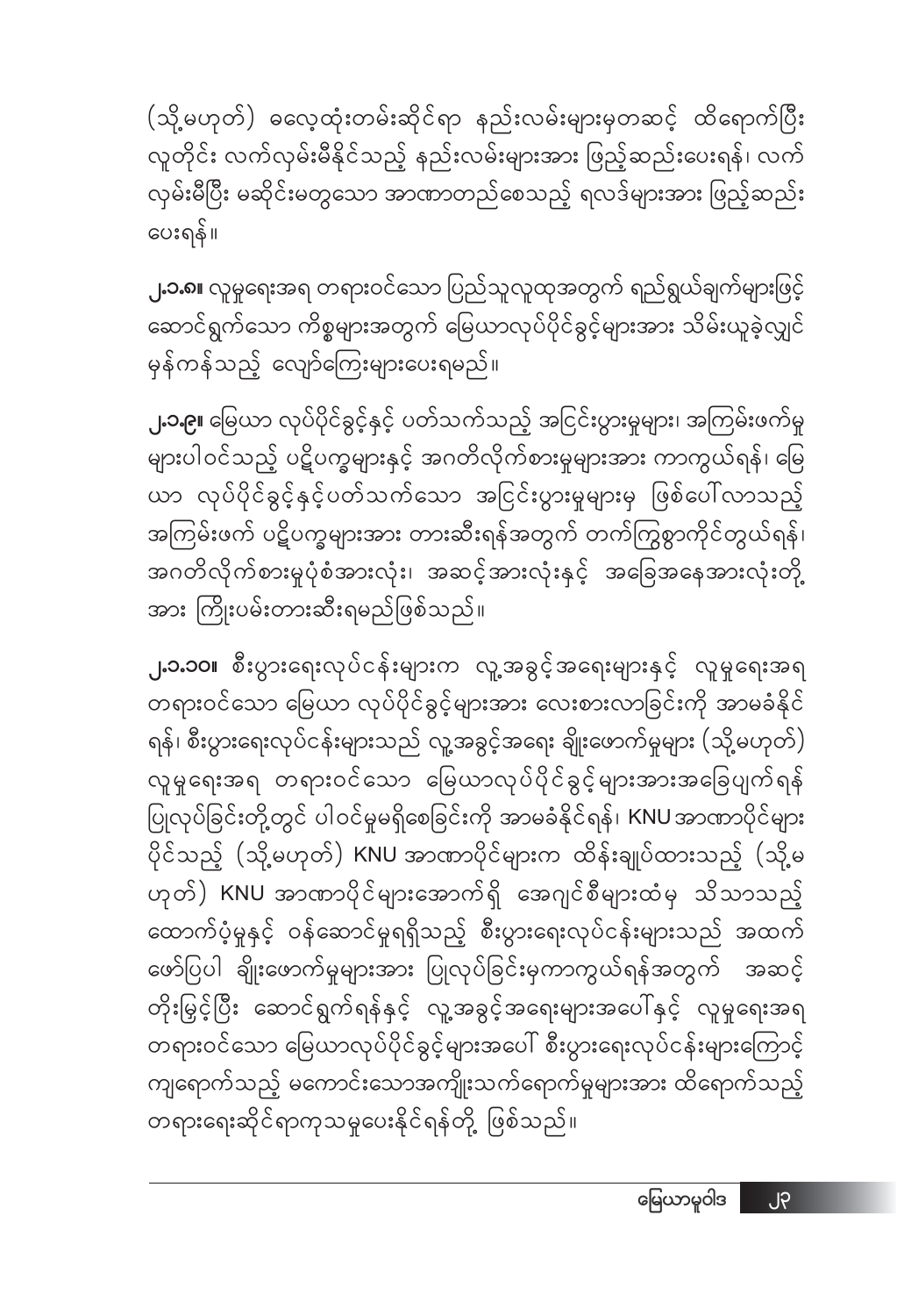(သို့မဟုတ်) ဓလေ့ထုံးတမ်းဆိုင်ရာ နည်းလမ်းများမှတဆင့် ထိရောက်ပြီး လူတိုင်း လက်လှမ်းမီနိုင်သည့် နည်းလမ်းများအား ဖြည့်ဆည်းပေးရန်၊ လက်လှမ်းမီပြီး မဆိုင်းမတွသော အာဏာတည်စေသည့် ရလဒ်များအား ဖြည့်ဆည်းပေးရန်။

**၂.၁.၈။** လူမှုရေးအရ တရားဝင်သော ပြည်သူလူထုအတွက် ရည်ရွယ်ချက်များဖြင့် ဆောင်ရွက်သော ကိစ္စများအတွက် မြေယာလုပ်ပိုင်ခွင့်များအား သိမ်းယူခဲ့လျှင် မှန်ကန်သည့် လျော်ကြေးများပေးရမည်။

**၂.၁.၉။** မြေယာ လုပ်ပိုင်ခွင့်နှင့် ပတ်သက်သည့် အငြင်းပွားမှုများ၊ အကြမ်းဖက်မှုများပါဝင်သည့် ပဋိပက္ခများနှင့် အဂတိလိုက်စားမှုများအား ကာကွယ်ရန်၊ မြေယာ လုပ်ပိုင်ခွင့်နှင့်ပတ်သက်သော အငြင်းပွားမှုများမှ ဖြစ်ပေါ်လာသည့် အကြမ်းဖက် ပဋိပက္ခများအား တားဆီးရန်အတွက် တက်ကြွစွာကိုင်တွယ်ရန်၊ အဂတိလိုက်စားမှုပုံစံအားလုံး၊ အဆင့်အားလုံးနှင့် အခြေအနေအားလုံးတို့အား ကြိုးပမ်းတားဆီးရမည်ဖြစ်သည်။

**၂.၁.၁၀။** စီးပွားရေးလုပ်ငန်းများက လူ့အခွင့်အရေးများနှင့် လူမှုရေးအရ တရားဝင်သော မြေယာ လုပ်ပိုင်ခွင့်များအား လေးစားလာခြင်းကို အာမခံနိုင်ရန်၊ စီးပွားရေးလုပ်ငန်းများသည် လူ့အခွင့်အရေး ချိုးဖောက်မှုများ (သို့မဟုတ်) လူမှုရေးအရ တရားဝင်သော မြေယာလုပ်ပိုင်ခွင့်များအားအခြေပျက်ရန် ပြုလုပ်ခြင်းတို့တွင် ပါဝင်မှုမရှိစေခြင်းကို အာမခံနိုင်ရန်၊ KNU အာဏာပိုင်များ ပိုင်သည့် (သို့မဟုတ်) KNU အာဏာပိုင်များက ထိန်းချုပ်ထားသည့် (သို့မဟုတ်) KNU အာဏာပိုင်များအောက်ရှိ အေဂျင်စီများထံမှ သိသာသည့် ထောက်ပံ့မှုနှင့် ဝန်ဆောင်မှုရရှိသည့် စီးပွားရေးလုပ်ငန်းများသည် အထက်ဖော်ပြပါ ချိုးဖောက်မှုများအား ပြုလုပ်ခြင်းမှကာကွယ်ရန်အတွက် အဆင့်တိုးမြှင့်ပြီး ဆောင်ရွက်ရန်နှင့် လူ့အခွင့်အရေးများအပေါ်နှင့် လူမှုရေးအရ တရားဝင်သော မြေယာလုပ်ပိုင်ခွင့်များအပေါ် စီးပွားရေးလုပ်ငန်းများကြောင့် ကျရောက်သည့် မကောင်းသောအကျိုးသက်ရောက်မှုများအား ထိရောက်သည့် တရားရေးဆိုင်ရာကုသမှုပေးနိုင်ရန်တို့ ဖြစ်သည်။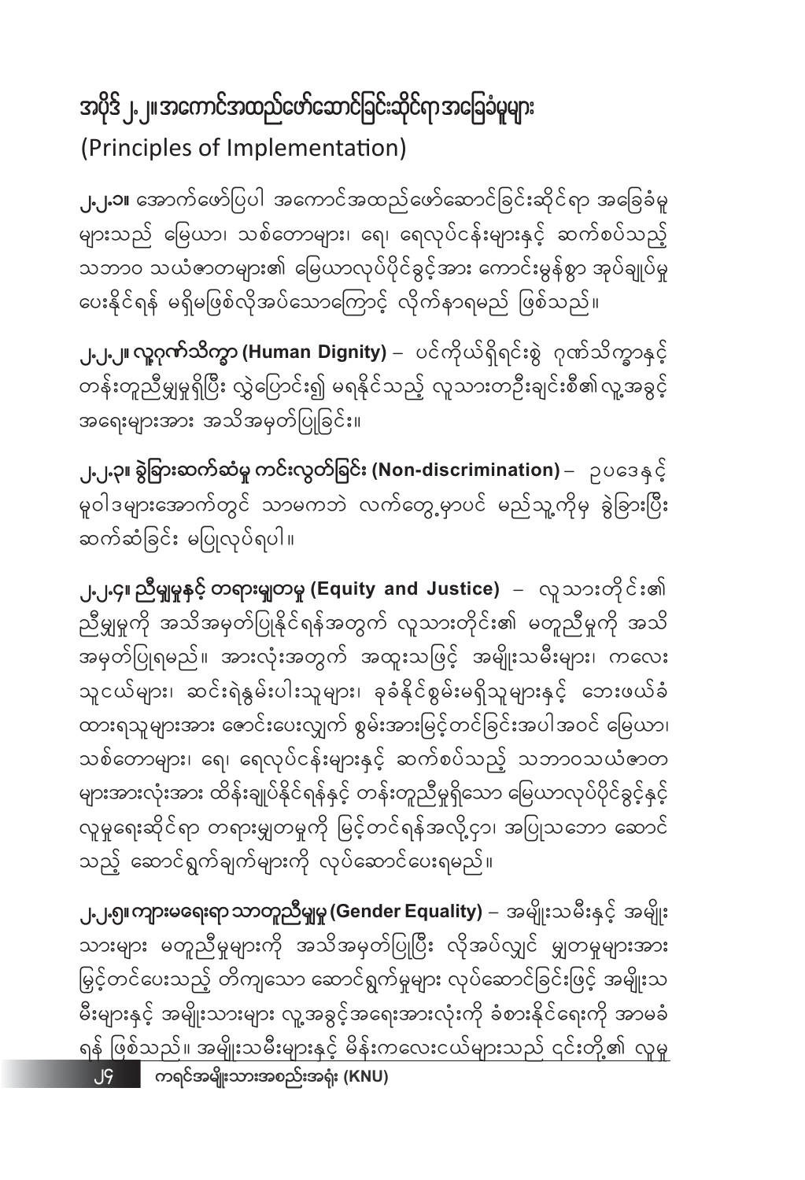# အပိုဒ် ၂.၂။ အကောင်အထည်ဖော်ဆောင်ခြင်းဆိုင်ရာအခြေခံမှုများ (Principles of Implementation)

၂.၂.၁။ အောက်ဖော်ပြပါ အကောင်အထည်ဖော်ဆောင်ခြင်းဆိုင်ရာ အခြေခံမှုများသည် မြေယာ၊ သစ်တောများ၊ ရေ၊ ရေလုပ်ငန်းများနှင့် ဆက်စပ်သည့် သဘာဝ သယံဇာတများ၏ မြေယာလုပ်ပိုင်ခွင့်အား ကောင်းမွန်စွာ အုပ်ချုပ်မှု ပေးနိုင်ရန် မရှိမဖြစ်လိုအပ်သောကြောင့် လိုက်နာရမည် ဖြစ်သည်။

**၂.၂.၂။ လူ့ဂုဏ်သိက္ခာ (Human Dignity)** – ပင်ကိုယ်ရှိရင်းစွဲ ဂုဏ်သိက္ခာနှင့် တန်းတူညီမျှမှုရှိပြီး လွှဲပြောင်း၍ မရနိုင်သည့် လူသားတဦးချင်းစီ၏ လူ့အခွင့်အရေးများအား အသိအမှတ်ပြုခြင်း။

**၂.၂.၃။ ခွဲခြားဆက်ဆံမှု ကင်းလွတ်ခြင်း (Non-discrimination)** – ဥပဒေနှင့် မူဝါဒများအောက်တွင် သာမကဘဲ လက်တွေ့မှာပင် မည်သူ့ကိုမှ ခွဲခြားပြီး ဆက်ဆံခြင်း မပြုလုပ်ရပါ။

**၂.၂.၄။ ညီမျှမှုနှင့် တရားမျှတမှု (Equity and Justice)** – လူသားတိုင်း၏ ညီမျှမှုကို အသိအမှတ်ပြုနိုင်ရန်အတွက် လူသားတိုင်း၏ မတူညီမှုကို အသိအမှတ်ပြုရမည်။ အားလုံးအတွက် အထူးသဖြင့် အမျိုးသမီးများ၊ ကလေးသူငယ်များ၊ ဆင်းရဲနွမ်းပါးသူများ၊ ခုခံနိုင်စွမ်းမရှိသူများနှင့် ဘေးဖယ်ခံထားရသူများအား ဖေါင်းပေးလျှက် စွမ်းအားမြင့်တင်ခြင်းအပါအဝင် မြေယာ၊ သစ်တောများ၊ ရေ၊ ရေလုပ်ငန်းများနှင့် ဆက်စပ်သည့် သဘာဝသယံဇာတများအားလုံးအား ထိန်းချုပ်နိုင်ရန်နှင့် တန်းတူညီမှုရှိသော မြေယာလုပ်ပိုင်ခွင့်နှင့် လူမှုရေးဆိုင်ရာ တရားမျှတမှုကို မြင့်တင်ရန်အလို့ငှာ၊ အပြုသဘော ဆောင်သည့် ဆောင်ရွက်ချက်များကို လုပ်ဆောင်ပေးရမည်။

**၂.၂.၅။ ကျားမရေးရာ သာတူညီမျှမှု (Gender Equality)** – အမျိုးသမီးနှင့် အမျိုးသားများ မတူညီမှုများကို အသိအမှတ်ပြုပြီး လိုအပ်လျှင် မျှတမှုများအား မြင့်တင်ပေးသည့် တိကျသော ဆောင်ရွက်မှုများ လုပ်ဆောင်ခြင်းဖြင့် အမျိုးသမီးများနှင့် အမျိုးသားများ လူ့အခွင့်အရေးအားလုံးကို ခံစားနိုင်ရေးကို အာမခံရန် ဖြစ်သည်။ အမျိုးသမီးများနှင့် မိန်းကလေးငယ်များသည် ၎င်းတို့၏ လူမှု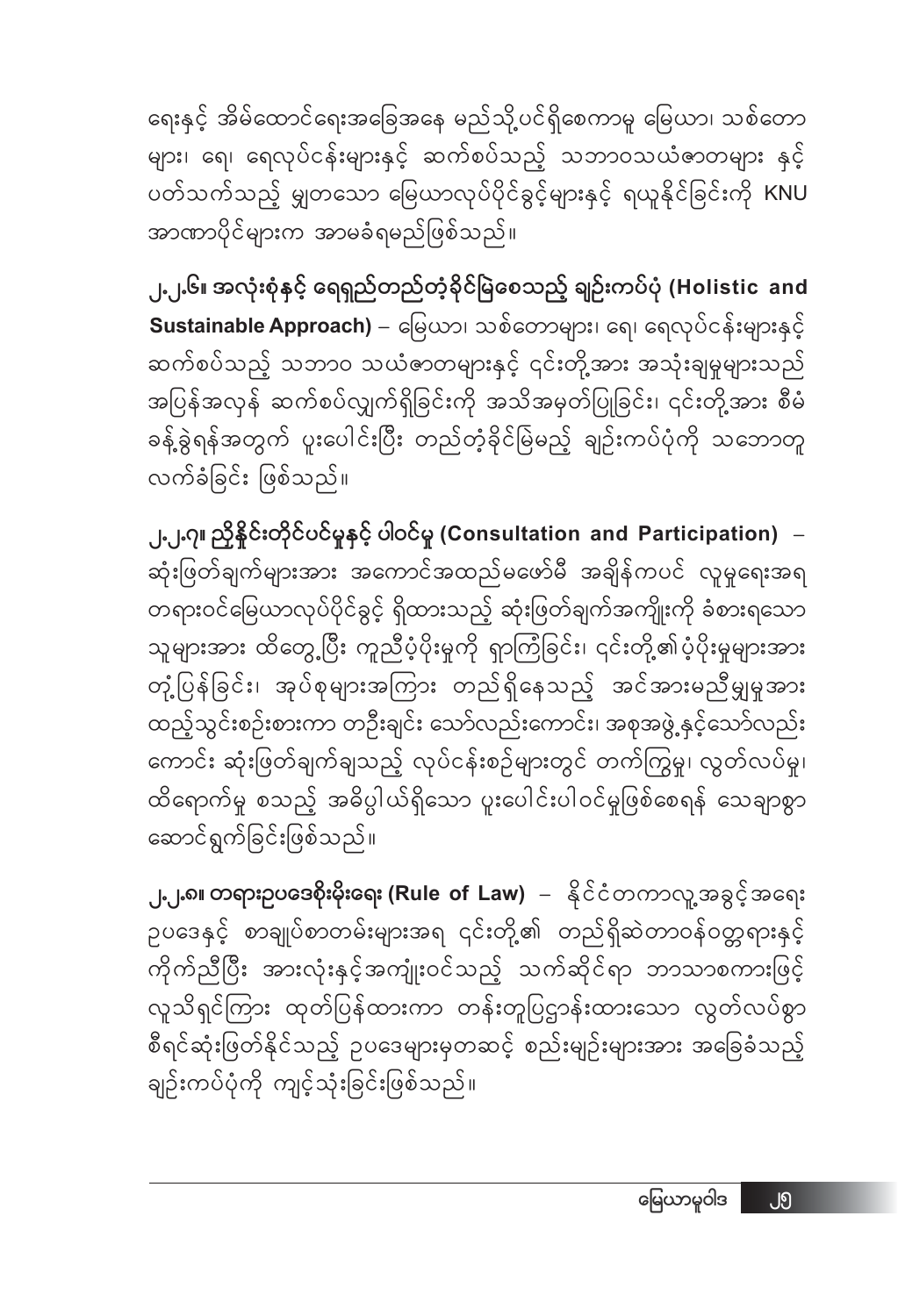ရေးနှင့် အိမ်ထောင်ရေးအခြေအနေ မည်သို့ပင်ရှိစေကာမူ မြေယာ၊ သစ်တော များ၊ ရေ၊ ရေလုပ်ငန်းများနှင့် ဆက်စပ်သည့် သဘာဝသယံဇာတများ နှင့် ပတ်သက်သည့် မျှတသော မြေယာလုပ်ပိုင်ခွင့်များနှင့် ရယူနိုင်ခြင်းကို KNU အာဏာပိုင်များက အာမခံရမည်ဖြစ်သည်။

**၂.၂.၆။ အလုံးစုံနှင့် ရေရှည်တည်တံ့ခိုင်မြဲစေသည့် ချဉ်းကပ်ပုံ (Holistic and Sustainable Approach)** – မြေယာ၊ သစ်တောများ၊ ရေ၊ ရေလုပ်ငန်းများနှင့် ဆက်စပ်သည့် သဘာဝ သယံဇာတများနှင့် ၎င်းတို့အား အသုံးချမှုများသည် အပြန်အလှန် ဆက်စပ်လျှက်ရှိခြင်းကို အသိအမှတ်ပြုခြင်း၊ ၎င်းတို့အား စီမံခန့်ခွဲရန်အတွက် ပူးပေါင်းပြီး တည်တံ့ခိုင်မြဲမည့် ချဉ်းကပ်ပုံကို သဘောတူလက်ခံခြင်း ဖြစ်သည်။

**၂.၂.၇။ ညှိနှိုင်းတိုင်ပင်မှုနှင့် ပါဝင်မှု (Consultation and Participation)** – ဆုံးဖြတ်ချက်များအား အကောင်အထည်မဖော်မီ အချိန်ကပင် လူမှုရေးအရ တရားဝင်မြေယာလုပ်ပိုင်ခွင့် ရှိထားသည့် ဆုံးဖြတ်ချက်အကျိုးကို ခံစားရသော သူများအား ထိတွေ့ပြီး ကူညီပံ့ပိုးမှုကို ရှာကြံခြင်း၊ ၎င်းတို့၏ပံ့ပိုးမှုများအား တုံ့ပြန်ခြင်း၊ အုပ်စုများအကြား တည်ရှိနေသည့် အင်အားမညီမျှမှုအား ထည့်သွင်းစဉ်းစားကာ တဦးချင်း သော်လည်းကောင်း၊ အစုအဖွဲ့နှင့်သော်လည်းကောင်း ဆုံးဖြတ်ချက်ချသည့် လုပ်ငန်းစဉ်များတွင် တက်ကြွမှု၊ လွတ်လပ်မှု၊ ထိရောက်မှု စသည့် အဓိပ္ပါယ်ရှိသော ပူးပေါင်းပါဝင်မှုဖြစ်စေရန် သေချာစွာ ဆောင်ရွက်ခြင်းဖြစ်သည်။

**၂.၂.၈။ တရားဥပဒေစိုးမိုးရေး (Rule of Law)** – နိုင်ငံတကာလူ့အခွင့်အရေး ဥပဒေနှင့် စာချုပ်စာတမ်းများအရ ၎င်းတို့၏ တည်ရှိဆဲတာဝန်ဝတ္တရားနှင့် ကိုက်ညီပြီး အားလုံးနှင့်အကျုံးဝင်သည့် သက်ဆိုင်ရာ ဘာသာစကားဖြင့် လူသိရှင်ကြား ထုတ်ပြန်ထားကာ တန်းတူပြဋ္ဌာန်းထားသော လွတ်လပ်စွာ စီရင်ဆုံးဖြတ်နိုင်သည့် ဥပဒေများမှတဆင့် စည်းမျဉ်းများအား အခြေခံသည့် ချဉ်းကပ်ပုံကို ကျင့်သုံးခြင်းဖြစ်သည်။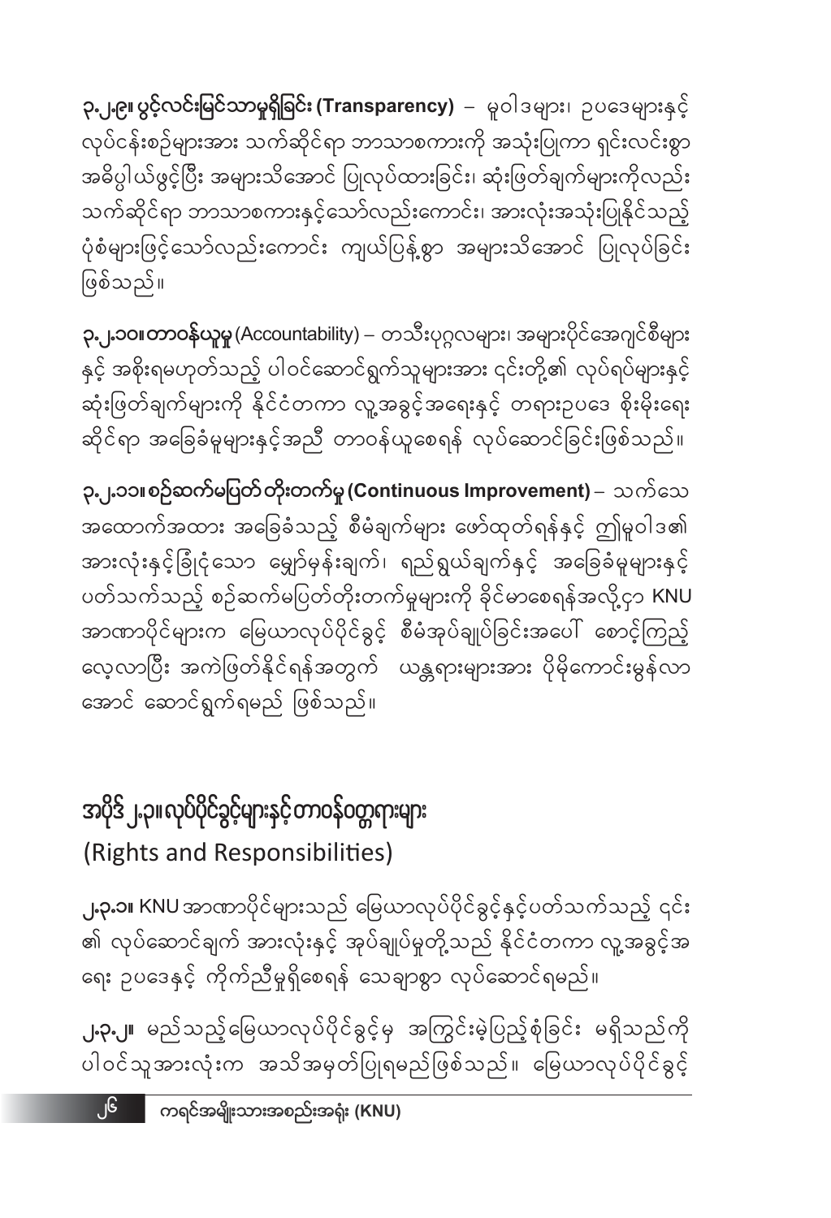**၃.၂.၉။ ပွင့်လင်းမြင်သာမှုရှိခြင်း (Transparency)** – မူဝါဒများ၊ ဥပဒေများနှင့် လုပ်ငန်းစဉ်များအား သက်ဆိုင်ရာ ဘာသာစကားကို အသုံးပြုကာ ရှင်းလင်းစွာ အဓိပ္ပါယ်ဖွင့်ပြီး အများသိအောင် ပြုလုပ်ထားခြင်း၊ ဆုံးဖြတ်ချက်များကိုလည်း သက်ဆိုင်ရာ ဘာသာစကားနှင့်သော်လည်းကောင်း၊ အားလုံးအသုံးပြုနိုင်သည့် ပုံစံများဖြင့်သော်လည်းကောင်း ကျယ်ပြန့်စွာ အများသိအောင် ပြုလုပ်ခြင်း ဖြစ်သည်။

**၃.၂.၁၀။ တာဝန်ယူမှု** (Accountability) – တသီးပုဂ္ဂလများ၊ အများပိုင်အေဂျင်စီများ နှင့် အစိုးရမဟုတ်သည့် ပါဝင်ဆောင်ရွက်သူများအား ၎င်းတို့၏ လုပ်ရပ်များနှင့် ဆုံးဖြတ်ချက်များကို နိုင်ငံတကာ လူ့အခွင့်အရေးနှင့် တရားဥပဒေ စိုးမိုးရေး ဆိုင်ရာ အခြေခံမူများနှင့်အညီ တာဝန်ယူစေရန် လုပ်ဆောင်ခြင်းဖြစ်သည်။

**၃.၂.၁၁။ စဉ်ဆက်မပြတ်တိုးတက်မှု (Continuous Improvement)** – သက်သေ အထောက်အထား အခြေခံသည့် စီမံချက်များ ဖော်ထုတ်ရန်နှင့် ဤမူဝါဒ၏ အားလုံးနှင့်ခြုံငုံသော မျှော်မှန်းချက်၊ ရည်ရွယ်ချက်နှင့် အခြေခံမူများနှင့် ပတ်သက်သည့် စဉ်ဆက်မပြတ်တိုးတက်မှုများကို ခိုင်မာစေရန်အလို့ငှာ KNU အာဏာပိုင်များက မြေယာလုပ်ပိုင်ခွင့် စီမံအုပ်ချုပ်ခြင်းအပေါ် စောင့်ကြည့် လေ့လာပြီး အကဲဖြတ်နိုင်ရန်အတွက် ယန္တရားများအား ပိုမိုကောင်းမွန်လာ အောင် ဆောင်ရွက်ရမည် ဖြစ်သည်။

## အပိုဒ် ၂.၃။ လုပ်ပိုင်ခွင့်များနှင့် တာဝန်ဝတ္တရားများ
(Rights and Responsibilities)

**၂.၃.၁။** KNU အာဏာပိုင်များသည် မြေယာလုပ်ပိုင်ခွင့်နှင့်ပတ်သက်သည့် ၎င်း ၏ လုပ်ဆောင်ချက် အားလုံးနှင့် အုပ်ချုပ်မှုတို့သည် နိုင်ငံတကာ လူ့အခွင့်အ ရေး ဥပဒေနှင့် ကိုက်ညီမှုရှိစေရန် သေချာစွာ လုပ်ဆောင်ရမည်။

**၂.၃.၂။** မည်သည့်မြေယာလုပ်ပိုင်ခွင့်မှ အကြွင်းမဲ့ပြည့်စုံခြင်း မရှိသည်ကို ပါဝင်သူအားလုံးက အသိအမှတ်ပြုရမည်ဖြစ်သည်။ မြေယာလုပ်ပိုင်ခွင့်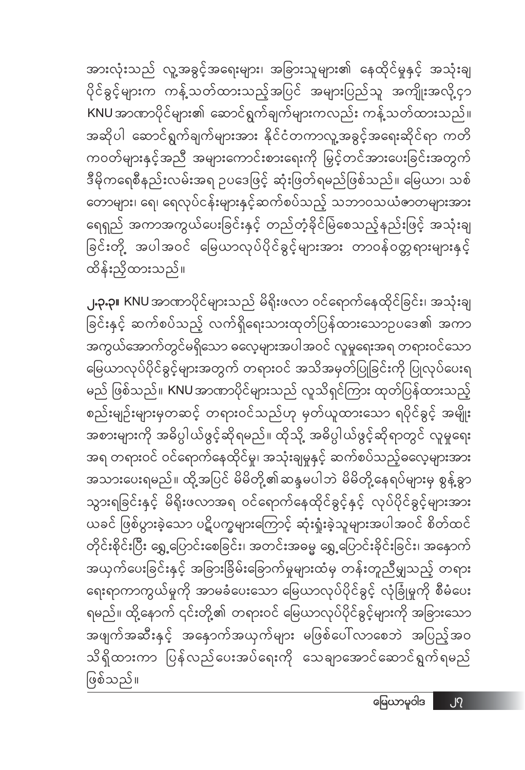အားလုံးသည် လူ့အခွင့်အရေးများ၊ အခြားသူများ၏ နေထိုင်မှုနှင့် အသုံးချပိုင်ခွင့်များက ကန့်သတ်ထားသည့်အပြင် အများပြည်သူ အကျိုးအလို့ငှာ KNU အာဏာပိုင်များ၏ ဆောင်ရွက်ချက်များကလည်း ကန့်သတ်ထားသည်။ အဆိုပါ ဆောင်ရွက်ချက်များအား နိုင်ငံတကာလူ့အခွင့်အရေးဆိုင်ရာ ကတိကဝတ်များနှင့်အညီ အများကောင်းစားရေးကို မြှင့်တင်အားပေးခြင်းအတွက် ဒီမိုကရေစီနည်းလမ်းအရ ဥပဒေဖြင့် ဆုံးဖြတ်ရမည်ဖြစ်သည်။ မြေယာ၊ သစ်တောများ၊ ရေ၊ ရေလုပ်ငန်းများနှင့်ဆက်စပ်သည့် သဘာဝသယံဇာတများအား ရေရှည် အကာအကွယ်ပေးခြင်းနှင့် တည်တံ့ခိုင်မြဲစေသည့်နည်းဖြင့် အသုံးချခြင်းတို့ အပါအဝင် မြေယာလုပ်ပိုင်ခွင့်များအား တာဝန်ဝတ္တရားများနှင့် ထိန်းညှိထားသည်။

**၂.၃.၃။** KNU အာဏာပိုင်များသည် မိရိုးဖလာ ဝင်ရောက်နေထိုင်ခြင်း၊ အသုံးချခြင်းနှင့် ဆက်စပ်သည့် လက်ရှိရေးသားထုတ်ပြန်ထားသောဥပဒေ၏ အကာအကွယ်အောက်တွင်မရှိသော ဓလေ့များအပါအဝင် လူမှုရေးအရ တရားဝင်သော မြေယာလုပ်ပိုင်ခွင့်များအတွက် တရားဝင် အသိအမှတ်ပြုခြင်းကို ပြုလုပ်ပေးရမည် ဖြစ်သည်။ KNU အာဏာပိုင်များသည် လူသိရှင်ကြား ထုတ်ပြန်ထားသည့် စည်းမျဉ်းများမှတဆင့် တရားဝင်သည်ဟု မှတ်ယူထားသော ရပိုင်ခွင့် အမျိုးအစားများကို အဓိပ္ပါယ်ဖွင့်ဆိုရမည်။ ထိုသို့ အဓိပ္ပါယ်ဖွင့်ဆိုရာတွင် လူမှုရေးအရ တရားဝင် ဝင်ရောက်နေထိုင်မှု၊ အသုံးချမှုနှင့် ဆက်စပ်သည့်ဓလေ့များအား အသားပေးရမည်။ ထို့အပြင် မိမိတို့၏ဆန္ဒမပါဘဲ မိမိတို့နေရပ်များမှ စွန့်ခွာသွားရခြင်းနှင့် မိရိုးဖလာအရ ဝင်ရောက်နေထိုင်ခွင့်နှင့် လုပ်ပိုင်ခွင့်များအား ယခင် ဖြစ်ပွားခဲ့သော ပဋိပက္ခများကြောင့် ဆုံးရှုံးခဲ့သူများအပါအဝင် စိတ်ထင်တိုင်းစိုင်းပြီး ရွှေ့ပြောင်းစေခြင်း၊ အတင်းအဓမ္မ ရွှေ့ပြောင်းခိုင်းခြင်း၊ အနှောက်အယှက်ပေးခြင်းနှင့် အခြားခြိမ်းခြောက်မှုများထံမှ တန်းတူညီမျှသည့် တရားရေးရာကာကွယ်မှုကို အာမခံပေးသော မြေယာလုပ်ပိုင်ခွင့် လုံခြုံမှုကို စီမံပေးရမည်။ ထို့နောက် ၎င်းတို့၏ တရားဝင် မြေယာလုပ်ပိုင်ခွင့်များကို အခြားသော အဖျက်အဆီးနှင့် အနှောက်အယှက်များ မဖြစ်ပေါ်လာစေဘဲ အပြည့်အဝ သိရှိထားကာ ပြန်လည်ပေးအပ်ရေးကို သေချာအောင်ဆောင်ရွက်ရမည် ဖြစ်သည်။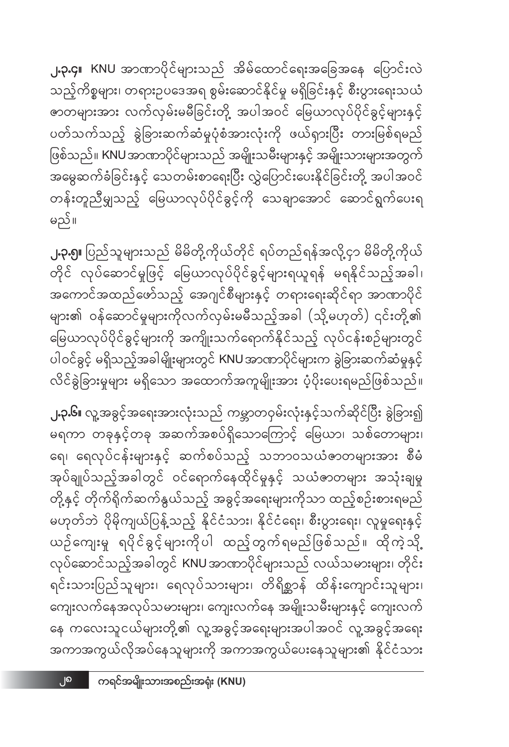**၂.၃.၄။** KNU အာဏာပိုင်များသည် အိမ်ထောင်ရေးအခြေအနေ ပြောင်းလဲသည့်ကိစ္စများ၊ တရားဥပဒေအရ စွမ်းဆောင်နိုင်မှု မရှိခြင်းနှင့် စီးပွားရေးသယံဇာတများအား လက်လှမ်းမမီခြင်းတို့ အပါအဝင် မြေယာလုပ်ပိုင်ခွင့်များနှင့် ပတ်သက်သည့် ခွဲခြားဆက်ဆံမှုပုံစံအားလုံးကို ဖယ်ရှားပြီး တားမြစ်ရမည်ဖြစ်သည်။ KNU အာဏာပိုင်များသည် အမျိုးသမီးများနှင့် အမျိုးသားများအတွက် အမွေဆက်ခံခြင်းနှင့် သေတမ်းစာရေးပြီး လွှဲပြောင်းပေးနိုင်ခြင်းတို့ အပါအဝင် တန်းတူညီမျှသည့် မြေယာလုပ်ပိုင်ခွင့်ကို သေချာအောင် ဆောင်ရွက်ပေးရမည်။

**၂.၃.၅။** ပြည်သူများသည် မိမိတို့ကိုယ်တိုင် ရပ်တည်ရန်အလို့ငှာ မိမိတို့ကိုယ်တိုင် လုပ်ဆောင်မှုဖြင့် မြေယာလုပ်ပိုင်ခွင့်များရယူရန် မရနိုင်သည့်အခါ၊ အကောင်အထည်ဖော်သည့် အေဂျင်စီများနှင့် တရားရေးဆိုင်ရာ အာဏာပိုင်များ၏ ဝန်ဆောင်မှုများကိုလက်လှမ်းမမီသည့်အခါ (သို့မဟုတ်) ၎င်းတို့၏ မြေယာလုပ်ပိုင်ခွင့်များကို အကျိုးသက်ရောက်နိုင်သည့် လုပ်ငန်းစဉ်များတွင် ပါဝင်ခွင့် မရှိသည့်အခါမျိုးများတွင် KNU အာဏာပိုင်များက ခွဲခြားဆက်ဆံမှုနှင့် လိင်ခွဲခြားမှုများ မရှိသော အထောက်အကူမျိုးအား ပံ့ပိုးပေးရမည်ဖြစ်သည်။

**၂.၃.၆။** လူ့အခွင့်အရေးအားလုံးသည် ကမ္ဘာတဝှမ်းလုံးနှင့်သက်ဆိုင်ပြီး ခွဲခြား၍ မရကာ တခုနှင့်တခု အဆက်အစပ်ရှိသောကြောင့် မြေယာ၊ သစ်တောများ၊ ရေ၊ ရေလုပ်ငန်းများနှင့် ဆက်စပ်သည့် သဘာဝသယံဇာတများအား စီမံအုပ်ချုပ်သည့်အခါတွင် ဝင်ရောက်နေထိုင်မှုနှင့် သယံဇာတများ အသုံးချမှုတို့နှင့် တိုက်ရိုက်ဆက်နွှယ်သည့် အခွင့်အရေးများကိုသာ ထည့်စဉ်းစားရမည်မဟုတ်ဘဲ ပိုမိုကျယ်ပြန့်သည့် နိုင်ငံသား၊ နိုင်ငံရေး၊ စီးပွားရေး၊ လူမှုရေးနှင့် ယဉ်ကျေးမှု ရပိုင်ခွင့်များကိုပါ ထည့်တွက်ရမည်ဖြစ်သည်။ ထိုကဲ့သို့ လုပ်ဆောင်သည့်အခါတွင် KNU အာဏာပိုင်များသည် လယ်သမားများ၊ တိုင်းရင်းသားပြည်သူများ၊ ရေလုပ်သားများ၊ တိရိစ္ဆာန် ထိန်းကျောင်းသူများ၊ ကျေးလက်နေအလုပ်သမားများ၊ ကျေးလက်နေ အမျိုးသမီးများနှင့် ကျေးလက်နေ ကလေးသူငယ်များတို့၏ လူ့အခွင့်အရေးများအပါအဝင် လူ့အခွင့်အရေး အကာအကွယ်လိုအပ်နေသူများကို အကာအကွယ်ပေးနေသူများ၏ နိုင်ငံသား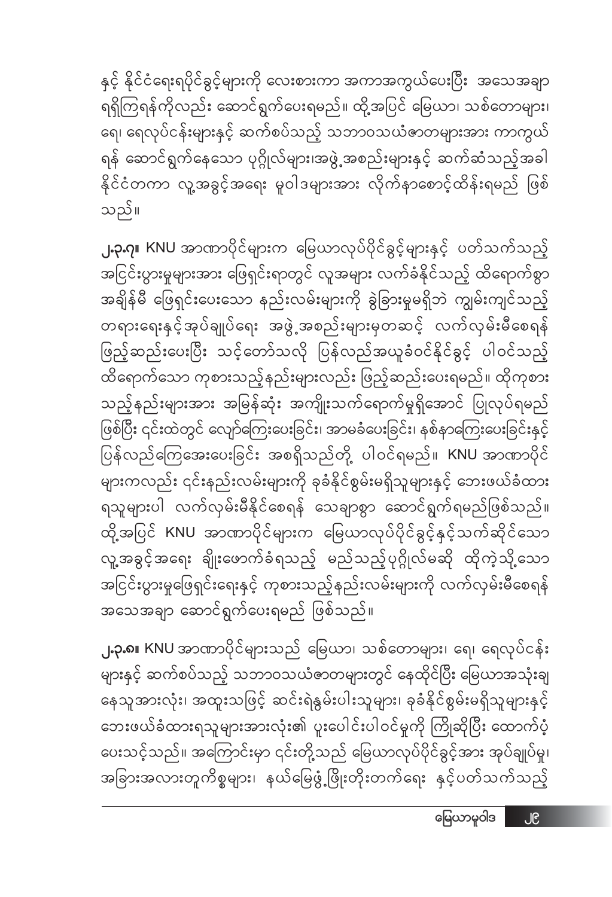နှင့် နိုင်ငံရေးရပိုင်ခွင့်များကို လေးစားကာ အကာအကွယ်ပေးပြီး အသေအချာ ရရှိကြရန်ကိုလည်း ဆောင်ရွက်ပေးရမည်။ ထို့အပြင် မြေယာ၊ သစ်တောများ၊ ရေ၊ ရေလုပ်ငန်းများနှင့် ဆက်စပ်သည့် သဘာဝသယံဇာတများအား ကာကွယ်ရန် ဆောင်ရွက်နေသော ပုဂ္ဂိုလ်များ၊အဖွဲ့အစည်းများနှင့် ဆက်ဆံသည့်အခါ နိုင်ငံတကာ လူ့အခွင့်အရေး မူဝါဒများအား လိုက်နာစောင့်ထိန်းရမည် ဖြစ်သည်။

**၂.၃.၇။** KNU အာဏာပိုင်များက မြေယာလုပ်ပိုင်ခွင့်များနှင့် ပတ်သက်သည့် အငြင်းပွားမှုများအား ဖြေရှင်းရာတွင် လူအများ လက်ခံနိုင်သည့် ထိရောက်စွာ အချိန်မီ ဖြေရှင်းပေးသော နည်းလမ်းများကို ခွဲခြားမှုမရှိဘဲ ကျွမ်းကျင်သည့် တရားရေးနှင့်အုပ်ချုပ်ရေး အဖွဲ့အစည်းများမှတဆင့် လက်လှမ်းမီစေရန် ဖြည့်ဆည်းပေးပြီး သင့်တော်သလို ပြန်လည်အယူခံဝင်နိုင်ခွင့် ပါဝင်သည့် ထိရောက်သော ကုစားသည့်နည်းများလည်း ဖြည့်ဆည်းပေးရမည်။ ထိုကုစားသည့်နည်းများအား အမြန်ဆုံး အကျိုးသက်ရောက်မှုရှိအောင် ပြုလုပ်ရမည် ဖြစ်ပြီး ၎င်းထဲတွင် လျော်ကြေးပေးခြင်း၊ အာမခံပေးခြင်း၊ နစ်နာကြေးပေးခြင်းနှင့် ပြန်လည်ကြေအေးပေးခြင်း အစရှိသည်တို့ ပါဝင်ရမည်။ KNU အာဏာပိုင်များကလည်း ၎င်းနည်းလမ်းများကို ခုခံနိုင်စွမ်းမရှိသူများနှင့် ဘေးဖယ်ခံထားရသူများပါ လက်လှမ်းမီနိုင်စေရန် သေချာစွာ ဆောင်ရွက်ရမည်ဖြစ်သည်။ ထို့အပြင် KNU အာဏာပိုင်များက မြေယာလုပ်ပိုင်ခွင့်နှင့်သက်ဆိုင်သော လူ့အခွင့်အရေး ချိုးဖောက်ခံရသည့် မည်သည့်ပုဂ္ဂိုလ်မဆို ထိုကဲ့သို့သော အငြင်းပွားမှုဖြေရှင်းရေးနှင့် ကုစားသည့်နည်းလမ်းများကို လက်လှမ်းမီစေရန် အသေအချာ ဆောင်ရွက်ပေးရမည် ဖြစ်သည်။

**၂.၃.၈။** KNU အာဏာပိုင်များသည် မြေယာ၊ သစ်တောများ၊ ရေ၊ ရေလုပ်ငန်းများနှင့် ဆက်စပ်သည့် သဘာဝသယံဇာတများတွင် နေထိုင်ပြီး မြေယာအသုံးချနေသူအားလုံး၊ အထူးသဖြင့် ဆင်းရဲနွမ်းပါးသူများ၊ ခုခံနိုင်စွမ်းမရှိသူများနှင့် ဘေးဖယ်ခံထားရသူများအားလုံး၏ ပူးပေါင်းပါဝင်မှုကို ကြိုဆိုပြီး ထောက်ပံ့ပေးသင့်သည်။ အကြောင်းမှာ ၎င်းတို့သည် မြေယာလုပ်ပိုင်ခွင့်အား အုပ်ချုပ်မှု၊ အခြားအလားတူကိစ္စများ၊ နယ်မြေဖွံ့ဖြိုးတိုးတက်ရေး နှင့်ပတ်သက်သည့်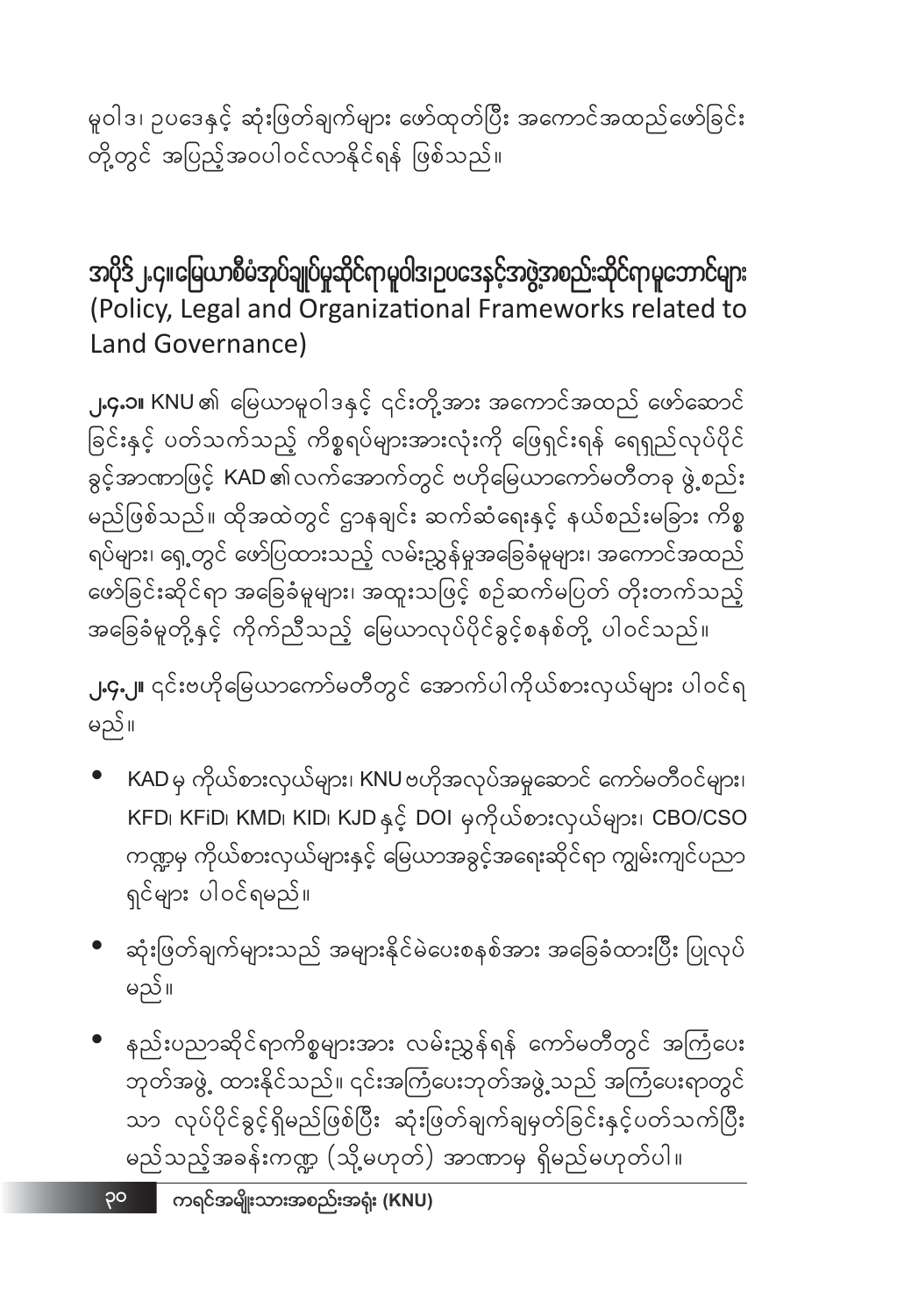မူဝါဒ၊ ဥပဒေနှင့် ဆုံးဖြတ်ချက်များ ဖော်ထုတ်ပြီး အကောင်အထည်ဖော်ခြင်း တို့တွင် အပြည့်အဝပါဝင်လာနိုင်ရန် ဖြစ်သည်။

## အပိုဒ် ၂.၄။ မြေယာစီမံအုပ်ချုပ်မှုဆိုင်ရာမူဝါဒ၊ ဥပဒေနှင့်အဖွဲ့အစည်းဆိုင်ရာမူဘောင်များ (Policy, Legal and Organizational Frameworks related to Land Governance)

**၂.၄.၁။** KNU ၏ မြေယာမူဝါဒနှင့် ၎င်းတို့အား အကောင်အထည် ဖော်ဆောင်ခြင်းနှင့် ပတ်သက်သည့် ကိစ္စရပ်များအားလုံးကို ဖြေရှင်းရန် ရေရှည်လုပ်ပိုင်ခွင့်အာဏာဖြင့် KAD ၏ လက်အောက်တွင် ဗဟိုမြေယာကော်မတီတခု ဖွဲ့စည်းမည်ဖြစ်သည်။ ထိုအထဲတွင် ဌာနချင်း ဆက်ဆံရေးနှင့် နယ်စည်းမခြား ကိစ္စရပ်များ၊ ရှေ့တွင် ဖော်ပြထားသည့် လမ်းညွှန်မှုအခြေခံမှုများ၊ အကောင်အထည်ဖော်ခြင်းဆိုင်ရာ အခြေခံမှုများ၊ အထူးသဖြင့် စဉ်ဆက်မပြတ် တိုးတက်သည့် အခြေခံမှုတို့နှင့် ကိုက်ညီသည့် မြေယာလုပ်ပိုင်ခွင့်စနစ်တို့ ပါဝင်သည်။

**၂.၄.၂။** ၎င်းဗဟိုမြေယာကော်မတီတွင် အောက်ပါကိုယ်စားလှယ်များ ပါဝင်ရမည်။

- KAD မှ ကိုယ်စားလှယ်များ၊ KNU ဗဟိုအလုပ်အမှုဆောင် ကော်မတီဝင်များ၊ KFD၊ KFiD၊ KMD၊ KID၊ KJD နှင့် DOI မှကိုယ်စားလှယ်များ၊ CBO/CSO ကဏ္ဍမှ ကိုယ်စားလှယ်များနှင့် မြေယာအခွင့်အရေးဆိုင်ရာ ကျွမ်းကျင်ပညာရှင်များ ပါဝင်ရမည်။
- ဆုံးဖြတ်ချက်များသည် အများနိုင်မဲပေးစနစ်အား အခြေခံထားပြီး ပြုလုပ်မည်။
- နည်းပညာဆိုင်ရာကိစ္စများအား လမ်းညွှန်ရန် ကော်မတီတွင် အကြံပေးဘုတ်အဖွဲ့ ထားနိုင်သည်။ ၎င်းအကြံပေးဘုတ်အဖွဲ့သည် အကြံပေးရာတွင်သာ လုပ်ပိုင်ခွင့်ရှိမည်ဖြစ်ပြီး ဆုံးဖြတ်ချက်ချမှတ်ခြင်းနှင့်ပတ်သက်ပြီး မည်သည့်အခန်းကဏ္ဍ (သို့မဟုတ်) အာဏာမှ ရှိမည်မဟုတ်ပါ။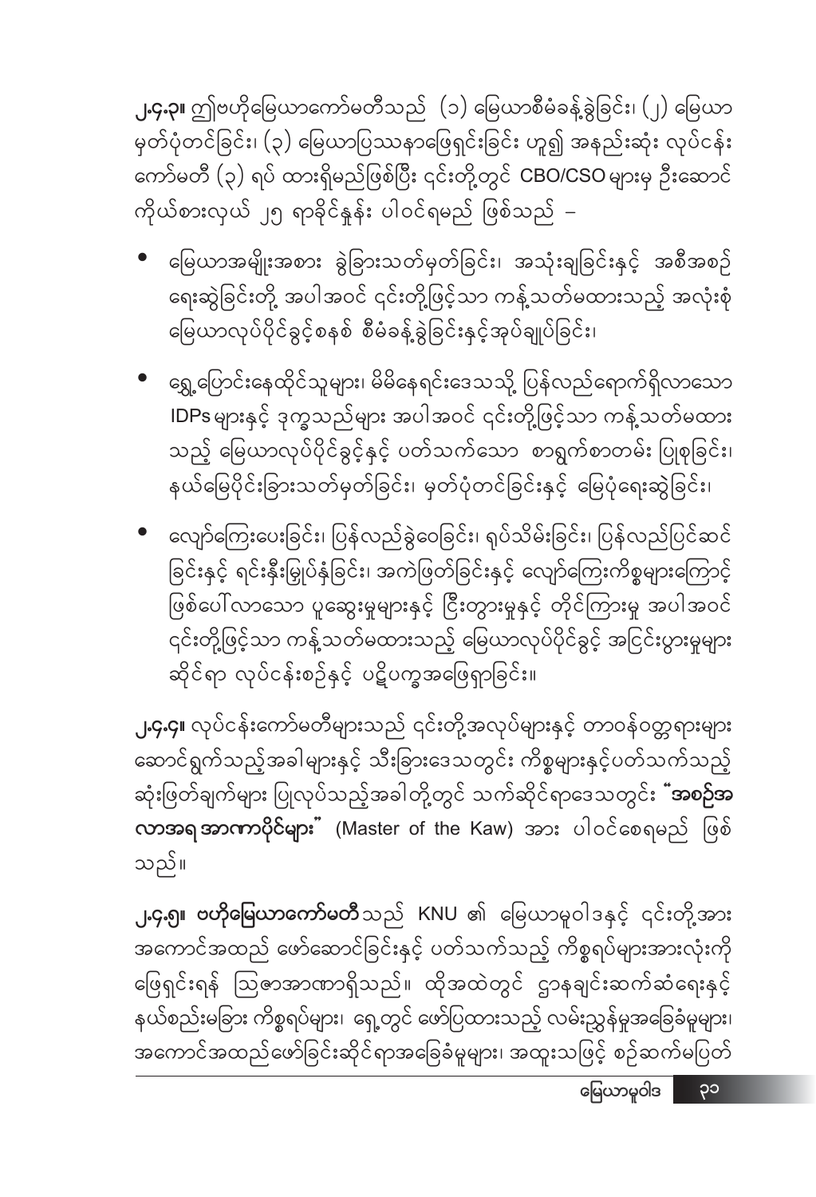**၂.၄.၃။** ဤဗဟိုမြေယာကော်မတီသည် (၁) မြေယာစီမံခန့်ခွဲခြင်း၊ (၂) မြေယာမှတ်ပုံတင်ခြင်း၊ (၃) မြေယာပြဿနာဖြေရှင်းခြင်း ဟူ၍ အနည်းဆုံး လုပ်ငန်းကော်မတီ (၃) ရပ် ထားရှိမည်ဖြစ်ပြီး ၎င်းတို့တွင် CBO/CSO များမှ ဦးဆောင်ကိုယ်စားလှယ် ၂၅ ရာခိုင်နှုန်း ပါဝင်ရမည် ဖြစ်သည် –

- မြေယာအမျိုးအစား ခွဲခြားသတ်မှတ်ခြင်း၊ အသုံးချခြင်းနှင့် အစီအစဉ်ရေးဆွဲခြင်းတို့ အပါအဝင် ၎င်းတို့ဖြင့်သာ ကန့်သတ်မထားသည့် အလုံးစုံမြေယာလုပ်ပိုင်ခွင့်စနစ် စီမံခန့်ခွဲခြင်းနှင့်အုပ်ချုပ်ခြင်း၊
- ရွှေ့ပြောင်းနေထိုင်သူများ၊ မိမိနေရင်းဒေသသို့ ပြန်လည်ရောက်ရှိလာသော IDPs များနှင့် ဒုက္ခသည်များ အပါအဝင် ၎င်းတို့ဖြင့်သာ ကန့်သတ်မထားသည့် မြေယာလုပ်ပိုင်ခွင့်နှင့် ပတ်သက်သော စာရွက်စာတမ်း ပြုစုခြင်း၊ နယ်မြေပိုင်းခြားသတ်မှတ်ခြင်း၊ မှတ်ပုံတင်ခြင်းနှင့် မြေပုံရေးဆွဲခြင်း၊
- လျော်ကြေးပေးခြင်း၊ ပြန်လည်ခွဲဝေခြင်း၊ ရုပ်သိမ်းခြင်း၊ ပြန်လည်ပြင်ဆင်ခြင်းနှင့် ရင်းနှီးမြှုပ်နှံခြင်း၊ အကဲဖြတ်ခြင်းနှင့် လျော်ကြေးကိစ္စများကြောင့် ဖြစ်ပေါ်လာသော ပူဆွေးမှုများနှင့် ငြီးတွားမှုနှင့် တိုင်ကြားမှု အပါအဝင် ၎င်းတို့ဖြင့်သာ ကန့်သတ်မထားသည့် မြေယာလုပ်ပိုင်ခွင့် အငြင်းပွားမှုများဆိုင်ရာ လုပ်ငန်းစဉ်နှင့် ပဋိပက္ခအဖြေရှာခြင်း။

**၂.၄.၄။** လုပ်ငန်းကော်မတီများသည် ၎င်းတို့အလုပ်များနှင့် တာဝန်ဝတ္တရားများ ဆောင်ရွက်သည့်အခါများနှင့် သီးခြားဒေသတွင်း ကိစ္စများနှင့်ပတ်သက်သည့် ဆုံးဖြတ်ချက်များ ပြုလုပ်သည့်အခါတို့တွင် သက်ဆိုင်ရာဒေသတွင်း **"အစဉ်အလာအရ အာဏာပိုင်များ"** (Master of the Kaw) အား ပါဝင်စေရမည် ဖြစ်သည်။

**၂.၄.၅။ ဗဟိုမြေယာကော်မတီ** သည် KNU ၏ မြေယာမူဝါဒနှင့် ၎င်းတို့အား အကောင်အထည် ဖော်ဆောင်ခြင်းနှင့် ပတ်သက်သည့် ကိစ္စရပ်များအားလုံးကို ဖြေရှင်းရန် သြဇာအာဏာရှိသည်။ ထိုအထဲတွင် ဌာနချင်းဆက်ဆံရေးနှင့် နယ်စည်းမခြား ကိစ္စရပ်များ၊ ရှေ့တွင် ဖော်ပြထားသည့် လမ်းညွှန်မှုအခြေခံမှုများ၊ အကောင်အထည်ဖော်ခြင်းဆိုင်ရာအခြေခံမှုများ၊ အထူးသဖြင့် စဉ်ဆက်မပြတ်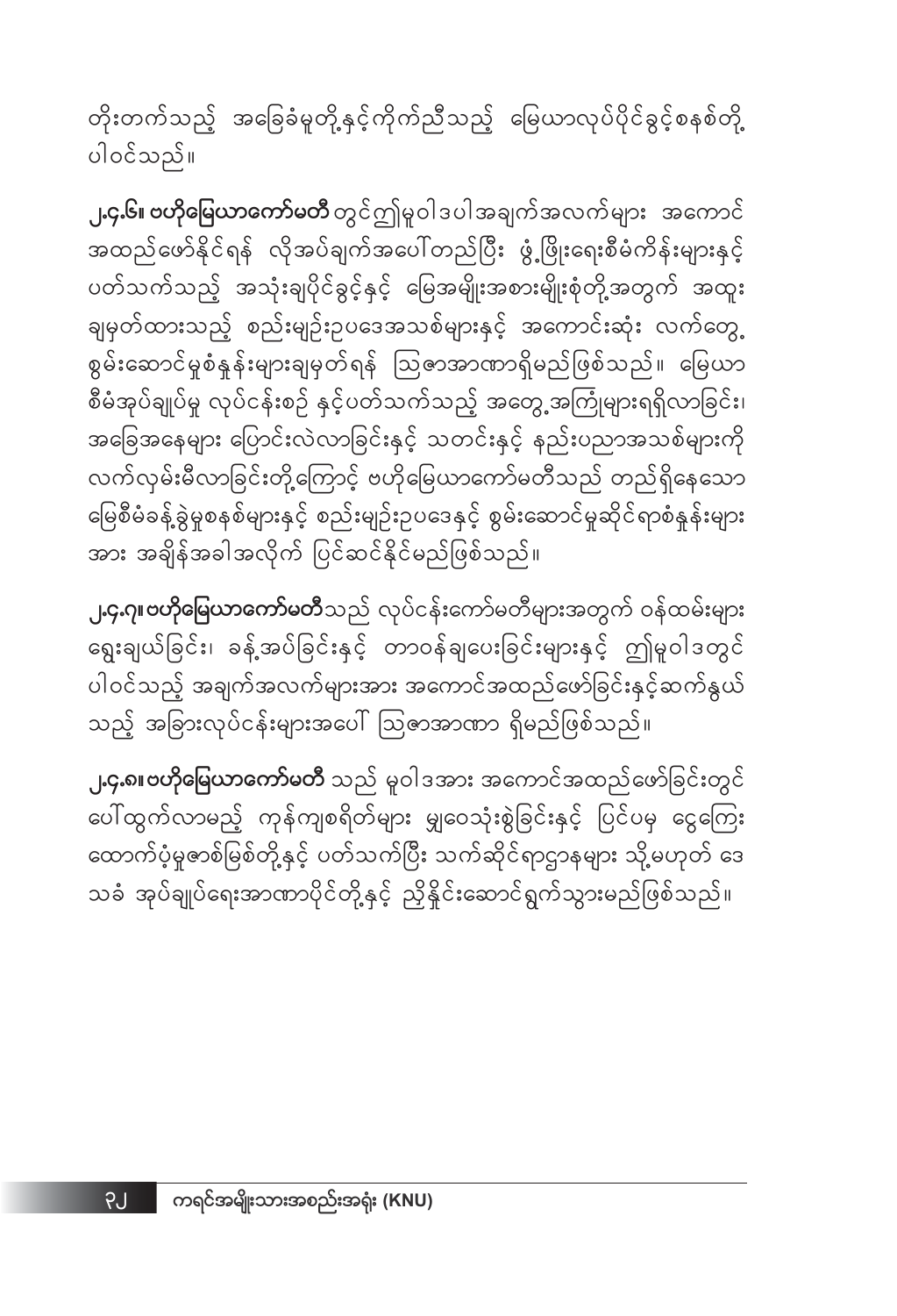တိုးတက်သည့် အခြေခံမူတို့နှင့်ကိုက်ညီသည့် မြေယာလုပ်ပိုင်ခွင့်စနစ်တို့ ပါဝင်သည်။

**၂.၄.၆။ ဗဟိုမြေယာကော်မတီ** တွင်ဤမူဝါဒပါအချက်အလက်များ အကောင် အထည်ဖော်နိုင်ရန် လိုအပ်ချက်အပေါ်တည်ပြီး ဖွံ့ဖြိုးရေးစီမံကိန်းများနှင့် ပတ်သက်သည့် အသုံးချပိုင်ခွင့်နှင့် မြေအမျိုးအစားမျိုးစုံတို့အတွက် အထူး ချမှတ်ထားသည့် စည်းမျဉ်းဥပဒေအသစ်များနှင့် အကောင်းဆုံး လက်တွေ့ စွမ်းဆောင်မှုစံနှုန်းများချမှတ်ရန် ဩဇာအာဏာရှိမည်ဖြစ်သည်။ မြေယာ စီမံအုပ်ချုပ်မှု လုပ်ငန်းစဉ် နှင့်ပတ်သက်သည့် အတွေ့အကြုံများရရှိလာခြင်း၊ အခြေအနေများ ပြောင်းလဲလာခြင်းနှင့် သတင်းနှင့် နည်းပညာအသစ်များကို လက်လှမ်းမီလာခြင်းတို့ကြောင့် ဗဟိုမြေယာကော်မတီသည် တည်ရှိနေသော မြေစီမံခန့်ခွဲမှုစနစ်များနှင့် စည်းမျဉ်းဥပဒေနှင့် စွမ်းဆောင်မှုဆိုင်ရာစံနှုန်းများ အား အချိန်အခါအလိုက် ပြင်ဆင်နိုင်မည်ဖြစ်သည်။

**၂.၄.၇။ ဗဟိုမြေယာကော်မတီ**သည် လုပ်ငန်းကော်မတီများအတွက် ဝန်ထမ်းများ ရွေးချယ်ခြင်း၊ ခန့်အပ်ခြင်းနှင့် တာဝန်ချပေးခြင်းများနှင့် ဤမူဝါဒတွင် ပါဝင်သည့် အချက်အလက်များအား အကောင်အထည်ဖော်ခြင်းနှင့်ဆက်နွယ် သည့် အခြားလုပ်ငန်းများအပေါ် ဩဇာအာဏာ ရှိမည်ဖြစ်သည်။

**၂.၄.၈။ ဗဟိုမြေယာကော်မတီ** သည် မူဝါဒအား အကောင်အထည်ဖော်ခြင်းတွင် ပေါ်ထွက်လာမည့် ကုန်ကျစရိတ်များ မျှဝေသုံးစွဲခြင်းနှင့် ပြင်ပမှ ငွေကြေး ထောက်ပံ့မှုဇာစ်မြစ်တို့နှင့် ပတ်သက်ပြီး သက်ဆိုင်ရာဌာနများ သို့မဟုတ် ဒေ သခံ အုပ်ချုပ်ရေးအာဏာပိုင်တို့နှင့် ညှိနှိုင်းဆောင်ရွက်သွားမည်ဖြစ်သည်။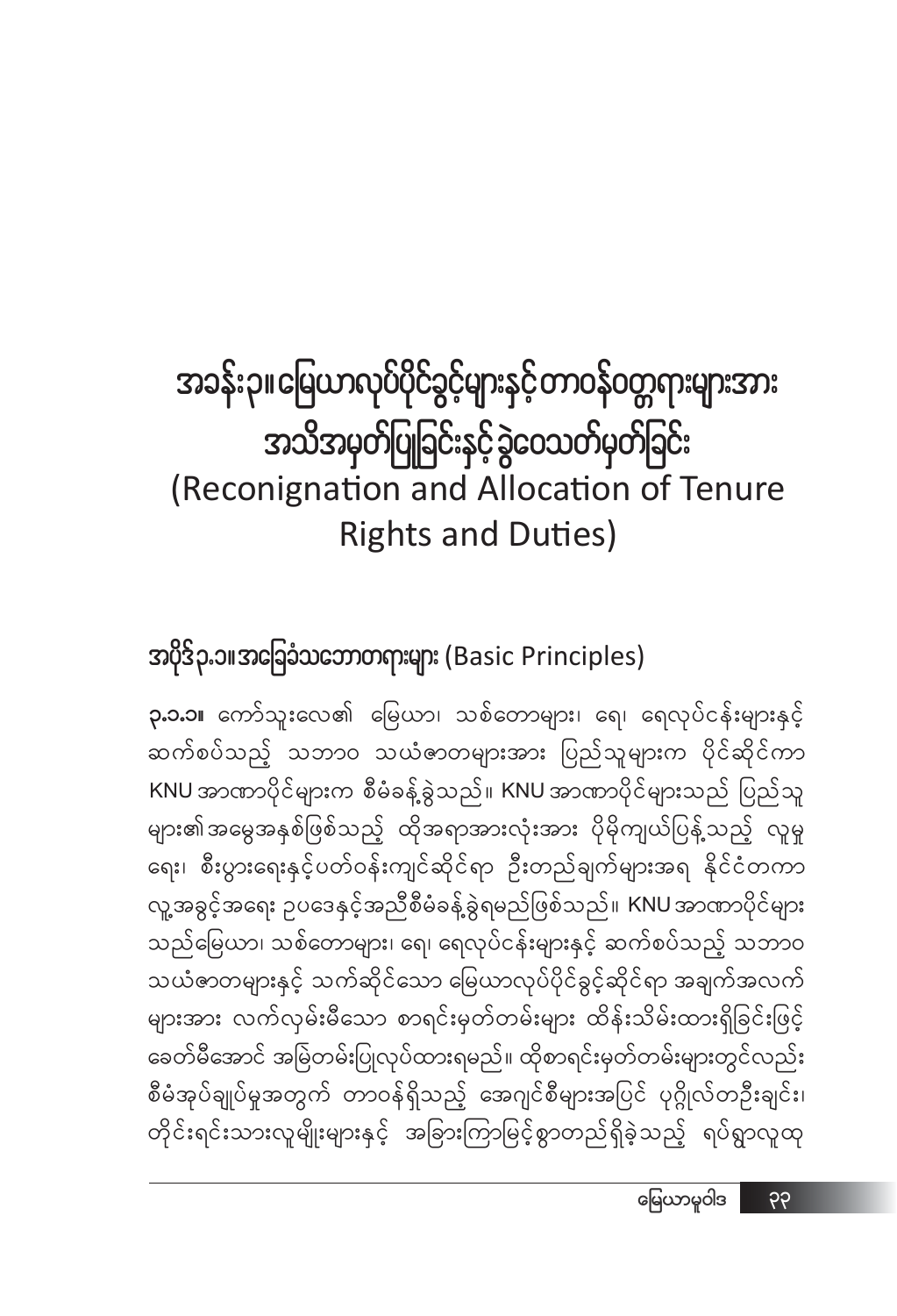# အခန်း၃။ မြေယာလုပ်ပိုင်ခွင့်များနှင့် တာဝန်ဝတ္တရားများအား အသိအမှတ်ပြုခြင်းနှင့် ခွဲဝေသတ်မှတ်ခြင်း (Reconignation and Allocation of Tenure Rights and Duties)

## အပိုဒ်၃.၁။ အခြေခံသဘောတရားများ (Basic Principles)

**၃.၁.၁။** ကော်သူးလေ၏ မြေယာ၊ သစ်တောများ၊ ရေ၊ ရေလုပ်ငန်းများနှင့် ဆက်စပ်သည့် သဘာဝ သယံဇာတများအား ပြည်သူများက ပိုင်ဆိုင်ကာ KNU အာဏာပိုင်များက စီမံခန့်ခွဲသည်။ KNU အာဏာပိုင်များသည် ပြည်သူများ၏ အမွေအနှစ်ဖြစ်သည့် ထိုအရာအားလုံးအား ပိုမိုကျယ်ပြန့်သည့် လူမှုရေး၊ စီးပွားရေးနှင့်ပတ်ဝန်းကျင်ဆိုင်ရာ ဦးတည်ချက်များအရ နိုင်ငံတကာ လူ့အခွင့်အရေး ဥပဒေနှင့်အညီစီမံခန့်ခွဲရမည်ဖြစ်သည်။ KNU အာဏာပိုင်များသည်မြေယာ၊ သစ်တောများ၊ ရေ၊ ရေလုပ်ငန်းများနှင့် ဆက်စပ်သည့် သဘာဝ သယံဇာတများနှင့် သက်ဆိုင်သော မြေယာလုပ်ပိုင်ခွင့်ဆိုင်ရာ အချက်အလက်များအား လက်လှမ်းမီသော စာရင်းမှတ်တမ်းများ ထိန်းသိမ်းထားရှိခြင်းဖြင့် ခေတ်မီအောင် အမြဲတမ်းပြုလုပ်ထားရမည်။ ထိုစာရင်းမှတ်တမ်းများတွင်လည်း စီမံအုပ်ချုပ်မှုအတွက် တာဝန်ရှိသည့် အေဂျင်စီများအပြင် ပုဂ္ဂိုလ်တဦးချင်း၊ တိုင်းရင်းသားလူမျိုးများနှင့် အခြားကြာမြင့်စွာတည်ရှိခဲ့သည့် ရပ်ရွာလူထု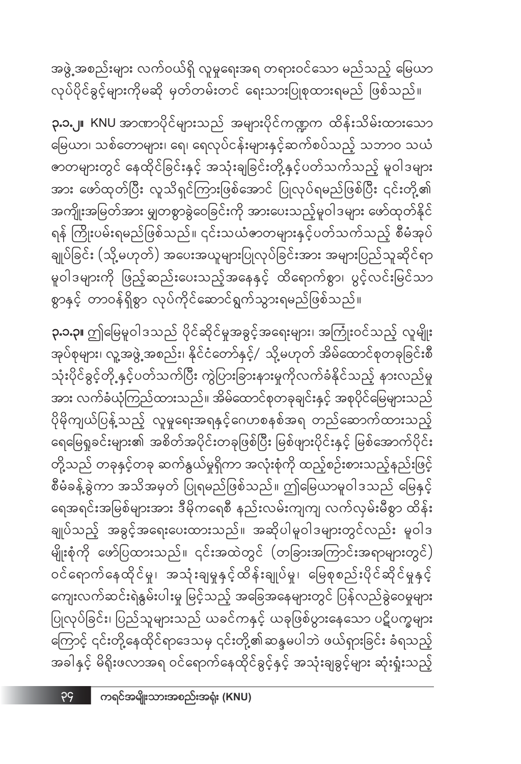အဖွဲ့အစည်းများ လက်ဝယ်ရှိ လူမှုရေးအရ တရားဝင်သော မည်သည့် မြေယာ လုပ်ပိုင်ခွင့်များကိုမဆို မှတ်တမ်းတင် ရေးသားပြုစုထားရမည် ဖြစ်သည်။

**၃.၁.၂။** KNU အာဏာပိုင်များသည် အများပိုင်ကဏ္ဍက ထိန်းသိမ်းထားသော မြေယာ၊ သစ်တောများ၊ ရေ၊ ရေလုပ်ငန်းများနှင့်ဆက်စပ်သည့် သဘာဝ သယံဇာတများတွင် နေထိုင်ခြင်းနှင့် အသုံးချခြင်းတို့နှင့်ပတ်သက်သည့် မူဝါဒများအား ဖော်ထုတ်ပြီး လူသိရှင်ကြားဖြစ်အောင် ပြုလုပ်ရမည်ဖြစ်ပြီး ၎င်းတို့၏ အကျိုးအမြတ်အား မျှတစွာခွဲဝေခြင်းကို အားပေးသည့်မူဝါဒများ ဖော်ထုတ်နိုင်ရန် ကြိုးပမ်းရမည်ဖြစ်သည်။ ၎င်းသယံဇာတများနှင့်ပတ်သက်သည့် စီမံအုပ်ချုပ်ခြင်း (သို့မဟုတ်) အပေးအယူများပြုလုပ်ခြင်းအား အများပြည်သူဆိုင်ရာ မူဝါဒများကို ဖြည့်ဆည်းပေးသည့်အနေနှင့် ထိရောက်စွာ၊ ပွင့်လင်းမြင်သာစွာနှင့် တာဝန်ရှိစွာ လုပ်ကိုင်ဆောင်ရွက်သွားရမည်ဖြစ်သည်။

**၃.၁.၃။** ဤမြေမူဝါဒသည် ပိုင်ဆိုင်မှုအခွင့်အရေးများ၊ အကြိုးဝင်သည့် လူမျိုးအုပ်စုများ၊ လူ့အဖွဲ့အစည်း၊ နိုင်ငံတော်နှင့်/ သို့မဟုတ် အိမ်ထောင်စုတခုခြင်းစီ သုံးပိုင်ခွင့်တို့နှင့်ပတ်သက်ပြီး ကွဲပြားခြားနားမှုကိုလက်ခံနိုင်သည့် နားလည်မှုအား လက်ခံယုံကြည်ထားသည်။ အိမ်ထောင်စုတခုချင်းနှင့် အစုပိုင်မြေများသည် ပိုမိုကျယ်ပြန့်သည့် လူမှုရေးအရနှင့်ဂေဟစနစ်အရ တည်ဆောက်ထားသည့် ရေမြေရှုခင်းများ၏ အစိတ်အပိုင်းတခုဖြစ်ပြီး မြစ်ဖျားပိုင်းနှင့် မြစ်အောက်ပိုင်းတို့သည် တခုနှင့်တခု ဆက်နွယ်မှုရှိကာ အလုံးစုံကို ထည့်စဉ်းစားသည့်နည်းဖြင့် စီမံခန့်ခွဲကာ အသိအမှတ် ပြုရမည်ဖြစ်သည်။ ဤမြေယာမူဝါဒသည် မြေနှင့်ရေအရင်းအမြစ်များအား ဒီမိုကရေစီ နည်းလမ်းကျကျ လက်လှမ်းမီစွာ ထိန်းချုပ်သည့် အခွင့်အရေးပေးထားသည်။ အဆိုပါမူဝါဒများတွင်လည်း မူဝါဒမျိုးစုံကို ဖော်ပြထားသည်။ ၎င်းအထဲတွင် (တခြားအကြောင်းအရာများတွင်) ဝင်ရောက်နေထိုင်မှု၊ အသုံးချမှုနှင့်ထိန်းချုပ်မှု၊ မြေစုစည်းပိုင်ဆိုင်မှုနှင့် ကျေးလက်ဆင်းရဲနွမ်းပါးမှု မြင့်သည့် အခြေအနေများတွင် ပြန်လည်ခွဲဝေမှုများ ပြုလုပ်ခြင်း၊ ပြည်သူများသည် ယခင်ကနှင့် ယခုဖြစ်ပွားနေသော ပဋိပက္ခများကြောင့် ၎င်းတို့နေထိုင်ရာဒေသမှ ၎င်းတို့၏ဆန္ဒမပါဘဲ ဖယ်ရှားခြင်း ခံရသည့်အခါနှင့် မိရိုးဖလာအရ ဝင်ရောက်နေထိုင်ခွင့်နှင့် အသုံးချခွင့်များ ဆုံးရှုံးသည့်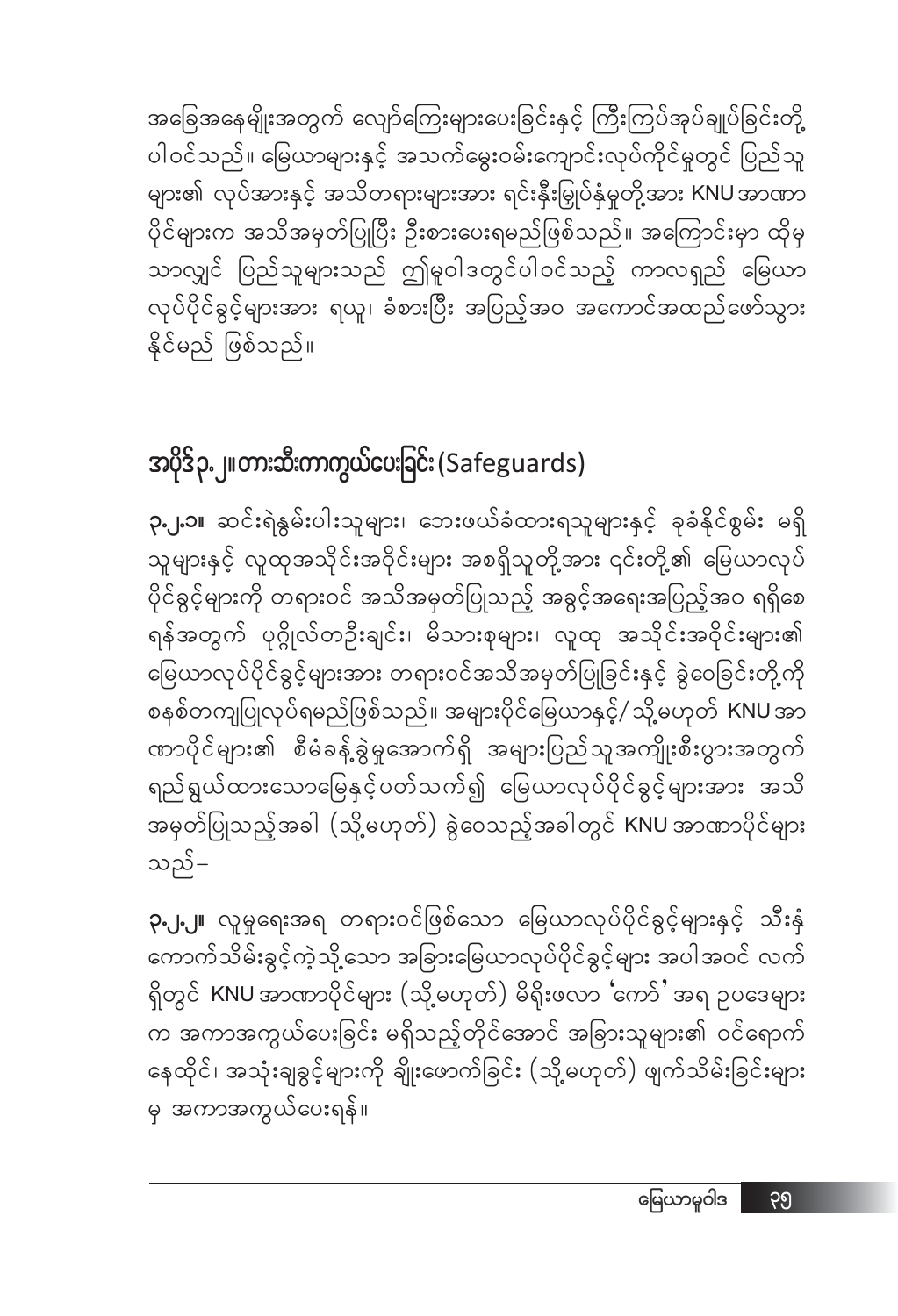အခြေအနေမျိုးအတွက် လျော်ကြေးများပေးခြင်းနှင့် ကြီးကြပ်အုပ်ချုပ်ခြင်းတို့ ပါဝင်သည်။ မြေယာများနှင့် အသက်မွေးဝမ်းကျောင်းလုပ်ကိုင်မှုတွင် ပြည်သူများ၏ လုပ်အားနှင့် အသိတရားများအား ရင်းနှီးမြှုပ်နှံမှုတို့အား KNU အာဏာပိုင်များက အသိအမှတ်ပြုပြီး ဦးစားပေးရမည်ဖြစ်သည်။ အကြောင်းမှာ ထိုမှသာလျှင် ပြည်သူများသည် ဤမူဝါဒတွင်ပါဝင်သည့် ကာလရှည် မြေယာလုပ်ပိုင်ခွင့်များအား ရယူ၊ ခံစားပြီး အပြည့်အဝ အကောင်အထည်ဖော်သွားနိုင်မည် ဖြစ်သည်။

## အပိုဒ်၃.၂။တားဆီးကာကွယ်ပေးခြင်း (Safeguards)

**၃.၂.၁။** ဆင်းရဲနွမ်းပါးသူများ၊ ဘေးဖယ်ခံထားရသူများနှင့် ခုခံနိုင်စွမ်း မရှိသူများနှင့် လူထုအသိုင်းအဝိုင်းများ အစရှိသူတို့အား ၎င်းတို့၏ မြေယာလုပ်ပိုင်ခွင့်များကို တရားဝင် အသိအမှတ်ပြုသည့် အခွင့်အရေးအပြည့်အဝ ရရှိစေရန်အတွက် ပုဂ္ဂိုလ်တဦးချင်း၊ မိသားစုများ၊ လူထု အသိုင်းအဝိုင်းများ၏ မြေယာလုပ်ပိုင်ခွင့်များအား တရားဝင်အသိအမှတ်ပြုခြင်းနှင့် ခွဲဝေခြင်းတို့ကို စနစ်တကျပြုလုပ်ရမည်ဖြစ်သည်။ အများပိုင်မြေယာနှင့်/ သို့မဟုတ် KNU အာဏာပိုင်များ၏ စီမံခန့်ခွဲမှုအောက်ရှိ အများပြည်သူအကျိုးစီးပွားအတွက် ရည်ရွယ်ထားသောမြေနှင့်ပတ်သက်၍ မြေယာလုပ်ပိုင်ခွင့်များအား အသိအမှတ်ပြုသည့်အခါ (သို့မဟုတ်) ခွဲဝေသည့်အခါတွင် KNU အာဏာပိုင်များသည်–

**၃.၂.၂။** လူမှုရေးအရ တရားဝင်ဖြစ်သော မြေယာလုပ်ပိုင်ခွင့်များနှင့် သီးနှံကောက်သိမ်းခွင့်ကဲ့သို့သော အခြားမြေယာလုပ်ပိုင်ခွင့်များ အပါအဝင် လက်ရှိတွင် KNU အာဏာပိုင်များ (သို့မဟုတ်) မိရိုးဖလာ 'ကော်' အရ ဥပဒေများက အကာအကွယ်ပေးခြင်း မရှိသည့်တိုင်အောင် အခြားသူများ၏ ဝင်ရောက်နေထိုင်၊ အသုံးချခွင့်များကို ချိုးဖောက်ခြင်း (သို့မဟုတ်) ဖျက်သိမ်းခြင်းများမှ အကာအကွယ်ပေးရန်။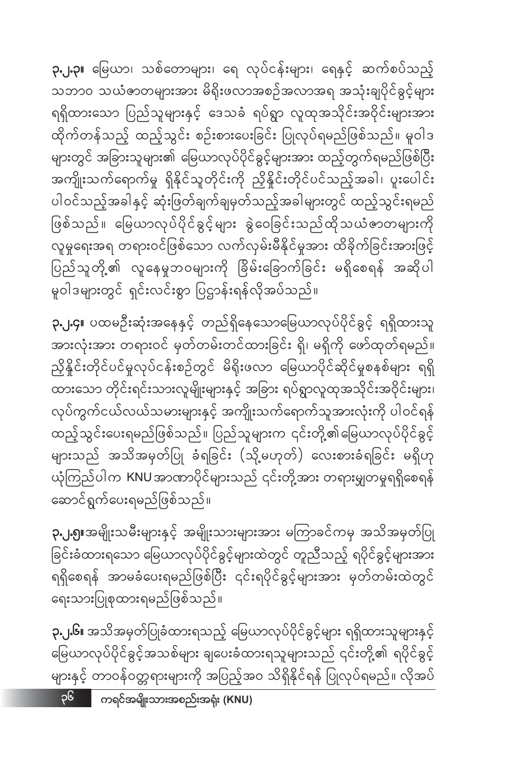**၃.၂.၃။** မြေယာ၊ သစ်တောများ၊ ရေ လုပ်ငန်းများ၊ ရေနှင့် ဆက်စပ်သည့် သဘာဝ သယံဇာတများအား မိရိုးဖလာအစဉ်အလာအရ အသုံးချပိုင်ခွင့်များ ရရှိထားသော ပြည်သူများနှင့် ဒေသခံ ရပ်ရွာ လူထုအသိုင်းအဝိုင်းများအား ထိုက်တန်သည့် ထည့်သွင်း စဉ်းစားပေးခြင်း ပြုလုပ်ရမည်ဖြစ်သည်။ မူဝါဒ များတွင် အခြားသူများ၏ မြေယာလုပ်ပိုင်ခွင့်များအား ထည့်တွက်ရမည်ဖြစ်ပြီး အကျိုးသက်ရောက်မှု ရှိနိုင်သူတိုင်းကို ညှိနှိုင်းတိုင်ပင်သည့်အခါ၊ ပူးပေါင်း ပါဝင်သည့်အခါနှင့် ဆုံးဖြတ်ချက်ချမှတ်သည့်အခါများတွင် ထည့်သွင်းရမည် ဖြစ်သည်။ မြေယာလုပ်ပိုင်ခွင့်များ ခွဲဝေခြင်းသည်ထိုသယံဇာတများကို လူမှုရေးအရ တရားဝင်ဖြစ်သော လက်လှမ်းမီနိုင်မှုအား ထိခိုက်ခြင်းအားဖြင့် ပြည်သူတို့၏ လူနေမှုဘဝများကို ခြိမ်းခြောက်ခြင်း မရှိစေရန် အဆိုပါ မူဝါဒများတွင် ရှင်းလင်းစွာ ပြဋ္ဌာန်းရန်လိုအပ်သည်။

**၃.၂.၄။** ပထမဦးဆုံးအနေနှင့် တည်ရှိနေသောမြေယာလုပ်ပိုင်ခွင့် ရရှိထားသူ အားလုံးအား တရားဝင် မှတ်တမ်းတင်ထားခြင်း ရှိ၊ မရှိကို ဖော်ထုတ်ရမည်။ ညှိနှိုင်းတိုင်ပင်မှုလုပ်ငန်းစဉ်တွင် မိရိုးဖလာ မြေယာပိုင်ဆိုင်မှုစနစ်များ ရရှိ ထားသော တိုင်းရင်းသားလူမျိုးများနှင့် အခြား ရပ်ရွာလူထုအသိုင်းအဝိုင်းများ၊ လုပ်ကွက်ငယ်လယ်သမားများနှင့် အကျိုးသက်ရောက်သူအားလုံးကို ပါဝင်ရန် ထည့်သွင်းပေးရမည်ဖြစ်သည်။ ပြည်သူများက ၄င်းတို့၏မြေယာလုပ်ပိုင်ခွင့် များသည် အသိအမှတ်ပြု ခံရခြင်း (သို့မဟုတ်) လေးစားခံရခြင်း မရှိဟု ယုံကြည်ပါက KNU အာဏာပိုင်များသည် ၄င်းတို့အား တရားမျှတမှုရရှိစေရန် ဆောင်ရွက်ပေးရမည်ဖြစ်သည်။

**၃.၂.၅။** အမျိုးသမီးများနှင့် အမျိုးသားများအား မကြာခင်ကမှ အသိအမှတ်ပြု ခြင်းခံထားရသော မြေယာလုပ်ပိုင်ခွင့်များထဲတွင် တူညီသည့် ရပိုင်ခွင့်များအား ရရှိစေရန် အာမခံပေးရမည်ဖြစ်ပြီး ၄င်းရပိုင်ခွင့်များအား မှတ်တမ်းထဲတွင် ရေးသားပြုစုထားရမည်ဖြစ်သည်။

**၃.၂.၆။** အသိအမှတ်ပြုခံထားရသည့် မြေယာလုပ်ပိုင်ခွင့်များ ရရှိထားသူများနှင့် မြေယာလုပ်ပိုင်ခွင့်အသစ်များ ချပေးခံထားရသူများသည် ၄င်းတို့၏ ရပိုင်ခွင့် များနှင့် တာဝန်ဝတ္တရားများကို အပြည့်အဝ သိရှိနိုင်ရန် ပြုလုပ်ရမည်။ လိုအပ်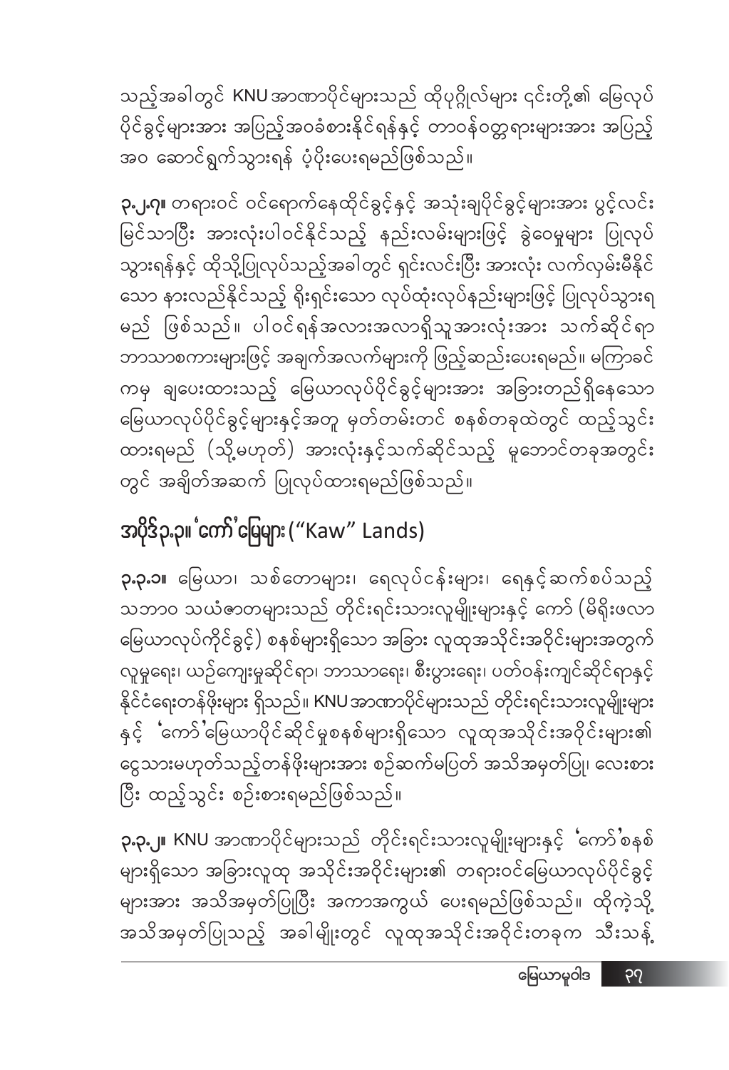သည့်အခါတွင် KNU အာဏာပိုင်များသည် ထိုပုဂ္ဂိုလ်များ ၎င်းတို့၏ မြေလုပ်ပိုင်ခွင့်များအား အပြည့်အဝခံစားနိုင်ရန်နှင့် တာဝန်ဝတ္တရားများအား အပြည့်အဝ ဆောင်ရွက်သွားရန် ပံ့ပိုးပေးရမည်ဖြစ်သည်။

**၃.၂.၇။** တရားဝင် ဝင်ရောက်နေထိုင်ခွင့်နှင့် အသုံးချပိုင်ခွင့်များအား ပွင့်လင်းမြင်သာပြီး အားလုံးပါဝင်နိုင်သည့် နည်းလမ်းများဖြင့် ခွဲဝေမှုများ ပြုလုပ်သွားရန်နှင့် ထိုသို့ပြုလုပ်သည့်အခါတွင် ရှင်းလင်းပြီး အားလုံး လက်လှမ်းမီနိုင်သော နားလည်နိုင်သည့် ရိုးရှင်းသော လုပ်ထုံးလုပ်နည်းများဖြင့် ပြုလုပ်သွားရမည် ဖြစ်သည်။ ပါဝင်ရန်အလားအလာရှိသူအားလုံးအား သက်ဆိုင်ရာ ဘာသာစကားများဖြင့် အချက်အလက်များကို ဖြည့်ဆည်းပေးရမည်။ မကြာခင်ကမှ ချပေးထားသည့် မြေယာလုပ်ပိုင်ခွင့်များအား အခြားတည်ရှိနေသော မြေယာလုပ်ပိုင်ခွင့်များနှင့်အတူ မှတ်တမ်းတင် စနစ်တခုထဲတွင် ထည့်သွင်းထားရမည် (သို့မဟုတ်) အားလုံးနှင့်သက်ဆိုင်သည့် မူဘောင်တခုအတွင်းတွင် အချိတ်အဆက် ပြုလုပ်ထားရမည်ဖြစ်သည်။

## အပိုဒ်၃.၃။ 'ကော်'မြေများ ("Kaw" Lands)

**၃.၃.၁။** မြေယာ၊ သစ်တောများ၊ ရေလုပ်ငန်းများ၊ ရေနှင့်ဆက်စပ်သည့် သဘာဝ သယံဇာတများသည် တိုင်းရင်းသားလူမျိုးများနှင့် ကော် (မိရိုးဖလာ မြေယာလုပ်ကိုင်ခွင့်) စနစ်များရှိသော အခြား လူထုအသိုင်းအဝိုင်းများအတွက် လူမှုရေး၊ ယဉ်ကျေးမှုဆိုင်ရာ၊ ဘာသာရေး၊ စီးပွားရေး၊ ပတ်ဝန်းကျင်ဆိုင်ရာနှင့် နိုင်ငံရေးတန်ဖိုးများ ရှိသည်။ KNU အာဏာပိုင်များသည် တိုင်းရင်းသားလူမျိုးများနှင့် 'ကော်'မြေယာပိုင်ဆိုင်မှုစနစ်များရှိသော လူထုအသိုင်းအဝိုင်းများ၏ ငွေသားမဟုတ်သည့်တန်ဖိုးများအား စဉ်ဆက်မပြတ် အသိအမှတ်ပြု လေးစားပြီး ထည့်သွင်း စဉ်းစားရမည်ဖြစ်သည်။

**၃.၃.၂။** KNU အာဏာပိုင်များသည် တိုင်းရင်းသားလူမျိုးများနှင့် 'ကော်'စနစ်များရှိသော အခြားလူထု အသိုင်းအဝိုင်းများ၏ တရားဝင်မြေယာလုပ်ပိုင်ခွင့်များအား အသိအမှတ်ပြုပြီး အကာအကွယ် ပေးရမည်ဖြစ်သည်။ ထိုကဲ့သို့ အသိအမှတ်ပြုသည့် အခါမျိုးတွင် လူထုအသိုင်းအဝိုင်းတခုက သီးသန့်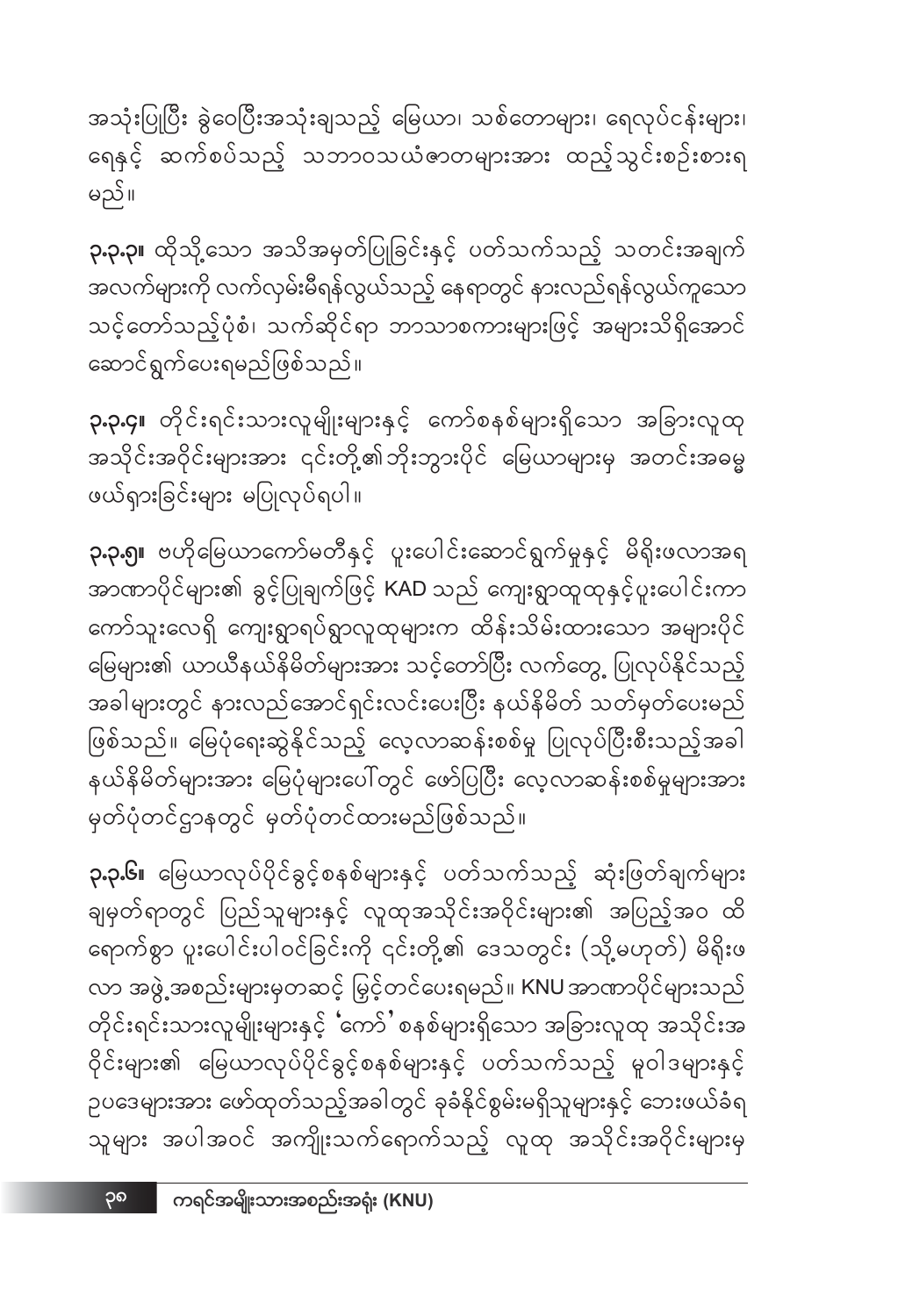အသုံးပြုပြီး ခွဲဝေပြီးအသုံးချသည့် မြေယာ၊ သစ်တောများ၊ ရေလုပ်ငန်းများ၊ ရေနှင့် ဆက်စပ်သည့် သဘာဝသယံဇာတများအား ထည့်သွင်းစဉ်းစားရမည်။

**၃.၃.၃။** ထိုသို့သော အသိအမှတ်ပြုခြင်းနှင့် ပတ်သက်သည့် သတင်းအချက်အလက်များကို လက်လှမ်းမီရန်လွယ်သည့် နေရာတွင် နားလည်ရန်လွယ်ကူသော သင့်တော်သည့်ပုံစံ၊ သက်ဆိုင်ရာ ဘာသာစကားများဖြင့် အများသိရှိအောင် ဆောင်ရွက်ပေးရမည်ဖြစ်သည်။

**၃.၃.၄။** တိုင်းရင်းသားလူမျိုးများနှင့် ကော်စနစ်များရှိသော အခြားလူထုအသိုင်းအဝိုင်းများအား ၎င်းတို့၏ဘိုးဘွားပိုင် မြေယာများမှ အတင်းအဓမ္မဖယ်ရှားခြင်းများ မပြုလုပ်ရပါ။

**၃.၃.၅။** ဗဟိုမြေယာကော်မတီနှင့် ပူးပေါင်းဆောင်ရွက်မှုနှင့် မိရိုးဖလာအရ အာဏာပိုင်များ၏ ခွင့်ပြုချက်ဖြင့် KAD သည် ကျေးရွာထူထုနှင့်ပူးပေါင်းကာ ကော်သူးလေရှိ ကျေးရွာရပ်ရွာလူထုများက ထိန်းသိမ်းထားသော အများပိုင်မြေများ၏ ယာယီနယ်နိမိတ်များအား သင့်တော်ပြီး လက်တွေ့ ပြုလုပ်နိုင်သည့် အခါများတွင် နားလည်အောင်ရှင်းလင်းပေးပြီး နယ်နိမိတ် သတ်မှတ်ပေးမည်ဖြစ်သည်။ မြေပုံရေးဆွဲနိုင်သည့် လေ့လာဆန်းစစ်မှု ပြုလုပ်ပြီးစီးသည့်အခါ နယ်နိမိတ်များအား မြေပုံများပေါ်တွင် ဖော်ပြပြီး လေ့လာဆန်းစစ်မှုများအား မှတ်ပုံတင်ဌာနတွင် မှတ်ပုံတင်ထားမည်ဖြစ်သည်။

**၃.၃.၆။** မြေယာလုပ်ပိုင်ခွင့်စနစ်များနှင့် ပတ်သက်သည့် ဆုံးဖြတ်ချက်များ ချမှတ်ရာတွင် ပြည်သူများနှင့် လူထုအသိုင်းအဝိုင်းများ၏ အပြည့်အဝ ထိရောက်စွာ ပူးပေါင်းပါဝင်ခြင်းကို ၎င်းတို့၏ ဒေသတွင်း (သို့မဟုတ်) မိရိုးဖလာ အဖွဲ့အစည်းများမှတဆင့် မြှင့်တင်ပေးရမည်။ KNU အာဏာပိုင်များသည် တိုင်းရင်းသားလူမျိုးများနှင့် 'ကော်' စနစ်များရှိသော အခြားလူထု အသိုင်းအဝိုင်းများ၏ မြေယာလုပ်ပိုင်ခွင့်စနစ်များနှင့် ပတ်သက်သည့် မူဝါဒများနှင့် ဥပဒေများအား ဖော်ထုတ်သည့်အခါတွင် ခုခံနိုင်စွမ်းမရှိသူများနှင့် ဘေးဖယ်ခံရသူများ အပါအဝင် အကျိုးသက်ရောက်သည့် လူထု အသိုင်းအဝိုင်းများမှ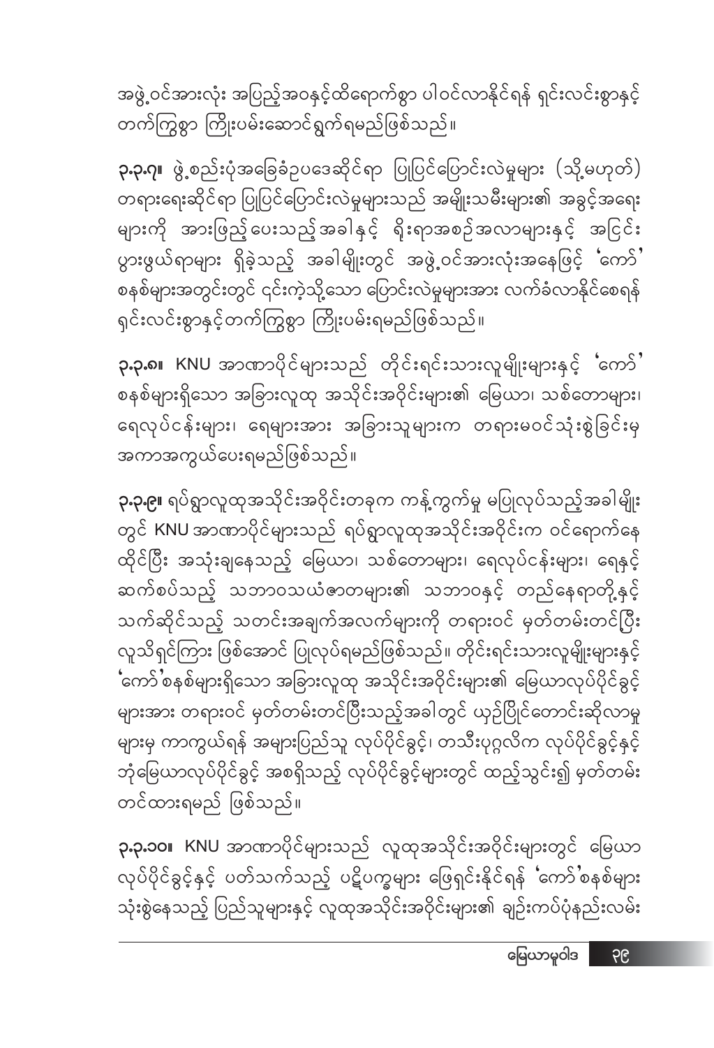အဖွဲ့ဝင်အားလုံး အပြည့်အဝနှင့်ထိရောက်စွာ ပါဝင်လာနိုင်ရန် ရှင်းလင်းစွာနှင့် တက်ကြွစွာ ကြိုးပမ်းဆောင်ရွက်ရမည်ဖြစ်သည်။

**၃.၃.၇။** ဖွဲ့စည်းပုံအခြေခံဥပဒေဆိုင်ရာ ပြုပြင်ပြောင်းလဲမှုများ (သို့မဟုတ်) တရားရေးဆိုင်ရာ ပြုပြင်ပြောင်းလဲမှုများသည် အမျိုးသမီးများ၏ အခွင့်အရေးများကို အားဖြည့်ပေးသည့်အခါနှင့် ရိုးရာအစဉ်အလာများနှင့် အငြင်းပွားဖွယ်ရာများ ရှိခဲ့သည့် အခါမျိုးတွင် အဖွဲ့ဝင်အားလုံးအနေဖြင့် 'ကော်' စနစ်များအတွင်းတွင် ၎င်းကဲ့သို့သော ပြောင်းလဲမှုများအား လက်ခံလာနိုင်စေရန် ရှင်းလင်းစွာနှင့်တက်ကြွစွာ ကြိုးပမ်းရမည်ဖြစ်သည်။

**၃.၃.၈။** KNU အာဏာပိုင်များသည် တိုင်းရင်းသားလူမျိုးများနှင့် 'ကော်' စနစ်များရှိသော အခြားလူထု အသိုင်းအဝိုင်းများ၏ မြေယာ၊ သစ်တောများ၊ ရေလုပ်ငန်းများ၊ ရေများအား အခြားသူများက တရားမဝင်သုံးစွဲခြင်းမှ အကာအကွယ်ပေးရမည်ဖြစ်သည်။

**၃.၃.၉။** ရပ်ရွာလူထုအသိုင်းအဝိုင်းတခုက ကန့်ကွက်မှု မပြုလုပ်သည့်အခါမျိုးတွင် KNU အာဏာပိုင်များသည် ရပ်ရွာလူထုအသိုင်းအဝိုင်းက ဝင်ရောက်နေထိုင်ပြီး အသုံးချနေသည့် မြေယာ၊ သစ်တောများ၊ ရေလုပ်ငန်းများ၊ ရေနှင့် ဆက်စပ်သည့် သဘာဝသယံဇာတများ၏ သဘာဝနှင့် တည်နေရာတို့နှင့် သက်ဆိုင်သည့် သတင်းအချက်အလက်များကို တရားဝင် မှတ်တမ်းတင်ပြီး လူသိရှင်ကြား ဖြစ်အောင် ပြုလုပ်ရမည်ဖြစ်သည်။ တိုင်းရင်းသားလူမျိုးများနှင့် 'ကော်'စနစ်များရှိသော အခြားလူထု အသိုင်းအဝိုင်းများ၏ မြေယာလုပ်ပိုင်ခွင့်များအား တရားဝင် မှတ်တမ်းတင်ပြီးသည့်အခါတွင် ယှဉ်ပြိုင်တောင်းဆိုလာမှုများမှ ကာကွယ်ရန် အများပြည်သူ လုပ်ပိုင်ခွင့်၊ တသီးပုဂ္ဂလိက လုပ်ပိုင်ခွင့်နှင့် ဘုံမြေယာလုပ်ပိုင်ခွင့် အစရှိသည့် လုပ်ပိုင်ခွင့်များတွင် ထည့်သွင်း၍ မှတ်တမ်းတင်ထားရမည် ဖြစ်သည်။

**၃.၃.၁၀။** KNU အာဏာပိုင်များသည် လူထုအသိုင်းအဝိုင်းများတွင် မြေယာလုပ်ပိုင်ခွင့်နှင့် ပတ်သက်သည့် ပဋိပက္ခများ ဖြေရှင်းနိုင်ရန် 'ကော်'စနစ်များ သုံးစွဲနေသည့် ပြည်သူများနှင့် လူထုအသိုင်းအဝိုင်းများ၏ ချဉ်းကပ်ပုံနည်းလမ်း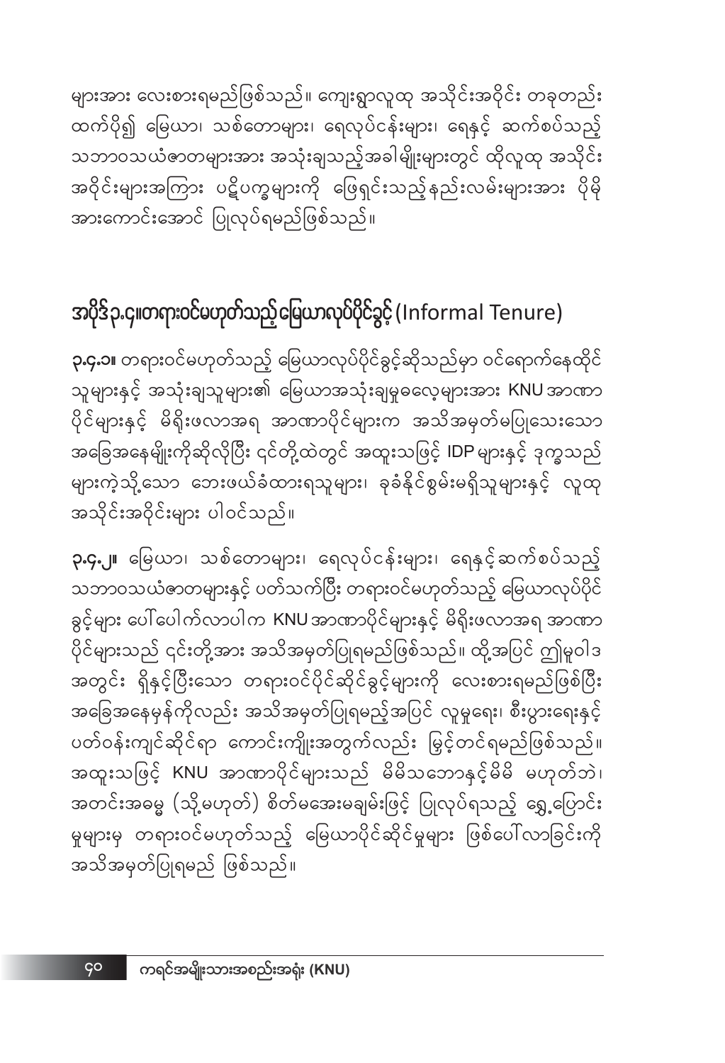များအား လေးစားရမည်ဖြစ်သည်။ ကျေးရွာလူထု အသိုင်းအဝိုင်း တခုတည်း ထက်ပို၍ မြေယာ၊ သစ်တောများ၊ ရေလုပ်ငန်းများ၊ ရေနှင့် ဆက်စပ်သည့် သဘာဝသယံဇာတများအား အသုံးချသည့်အခါမျိုးများတွင် ထိုလူထု အသိုင်း အဝိုင်းများအကြား ပဋိပက္ခများကို ဖြေရှင်းသည့်နည်းလမ်းများအား ပိုမို အားကောင်းအောင် ပြုလုပ်ရမည်ဖြစ်သည်။

## အပိုဒ်၃.၄။တရားဝင်မဟုတ်သည့်မြေယာလုပ်ပိုင်ခွင့် (Informal Tenure)

**၃.၄.၁။** တရားဝင်မဟုတ်သည့် မြေယာလုပ်ပိုင်ခွင့်ဆိုသည်မှာ ဝင်ရောက်နေထိုင် သူများနှင့် အသုံးချသူများ၏ မြေယာအသုံးချမှုဓလေ့များအား KNU အာဏာ ပိုင်များနှင့် မိရိုးဖလာအရ အာဏာပိုင်များက အသိအမှတ်မပြုသေးသော အခြေအနေမျိုးကိုဆိုလိုပြီး ၎င်တို့ထဲတွင် အထူးသဖြင့် IDP များနှင့် ဒုက္ခသည် များကဲ့သို့သော ဘေးဖယ်ခံထားရသူများ၊ ခုခံနိုင်စွမ်းမရှိသူများနှင့် လူထု အသိုင်းအဝိုင်းများ ပါဝင်သည်။

**၃.၄.၂။** မြေယာ၊ သစ်တောများ၊ ရေလုပ်ငန်းများ၊ ရေနှင့်ဆက်စပ်သည့် သဘာဝသယံဇာတများနှင့် ပတ်သက်ပြီး တရားဝင်မဟုတ်သည့် မြေယာလုပ်ပိုင် ခွင့်များ ပေါ်ပေါက်လာပါက KNU အာဏာပိုင်များနှင့် မိရိုးဖလာအရ အာဏာ ပိုင်များသည် ၎င်းတို့အား အသိအမှတ်ပြုရမည်ဖြစ်သည်။ ထို့အပြင် ဤမူဝါဒ အတွင်း ရှိနှင့်ပြီးသော တရားဝင်ပိုင်ဆိုင်ခွင့်များကို လေးစားရမည်ဖြစ်ပြီး အခြေအနေမှန်ကိုလည်း အသိအမှတ်ပြုရမည့်အပြင် လူမှုရေး၊ စီးပွားရေးနှင့် ပတ်ဝန်းကျင်ဆိုင်ရာ ကောင်းကျိုးအတွက်လည်း မြှင့်တင်ရမည်ဖြစ်သည်။ အထူးသဖြင့် KNU အာဏာပိုင်များသည် မိမိသဘောနှင့်မိမိ မဟုတ်ဘဲ၊ အတင်းအဓမ္မ (သို့မဟုတ်) စိတ်မအေးမချမ်းဖြင့် ပြုလုပ်ရသည့် ရွှေ့ပြောင်း မှုများမှ တရားဝင်မဟုတ်သည့် မြေယာပိုင်ဆိုင်မှုများ ဖြစ်ပေါ်လာခြင်းကို အသိအမှတ်ပြုရမည် ဖြစ်သည်။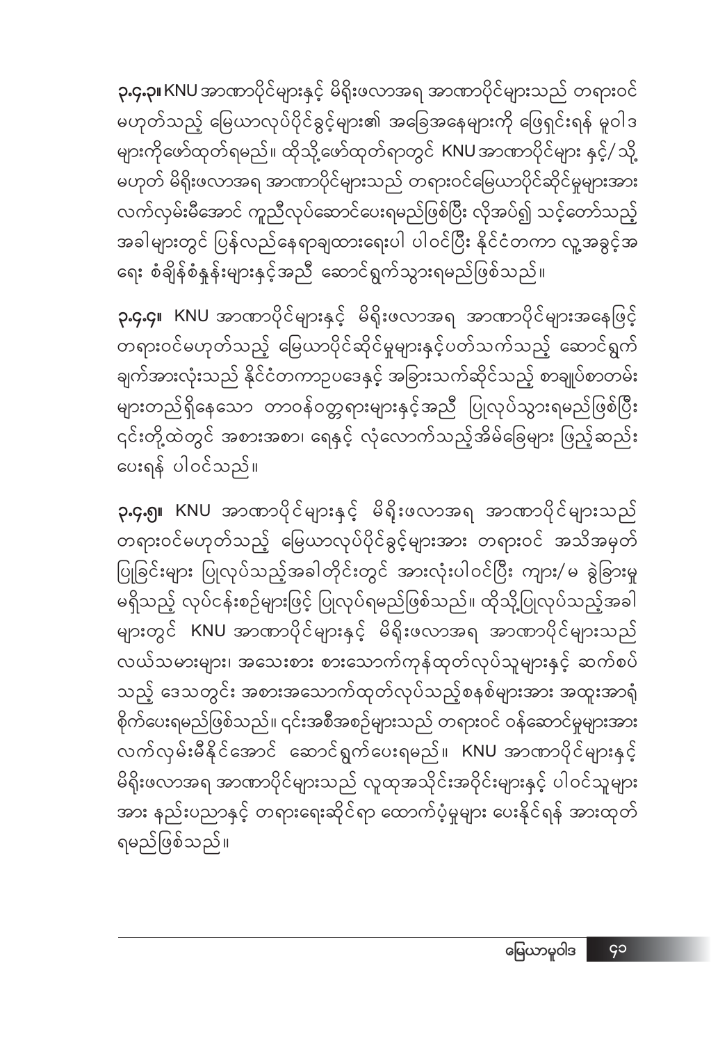**၃.၄.၃။** KNU အာဏာပိုင်များနှင့် မိရိုးဖလာအရ အာဏာပိုင်များသည် တရားဝင်မဟုတ်သည့် မြေယာလုပ်ပိုင်ခွင့်များ၏ အခြေအနေများကို ဖြေရှင်းရန် မူဝါဒများကိုဖော်ထုတ်ရမည်။ ထိုသို့ဖော်ထုတ်ရာတွင် KNU အာဏာပိုင်များ နှင့်/သို့မဟုတ် မိရိုးဖလာအရ အာဏာပိုင်များသည် တရားဝင်မြေယာပိုင်ဆိုင်မှုများအား လက်လှမ်းမီအောင် ကူညီလုပ်ဆောင်ပေးရမည်ဖြစ်ပြီး လိုအပ်၍ သင့်တော်သည့် အခါများတွင် ပြန်လည်နေရာချထားရေးပါ ပါဝင်ပြီး နိုင်ငံတကာ လူ့အခွင့်အရေး စံချိန်စံနှုန်းများနှင့်အညီ ဆောင်ရွက်သွားရမည်ဖြစ်သည်။

**၃.၄.၄။** KNU အာဏာပိုင်များနှင့် မိရိုးဖလာအရ အာဏာပိုင်များအနေဖြင့် တရားဝင်မဟုတ်သည့် မြေယာပိုင်ဆိုင်မှုများနှင့်ပတ်သက်သည့် ဆောင်ရွက်ချက်အားလုံးသည် နိုင်ငံတကာဥပဒေနှင့် အခြားသက်ဆိုင်သည့် စာချုပ်စာတမ်းများတည်ရှိနေသော တာဝန်ဝတ္တရားများနှင့်အညီ ပြုလုပ်သွားရမည်ဖြစ်ပြီး ၎င်းတို့ထဲတွင် အစားအစာ၊ ရေနှင့် လုံလောက်သည့်အိမ်ခြေများ ဖြည့်ဆည်းပေးရန် ပါဝင်သည်။

**၃.၄.၅။** KNU အာဏာပိုင်များနှင့် မိရိုးဖလာအရ အာဏာပိုင်များသည် တရားဝင်မဟုတ်သည့် မြေယာလုပ်ပိုင်ခွင့်များအား တရားဝင် အသိအမှတ်ပြုခြင်းများ ပြုလုပ်သည့်အခါတိုင်းတွင် အားလုံးပါဝင်ပြီး ကျား/မ ခွဲခြားမှုမရှိသည့် လုပ်ငန်းစဉ်များဖြင့် ပြုလုပ်ရမည်ဖြစ်သည်။ ထိုသို့ပြုလုပ်သည့်အခါများတွင် KNU အာဏာပိုင်များနှင့် မိရိုးဖလာအရ အာဏာပိုင်များသည် လယ်သမားများ၊ အသေးစား စားသောက်ကုန်ထုတ်လုပ်သူများနှင့် ဆက်စပ်သည့် ဒေသတွင်း အစားအသောက်ထုတ်လုပ်သည့်စနစ်များအား အထူးအာရုံစိုက်ပေးရမည်ဖြစ်သည်။ ၎င်းအစီအစဉ်များသည် တရားဝင် ဝန်ဆောင်မှုများအား လက်လှမ်းမီနိုင်အောင် ဆောင်ရွက်ပေးရမည်။ KNU အာဏာပိုင်များနှင့် မိရိုးဖလာအရ အာဏာပိုင်များသည် လူထုအသိုင်းအဝိုင်းများနှင့် ပါဝင်သူများအား နည်းပညာနှင့် တရားရေးဆိုင်ရာ ထောက်ပံ့မှုများ ပေးနိုင်ရန် အားထုတ်ရမည်ဖြစ်သည်။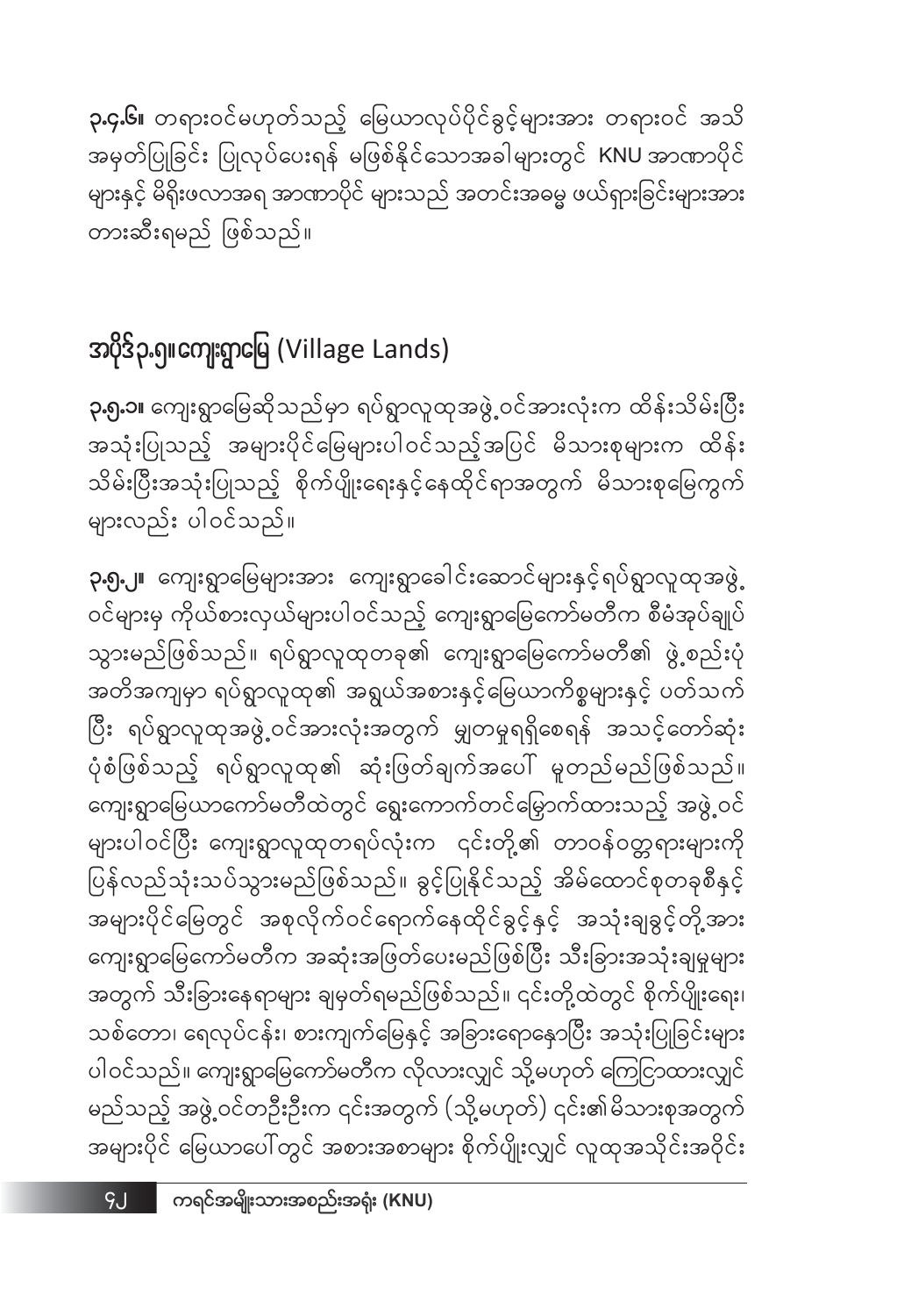**၃.၄.၆။** တရားဝင်မဟုတ်သည့် မြေယာလုပ်ပိုင်ခွင့်များအား တရားဝင် အသိအမှတ်ပြုခြင်း ပြုလုပ်ပေးရန် မဖြစ်နိုင်သောအခါများတွင် KNU အာဏာပိုင်များနှင့် မိရိုးဖလာအရ အာဏာပိုင် များသည် အတင်းအဓမ္မ ဖယ်ရှားခြင်းများအား တားဆီးရမည် ဖြစ်သည်။

## အပိုဒ်၃.၅။ ကျေးရွာမြေ (Village Lands)

**၃.၅.၁။** ကျေးရွာမြေဆိုသည်မှာ ရပ်ရွာလူထုအဖွဲ့ဝင်အားလုံးက ထိန်းသိမ်းပြီး အသုံးပြုသည့် အများပိုင်မြေများပါဝင်သည့်အပြင် မိသားစုများက ထိန်းသိမ်းပြီးအသုံးပြုသည့် စိုက်ပျိုးရေးနှင့်နေထိုင်ရာအတွက် မိသားစုမြေကွက်များလည်း ပါဝင်သည်။

**၃.၅.၂။** ကျေးရွာမြေများအား ကျေးရွာခေါင်းဆောင်များနှင့်ရပ်ရွာလူထုအဖွဲ့ဝင်များမှ ကိုယ်စားလှယ်များပါဝင်သည့် ကျေးရွာမြေကော်မတီက စီမံအုပ်ချုပ်သွားမည်ဖြစ်သည်။ ရပ်ရွာလူထုတခု၏ ကျေးရွာမြေကော်မတီ၏ ဖွဲ့စည်းပုံအတိအကျမှာ ရပ်ရွာလူထု၏ အရွယ်အစားနှင့်မြေယာကိစ္စများနှင့် ပတ်သက်ပြီး ရပ်ရွာလူထုအဖွဲ့ဝင်အားလုံးအတွက် မျှတမှုရရှိစေရန် အသင့်တော်ဆုံးပုံစံဖြစ်သည့် ရပ်ရွာလူထု၏ ဆုံးဖြတ်ချက်အပေါ် မူတည်မည်ဖြစ်သည်။ ကျေးရွာမြေယာကော်မတီထဲတွင် ရွေးကောက်တင်မြှောက်ထားသည့် အဖွဲ့ဝင်များပါဝင်ပြီး ကျေးရွာလူထုတရပ်လုံးက ၎င်းတို့၏ တာဝန်ဝတ္တရားများကို ပြန်လည်သုံးသပ်သွားမည်ဖြစ်သည်။ ခွင့်ပြုနိုင်သည့် အိမ်ထောင်စုတခုစီနှင့် အများပိုင်မြေတွင် အစုလိုက်ဝင်ရောက်နေထိုင်ခွင့်နှင့် အသုံးချခွင့်တို့အား ကျေးရွာမြေကော်မတီက အဆုံးအဖြတ်ပေးမည်ဖြစ်ပြီး သီးခြားအသုံးချမှုများအတွက် သီးခြားနေရာများ ချမှတ်ရမည်ဖြစ်သည်။ ၎င်းတို့ထဲတွင် စိုက်ပျိုးရေး၊ သစ်တော၊ ရေလုပ်ငန်း၊ စားကျက်မြေနှင့် အခြားရောနှောပြီး အသုံးပြုခြင်းများပါဝင်သည်။ ကျေးရွာမြေကော်မတီက လိုလားလျှင် သို့မဟုတ် ကြေငြာထားလျှင် မည်သည့် အဖွဲ့ဝင်တဦးဦးက ၎င်းအတွက် (သို့မဟုတ်) ၎င်း၏မိသားစုအတွက် အများပိုင် မြေယာပေါ်တွင် အစားအစာများ စိုက်ပျိုးလျှင် လူထုအသိုင်းအဝိုင်း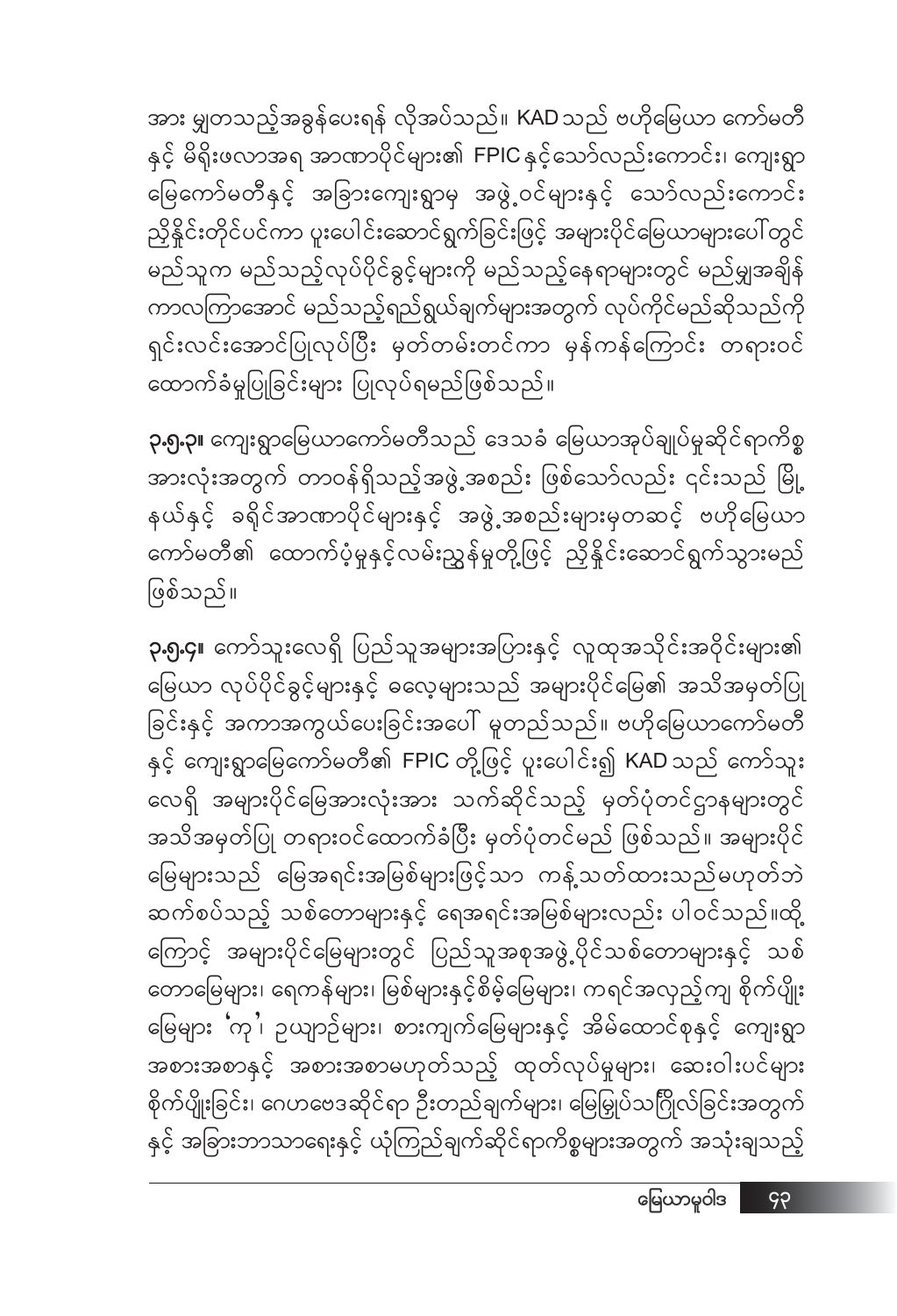အား မျှတသည့်အခွန်ပေးရန် လိုအပ်သည်။ KAD သည် ဗဟိုမြေယာ ကော်မတီနှင့် မိရိုးဖလာအရ အာဏာပိုင်များ၏ FPIC နှင့်သော်လည်းကောင်း၊ ကျေးရွာမြေကော်မတီနှင့် အခြားကျေးရွာမှ အဖွဲ့ဝင်များနှင့် သော်လည်းကောင်း ညှိနှိုင်းတိုင်ပင်ကာ ပူးပေါင်းဆောင်ရွက်ခြင်းဖြင့် အများပိုင်မြေယာများပေါ်တွင် မည်သူက မည်သည့်လုပ်ပိုင်ခွင့်များကို မည်သည့်နေရာများတွင် မည်မျှအချိန်ကာလကြာအောင် မည်သည့်ရည်ရွယ်ချက်များအတွက် လုပ်ကိုင်မည်ဆိုသည်ကို ရှင်းလင်းအောင်ပြုလုပ်ပြီး မှတ်တမ်းတင်ကာ မှန်ကန်ကြောင်း တရားဝင်ထောက်ခံမှုပြုခြင်းများ ပြုလုပ်ရမည်ဖြစ်သည်။

**၃.၅.၃။** ကျေးရွာမြေယာကော်မတီသည် ဒေသခံ မြေယာအုပ်ချုပ်မှုဆိုင်ရာကိစ္စအားလုံးအတွက် တာဝန်ရှိသည့်အဖွဲ့အစည်း ဖြစ်သော်လည်း ၎င်းသည် မြို့နယ်နှင့် ခရိုင်အာဏာပိုင်များနှင့် အဖွဲ့အစည်းများမှတဆင့် ဗဟိုမြေယာကော်မတီ၏ ထောက်ပံ့မှုနှင့်လမ်းညွှန်မှုတို့ဖြင့် ညှိနှိုင်းဆောင်ရွက်သွားမည်ဖြစ်သည်။

**၃.၅.၄။** ကော်သူးလေရှိ ပြည်သူအများအပြားနှင့် လူထုအသိုင်းအဝိုင်းများ၏ မြေယာ လုပ်ပိုင်ခွင့်များနှင့် ဓလေ့များသည် အများပိုင်မြေ၏ အသိအမှတ်ပြုခြင်းနှင့် အကာအကွယ်ပေးခြင်းအပေါ် မူတည်သည်။ ဗဟိုမြေယာကော်မတီနှင့် ကျေးရွာမြေကော်မတီ၏ FPIC တို့ဖြင့် ပူးပေါင်း၍ KAD သည် ကော်သူးလေရှိ အများပိုင်မြေအားလုံးအား သက်ဆိုင်သည့် မှတ်ပုံတင်ဌာနများတွင် အသိအမှတ်ပြု တရားဝင်ထောက်ခံပြီး မှတ်ပုံတင်မည် ဖြစ်သည်။ အများပိုင်မြေများသည် မြေအရင်းအမြစ်များဖြင့်သာ ကန့်သတ်ထားသည်မဟုတ်ဘဲ ဆက်စပ်သည့် သစ်တောများနှင့် ရေအရင်းအမြစ်များလည်း ပါဝင်သည်။ထို့ကြောင့် အများပိုင်မြေများတွင် ပြည်သူအစုအဖွဲ့ပိုင်သစ်တောများနှင့် သစ်တောမြေများ၊ ရေကန်များ၊ မြစ်များနှင့်စိမ့်မြေများ၊ ကရင်အလှည့်ကျ စိုက်ပျိုးမြေများ 'ကု'၊ ဥယျာဉ်များ၊ စားကျက်မြေများနှင့် အိမ်ထောင်စုနှင့် ကျေးရွာအစားအစာနှင့် အစားအစာမဟုတ်သည့် ထုတ်လုပ်မှုများ၊ ဆေးဝါးပင်များစိုက်ပျိုးခြင်း၊ ဂေဟဗေဒဆိုင်ရာ ဦးတည်ချက်များ၊ မြေမြှုပ်သင်္ဂြိုလ်ခြင်းအတွက်နှင့် အခြားဘာသာရေးနှင့် ယုံကြည်ချက်ဆိုင်ရာကိစ္စများအတွက် အသုံးချသည့်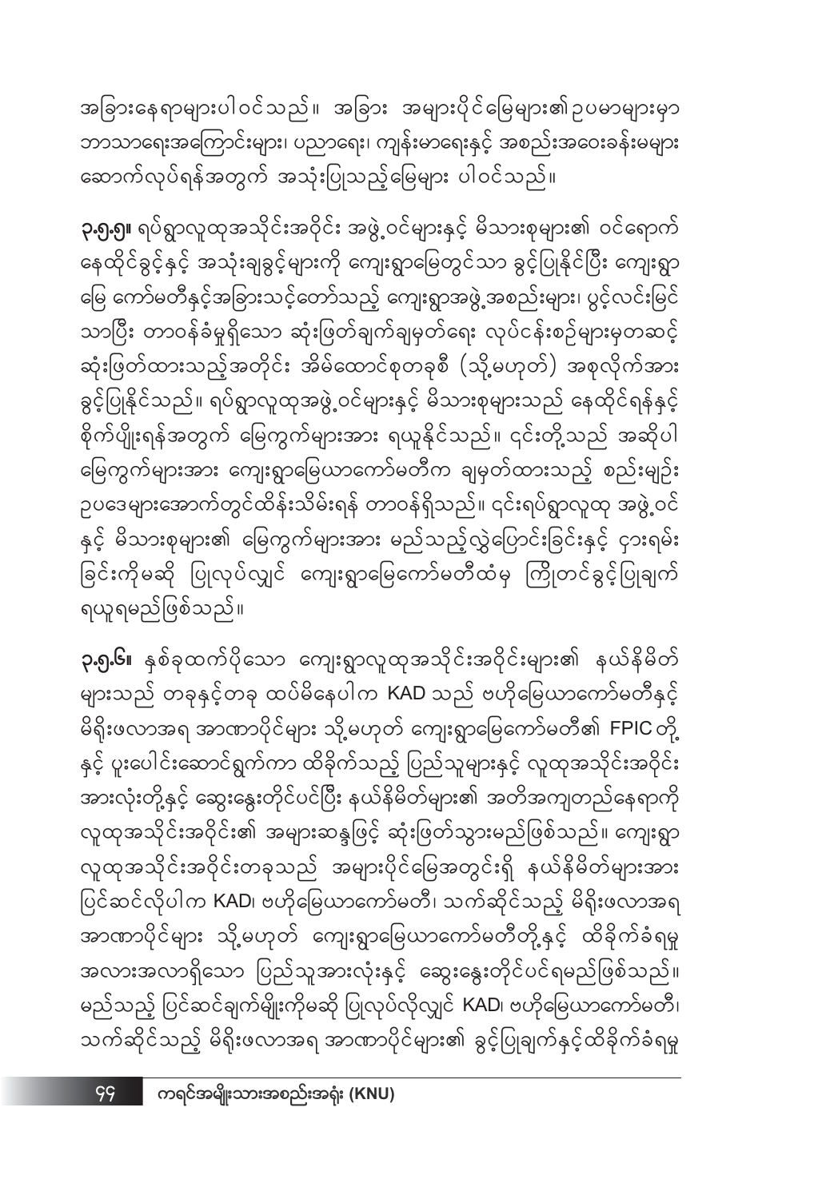အခြားနေရာများပါဝင်သည်။ အခြား အများပိုင်မြေများ၏ဥပမာများမှာ ဘာသာရေးအကြောင်းများ၊ ပညာရေး၊ ကျန်းမာရေးနှင့် အစည်းအဝေးခန်းမများ ဆောက်လုပ်ရန်အတွက် အသုံးပြုသည့်မြေများ ပါဝင်သည်။

**၃.၅.၅။** ရပ်ရွာလူထုအသိုင်းအဝိုင်း အဖွဲ့ဝင်များနှင့် မိသားစုများ၏ ဝင်ရောက်နေထိုင်ခွင့်နှင့် အသုံးချခွင့်များကို ကျေးရွာမြေတွင်သာ ခွင့်ပြုနိုင်ပြီး ကျေးရွာမြေ ကော်မတီနှင့်အခြားသင့်တော်သည့် ကျေးရွာအဖွဲ့အစည်းများ၊ ပွင့်လင်းမြင်သာပြီး တာဝန်ခံမှုရှိသော ဆုံးဖြတ်ချက်ချမှတ်ရေး လုပ်ငန်းစဉ်များမှတဆင့် ဆုံးဖြတ်ထားသည့်အတိုင်း အိမ်ထောင်စုတခုစီ (သို့မဟုတ်) အစုလိုက်အား ခွင့်ပြုနိုင်သည်။ ရပ်ရွာလူထုအဖွဲ့ဝင်များနှင့် မိသားစုများသည် နေထိုင်ရန်နှင့် စိုက်ပျိုးရန်အတွက် မြေကွက်များအား ရယူနိုင်သည်။ ၎င်းတို့သည် အဆိုပါ မြေကွက်များအား ကျေးရွာမြေယာကော်မတီက ချမှတ်ထားသည့် စည်းမျဉ်းဥပဒေများအောက်တွင်ထိန်းသိမ်းရန် တာဝန်ရှိသည်။ ၎င်းရပ်ရွာလူထု အဖွဲ့ဝင်နှင့် မိသားစုများ၏ မြေကွက်များအား မည်သည့်လွှဲပြောင်းခြင်းနှင့် ငှားရမ်းခြင်းကိုမဆို ပြုလုပ်လျှင် ကျေးရွာမြေကော်မတီထံမှ ကြိုတင်ခွင့်ပြုချက် ရယူရမည်ဖြစ်သည်။

**၃.၅.၆။** နှစ်ခုထက်ပိုသော ကျေးရွာလူထုအသိုင်းအဝိုင်းများ၏ နယ်နိမိတ်များသည် တခုနှင့်တခု ထပ်မိနေပါက KAD သည် ဗဟိုမြေယာကော်မတီနှင့် မိရိုးဖလာအရ အာဏာပိုင်များ သို့မဟုတ် ကျေးရွာမြေကော်မတီ၏ FPIC တို့နှင့် ပူးပေါင်းဆောင်ရွက်ကာ ထိခိုက်သည့် ပြည်သူများနှင့် လူထုအသိုင်းအဝိုင်းအားလုံးတို့နှင့် ဆွေးနွေးတိုင်ပင်ပြီး နယ်နိမိတ်များ၏ အတိအကျတည်နေရာကို လူထုအသိုင်းအဝိုင်း၏ အများဆန္ဒဖြင့် ဆုံးဖြတ်သွားမည်ဖြစ်သည်။ ကျေးရွာလူထုအသိုင်းအဝိုင်းတခုသည် အများပိုင်မြေအတွင်းရှိ နယ်နိမိတ်များအား ပြင်ဆင်လိုပါက KAD၊ ဗဟိုမြေယာကော်မတီ၊ သက်ဆိုင်သည့် မိရိုးဖလာအရ အာဏာပိုင်များ သို့မဟုတ် ကျေးရွာမြေယာကော်မတီတို့နှင့် ထိခိုက်ခံရမှု အလားအလာရှိသော ပြည်သူအားလုံးနှင့် ဆွေးနွေးတိုင်ပင်ရမည်ဖြစ်သည်။ မည်သည့် ပြင်ဆင်ချက်မျိုးကိုမဆို ပြုလုပ်လိုလျှင် KAD၊ ဗဟိုမြေယာကော်မတီ၊ သက်ဆိုင်သည့် မိရိုးဖလာအရ အာဏာပိုင်များ၏ ခွင့်ပြုချက်နှင့်ထိခိုက်ခံရမှု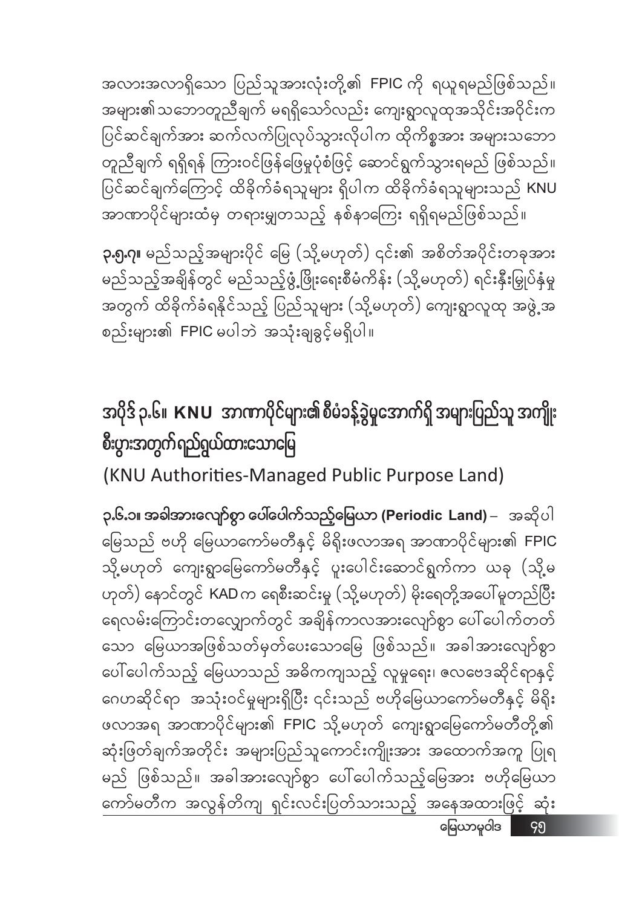အလားအလာရှိသော ပြည်သူအားလုံးတို့၏ FPIC ကို ရယူရမည်ဖြစ်သည်။ အများ၏သဘောတူညီချက် မရရှိသော်လည်း ကျေးရွာလူထုအသိုင်းအဝိုင်းက ပြင်ဆင်ချက်အား ဆက်လက်ပြုလုပ်သွားလိုပါက ထိုကိစ္စအား အများသဘောတူညီချက် ရရှိရန် ကြားဝင်ဖြန်ဖြေမှုပုံစံဖြင့် ဆောင်ရွက်သွားရမည် ဖြစ်သည်။ ပြင်ဆင်ချက်ကြောင့် ထိခိုက်ခံရသူများ ရှိပါက ထိခိုက်ခံရသူများသည် KNU အာဏာပိုင်များထံမှ တရားမျှတသည့် နစ်နာကြေး ရရှိရမည်ဖြစ်သည်။

**၃.၅.၇။** မည်သည့်အများပိုင် မြေ (သို့မဟုတ်) ၎င်း၏ အစိတ်အပိုင်းတခုအား မည်သည့်အချိန်တွင် မည်သည့်ဖွံ့ဖြိုးရေးစီမံကိန်း (သို့မဟုတ်) ရင်းနှီးမြှုပ်နှံမှု အတွက် ထိခိုက်ခံရနိုင်သည့် ပြည်သူများ (သို့မဟုတ်) ကျေးရွာလူထု အဖွဲ့အစည်းများ၏ FPIC မပါဘဲ အသုံးချခွင့်မရှိပါ။

## အပိုဒ် ၃.၆။ KNU အာဏာပိုင်များ၏ စီမံခန့်ခွဲမှုအောက်ရှိ အများပြည်သူ အကျိုးစီးပွားအတွက်ရည်ရွယ်ထားသောမြေ

(KNU Authorities-Managed Public Purpose Land)

**၃.၆.၁။ အခါအားလျော်စွာ ပေါ်ပေါက်သည့်မြေယာ (Periodic Land)** – အဆိုပါ မြေသည် ဗဟို မြေယာကော်မတီနှင့် မိရိုးဖလာအရ အာဏာပိုင်များ၏ FPIC သို့မဟုတ် ကျေးရွာမြေကော်မတီနှင့် ပူးပေါင်းဆောင်ရွက်ကာ ယခု (သို့မဟုတ်) နောင်တွင် KAD က ရေစီးဆင်းမှု (သို့မဟုတ်) မိုးရေတို့အပေါ် မူတည်ပြီး ရေလမ်းကြောင်းတလျှောက်တွင် အချိန်ကာလအားလျော်စွာ ပေါ်ပေါက်တတ်သော မြေယာအဖြစ်သတ်မှတ်ပေးသောမြေ ဖြစ်သည်။ အခါအားလျော်စွာ ပေါ်ပေါက်သည့် မြေယာသည် အဓိကကျသည့် လူမှုရေး၊ ဇလဗေဒဆိုင်ရာနှင့် ဂေဟဆိုင်ရာ အသုံးဝင်မှုများရှိပြီး ၎င်းသည် ဗဟိုမြေယာကော်မတီနှင့် မိရိုးဖလာအရ အာဏာပိုင်များ၏ FPIC သို့မဟုတ် ကျေးရွာမြေကော်မတီတို့၏ ဆုံးဖြတ်ချက်အတိုင်း အများပြည်သူကောင်းကျိုးအား အထောက်အကူ ပြုရမည် ဖြစ်သည်။ အခါအားလျော်စွာ ပေါ်ပေါက်သည့်မြေအား ဗဟိုမြေယာကော်မတီက အလွန်တိကျ ရှင်းလင်းပြတ်သားသည့် အနေအထားဖြင့် ဆုံး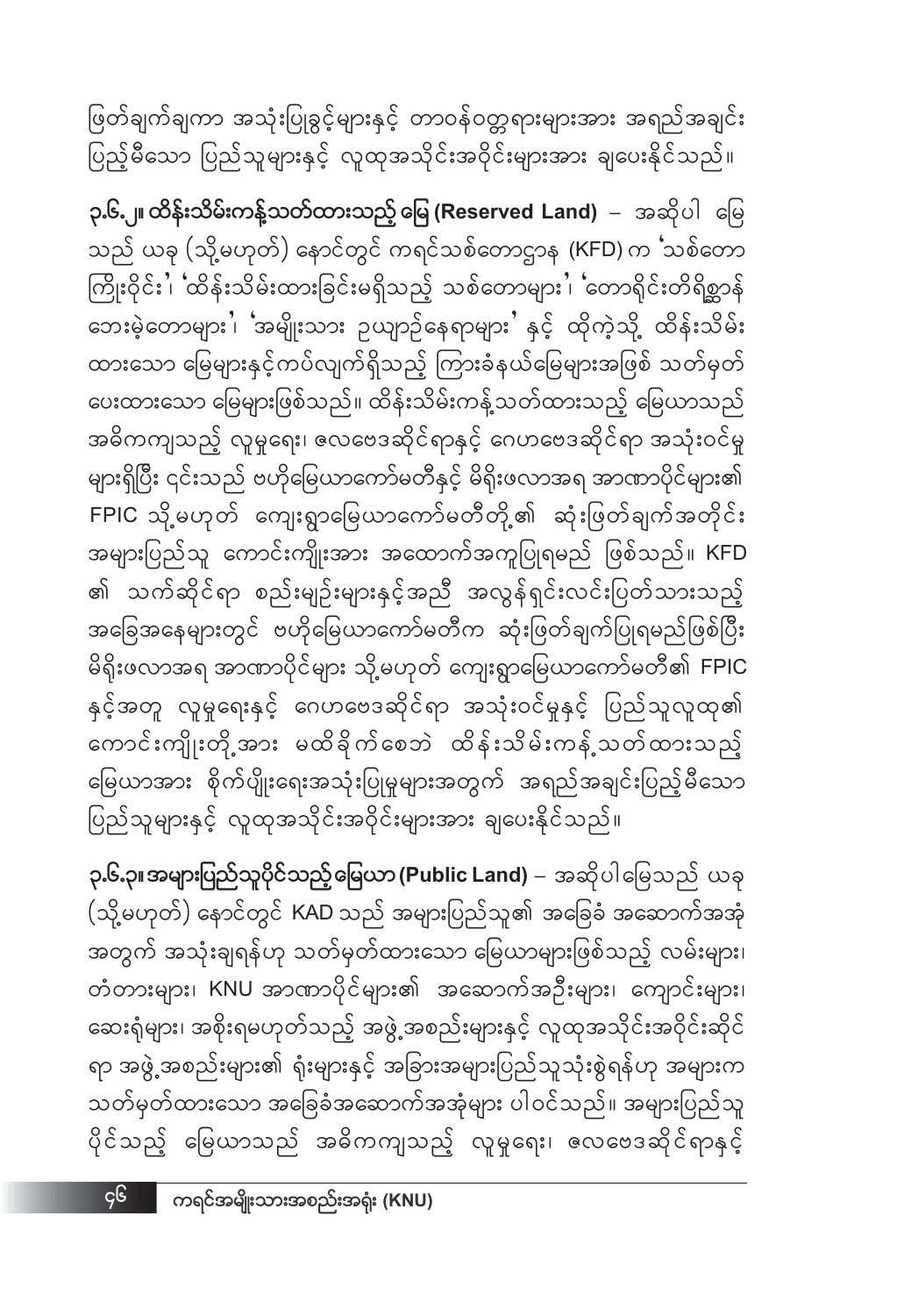ဖြတ်ချက်ချကာ အသုံးပြုခွင့်များနှင့် တာဝန်ဝတ္တရားများအား အရည်အချင်းပြည့်မီသော ပြည်သူများနှင့် လူထုအသိုင်းအဝိုင်းများအား ချပေးနိုင်သည်။

**၃.၆.၂။ ထိန်းသိမ်းကန့်သတ်ထားသည့် မြေ (Reserved Land)** – အဆိုပါ မြေသည် ယခု (သို့မဟုတ်) နောင်တွင် ကရင်သစ်တောဌာန (KFD) က 'သစ်တောကြိုးဝိုင်း'၊ 'ထိန်းသိမ်းထားခြင်းမရှိသည့် သစ်တောများ'၊ 'တောရိုင်းတိရိစ္ဆာန်ဘေးမဲ့တောများ'၊ 'အမျိုးသား ဥယျာဉ်နေရာများ' နှင့် ထိုကဲ့သို့ ထိန်းသိမ်းထားသော မြေများနှင့်ကပ်လျက်ရှိသည့် ကြားခံနယ်မြေများအဖြစ် သတ်မှတ်ပေးထားသော မြေများဖြစ်သည်။ ထိန်းသိမ်းကန့်သတ်ထားသည့် မြေယာသည် အဓိကကျသည့် လူမှုရေး၊ ဇလဗေဒဆိုင်ရာနှင့် ဂေဟဗေဒဆိုင်ရာ အသုံးဝင်မှုများရှိပြီး ၎င်းသည် ဗဟိုမြေယာကော်မတီနှင့် မိရိုးဖလာအရ အာဏာပိုင်များ၏ FPIC သို့မဟုတ် ကျေးရွာမြေယာကော်မတီတို့၏ ဆုံးဖြတ်ချက်အတိုင်း အများပြည်သူ ကောင်းကျိုးအား အထောက်အကူပြုရမည် ဖြစ်သည်။ KFD ၏ သက်ဆိုင်ရာ စည်းမျဉ်းများနှင့်အညီ အလွန်ရှင်းလင်းပြတ်သားသည့် အခြေအနေများတွင် ဗဟိုမြေယာကော်မတီက ဆုံးဖြတ်ချက်ပြုရမည်ဖြစ်ပြီး မိရိုးဖလာအရ အာဏာပိုင်များ သို့မဟုတ် ကျေးရွာမြေယာကော်မတီ၏ FPIC နှင့်အတူ လူမှုရေးနှင့် ဂေဟဗေဒဆိုင်ရာ အသုံးဝင်မှုနှင့် ပြည်သူလူထု၏ ကောင်းကျိုးတို့အား မထိခိုက်စေဘဲ ထိန်းသိမ်းကန့်သတ်ထားသည့် မြေယာအား စိုက်ပျိုးရေးအသုံးပြုမှုများအတွက် အရည်အချင်းပြည့်မီသော ပြည်သူများနှင့် လူထုအသိုင်းအဝိုင်းများအား ချပေးနိုင်သည်။

**၃.၆.၃။ အများပြည်သူပိုင်သည့် မြေယာ (Public Land)** – အဆိုပါမြေသည် ယခု (သို့မဟုတ်) နောင်တွင် KAD သည် အများပြည်သူ၏ အခြေခံ အဆောက်အအုံအတွက် အသုံးချရန်ဟု သတ်မှတ်ထားသော မြေယာများဖြစ်သည့် လမ်းများ၊ တံတားများ၊ KNU အာဏာပိုင်များ၏ အဆောက်အဦးများ၊ ကျောင်းများ၊ ဆေးရုံများ၊ အစိုးရမဟုတ်သည့် အဖွဲ့အစည်းများနှင့် လူထုအသိုင်းအဝိုင်းဆိုင်ရာ အဖွဲ့အစည်းများ၏ ရုံးများနှင့် အခြားအများပြည်သူသုံးစွဲရန်ဟု အများက သတ်မှတ်ထားသော အခြေခံအဆောက်အအုံများ ပါဝင်သည်။ အများပြည်သူပိုင်သည့် မြေယာသည် အဓိကကျသည့် လူမှုရေး၊ ဇလဗေဒဆိုင်ရာနှင့်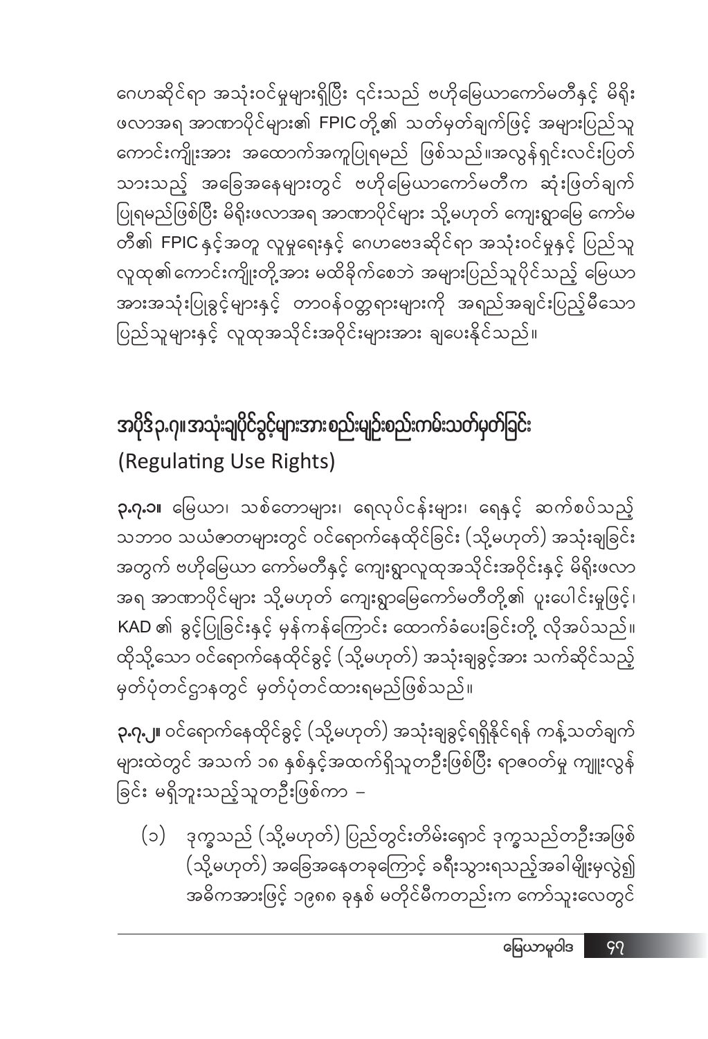ဂေဟာဆိုင်ရာ အသုံးဝင်မှုများရှိပြီး ၎င်းသည် ဗဟိုမြေယာကော်မတီနှင့် မိရိုးဖလာအရ အာဏာပိုင်များ၏ FPIC တို့၏ သတ်မှတ်ချက်ဖြင့် အများပြည်သူ ကောင်းကျိုးအား အထောက်အကူပြုရမည် ဖြစ်သည်။အလွန်ရှင်းလင်းပြတ်သားသည့် အခြေအနေများတွင် ဗဟိုမြေယာကော်မတီက ဆုံးဖြတ်ချက်ပြုရမည်ဖြစ်ပြီး မိရိုးဖလာအရ အာဏာပိုင်များ သို့မဟုတ် ကျေးရွာမြေ ကော်မတီ၏ FPIC နှင့်အတူ လူမှုရေးနှင့် ဂေဟဗေဒဆိုင်ရာ အသုံးဝင်မှုနှင့် ပြည်သူလူထု၏ကောင်းကျိုးတို့အား မထိခိုက်စေဘဲ အများပြည်သူပိုင်သည့် မြေယာအားအသုံးပြုခွင့်များနှင့် တာဝန်ဝတ္တရားများကို အရည်အချင်းပြည့်မီသော ပြည်သူများနှင့် လူထုအသိုင်းအဝိုင်းများအား ချပေးနိုင်သည်။

## အပိုဒ်၃.၇။ အသုံးချပိုင်ခွင့်များအားစည်းမျဥ်းစည်းကမ်းသတ်မှတ်ခြင်း (Regulating Use Rights)

**၃.၇.၁။** မြေယာ၊ သစ်တောများ၊ ရေလုပ်ငန်းများ၊ ရေနှင့် ဆက်စပ်သည့် သဘာဝ သယံဇာတများတွင် ဝင်ရောက်နေထိုင်ခြင်း (သို့မဟုတ်) အသုံးချခြင်း အတွက် ဗဟိုမြေယာ ကော်မတီနှင့် ကျေးရွာလူထုအသိုင်းအဝိုင်းနှင့် မိရိုးဖလာအရ အာဏာပိုင်များ သို့မဟုတ် ကျေးရွာမြေကော်မတီတို့၏ ပူးပေါင်းမှုဖြင့်၊ KAD ၏ ခွင့်ပြုခြင်းနှင့် မှန်ကန်ကြောင်း ထောက်ခံပေးခြင်းတို့ လိုအပ်သည်။ ထိုသို့သော ဝင်ရောက်နေထိုင်ခွင့် (သို့မဟုတ်) အသုံးချခွင့်အား သက်ဆိုင်သည့် မှတ်ပုံတင်ဌာနတွင် မှတ်ပုံတင်ထားရမည်ဖြစ်သည်။

**၃.၇.၂။** ဝင်ရောက်နေထိုင်ခွင့် (သို့မဟုတ်) အသုံးချခွင့်ရရှိနိုင်ရန် ကန့်သတ်ချက်များထဲတွင် အသက် ၁၈ နှစ်နှင့်အထက်ရှိသူတဦးဖြစ်ပြီး ရာဇဝတ်မှု ကျူးလွန်ခြင်း မရှိဘူးသည့်သူတဦးဖြစ်ကာ –

(၁) ဒုက္ခသည် (သို့မဟုတ်) ပြည်တွင်းတိမ်းရှောင် ဒုက္ခသည်တဦးအဖြစ် (သို့မဟုတ်) အခြေအနေတခုကြောင့် ခရီးသွားရသည့်အခါမျိုးမှလွဲ၍ အဓိကအားဖြင့် ၁၉၈၈ ခုနှစ် မတိုင်မီကတည်းက ကော်သူးလေတွင်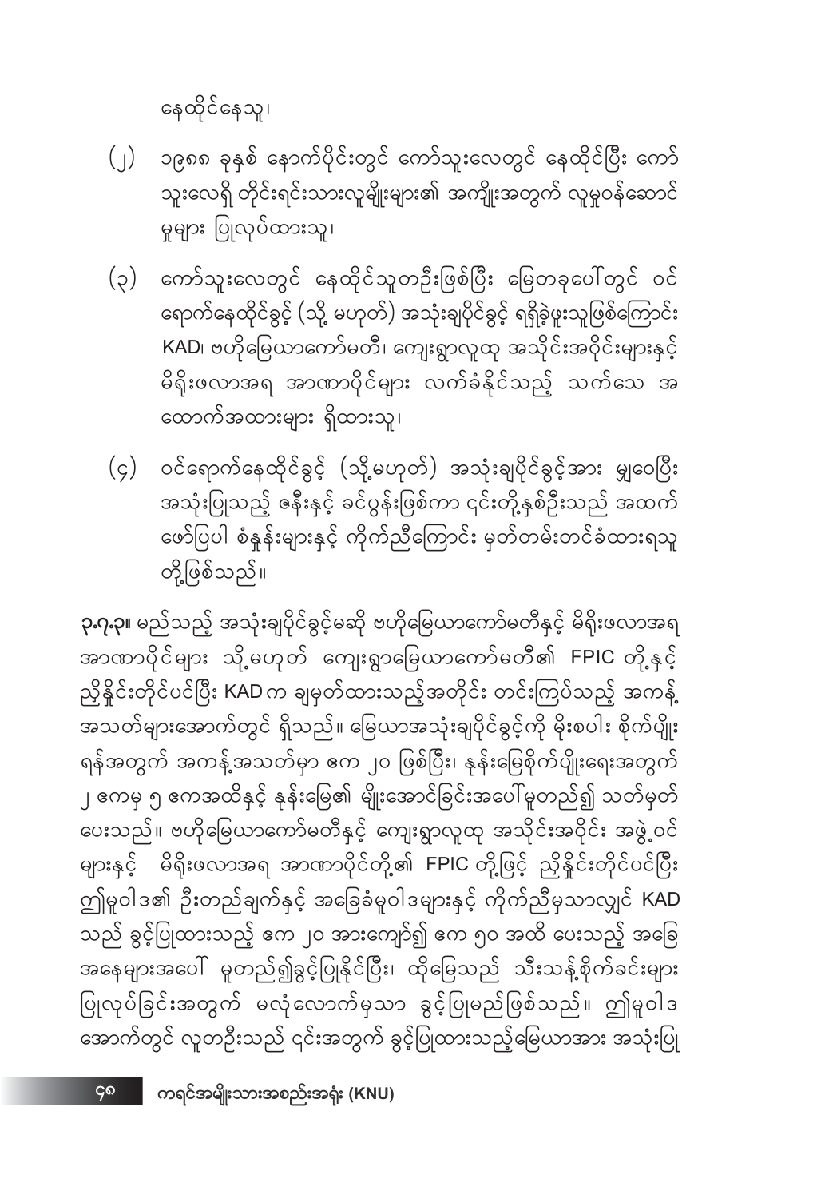နေထိုင်နေသူ၊

(၂) ၁၉၈၈ ခုနှစ် နောက်ပိုင်းတွင် ကော်သူးလေတွင် နေထိုင်ပြီး ကော်သူးလေရှိ တိုင်းရင်းသားလူမျိုးများ၏ အကျိုးအတွက် လူမှုဝန်ဆောင်မှုများ ပြုလုပ်ထားသူ၊

(၃) ကော်သူးလေတွင် နေထိုင်သူတဦးဖြစ်ပြီး မြေတခုပေါ်တွင် ဝင်ရောက်နေထိုင်ခွင့် (သို့ မဟုတ်) အသုံးချပိုင်ခွင့် ရရှိခဲ့ဖူးသူဖြစ်ကြောင်း KAD၊ ဗဟိုမြေယာကော်မတီ၊ ကျေးရွာလူထု အသိုင်းအဝိုင်းများနှင့် မိရိုးဖလာအရ အာဏာပိုင်များ လက်ခံနိုင်သည့် သက်သေ အထောက်အထားများ ရှိထားသူ၊

(၄) ဝင်ရောက်နေထိုင်ခွင့် (သို့မဟုတ်) အသုံးချပိုင်ခွင့်အား မျှဝေပြီး အသုံးပြုသည့် ဇနီးနှင့် ခင်ပွန်းဖြစ်ကာ ၎င်းတို့နှစ်ဦးသည် အထက်ဖော်ပြပါ စံနှုန်းများနှင့် ကိုက်ညီကြောင်း မှတ်တမ်းတင်ခံထားရသူတို့ဖြစ်သည်။

**၃.၇.၃။** မည်သည့် အသုံးချပိုင်ခွင့်မဆို ဗဟိုမြေယာကော်မတီနှင့် မိရိုးဖလာအရ အာဏာပိုင်များ သို့မဟုတ် ကျေးရွာမြေယာကော်မတီ၏ FPIC တို့နှင့် ညှိနှိုင်းတိုင်ပင်ပြီး KAD က ချမှတ်ထားသည့်အတိုင်း တင်းကြပ်သည့် အကန့်အသတ်များအောက်တွင် ရှိသည်။ မြေယာအသုံးချပိုင်ခွင့်ကို မိုးစပါး စိုက်ပျိုးရန်အတွက် အကန့်အသတ်မှာ ဧက ၂၀ ဖြစ်ပြီး၊ နုန်းမြေစိုက်ပျိုးရေးအတွက် ၂ ဧကမှ ၅ ဧကအထိနှင့် နုန်းမြေ၏ မျိုးအောင်ခြင်းအပေါ်မူတည်၍ သတ်မှတ်ပေးသည်။ ဗဟိုမြေယာကော်မတီနှင့် ကျေးရွာလူထု အသိုင်းအဝိုင်း အဖွဲ့ဝင်များနှင့် မိရိုးဖလာအရ အာဏာပိုင်တို့၏ FPIC တို့ဖြင့် ညှိနှိုင်းတိုင်ပင်ပြီး ဤမူဝါဒ၏ ဦးတည်ချက်နှင့် အခြေခံမူဝါဒများနှင့် ကိုက်ညီမှသာလျှင် KAD သည် ခွင့်ပြုထားသည့် ဧက ၂၀ အားကျော်၍ ဧက ၅၀ အထိ ပေးသည့် အခြေအနေများအပေါ် မူတည်၍ခွင့်ပြုနိုင်ပြီး၊ ထိုမြေသည် သီးသန့်စိုက်ခင်းများ ပြုလုပ်ခြင်းအတွက် မလုံလောက်မှသာ ခွင့်ပြုမည်ဖြစ်သည်။ ဤမူဝါဒအောက်တွင် လူတဦးသည် ၎င်းအတွက် ခွင့်ပြုထားသည့်မြေယာအား အသုံးပြု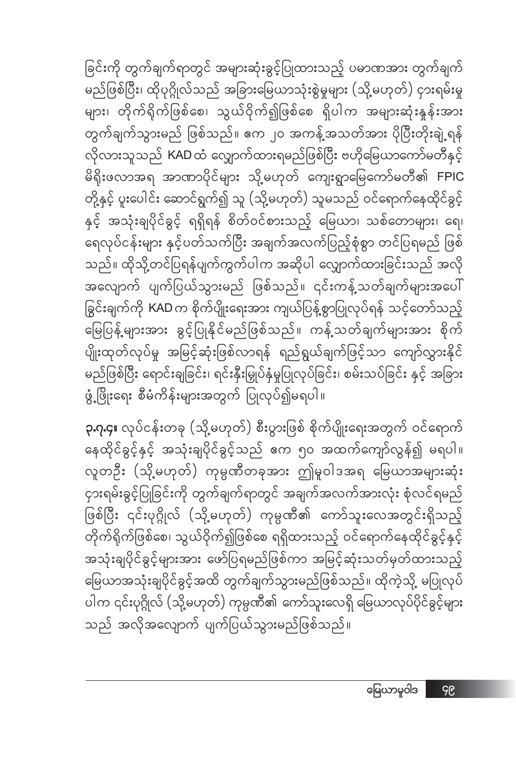ခြင်းကို တွက်ချက်ရာတွင် အများဆုံးခွင့်ပြုထားသည့် ပမာဏအား တွက်ချက်မည်ဖြစ်ပြီး၊ ထိုပုဂ္ဂိုလ်သည် အခြားမြေယာသုံးစွဲမှုများ (သို့မဟုတ်) ငှားရမ်းမှုများ၊ တိုက်ရိုက်ဖြစ်စေ၊ သွယ်ဝိုက်၍ဖြစ်စေ ရှိပါက အများဆုံးနှုန်းအား တွက်ချက်သွားမည် ဖြစ်သည်။ ဧက ၂၀ အကန့်အသတ်အား ပိုပြီးတိုးချဲ့ရန် လိုလားသူသည် KAD ထံ လျှောက်ထားရမည်ဖြစ်ပြီး ဗဟိုမြေယာကော်မတီနှင့် မိရိုးဖလာအရ အာဏာပိုင်များ သို့မဟုတ် ကျေးရွာမြေကော်မတီ၏ FPIC တို့နှင့် ပူးပေါင်း ဆောင်ရွက်၍ သူ (သို့မဟုတ်) သူမသည် ဝင်ရောက်နေထိုင်ခွင့်နှင့် အသုံးချပိုင်ခွင့် ရရှိရန် စိတ်ဝင်စားသည့် မြေယာ၊ သစ်တောများ၊ ရေ၊ ရေလုပ်ငန်းများ နှင့်ပတ်သက်ပြီး အချက်အလက်ပြည့်စုံစွာ တင်ပြရမည် ဖြစ်သည်။ ထိုသို့တင်ပြရန်ပျက်ကွက်ပါက အဆိုပါ လျှောက်ထားခြင်းသည် အလိုအလျောက် ပျက်ပြယ်သွားမည် ဖြစ်သည်။ ၎င်းကန့်သတ်ချက်များအပေါ် ခြွင်းချက်ကို KAD က စိုက်ပျိုးရေးအား ကျယ်ပြန့်စွာပြုလုပ်ရန် သင့်တော်သည့် မြေပြန့်များအား ခွင့်ပြုနိုင်မည်ဖြစ်သည်။ ကန့်သတ်ချက်များအား စိုက်ပျိုးထုတ်လုပ်မှု အမြင့်ဆုံးဖြစ်လာရန် ရည်ရွယ်ချက်ဖြင့်သာ ကျော်လွှားနိုင်မည်ဖြစ်ပြီး ရောင်းချခြင်း၊ ရင်းနှီးမြှုပ်နှံမှုပြုလုပ်ခြင်း၊ စမ်းသပ်ခြင်း နှင့် အခြားဖွံ့ဖြိုးရေး စီမံကိန်းများအတွက် ပြုလုပ်၍မရပါ။

**၃.၇.၄။** လုပ်ငန်းတခု (သို့မဟုတ်) စီးပွားဖြစ် စိုက်ပျိုးရေးအတွက် ဝင်ရောက်နေထိုင်ခွင့်နှင့် အသုံးချပိုင်ခွင့်သည် ဧက ၅၀ အထက်ကျော်လွန်၍ မရပါ။ လူတဦး (သို့မဟုတ်) ကုမ္ပဏီတခုအား ဤမူဝါဒအရ မြေယာအများဆုံး ငှားရမ်းခွင့်ပြုခြင်းကို တွက်ချက်ရာတွင် အချက်အလက်အားလုံး စုံလင်ရမည်ဖြစ်ပြီး ၎င်းပုဂ္ဂိုလ် (သို့မဟုတ်) ကုမ္ပဏီ၏ ကော်သူးလေအတွင်းရှိသည့် တိုက်ရိုက်ဖြစ်စေ၊ သွယ်ဝိုက်၍ဖြစ်စေ ရရှိထားသည့် ဝင်ရောက်နေထိုင်ခွင့်နှင့် အသုံးချပိုင်ခွင့်များအား ဖော်ပြရမည်ဖြစ်ကာ အမြင့်ဆုံးသတ်မှတ်ထားသည့် မြေယာအသုံးချပိုင်ခွင့်အထိ တွက်ချက်သွားမည်ဖြစ်သည်။ ထိုကဲ့သို့ မပြုလုပ်ပါက ၎င်းပုဂ္ဂိုလ် (သို့မဟုတ်) ကုမ္ပဏီ၏ ကော်သူးလေရှိ မြေယာလုပ်ပိုင်ခွင့်များသည် အလိုအလျောက် ပျက်ပြယ်သွားမည်ဖြစ်သည်။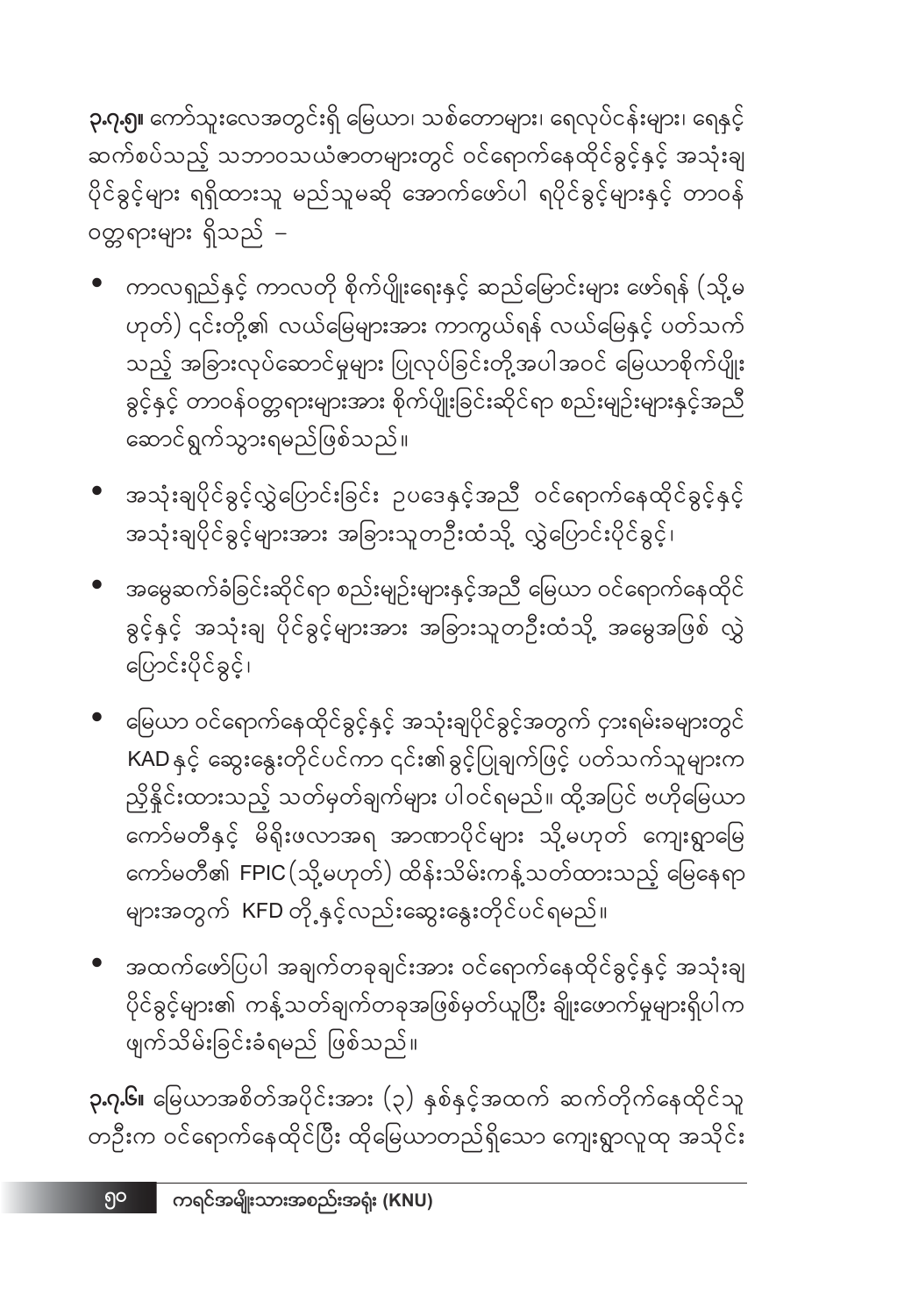**၃.၇.၅။** ကော်သူးလေအတွင်းရှိ မြေယာ၊ သစ်တောများ၊ ရေလုပ်ငန်းများ၊ ရေနှင့် ဆက်စပ်သည့် သဘာဝသယံဇာတများတွင် ဝင်ရောက်နေထိုင်ခွင့်နှင့် အသုံးချ ပိုင်ခွင့်များ ရရှိထားသူ မည်သူမဆို အောက်ဖော်ပြပါ ရပိုင်ခွင့်များနှင့် တာဝန် ဝတ္တရားများ ရှိသည် –

- ကာလရှည်နှင့် ကာလတို စိုက်ပျိုးရေးနှင့် ဆည်မြောင်းများ ဖော်ရန် (သို့မ ဟုတ်) ၎င်းတို့၏ လယ်မြေများအား ကာကွယ်ရန် လယ်မြေနှင့် ပတ်သက် သည့် အခြားလုပ်ဆောင်မှုများ ပြုလုပ်ခြင်းတို့အပါအဝင် မြေယာစိုက်ပျိုး ခွင့်နှင့် တာဝန်ဝတ္တရားများအား စိုက်ပျိုးခြင်းဆိုင်ရာ စည်းမျဉ်းများနှင့်အညီ ဆောင်ရွက်သွားရမည်ဖြစ်သည်။
- အသုံးချပိုင်ခွင့်လွှဲပြောင်းခြင်း ဥပဒေနှင့်အညီ ဝင်ရောက်နေထိုင်ခွင့်နှင့် အသုံးချပိုင်ခွင့်များအား အခြားသူတဦးထံသို့ လွှဲပြောင်းပိုင်ခွင့်၊
- အမွေဆက်ခံခြင်းဆိုင်ရာ စည်းမျဉ်းများနှင့်အညီ မြေယာ ဝင်ရောက်နေထိုင် ခွင့်နှင့် အသုံးချ ပိုင်ခွင့်များအား အခြားသူတဦးထံသို့ အမွေအဖြစ် လွှဲ ပြောင်းပိုင်ခွင့်၊
- မြေယာ ဝင်ရောက်နေထိုင်ခွင့်နှင့် အသုံးချပိုင်ခွင့်အတွက် ငှားရမ်းခများတွင် KAD နှင့် ဆွေးနွေးတိုင်ပင်ကာ ၎င်း၏ခွင့်ပြုချက်ဖြင့် ပတ်သက်သူများက ညှိနှိုင်းထားသည့် သတ်မှတ်ချက်များ ပါဝင်ရမည်။ ထို့အပြင် ဗဟိုမြေယာ ကော်မတီနှင့် မိရိုးဖလာအရ အာဏာပိုင်များ သို့မဟုတ် ကျေးရွာမြေ ကော်မတီ၏ FPIC (သို့မဟုတ်) ထိန်းသိမ်းကန့်သတ်ထားသည့် မြေနေရာ များအတွက် KFD တို့နှင့်လည်းဆွေးနွေးတိုင်ပင်ရမည်။
- အထက်ဖော်ပြပါ အချက်တခုချင်းအား ဝင်ရောက်နေထိုင်ခွင့်နှင့် အသုံးချ ပိုင်ခွင့်များ၏ ကန့်သတ်ချက်တခုအဖြစ်မှတ်ယူပြီး ချိုးဖောက်မှုများရှိပါက ဖျက်သိမ်းခြင်းခံရမည် ဖြစ်သည်။

**၃.၇.၆။** မြေယာအစိတ်အပိုင်းအား (၃) နှစ်နှင့်အထက် ဆက်တိုက်နေထိုင်သူ တဦးက ဝင်ရောက်နေထိုင်ပြီး ထိုမြေယာတည်ရှိသော ကျေးရွာလူထု အသိုင်း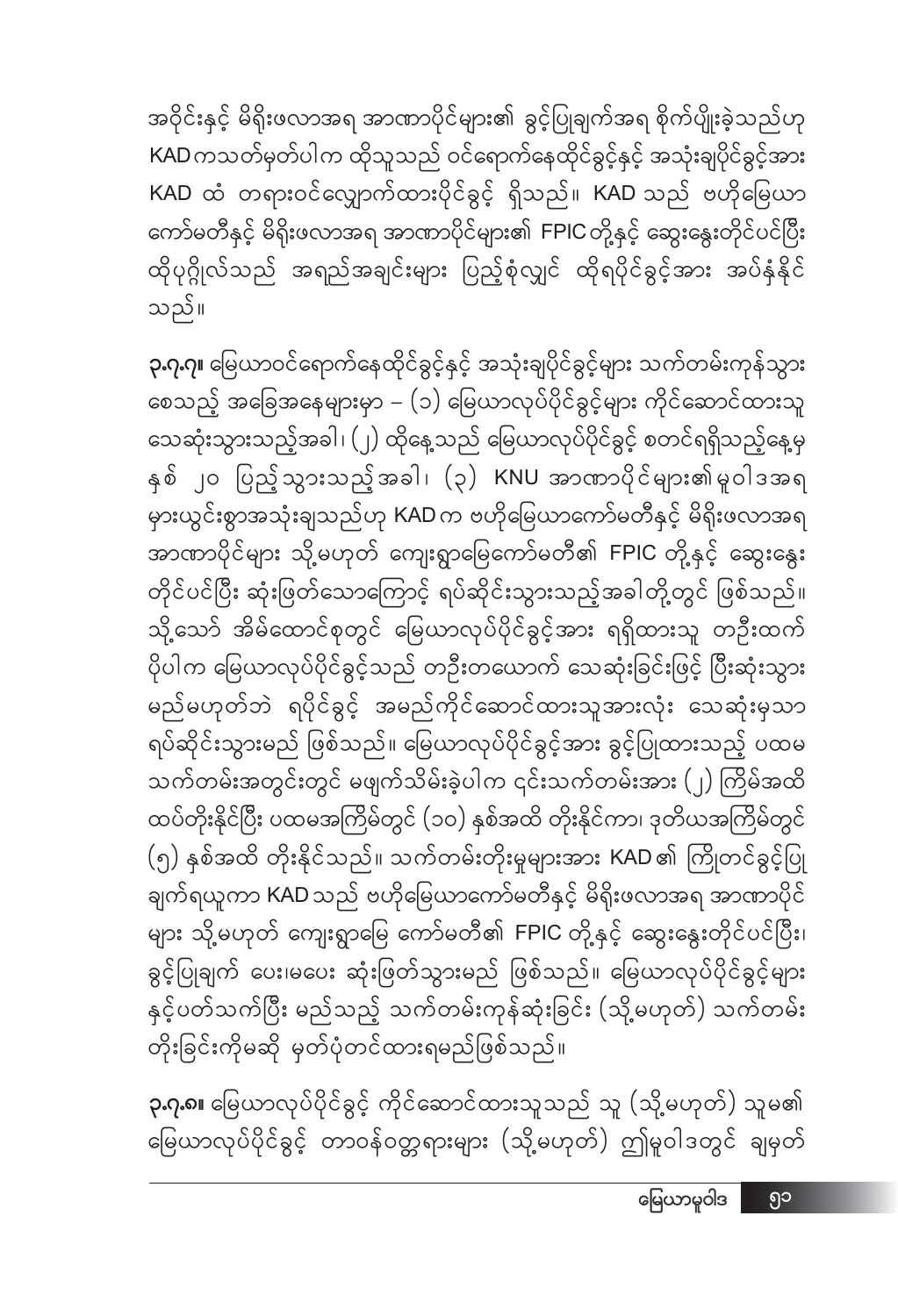အဝိုင်းနှင့် မိရိုးဖလာအရ အာဏာပိုင်များ၏ ခွင့်ပြုချက်အရ စိုက်ပျိုးခဲ့သည်ဟု KAD ကသတ်မှတ်ပါက ထိုသူသည် ဝင်ရောက်နေထိုင်ခွင့်နှင့် အသုံးချပိုင်ခွင့်အား KAD ထံ တရားဝင်လျှောက်ထားပိုင်ခွင့် ရှိသည်။ KAD သည် ဗဟိုမြေယာ ကော်မတီနှင့် မိရိုးဖလာအရ အာဏာပိုင်များ၏ FPIC တို့နှင့် ဆွေးနွေးတိုင်ပင်ပြီး ထိုပုဂ္ဂိုလ်သည် အရည်အချင်းများ ပြည့်စုံလျှင် ထိုရပိုင်ခွင့်အား အပ်နှံနိုင်သည်။

**၃.၇.၇။** မြေယာဝင်ရောက်နေထိုင်ခွင့်နှင့် အသုံးချပိုင်ခွင့်များ သက်တမ်းကုန်သွားစေသည့် အခြေအနေများမှာ – (၁) မြေယာလုပ်ပိုင်ခွင့်များ ကိုင်ဆောင်ထားသူ သေဆုံးသွားသည့်အခါ၊ (၂) ထိုနေ့သည် မြေယာလုပ်ပိုင်ခွင့် စတင်ရရှိသည့်နေ့မှ နှစ် ၂၀ ပြည့်သွားသည့်အခါ၊ (၃) KNU အာဏာပိုင်များ၏ မူဝါဒအရ မှားယွင်းစွာအသုံးချသည်ဟု KAD က ဗဟိုမြေယာကော်မတီနှင့် မိရိုးဖလာအရ အာဏာပိုင်များ သို့မဟုတ် ကျေးရွာမြေကော်မတီ၏ FPIC တို့နှင့် ဆွေးနွေးတိုင်ပင်ပြီး ဆုံးဖြတ်သောကြောင့် ရပ်ဆိုင်းသွားသည့်အခါတို့တွင် ဖြစ်သည်။ သို့သော် အိမ်ထောင်စုတွင် မြေယာလုပ်ပိုင်ခွင့်အား ရရှိထားသူ တဦးထက်ပိုပါက မြေယာလုပ်ပိုင်ခွင့်သည် တဦးတယောက် သေဆုံးခြင်းဖြင့် ပြီးဆုံးသွားမည်မဟုတ်ဘဲ ရပိုင်ခွင့် အမည်ကိုင်ဆောင်ထားသူအားလုံး သေဆုံးမှသာ ရပ်ဆိုင်းသွားမည် ဖြစ်သည်။ မြေယာလုပ်ပိုင်ခွင့်အား ခွင့်ပြုထားသည့် ပထမသက်တမ်းအတွင်းတွင် မဖျက်သိမ်းခဲ့ပါက ၎င်းသက်တမ်းအား (၂) ကြိမ်အထိ ထပ်တိုးနိုင်ပြီး ပထမအကြိမ်တွင် (၁၀) နှစ်အထိ တိုးနိုင်ကာ၊ ဒုတိယအကြိမ်တွင် (၅) နှစ်အထိ တိုးနိုင်သည်။ သက်တမ်းတိုးမှုများအား KAD ၏ ကြိုတင်ခွင့်ပြုချက်ရယူရကာ KAD သည် ဗဟိုမြေယာကော်မတီနှင့် မိရိုးဖလာအရ အာဏာပိုင်များ သို့မဟုတ် ကျေးရွာမြေ ကော်မတီ၏ FPIC တို့နှင့် ဆွေးနွေးတိုင်ပင်ပြီး၊ ခွင့်ပြုချက် ပေး၊မပေး ဆုံးဖြတ်သွားမည် ဖြစ်သည်။ မြေယာလုပ်ပိုင်ခွင့်များနှင့်ပတ်သက်ပြီး မည်သည့် သက်တမ်းကုန်ဆုံးခြင်း (သို့မဟုတ်) သက်တမ်းတိုးခြင်းကိုမဆို မှတ်ပုံတင်ထားရမည်ဖြစ်သည်။

**၃.၇.၈။** မြေယာလုပ်ပိုင်ခွင့် ကိုင်ဆောင်ထားသူသည် သူ (သို့မဟုတ်) သူမ၏ မြေယာလုပ်ပိုင်ခွင့် တာဝန်ဝတ္တရားများ (သို့မဟုတ်) ဤမူဝါဒတွင် ချမှတ်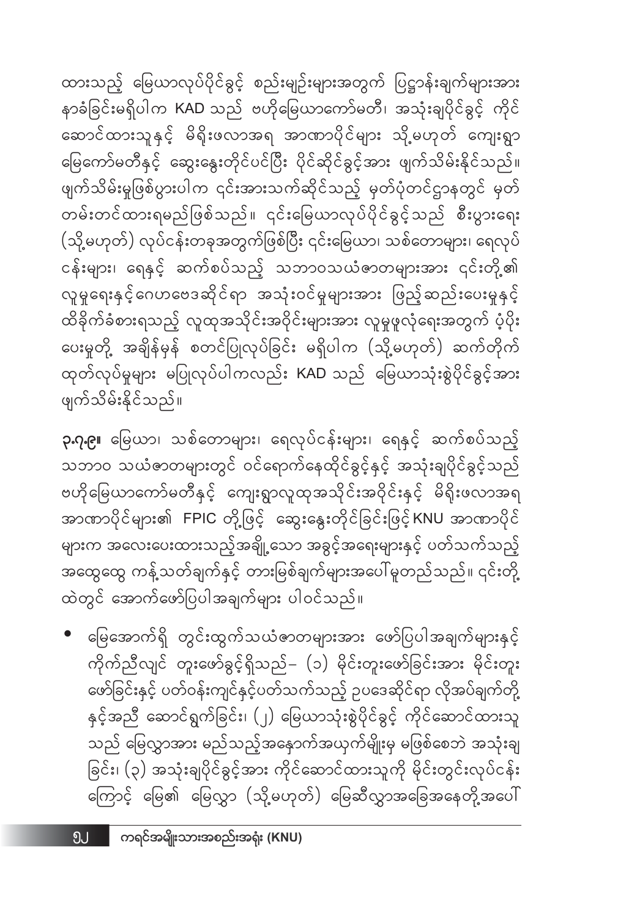ထားသည့် မြေယာလုပ်ပိုင်ခွင့် စည်းမျဉ်းများအတွက် ပြဋ္ဌာန်းချက်များအား နာခံခြင်းမရှိပါက KAD သည် ဗဟိုမြေယာကော်မတီ၊ အသုံးချပိုင်ခွင့် ကိုင်ဆောင်ထားသူနှင့် မိရိုးဖလာအရ အာဏာပိုင်များ သို့မဟုတ် ကျေးရွာမြေကော်မတီနှင့် ဆွေးနွေးတိုင်ပင်ပြီး ပိုင်ဆိုင်ခွင့်အား ဖျက်သိမ်းနိုင်သည်။ ဖျက်သိမ်းမှုဖြစ်ပွားပါက ၎င်းအားသက်ဆိုင်သည့် မှတ်ပုံတင်ဌာနတွင် မှတ်တမ်းတင်ထားရမည်ဖြစ်သည်။ ၎င်းမြေယာလုပ်ပိုင်ခွင့်သည် စီးပွားရေး (သို့မဟုတ်) လုပ်ငန်းတခုအတွက်ဖြစ်ပြီး ၎င်းမြေယာ၊ သစ်တောများ၊ ရေလုပ်ငန်းများ၊ ရေနှင့် ဆက်စပ်သည့် သဘာဝသယံဇာတများအား ၎င်းတို့၏ လူမှုရေးနှင့်ဂေဟဗေဒဆိုင်ရာ အသုံးဝင်မှုများအား ဖြည့်ဆည်းပေးမှုနှင့် ထိခိုက်ခံစားရသည့် လူထုအသိုင်းအဝိုင်းများအား လူမှုဖူလုံရေးအတွက် ပံ့ပိုးပေးမှုတို့ အချိန်မှန် စတင်ပြုလုပ်ခြင်း မရှိပါက (သို့မဟုတ်) ဆက်တိုက်ထုတ်လုပ်မှုများ မပြုလုပ်ပါကလည်း KAD သည် မြေယာသုံးစွဲပိုင်ခွင့်အား ဖျက်သိမ်းနိုင်သည်။

**၃.၇.၉။** မြေယာ၊ သစ်တောများ၊ ရေလုပ်ငန်းများ၊ ရေနှင့် ဆက်စပ်သည့် သဘာဝ သယံဇာတများတွင် ဝင်ရောက်နေထိုင်ခွင့်နှင့် အသုံးချပိုင်ခွင့်သည် ဗဟိုမြေယာကော်မတီနှင့် ကျေးရွာလူထုအသိုင်းအဝိုင်းနှင့် မိရိုးဖလာအရ အာဏာပိုင်များ၏ FPIC တို့ဖြင့် ဆွေးနွေးတိုင်ပင်ခြင်းဖြင့် KNU အာဏာပိုင်များက အလေးပေးထားသည့်အချို့သော အခွင့်အရေးများနှင့် ပတ်သက်သည့် အထွေထွေ ကန့်သတ်ချက်နှင့် တားမြစ်ချက်များအပေါ် မူတည်သည်။ ၎င်းတို့ထဲတွင် အောက်ဖော်ပြပါအချက်များ ပါဝင်သည်။

- မြေအောက်ရှိ တွင်းထွက်သယံဇာတများအား ဖော်ပြပါအချက်များနှင့် ကိုက်ညီလျှင် တူးဖော်ခွင့်ရှိသည်– (၁) မိုင်းတူးဖော်ခြင်းအား မိုင်းတူးဖော်ခြင်းနှင့် ပတ်ဝန်းကျင်နှင့်ပတ်သက်သည့် ဥပဒေဆိုင်ရာ လိုအပ်ချက်တို့နှင့်အညီ ဆောင်ရွက်ခြင်း၊ (၂) မြေယာသုံးစွဲပိုင်ခွင့် ကိုင်ဆောင်ထားသူသည် မြေလွှာအား မည်သည့်အနှောက်အယှက်မျိုးမှ မဖြစ်စေဘဲ အသုံးချခြင်း၊ (၃) အသုံးချပိုင်ခွင့်အား ကိုင်ဆောင်ထားသူကို မိုင်းတွင်းလုပ်ငန်းကြောင့် မြေ၏ မြေလွှာ (သို့မဟုတ်) မြေဆီလွှာအခြေအနေတို့အပေါ်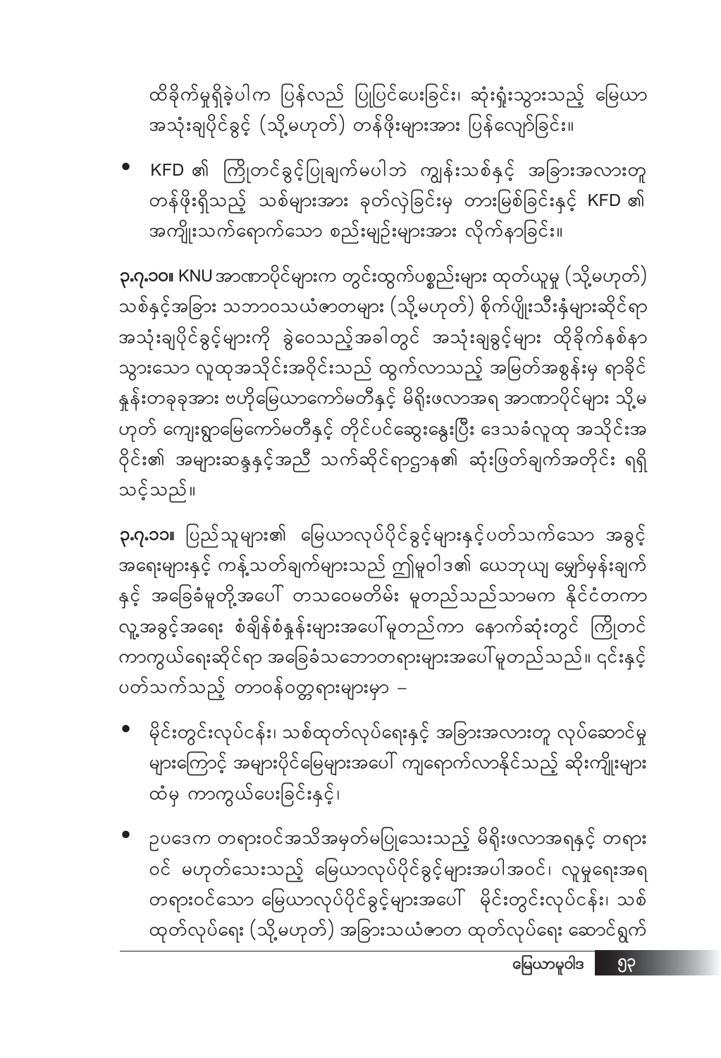ထိခိုက်မှုရှိခဲ့ပါက ပြန်လည် ပြုပြင်ပေးခြင်း၊ ဆုံးရှုံးသွားသည့် မြေယာ အသုံးချပိုင်ခွင့် (သို့မဟုတ်) တန်ဖိုးများအား ပြန်လျော်ခြင်း။

- KFD ၏ ကြိုတင်ခွင့်ပြုချက်မပါဘဲ ကျွန်းသစ်နှင့် အခြားအလားတူ တန်ဖိုးရှိသည့် သစ်များအား ခုတ်လှဲခြင်းမှ တားမြစ်ခြင်းနှင့် KFD ၏ အကျိုးသက်ရောက်သော စည်းမျဉ်းများအား လိုက်နာခြင်း။

**၃.၇.၁၀။** KNU အာဏာပိုင်များက တွင်းထွက်ပစ္စည်းများ ထုတ်ယူမှု (သို့မဟုတ်) သစ်နှင့်အခြား သဘာဝသယံဇာတများ (သို့မဟုတ်) စိုက်ပျိုးသီးနှံများဆိုင်ရာ အသုံးချပိုင်ခွင့်များကို ခွဲဝေသည့်အခါတွင် အသုံးချခွင့်များ ထိခိုက်နစ်နာသွားသော လူထုအသိုင်းအဝိုင်းသည် ထွက်လာသည့် အမြတ်အစွန်းမှ ရာခိုင်နှုန်းတခုခုအား ဗဟိုမြေယာကော်မတီနှင့် မိရိုးဖလာအရ အာဏာပိုင်များ သို့မဟုတ် ကျေးရွာမြေကော်မတီနှင့် တိုင်ပင်ဆွေးနွေးပြီး ဒေသခံလူထု အသိုင်းအဝိုင်း၏ အများဆန္ဒနှင့်အညီ သက်ဆိုင်ရာဌာန၏ ဆုံးဖြတ်ချက်အတိုင်း ရရှိသင့်သည်။

**၃.၇.၁၁။** ပြည်သူများ၏ မြေယာလုပ်ပိုင်ခွင့်များနှင့်ပတ်သက်သော အခွင့်အရေးများနှင့် ကန့်သတ်ချက်များသည် ဤမူဝါဒ၏ ယေဘုယျ မျှော်မှန်းချက်နှင့် အခြေခံမူတို့အပေါ် တသဝေမတိမ်း မူတည်သည်သာမက နိုင်ငံတကာ လူ့အခွင့်အရေး စံချိန်စံနှုန်းများအပေါ်မူတည်ကာ နောက်ဆုံးတွင် ကြိုတင်ကာကွယ်ရေးဆိုင်ရာ အခြေခံသဘောတရားများအပေါ်မူတည်သည်။ ၎င်းနှင့်ပတ်သက်သည့် တာဝန်ဝတ္တရားများမှာ –

- မိုင်းတွင်းလုပ်ငန်း၊ သစ်ထုတ်လုပ်ရေးနှင့် အခြားအလားတူ လုပ်ဆောင်မှုများကြောင့် အများပိုင်မြေများအပေါ် ကျရောက်လာနိုင်သည့် ဆိုးကျိုးများထံမှ ကာကွယ်ပေးခြင်းနှင့်၊

- ဥပဒေက တရားဝင်အသိအမှတ်မပြုသေးသည့် မိရိုးဖလာအရနှင့် တရားဝင် မဟုတ်သေးသည့် မြေယာလုပ်ပိုင်ခွင့်များအပါအဝင်၊ လူမှုရေးအရ တရားဝင်သော မြေယာလုပ်ပိုင်ခွင့်များအပေါ် မိုင်းတွင်းလုပ်ငန်း၊ သစ်ထုတ်လုပ်ရေး (သို့မဟုတ်) အခြားသယံဇာတ ထုတ်လုပ်ရေး ဆောင်ရွက်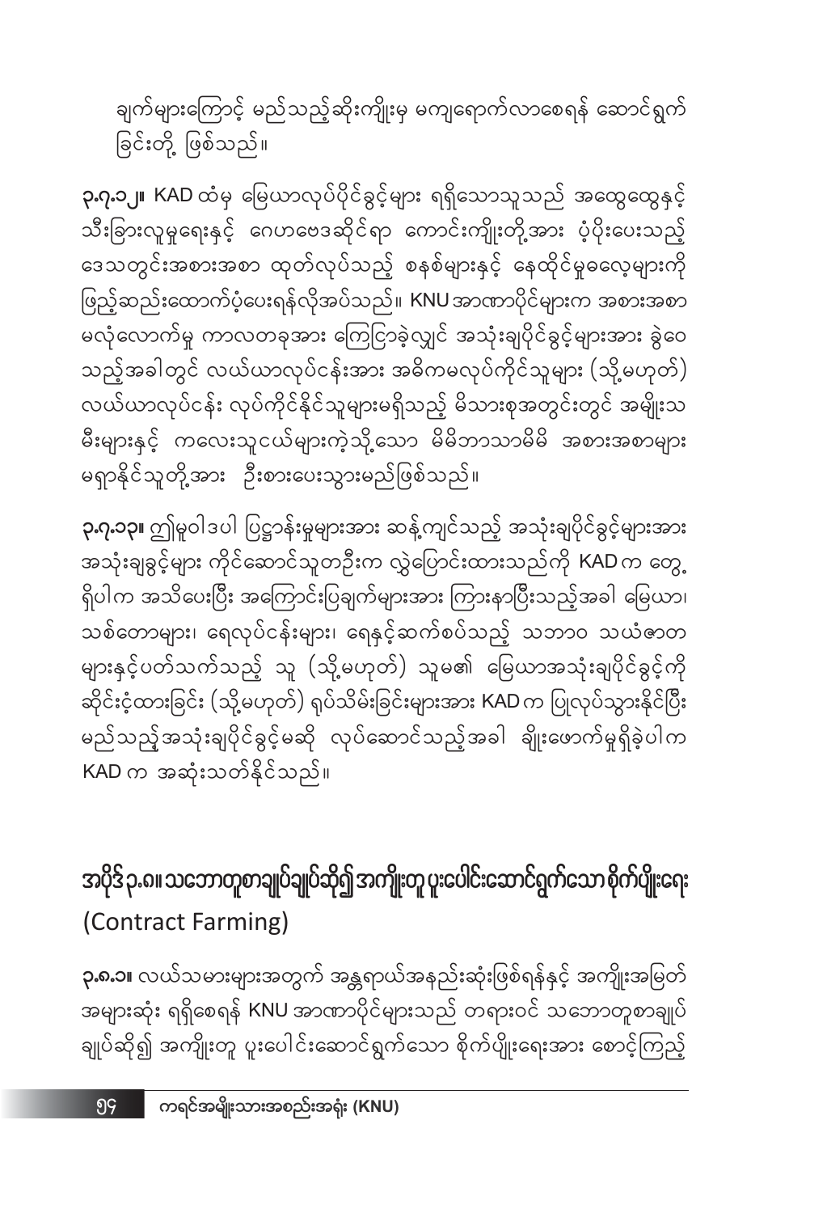ချက်များကြောင့် မည်သည့်ဆိုးကျိုးမှ မကျရောက်လာစေရန် ဆောင်ရွက်ခြင်းတို့ ဖြစ်သည်။

**၃.၇.၁၂။** KAD ထံမှ မြေယာလုပ်ပိုင်ခွင့်များ ရရှိသောသူသည် အထွေထွေနှင့် သီးခြားလူမှုရေးနှင့် ဂေဟဗေဒဆိုင်ရာ ကောင်းကျိုးတို့အား ပံ့ပိုးပေးသည့် ဒေသတွင်းအစားအစာ ထုတ်လုပ်သည့် စနစ်များနှင့် နေထိုင်မှုဓလေ့များကို ဖြည့်ဆည်းထောက်ပံ့ပေးရန်လိုအပ်သည်။ KNU အာဏာပိုင်များက အစားအစာ မလုံလောက်မှု ကာလတခုအား ကြေငြာခဲ့လျှင် အသုံးချပိုင်ခွင့်များအား ခွဲဝေသည့်အခါတွင် လယ်ယာလုပ်ငန်းအား အဓိကမလုပ်ကိုင်သူများ (သို့မဟုတ်) လယ်ယာလုပ်ငန်း လုပ်ကိုင်နိုင်သူများမရှိသည့် မိသားစုအတွင်းတွင် အမျိုးသမီးများနှင့် ကလေးသူငယ်များကဲ့သို့သော မိမိဘာသာမိမိ အစားအစာများ မရှာနိုင်သူတို့အား ဦးစားပေးသွားမည်ဖြစ်သည်။

**၃.၇.၁၃။** ဤမူဝါဒပါ ပြဋ္ဌာန်းမှုများအား ဆန့်ကျင်သည့် အသုံးချပိုင်ခွင့်များအား အသုံးချခွင့်များ ကိုင်ဆောင်သူတဦးက လွှဲပြောင်းထားသည်ကို KAD က တွေ့ရှိပါက အသိပေးပြီး အကြောင်းပြချက်များအား ကြားနာပြီးသည့်အခါ မြေယာ၊ သစ်တောများ၊ ရေလုပ်ငန်းများ၊ ရေနှင့်ဆက်စပ်သည့် သဘာဝ သယံဇာတများနှင့်ပတ်သက်သည့် သူ (သို့မဟုတ်) သူမ၏ မြေယာအသုံးချပိုင်ခွင့်ကို ဆိုင်းငံ့ထားခြင်း (သို့မဟုတ်) ရုပ်သိမ်းခြင်းများအား KAD က ပြုလုပ်သွားနိုင်ပြီး မည်သည့်အသုံးချပိုင်ခွင့်မဆို လုပ်ဆောင်သည့်အခါ ချိုးဖောက်မှုရှိခဲ့ပါက KAD က အဆုံးသတ်နိုင်သည်။

## အပိုဒ် ၃.၈။ သဘောတူစာချုပ်ချုပ်ဆို၍ အကျိုးတူ ပူးပေါင်းဆောင်ရွက်သော စိုက်ပျိုးရေး (Contract Farming)

**၃.၈.၁။** လယ်သမားများအတွက် အန္တရာယ်အနည်းဆုံးဖြစ်ရန်နှင့် အကျိုးအမြတ်အများဆုံး ရရှိစေရန် KNU အာဏာပိုင်များသည် တရားဝင် သဘောတူစာချုပ်ချုပ်ဆို၍ အကျိုးတူ ပူးပေါင်းဆောင်ရွက်သော စိုက်ပျိုးရေးအား စောင့်ကြည့်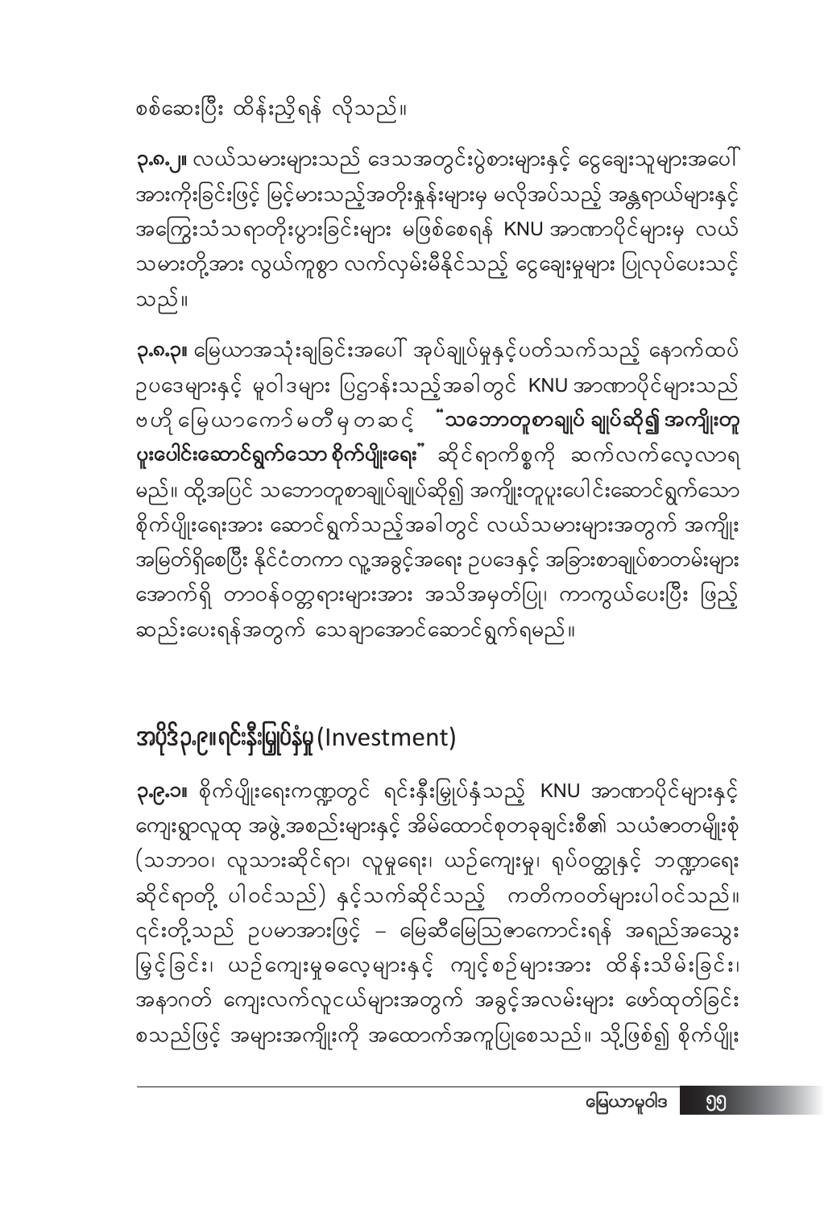စစ်ဆေးပြီး ထိန်းညှိရန် လိုသည်။

**၃.၈.၂။** လယ်သမားများသည် ဒေသအတွင်းပွဲစားများနှင့် ငွေချေးသူများအပေါ် အားကိုးခြင်းဖြင့် မြင့်မားသည့်အတိုးနှုန်းများမှ မလိုအပ်သည့် အန္တရာယ်များနှင့် အကြွေးသံသရာတိုးပွားခြင်းများ မဖြစ်စေရန် KNU အာဏာပိုင်များမှ လယ်သမားတို့အား လွယ်ကူစွာ လက်လှမ်းမီနိုင်သည့် ငွေချေးမှုများ ပြုလုပ်ပေးသင့်သည်။

**၃.၈.၃။** မြေယာအသုံးချခြင်းအပေါ် အုပ်ချုပ်မှုနှင့်ပတ်သက်သည့် နောက်ထပ် ဥပဒေများနှင့် မူဝါဒများ ပြဌာန်းသည့်အခါတွင် KNU အာဏာပိုင်များသည် ဇဟို မြေယာကော်မတီမှတဆင့် **"သဘောတူစာချုပ် ချုပ်ဆို၍ အကျိုးတူပူးပေါင်းဆောင်ရွက်သော စိုက်ပျိုးရေး"** ဆိုင်ရာကိစ္စကို ဆက်လက်လေ့လာရမည်။ ထို့အပြင် သဘောတူစာချုပ်ချုပ်ဆို၍ အကျိုးတူပူးပေါင်းဆောင်ရွက်သော စိုက်ပျိုးရေးအား ဆောင်ရွက်သည့်အခါတွင် လယ်သမားများအတွက် အကျိုးအမြတ်ရှိစေပြီး နိုင်ငံတကာ လူ့အခွင့်အရေး ဥပဒေနှင့် အခြားစာချုပ်စာတမ်းများအောက်ရှိ တာဝန်ဝတ္တရားများအား အသိအမှတ်ပြု၊ ကာကွယ်ပေးပြီး ဖြည့်ဆည်းပေးရန်အတွက် သေချာအောင်ဆောင်ရွက်ရမည်။

## အပိုဒ်၃.၉။ရင်းနှီးမြှုပ်နှံမှု (Investment)

**၃.၉.၁။** စိုက်ပျိုးရေးကဏ္ဍတွင် ရင်းနှီးမြှုပ်နှံသည့် KNU အာဏာပိုင်များနှင့် ကျေးရွာလူထု အဖွဲ့အစည်းများနှင့် အိမ်ထောင်စုတခုချင်းစီ၏ သယံဇာတမျိုးစုံ (သဘာဝ၊ လူသားဆိုင်ရာ၊ လူမှုရေး၊ ယဉ်ကျေးမှု၊ ရုပ်ဝတ္ထုနှင့် ဘဏ္ဍာရေးဆိုင်ရာတို့ ပါဝင်သည်) နှင့်သက်ဆိုင်သည့် ကတိကဝတ်များပါဝင်သည်။ ၎င်းတို့သည် ဥပမာအားဖြင့် – မြေဆီမြေသြဇာကောင်းရန် အရည်အသွေး မြှင့်ခြင်း၊ ယဉ်ကျေးမှုဓလေ့များနှင့် ကျင့်စဉ်များအား ထိန်းသိမ်းခြင်း၊ အနာဂတ် ကျေးလက်လူငယ်များအတွက် အခွင့်အလမ်းများ ဖော်ထုတ်ခြင်း စသည်ဖြင့် အများအကျိုးကို အထောက်အကူပြုစေသည်။ သို့ဖြစ်၍ စိုက်ပျိုး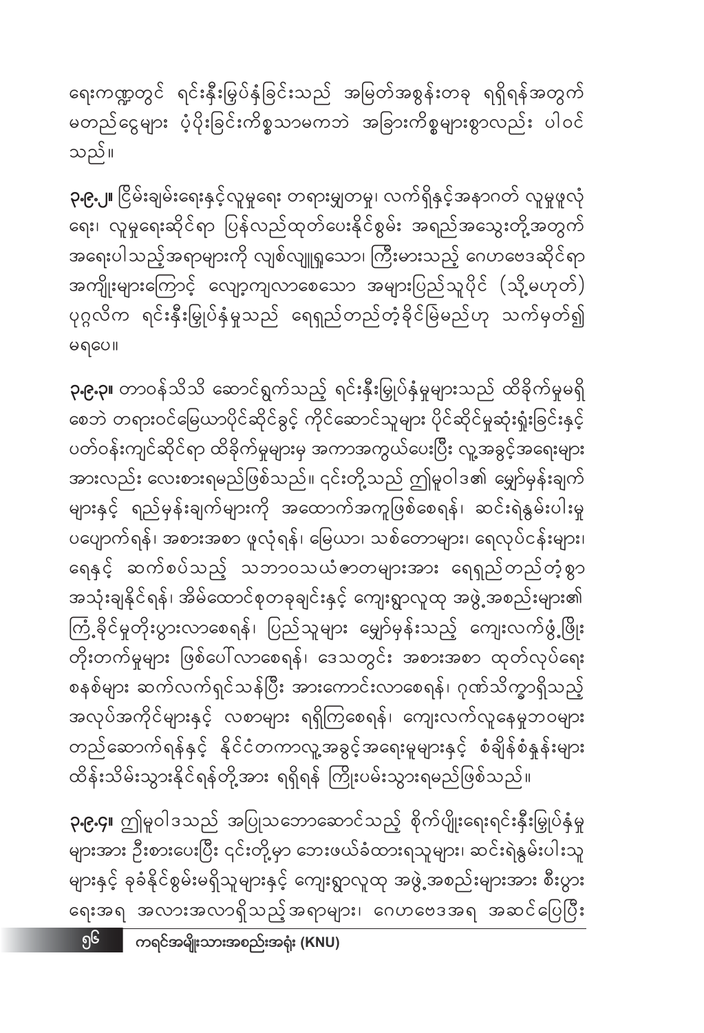ရေးကဏ္ဍတွင် ရင်းနှီးမြှုပ်နှံခြင်းသည် အမြတ်အစွန်းတခု ရရှိရန်အတွက် မတည်ငွေများ ပုံ့ပိုးခြင်းကိစ္စသာမကဘဲ အခြားကိစ္စများစွာလည်း ပါဝင်သည်။

**၃.၉.၂။** ငြိမ်းချမ်းရေးနှင့်လူမှုရေး တရားမျှတမှု၊ လက်ရှိနှင့်အနာဂတ် လူမှုဖူလုံရေး၊ လူမှုရေးဆိုင်ရာ ပြန်လည်ထုတ်ပေးနိုင်စွမ်း အရည်အသွေးတို့အတွက် အရေးပါသည့်အရာများကို လျစ်လျူရှုသော၊ ကြီးမားသည့် ဂေဟဗေဒဆိုင်ရာ အကျိုးများကြောင့် လျော့ကျလာစေသော အများပြည်သူပိုင် (သို့မဟုတ်) ပုဂ္ဂလိက ရင်းနှီးမြှုပ်နှံမှုသည် ရေရှည်တည်တံ့ခိုင်မြဲမည်ဟု သက်မှတ်၍ မရပေ။

**၃.၉.၃။** တာဝန်သိသိ ဆောင်ရွက်သည့် ရင်းနှီးမြှုပ်နှံမှုများသည် ထိခိုက်မှုမရှိစေဘဲ တရားဝင်မြေယာပိုင်ဆိုင်ခွင့် ကိုင်ဆောင်သူများ ပိုင်ဆိုင်မှုဆုံးရှုံးခြင်းနှင့် ပတ်ဝန်းကျင်ဆိုင်ရာ ထိခိုက်မှုများမှ အကာအကွယ်ပေးပြီး လူ့အခွင့်အရေးများအားလည်း လေးစားရမည်ဖြစ်သည်။ ၎င်းတို့သည် ဤမူဝါဒ၏ မျှော်မှန်းချက်များနှင့် ရည်မှန်းချက်များကို အထောက်အကူဖြစ်စေရန်၊ ဆင်းရဲနွမ်းပါးမှု ပပျောက်ရန်၊ အစားအစာ ဖူလုံရန်၊ မြေယာ၊ သစ်တောများ၊ ရေလုပ်ငန်းများ၊ ရေနှင့် ဆက်စပ်သည့် သဘာဝသယံဇာတများအား ရေရှည်တည်တံ့စွာ အသုံးချနိုင်ရန်၊ အိမ်ထောင်စုတခုချင်းနှင့် ကျေးရွာလူထု အဖွဲ့အစည်းများ၏ ကြံ့ခိုင်မှုတိုးပွားလာစေရန်၊ ပြည်သူများ မျှော်မှန်းသည့် ကျေးလက်ဖွံ့ဖြိုးတိုးတက်မှုများ ဖြစ်ပေါ်လာစေရန်၊ ဒေသတွင်း အစားအစာ ထုတ်လုပ်ရေးစနစ်များ ဆက်လက်ရှင်သန်ပြီး အားကောင်းလာစေရန်၊ ဂုဏ်သိက္ခာရှိသည့် အလုပ်အကိုင်များနှင့် လစာများ ရရှိကြစေရန်၊ ကျေးလက်လူနေမှုဘဝများ တည်ဆောက်ရန်နှင့် နိုင်ငံတကာလူ့အခွင့်အရေးမှုများနှင့် စံချိန်စံနှုန်းများ ထိန်းသိမ်းသွားနိုင်ရန်တို့အား ရရှိရန် ကြိုးပမ်းသွားရမည်ဖြစ်သည်။

**၃.၉.၄။** ဤမူဝါဒသည် အပြုသဘောဆောင်သည့် စိုက်ပျိုးရေးရင်းနှီးမြှုပ်နှံမှုများအား ဦးစားပေးပြီး ၎င်းတို့မှာ ဘေးဖယ်ခံထားရသူများ၊ ဆင်းရဲနွမ်းပါးသူများနှင့် ခုခံနိုင်စွမ်းမရှိသူများနှင့် ကျေးရွာလူထု အဖွဲ့အစည်းများအား စီးပွားရေးအရ အလားအလာရှိသည့်အရာများ၊ ဂေဟဗေဒအရ အဆင်ပြေပြီး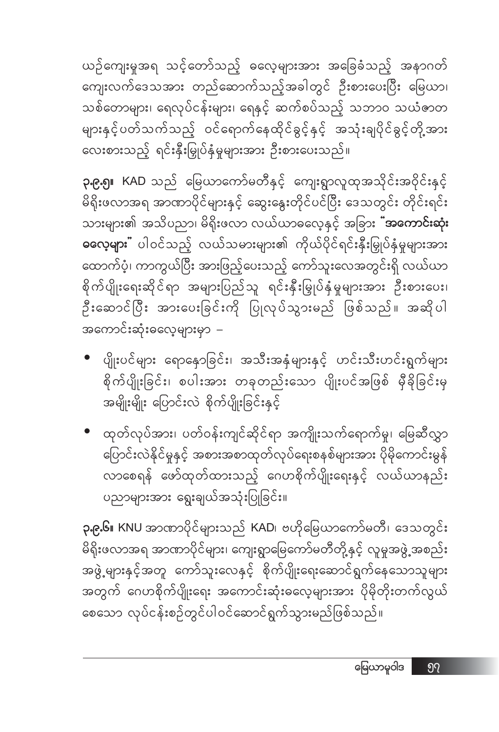ယဉ်ကျေးမှုအရ သင့်တော်သည့် ဓလေ့များအား အခြေခံသည့် အနာဂတ် ကျေးလက်ဒေသအား တည်ဆောက်သည့်အခါတွင် ဦးစားပေးပြီး မြေယာ၊ သစ်တောများ၊ ရေလုပ်ငန်းများ၊ ရေနှင့် ဆက်စပ်သည့် သဘာဝ သယံဇာတ များနှင့်ပတ်သက်သည့် ဝင်ရောက်နေထိုင်ခွင့်နှင့် အသုံးချပိုင်ခွင့်တို့အား လေးစားသည့် ရင်းနှီးမြှုပ်နှံမှုများအား ဦးစားပေးသည်။

**၃.၉.၅။** KAD သည် မြေယာကော်မတီနှင့် ကျေးရွာလူထုအသိုင်းအဝိုင်းနှင့် မိရိုးဖလာအရ အာဏာပိုင်များနှင့် ဆွေးနွေးတိုင်ပင်ပြီး ဒေသတွင်း တိုင်းရင်း သားများ၏ အသိပညာ၊ မိရိုးဖလာ လယ်ယာဓလေ့နှင့် အခြား **"အကောင်းဆုံး ဓလေ့များ"** ပါဝင်သည့် လယ်သမားများ၏ ကိုယ်ပိုင်ရင်းနှီးမြှုပ်နှံမှုများအား ထောက်ပံ့၊ ကာကွယ်ပြီး အားဖြည့်ပေးသည့် ကော်သူးလေအတွင်းရှိ လယ်ယာ စိုက်ပျိုးရေးဆိုင်ရာ အများပြည်သူ ရင်းနှီးမြှုပ်နှံမှုများအား ဦးစားပေး၊ ဦးဆောင်ပြီး အားပေးခြင်းကို ပြုလုပ်သွားမည် ဖြစ်သည်။ အဆိုပါ အကောင်းဆုံးဓလေ့များမှာ –

- ပျိုးပင်များ ရောနှောခြင်း၊ အသီးအနှံများနှင့် ဟင်းသီးဟင်းရွက်များ စိုက်ပျိုးခြင်း၊ စပါးအား တခုတည်းသော ပျိုးပင်အဖြစ် မှီခိုခြင်းမှ အမျိုးမျိုး ပြောင်းလဲ စိုက်ပျိုးခြင်းနှင့်
- ထုတ်လုပ်အား၊ ပတ်ဝန်းကျင်ဆိုင်ရာ အကျိုးသက်ရောက်မှု၊ မြေဆီလွှာ ပြောင်းလဲနိုင်မှုနှင့် အစားအစာထုတ်လုပ်ရေးစနစ်များအား ပိုမိုကောင်းမွန် လာစေရန် ဖော်ထုတ်ထားသည့် ဂေဟစိုက်ပျိုးရေးနှင့် လယ်ယာနည်း ပညာများအား ရွေးချယ်အသုံးပြုခြင်း။

**၃.၉.၆။** KNU အာဏာပိုင်များသည် KAD၊ ဗဟိုမြေယာကော်မတီ၊ ဒေသတွင်း မိရိုးဖလာအရ အာဏာပိုင်များ၊ ကျေးရွာမြေကော်မတီတို့နှင့် လူမှုအဖွဲ့အစည်း အဖွဲ့များနှင့်အတူ ကော်သူးလေနှင့် စိုက်ပျိုးရေးဆောင်ရွက်နေသောသူများ အတွက် ဂေဟစိုက်ပျိုးရေး အကောင်းဆုံးဓလေ့များအား ပိုမိုတိုးတက်လွယ် စေသော လုပ်ငန်းစဉ်တွင်ပါဝင်ဆောင်ရွက်သွားမည်ဖြစ်သည်။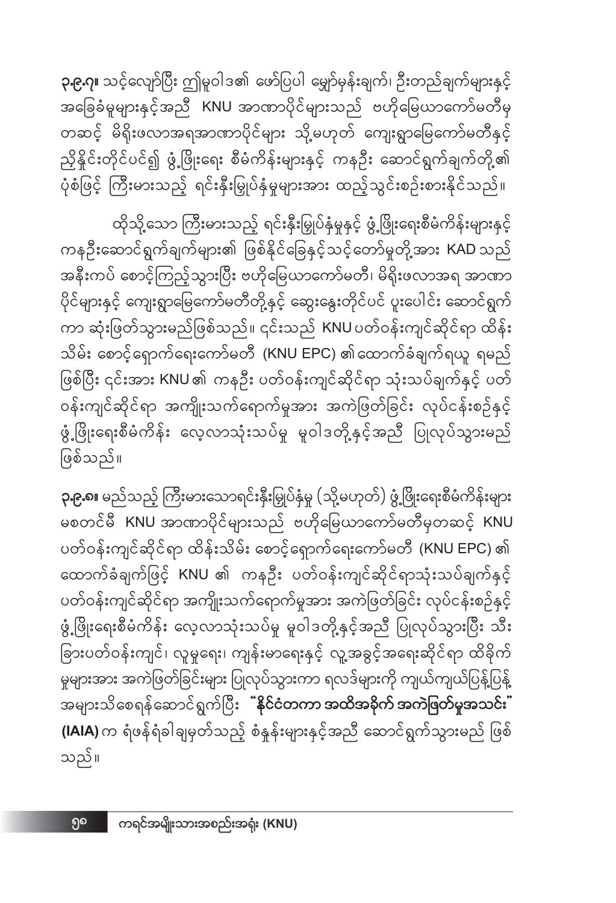**၃.၉.၇။** သင့်လျော်ပြီး ဤမူဝါဒ၏ ဖော်ပြပါ မျှော်မှန်းချက်၊ ဦးတည်ချက်များနှင့် အခြေခံမူများနှင့်အညီ KNU အာဏာပိုင်များသည် ဗဟိုမြေယာကော်မတီမှ တဆင့် မိရိုးဖလာအရအာဏာပိုင်များ သို့မဟုတ် ကျေးရွာမြေကော်မတီနှင့် ညှိနှိုင်းတိုင်ပင်၍ ဖွံ့ဖြိုးရေး စီမံကိန်းများနှင့် ကနဦး ဆောင်ရွက်ချက်တို့၏ ပုံစံဖြင့် ကြီးမားသည့် ရင်းနှီးမြှုပ်နှံမှုများအား ထည့်သွင်းစဉ်းစားနိုင်သည်။

ထိုသို့သော ကြီးမားသည့် ရင်းနှီးမြှုပ်နှံမှုနှင့် ဖွံ့ဖြိုးရေးစီမံကိန်းများနှင့် ကနဦးဆောင်ရွက်ချက်များ၏ ဖြစ်နိုင်ခြေနှင့်သင့်တော်မှုတို့အား KAD သည် အနီးကပ် စောင့်ကြည့်သွားပြီး ဗဟိုမြေယာကော်မတီ၊ မိရိုးဖလာအရ အာဏာပိုင်များနှင့် ကျေးရွာမြေကော်မတီတို့နှင့် ဆွေးနွေးတိုင်ပင် ပူးပေါင်း ဆောင်ရွက်ကာ ဆုံးဖြတ်သွားမည်ဖြစ်သည်။ ၎င်းသည် KNU ပတ်ဝန်းကျင်ဆိုင်ရာ ထိန်းသိမ်း စောင့်ရှောက်ရေးကော်မတီ (KNU EPC) ၏ထောက်ခံချက်ရယူ ရမည်ဖြစ်ပြီး ၎င်းအား KNU ၏ ကနဦး ပတ်ဝန်းကျင်ဆိုင်ရာ သုံးသပ်ချက်နှင့် ပတ်ဝန်းကျင်ဆိုင်ရာ အကျိုးသက်ရောက်မှုအား အကဲဖြတ်ခြင်း လုပ်ငန်းစဉ်နှင့် ဖွံ့ဖြိုးရေးစီမံကိန်း လေ့လာသုံးသပ်မှု မူဝါဒတို့နှင့်အညီ ပြုလုပ်သွားမည်ဖြစ်သည်။

**၃.၉.၈။** မည်သည့် ကြီးမားသောရင်းနှီးမြှုပ်နှံမှု (သို့မဟုတ်) ဖွံ့ဖြိုးရေးစီမံကိန်းများ မစတင်မီ KNU အာဏာပိုင်များသည် ဗဟိုမြေယာကော်မတီမှတဆင့် KNU ပတ်ဝန်းကျင်ဆိုင်ရာ ထိန်းသိမ်း စောင့်ရှောက်ရေးကော်မတီ (KNU EPC) ၏ ထောက်ခံချက်ဖြင့် KNU ၏ ကနဦး ပတ်ဝန်းကျင်ဆိုင်ရာသုံးသပ်ချက်နှင့် ပတ်ဝန်းကျင်ဆိုင်ရာ အကျိုးသက်ရောက်မှုအား အကဲဖြတ်ခြင်း လုပ်ငန်းစဉ်နှင့် ဖွံ့ဖြိုးရေးစီမံကိန်း လေ့လာသုံးသပ်မှု မူဝါဒတို့နှင့်အညီ ပြုလုပ်သွားပြီး သီးခြားပတ်ဝန်းကျင်၊ လူမှုရေး၊ ကျန်းမာရေးနှင့် လူ့အခွင့်အရေးဆိုင်ရာ ထိခိုက်မှုများအား အကဲဖြတ်ခြင်းများ ပြုလုပ်သွားကာ ရလဒ်များကို ကျယ်ကျယ်ပြန့်ပြန့် အများသိစေရန်ဆောင်ရွက်ပြီး **"နိုင်ငံတကာ အထိအခိုက် အကဲဖြတ်မှုအသင်း" (IAIA)** က ရံဖန်ရံခါ ချမှတ်သည့် စံနှုန်းများနှင့်အညီ ဆောင်ရွက်သွားမည် ဖြစ်သည်။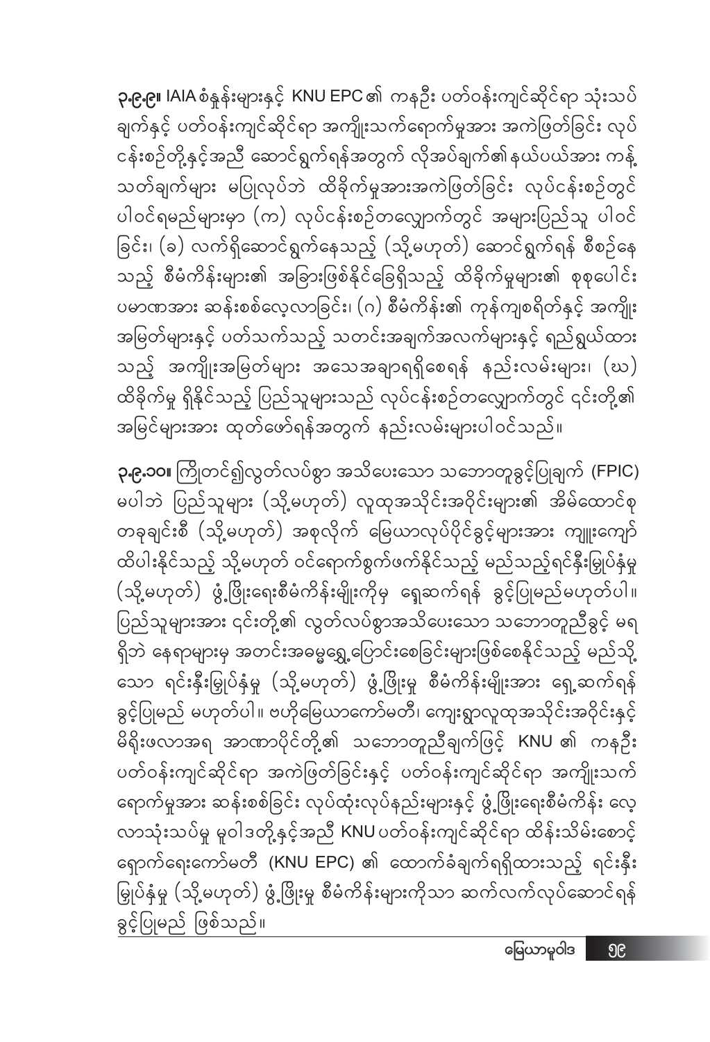**၃.၉.၉။** IAIA စံနှုန်းများနှင့် KNU EPC ၏ ကနဦး ပတ်ဝန်းကျင်ဆိုင်ရာ သုံးသပ်ချက်နှင့် ပတ်ဝန်းကျင်ဆိုင်ရာ အကျိုးသက်ရောက်မှုအား အကဲဖြတ်ခြင်း လုပ်ငန်းစဉ်တို့နှင့်အညီ ဆောင်ရွက်ရန်အတွက် လိုအပ်ချက်၏နယ်ပယ်အား ကန့်သတ်ချက်များ မပြုလုပ်ဘဲ ထိခိုက်မှုအားအကဲဖြတ်ခြင်း လုပ်ငန်းစဉ်တွင် ပါဝင်ရမည်များမှာ (က) လုပ်ငန်းစဉ်တလျှောက်တွင် အများပြည်သူ ပါဝင်ခြင်း၊ (ခ) လက်ရှိဆောင်ရွက်နေသည့် (သို့မဟုတ်) ဆောင်ရွက်ရန် စီစဉ်နေသည့် စီမံကိန်းများ၏ အခြားဖြစ်နိုင်ခြေရှိသည့် ထိခိုက်မှုများ၏ စုစုပေါင်း ပမာဏအား ဆန်းစစ်လေ့လာခြင်း၊ (ဂ) စီမံကိန်း၏ ကုန်ကျစရိတ်နှင့် အကျိုးအမြတ်များနှင့် ပတ်သက်သည့် သတင်းအချက်အလက်များနှင့် ရည်ရွယ်ထားသည့် အကျိုးအမြတ်များ အသေအချာရရှိစေရန် နည်းလမ်းများ၊ (ဃ) ထိခိုက်မှု ရှိနိုင်သည့် ပြည်သူများသည် လုပ်ငန်းစဉ်တလျှောက်တွင် ၎င်းတို့၏ အမြင်များအား ထုတ်ဖော်ရန်အတွက် နည်းလမ်းများပါဝင်သည်။

**၃.၉.၁၀။** ကြိုတင်၍လွတ်လပ်စွာ အသိပေးသော သဘောတူခွင့်ပြုချက် (FPIC) မပါဘဲ ပြည်သူများ (သို့မဟုတ်) လူထုအသိုင်းအဝိုင်းများ၏ အိမ်ထောင်စု တခုချင်းစီ (သို့မဟုတ်) အစုလိုက် မြေယာလုပ်ပိုင်ခွင့်များအား ကျူးကျော်ထိပါးနိုင်သည့် သို့မဟုတ် ဝင်ရောက်စွက်ဖက်နိုင်သည့် မည်သည့်ရင်းနှီးမြှုပ်နှံမှု (သို့မဟုတ်) ဖွံ့ဖြိုးရေးစီမံကိန်းမျိုးကိုမှ ရှေ့ဆက်ရန် ခွင့်ပြုမည်မဟုတ်ပါ။ ပြည်သူများအား ၎င်းတို့၏ လွတ်လပ်စွာအသိပေးသော သဘောတူညီခွင့် မရရှိဘဲ နေရာများမှ အတင်းအဓမ္မရွှေ့ပြောင်းစေခြင်းများဖြစ်စေနိုင်သည့် မည်သို့သော ရင်းနှီးမြှုပ်နှံမှု (သို့မဟုတ်) ဖွံ့ဖြိုးမှု စီမံကိန်းမျိုးအား ရှေ့ဆက်ရန် ခွင့်ပြုမည် မဟုတ်ပါ။ ဗဟိုမြေယာကော်မတီ၊ ကျေးရွာလူထုအသိုင်းအဝိုင်းနှင့် မိရိုးဖလာအရ အာဏာပိုင်တို့၏ သဘောတူညီချက်ဖြင့် KNU ၏ ကနဦး ပတ်ဝန်းကျင်ဆိုင်ရာ အကဲဖြတ်ခြင်းနှင့် ပတ်ဝန်းကျင်ဆိုင်ရာ အကျိုးသက်ရောက်မှုအား ဆန်းစစ်ခြင်း လုပ်ထုံးလုပ်နည်းများနှင့် ဖွံ့ဖြိုးရေးစီမံကိန်း လေ့လာသုံးသပ်မှု မူဝါဒတို့နှင့်အညီ KNU ပတ်ဝန်းကျင်ဆိုင်ရာ ထိန်းသိမ်းစောင့်ရှောက်ရေးကော်မတီ (KNU EPC) ၏ ထောက်ခံချက်ရရှိထားသည့် ရင်းနှီးမြှုပ်နှံမှု (သို့မဟုတ်) ဖွံ့ဖြိုးမှု စီမံကိန်းများကိုသာ ဆက်လက်လုပ်ဆောင်ရန် ခွင့်ပြုမည် ဖြစ်သည်။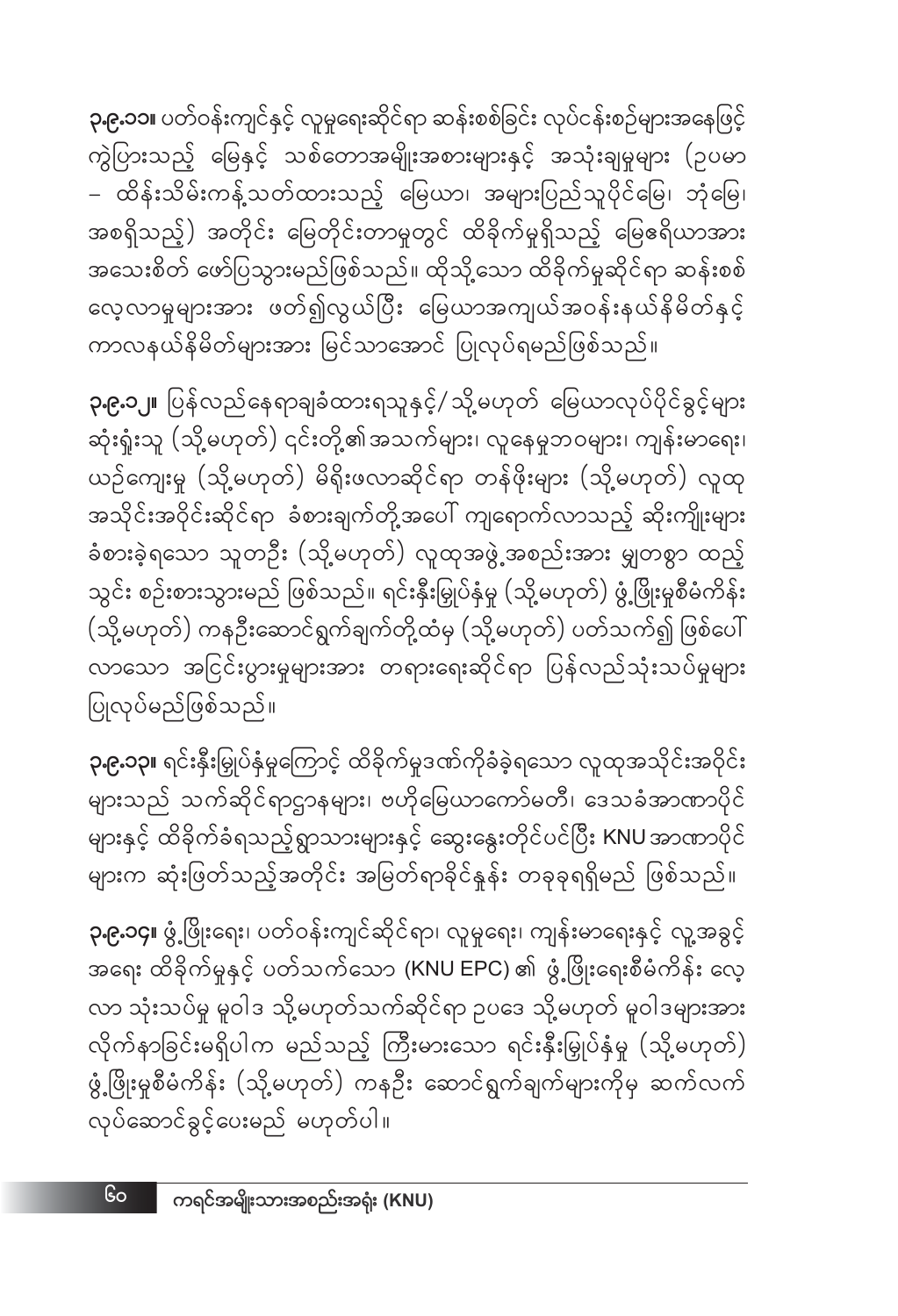**၃.၉.၁၁။** ပတ်ဝန်းကျင်နှင့် လူမှုရေးဆိုင်ရာ ဆန်းစစ်ခြင်း လုပ်ငန်းစဉ်များအနေဖြင့် ကွဲပြားသည့် မြေနှင့် သစ်တောအမျိုးအစားများနှင့် အသုံးချမှုများ (ဥပမာ – ထိန်းသိမ်းကန့်သတ်ထားသည့် မြေယာ၊ အများပြည်သူပိုင်မြေ၊ ဘုံမြေ၊ အစရှိသည့်) အတိုင်း မြေတိုင်းတာမှုတွင် ထိခိုက်မှုရှိသည့် မြေဧရိယာအား အသေးစိတ် ဖော်ပြသွားမည်ဖြစ်သည်။ ထိုသို့သော ထိခိုက်မှုဆိုင်ရာ ဆန်းစစ်လေ့လာမှုများအား ဖတ်၍လွယ်ပြီး မြေယာအကျယ်အဝန်းနယ်နိမိတ်နှင့် ကာလနယ်နိမိတ်များအား မြင်သာအောင် ပြုလုပ်ရမည်ဖြစ်သည်။

**၃.၉.၁၂။** ပြန်လည်နေရာချခံထားရသူနှင့်/ သို့မဟုတ် မြေယာလုပ်ပိုင်ခွင့်များ ဆုံးရှုံးသူ (သို့မဟုတ်) ၎င်းတို့၏အသက်များ၊ လူနေမှုဘဝများ၊ ကျန်းမာရေး၊ ယဉ်ကျေးမှု (သို့မဟုတ်) မိရိုးဖလာဆိုင်ရာ တန်ဖိုးများ (သို့မဟုတ်) လူထုအသိုင်းအဝိုင်းဆိုင်ရာ ခံစားချက်တို့အပေါ် ကျရောက်လာသည့် ဆိုးကျိုးများ ခံစားခဲ့ရသော သူတဦး (သို့မဟုတ်) လူထုအဖွဲ့အစည်းအား မျှတစွာ ထည့်သွင်း စဉ်းစားသွားမည် ဖြစ်သည်။ ရင်းနှီးမြှုပ်နှံမှု (သို့မဟုတ်) ဖွံ့ဖြိုးမှုစီမံကိန်း (သို့မဟုတ်) ကနဦးဆောင်ရွက်ချက်တို့ထံမှ (သို့မဟုတ်) ပတ်သက်၍ ဖြစ်ပေါ်လာသော အငြင်းပွားမှုများအား တရားရေးဆိုင်ရာ ပြန်လည်သုံးသပ်မှုများ ပြုလုပ်မည်ဖြစ်သည်။

**၃.၉.၁၃။** ရင်းနှီးမြှုပ်နှံမှုကြောင့် ထိခိုက်မှုဒဏ်ကိုခံခဲ့ရသော လူထုအသိုင်းအဝိုင်းများသည် သက်ဆိုင်ရာဌာနများ၊ ဗဟိုမြေယာကော်မတီ၊ ဒေသခံအာဏာပိုင်များနှင့် ထိခိုက်ခံရသည့်ရွာသားများနှင့် ဆွေးနွေးတိုင်ပင်ပြီး KNU အာဏာပိုင်များက ဆုံးဖြတ်သည့်အတိုင်း အမြတ်ရာခိုင်နှုန်း တခုခုရရှိမည် ဖြစ်သည်။

**၃.၉.၁၄။** ဖွံ့ဖြိုးရေး၊ ပတ်ဝန်းကျင်ဆိုင်ရာ၊ လူမှုရေး၊ ကျန်းမာရေးနှင့် လူ့အခွင့်အရေး ထိခိုက်မှုနှင့် ပတ်သက်သော (KNU EPC) ၏ ဖွံ့ဖြိုးရေးစီမံကိန်း လေ့လာ သုံးသပ်မှု မူဝါဒ သို့မဟုတ်သက်ဆိုင်ရာ ဥပဒေ သို့မဟုတ် မူဝါဒများအား လိုက်နာခြင်းမရှိပါက မည်သည့် ကြီးမားသော ရင်းနှီးမြှုပ်နှံမှု (သို့မဟုတ်) ဖွံ့ဖြိုးမှုစီမံကိန်း (သို့မဟုတ်) ကနဦး ဆောင်ရွက်ချက်များကိုမှ ဆက်လက်လုပ်ဆောင်ခွင့်ပေးမည် မဟုတ်ပါ။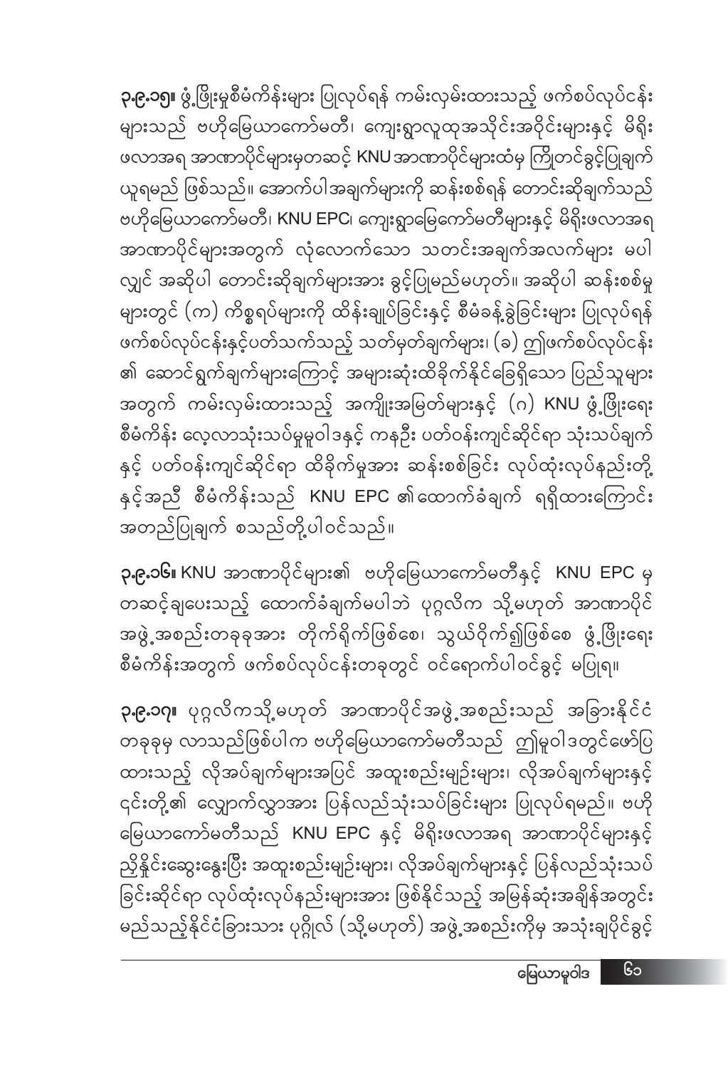**၃.၉.၁၅။** ဖွံ့ဖြိုးမှုစီမံကိန်းများ ပြုလုပ်ရန် ကမ်းလှမ်းထားသည့် ဖက်စပ်လုပ်ငန်းများသည် ဗဟိုမြေယာကော်မတီ၊ ကျေးရွာလူထုအသိုင်းအဝိုင်းများနှင့် မိရိုးဖလာအရ အာဏာပိုင်များမှတဆင့် KNU အာဏာပိုင်များထံမှ ကြိုတင်ခွင့်ပြုချက်ယူရမည် ဖြစ်သည်။ အောက်ပါအချက်များကို ဆန်းစစ်ရန် တောင်းဆိုချက်သည် ဗဟိုမြေယာကော်မတီ၊ KNU EPC၊ ကျေးရွာမြေကော်မတီများနှင့် မိရိုးဖလာအရ အာဏာပိုင်များအတွက် လုံလောက်သော သတင်းအချက်အလက်များ မပါလျှင် အဆိုပါ တောင်းဆိုချက်များအား ခွင့်ပြုမည်မဟုတ်။ အဆိုပါ ဆန်းစစ်မှုများတွင် (က) ကိစ္စရပ်များကို ထိန်းချုပ်ခြင်းနှင့် စီမံခန့်ခွဲခြင်းများ ပြုလုပ်ရန် ဖက်စပ်လုပ်ငန်းနှင့်ပတ်သက်သည့် သတ်မှတ်ချက်များ၊ (ခ) ဤဖက်စပ်လုပ်ငန်း၏ ဆောင်ရွက်ချက်များကြောင့် အများဆုံးထိခိုက်နိုင်ခြေရှိသော ပြည်သူများအတွက် ကမ်းလှမ်းထားသည့် အကျိုးအမြတ်များနှင့် (ဂ) KNU ဖွံ့ဖြိုးရေးစီမံကိန်း လေ့လာသုံးသပ်မှုမူဝါဒနှင့် ကနဦး ပတ်ဝန်းကျင်ဆိုင်ရာ သုံးသပ်ချက်နှင့် ပတ်ဝန်းကျင်ဆိုင်ရာ ထိခိုက်မှုအား ဆန်းစစ်ခြင်း လုပ်ထုံးလုပ်နည်းတို့နှင့်အညီ စီမံကိန်းသည် KNU EPC ၏ထောက်ခံချက် ရရှိထားကြောင်း အတည်ပြုချက် စသည်တို့ပါဝင်သည်။

**၃.၉.၁၆။** KNU အာဏာပိုင်များ၏ ဗဟိုမြေယာကော်မတီနှင့် KNU EPC မှ တဆင့်ချပေးသည့် ထောက်ခံချက်မပါဘဲ ပုဂ္ဂလိက သို့မဟုတ် အာဏာပိုင်အဖွဲ့အစည်းတခုခုအား တိုက်ရိုက်ဖြစ်စေ၊ သွယ်ဝိုက်၍ဖြစ်စေ ဖွံ့ဖြိုးရေးစီမံကိန်းအတွက် ဖက်စပ်လုပ်ငန်းတခုတွင် ဝင်ရောက်ပါဝင်ခွင့် မပြုရ။

**၃.၉.၁၇။** ပုဂ္ဂလိကသို့မဟုတ် အာဏာပိုင်အဖွဲ့အစည်းသည် အခြားနိုင်ငံတခုခုမှ လာသည်ဖြစ်ပါက ဗဟိုမြေယာကော်မတီသည် ဤမူဝါဒတွင်ဖော်ပြထားသည့် လိုအပ်ချက်များအပြင် အထူးစည်းမျဉ်းများ၊ လိုအပ်ချက်များနှင့် ၎င်းတို့၏ လျှောက်လွှာအား ပြန်လည်သုံးသပ်ခြင်းများ ပြုလုပ်ရမည်။ ဗဟိုမြေယာကော်မတီသည် KNU EPC နှင့် မိရိုးဖလာအရ အာဏာပိုင်များနှင့် ညှိနှိုင်းဆွေးနွေးပြီး အထူးစည်းမျဉ်းများ၊ လိုအပ်ချက်များနှင့် ပြန်လည်သုံးသပ်ခြင်းဆိုင်ရာ လုပ်ထုံးလုပ်နည်းများအား ဖြစ်နိုင်သည့် အမြန်ဆုံးအချိန်အတွင်း မည်သည့်နိုင်ငံခြားသား ပုဂ္ဂိုလ် (သို့မဟုတ်) အဖွဲ့အစည်းကိုမှ အသုံးချပိုင်ခွင့်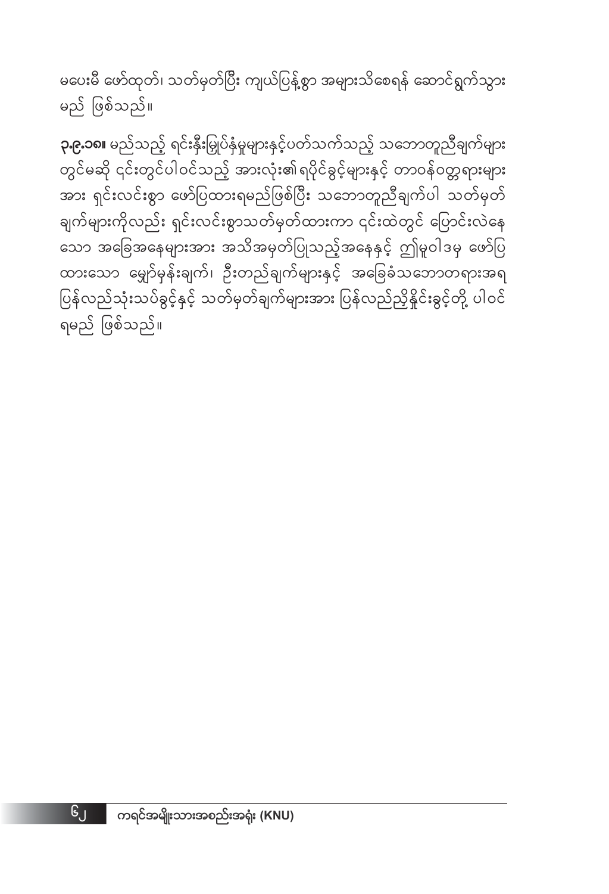မပေးမီ ဖော်ထုတ်၊ သတ်မှတ်ပြီး ကျယ်ပြန့်စွာ အများသိစေရန် ဆောင်ရွက်သွားမည် ဖြစ်သည်။

**၃.၉.၁၈။** မည်သည့် ရင်းနှီးမြှုပ်နှံမှုများနှင့်ပတ်သက်သည့် သဘောတူညီချက်များတွင်မဆို ၎င်းတွင်ပါဝင်သည့် အားလုံး၏ရပိုင်ခွင့်များနှင့် တာဝန်ဝတ္တရားများအား ရှင်းလင်းစွာ ဖော်ပြထားရမည်ဖြစ်ပြီး သဘောတူညီချက်ပါ သတ်မှတ်ချက်များကိုလည်း ရှင်းလင်းစွာသတ်မှတ်ထားကာ ၎င်းထဲတွင် ပြောင်းလဲနေသော အခြေအနေများအား အသိအမှတ်ပြုသည့်အနေနှင့် ဤမူဝါဒမှ ဖော်ပြထားသော မျှော်မှန်းချက်၊ ဦးတည်ချက်များနှင့် အခြေခံသဘောတရားအရ ပြန်လည်သုံးသပ်ခွင့်နှင့် သတ်မှတ်ချက်များအား ပြန်လည်ညှိနှိုင်းခွင့်တို့ ပါဝင်ရမည် ဖြစ်သည်။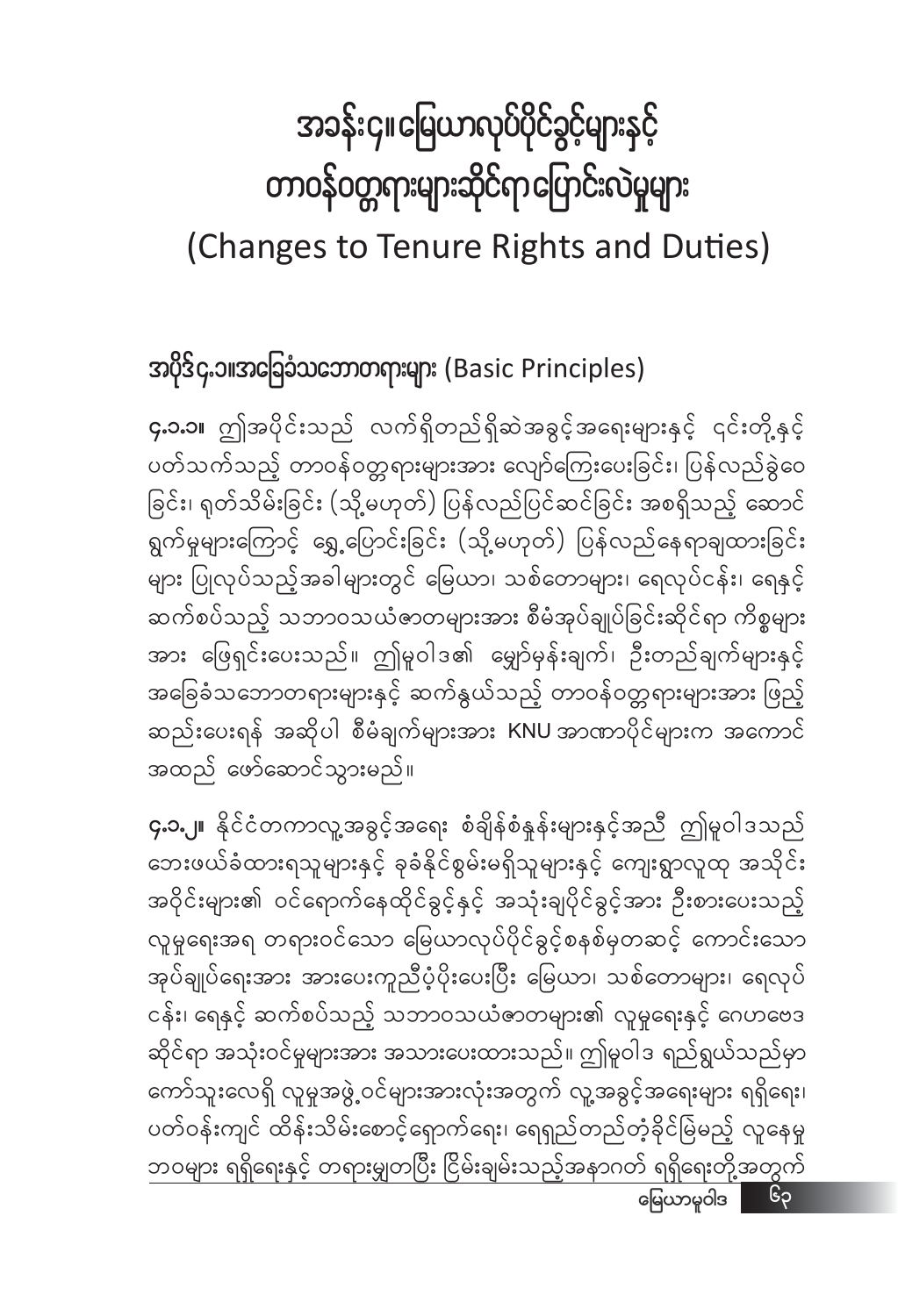# အခန်း၄။ မြေယာလုပ်ပိုင်ခွင့်များနှင့် တာဝန်ဝတ္တရားများဆိုင်ရာ ပြောင်းလဲမှုများ (Changes to Tenure Rights and Duties)

## အပိုဒ်၄.၁။ အခြေခံသဘောတရားများ (Basic Principles)

**၄.၁.၁။** ဤအပိုင်းသည် လက်ရှိတည်ရှိဆဲအခွင့်အရေးများနှင့် ၎င်းတို့နှင့် ပတ်သက်သည့် တာဝန်ဝတ္တရားများအား လျော်ကြေးပေးခြင်း၊ ပြန်လည်ခွဲဝေခြင်း၊ ရုတ်သိမ်းခြင်း (သို့မဟုတ်) ပြန်လည်ပြင်ဆင်ခြင်း အစရှိသည့် ဆောင်ရွက်မှုများကြောင့် ရွှေ့ပြောင်းခြင်း (သို့မဟုတ်) ပြန်လည်နေရာချထားခြင်းများ ပြုလုပ်သည့်အခါများတွင် မြေယာ၊ သစ်တောများ၊ ရေလုပ်ငန်း၊ ရေနှင့် ဆက်စပ်သည့် သဘာဝသယံဇာတများအား စီမံအုပ်ချုပ်ခြင်းဆိုင်ရာ ကိစ္စများအား ဖြေရှင်းပေးသည်။ ဤမူဝါဒ၏ မျှော်မှန်းချက်၊ ဦးတည်ချက်များနှင့် အခြေခံသဘောတရားများနှင့် ဆက်နွယ်သည့် တာဝန်ဝတ္တရားများအား ဖြည့်ဆည်းပေးရန် အဆိုပါ စီမံချက်များအား KNU အာဏာပိုင်များက အကောင်အထည် ဖော်ဆောင်သွားမည်။

**၄.၁.၂။** နိုင်ငံတကာလူ့အခွင့်အရေး စံချိန်စံနှုန်းများနှင့်အညီ ဤမူဝါဒသည် ဘေးဖယ်ခံထားရသူများနှင့် ခုခံနိုင်စွမ်းမရှိသူများနှင့် ကျေးရွာလူထု အသိုင်းအဝိုင်းများ၏ ဝင်ရောက်နေထိုင်ခွင့်နှင့် အသုံးချပိုင်ခွင့်အား ဦးစားပေးသည့် လူမှုရေးအရ တရားဝင်သော မြေယာလုပ်ပိုင်ခွင့်စနစ်မှတဆင့် ကောင်းသော အုပ်ချုပ်ရေးအား အားပေးကူညီပံ့ပိုးပေးပြီး မြေယာ၊ သစ်တောများ၊ ရေလုပ်ငန်း၊ ရေနှင့် ဆက်စပ်သည့် သဘာဝသယံဇာတများ၏ လူမှုရေးနှင့် ဂေဟဗေဒဆိုင်ရာ အသုံးဝင်မှုများအား အသားပေးထားသည်။ ဤမူဝါဒ ရည်ရွယ်သည်မှာ ကော်သူးလေရှိ လူမှုအဖွဲ့ဝင်များအားလုံးအတွက် လူ့အခွင့်အရေးများ ရရှိရေး၊ ပတ်ဝန်းကျင် ထိန်းသိမ်းစောင့်ရှောက်ရေး၊ ရေရှည်တည်တံ့ခိုင်မြဲမည့် လူနေမှုဘဝများ ရရှိရေးနှင့် တရားမျှတပြီး ငြိမ်းချမ်းသည့်အနာဂတ် ရရှိရေးတို့အတွက်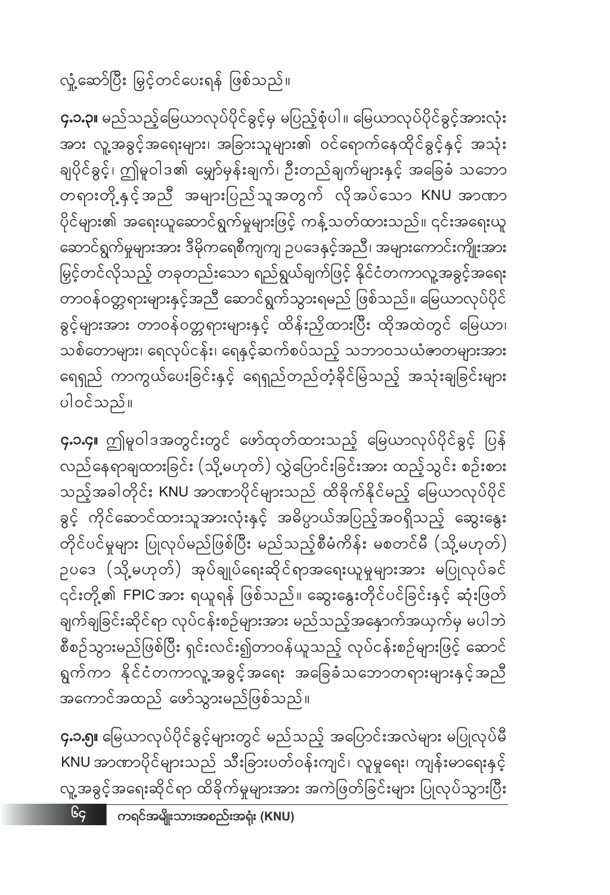လုံ့ဆော်ပြီး မြှင့်တင်ပေးရန် ဖြစ်သည်။

**၄.၁.၃။** မည်သည့်မြေယာလုပ်ပိုင်ခွင့်မှ မပြည့်စုံပါ။ မြေယာလုပ်ပိုင်ခွင့်အားလုံး အား လူ့အခွင့်အရေးများ၊ အခြားသူများ၏ ဝင်ရောက်နေထိုင်ခွင့်နှင့် အသုံး ချပိုင်ခွင့်၊ ဤမူဝါဒ၏ မျှော်မှန်းချက်၊ ဦးတည်ချက်များနှင့် အခြေခံ သဘော တရားတို့နှင့်အညီ အများပြည်သူအတွက် လိုအပ်သော KNU အာဏာ ပိုင်များ၏ အရေးယူဆောင်ရွက်မှုများဖြင့် ကန့်သတ်ထားသည်။ ၎င်းအရေးယူ ဆောင်ရွက်မှုများအား ဒီမိုကရေစီကျကျ ဥပဒေနှင့်အညီ၊ အများကောင်းကျိုးအား မြှင့်တင်လိုသည့် တခုတည်းသော ရည်ရွယ်ချက်ဖြင့် နိုင်ငံတကာလူ့အခွင့်အရေး တာဝန်ဝတ္တရားများနှင့်အညီ ဆောင်ရွက်သွားရမည် ဖြစ်သည်။ မြေယာလုပ်ပိုင် ခွင့်များအား တာဝန်ဝတ္တရားများနှင့် ထိန်းညှိထားပြီး ထိုအထဲတွင် မြေယာ၊ သစ်တောများ၊ ရေလုပ်ငန်း၊ ရေနှင့်ဆက်စပ်သည့် သဘာဝသယံဇာတများအား ရေရှည် ကာကွယ်ပေးခြင်းနှင့် ရေရှည်တည်တံ့ခိုင်မြဲသည့် အသုံးချခြင်းများ ပါဝင်သည်။

**၄.၁.၄။** ဤမူဝါဒအတွင်းတွင် ဖော်ထုတ်ထားသည့် မြေယာလုပ်ပိုင်ခွင့် ပြန် လည်နေရာချထားခြင်း (သို့မဟုတ်) လွှဲပြောင်းခြင်းအား ထည့်သွင်း စဉ်းစား သည့်အခါတိုင်း KNU အာဏာပိုင်များသည် ထိခိုက်နိုင်မည့် မြေယာလုပ်ပိုင် ခွင့် ကိုင်ဆောင်ထားသူအားလုံးနှင့် အဓိပ္ပာယ်အပြည့်အဝရှိသည့် ဆွေးနွေး တိုင်ပင်မှုများ ပြုလုပ်မည်ဖြစ်ပြီး မည်သည့်စီမံကိန်း မစတင်မီ (သို့မဟုတ်) ဥပဒေ (သို့မဟုတ်) အုပ်ချုပ်ရေးဆိုင်ရာအရေးယူမှုများအား မပြုလုပ်ခင် ၎င်းတို့၏ FPIC အား ရယူရန် ဖြစ်သည်။ ဆွေးနွေးတိုင်ပင်ခြင်းနှင့် ဆုံးဖြတ် ချက်ချခြင်းဆိုင်ရာ လုပ်ငန်းစဉ်များအား မည်သည့်အနှောက်အယှက်မှ မပါဘဲ စီစဉ်သွားမည်ဖြစ်ပြီး ရှင်းလင်း၍တာဝန်ယူသည့် လုပ်ငန်းစဉ်များဖြင့် ဆောင် ရွက်ကာ နိုင်ငံတကာလူ့အခွင့်အရေး အခြေခံသဘောတရားများနှင့်အညီ အကောင်အထည် ဖော်သွားမည်ဖြစ်သည်။

**၄.၁.၅။** မြေယာလုပ်ပိုင်ခွင့်များတွင် မည်သည့် အပြောင်းအလဲများ မပြုလုပ်မီ KNU အာဏာပိုင်များသည် သီးခြားပတ်ဝန်းကျင်၊ လူမှုရေး၊ ကျန်းမာရေးနှင့် လူ့အခွင့်အရေးဆိုင်ရာ ထိခိုက်မှုများအား အကဲဖြတ်ခြင်းများ ပြုလုပ်သွားပြီး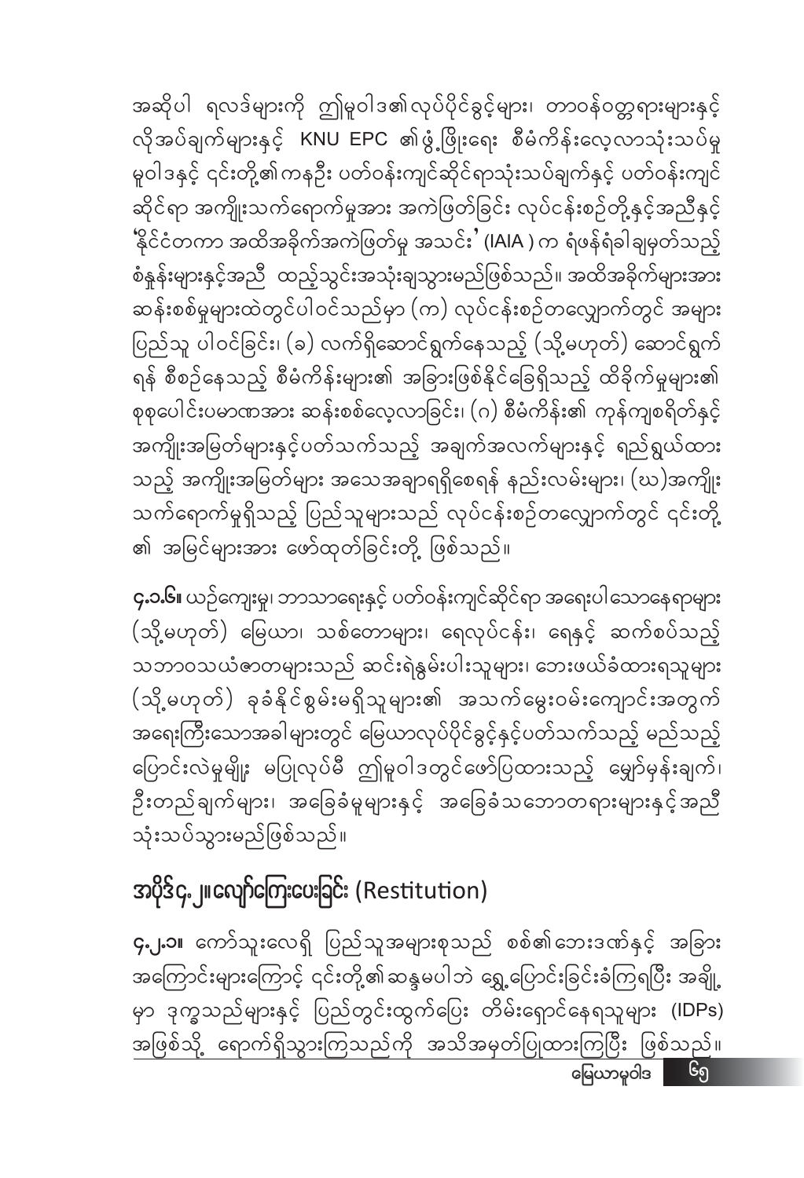အဆိုပါ ရလဒ်များကို ဤမူဝါဒ၏လုပ်ပိုင်ခွင့်များ၊ တာဝန်ဝတ္တရားများနှင့် လိုအပ်ချက်များနှင့် KNU EPC ၏ဖွံ့ဖြိုးရေး စီမံကိန်းလေ့လာသုံးသပ်မှု မူဝါဒနှင့် ၎င်းတို့၏ကနဦး ပတ်ဝန်းကျင်ဆိုင်ရာသုံးသပ်ချက်နှင့် ပတ်ဝန်းကျင် ဆိုင်ရာ အကျိုးသက်ရောက်မှုအား အကဲဖြတ်ခြင်း လုပ်ငန်းစဉ်တို့နှင့်အညီနှင့် 'နိုင်ငံတကာ အထိအခိုက်အကဲဖြတ်မှု အသင်း' (IAIA ) က ရံဖန်ရံခါချမှတ်သည့် စံနှုန်းများနှင့်အညီ ထည့်သွင်းအသုံးချသွားမည်ဖြစ်သည်။ အထိအခိုက်များအား ဆန်းစစ်မှုများထဲတွင်ပါဝင်သည်မှာ (က) လုပ်ငန်းစဉ်တလျှောက်တွင် အများ ပြည်သူ ပါဝင်ခြင်း၊ (ခ) လက်ရှိဆောင်ရွက်နေသည့် (သို့မဟုတ်) ဆောင်ရွက် ရန် စီစဉ်နေသည့် စီမံကိန်းများ၏ အခြားဖြစ်နိုင်ခြေရှိသည့် ထိခိုက်မှုများ၏ စုစုပေါင်းပမာဏအား ဆန်းစစ်လေ့လာခြင်း၊ (ဂ) စီမံကိန်း၏ ကုန်ကျစရိတ်နှင့် အကျိုးအမြတ်များနှင့်ပတ်သက်သည့် အချက်အလက်များနှင့် ရည်ရွယ်ထား သည့် အကျိုးအမြတ်များ အသေအချာရရှိစေရန် နည်းလမ်းများ၊ (ဃ)အကျိုး သက်ရောက်မှုရှိသည့် ပြည်သူများသည် လုပ်ငန်းစဉ်တလျှောက်တွင် ၎င်းတို့ ၏ အမြင်များအား ဖော်ထုတ်ခြင်းတို့ ဖြစ်သည်။

**၄.၁.၆။** ယဉ်ကျေးမှု၊ ဘာသာရေးနှင့် ပတ်ဝန်းကျင်ဆိုင်ရာ အရေးပါသောနေရာများ (သို့မဟုတ်) မြေယာ၊ သစ်တောများ၊ ရေလုပ်ငန်း၊ ရေနှင့် ဆက်စပ်သည့် သဘာဝသယံဇာတများသည် ဆင်းရဲနွမ်းပါးသူများ၊ ဘေးဖယ်ခံထားရသူများ (သို့မဟုတ်) ခုခံနိုင်စွမ်းမရှိသူများ၏ အသက်မွေးဝမ်းကျောင်းအတွက် အရေးကြီးသောအခါများတွင် မြေယာလုပ်ပိုင်ခွင့်နှင့်ပတ်သက်သည့် မည်သည့် ပြောင်းလဲမှုမျိုး မပြုလုပ်မီ ဤမူဝါဒတွင်ဖော်ပြထားသည့် မျှော်မှန်းချက်၊ ဦးတည်ချက်များ၊ အခြေခံမှုများနှင့် အခြေခံသဘောတရားများနှင့်အညီ သုံးသပ်သွားမည်ဖြစ်သည်။

## အပိုဒ်၄.၂။လျော်ကြေးပေးခြင်း (Restitution)

**၄.၂.၁။** ကော်သူးလေရှိ ပြည်သူအများစုသည် စစ်၏ဘေးဒဏ်နှင့် အခြား အကြောင်းများကြောင့် ၎င်းတို့၏ဆန္ဒမပါဘဲ ရွှေ့ပြောင်းခြင်းခံကြရပြီး အချို့ မှာ ဒုက္ခသည်များနှင့် ပြည်တွင်းထွက်ပြေး တိမ်းရှောင်နေရသူများ (IDPs) အဖြစ်သို့ ရောက်ရှိသွားကြသည်ကို အသိအမှတ်ပြုထားကြပြီး ဖြစ်သည်။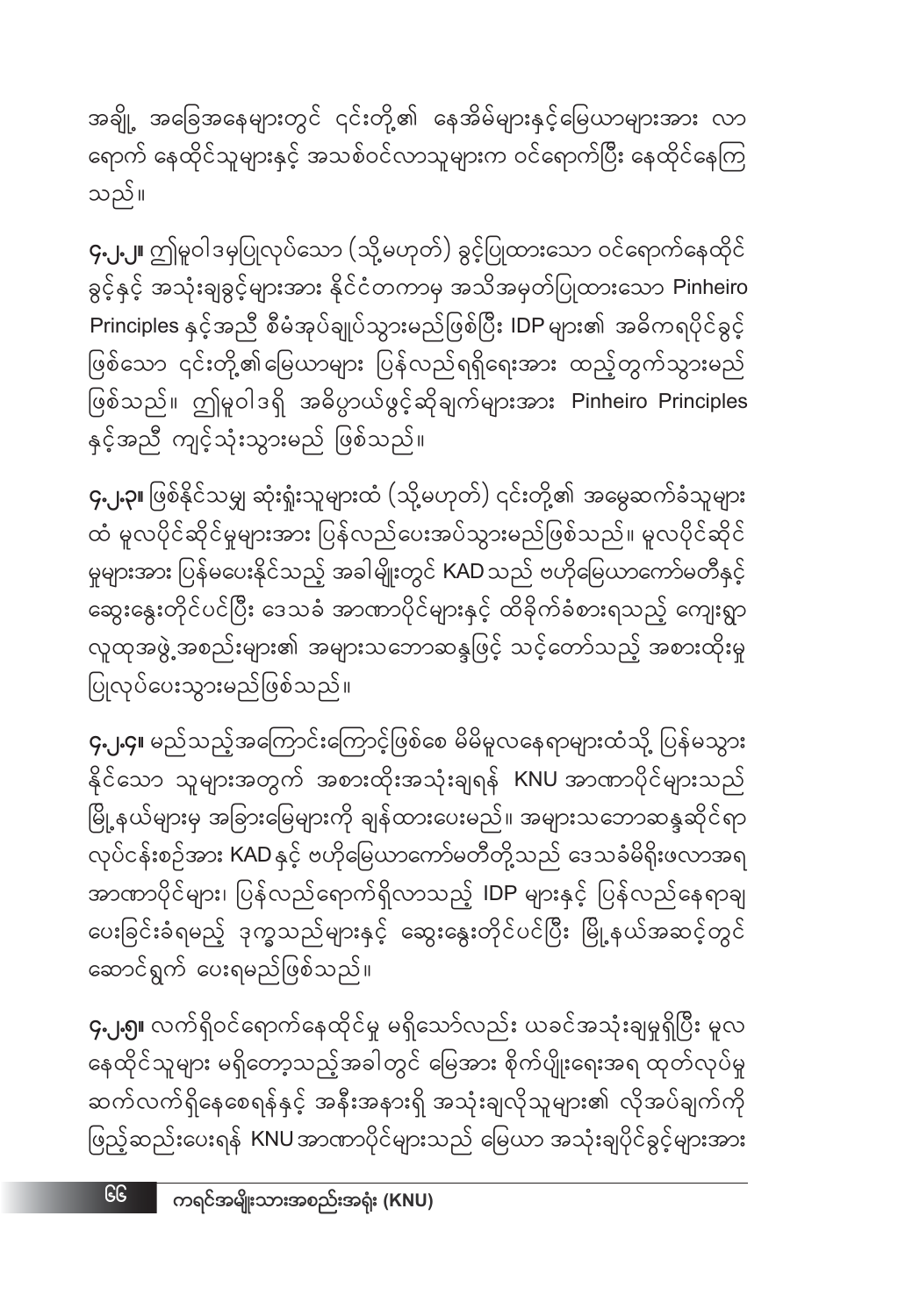အချို့ အခြေအနေများတွင် ၎င်းတို့၏ နေအိမ်များနှင့်မြေယာများအား လာရောက် နေထိုင်သူများနှင့် အသစ်ဝင်လာသူများက ဝင်ရောက်ပြီး နေထိုင်နေကြသည်။

**၄.၂.၂။** ဤမူဝါဒမှပြုလုပ်သော (သို့မဟုတ်) ခွင့်ပြုထားသော ဝင်ရောက်နေထိုင်ခွင့်နှင့် အသုံးချခွင့်များအား နိုင်ငံတကာမှ အသိအမှတ်ပြုထားသော Pinheiro Principles နှင့်အညီ စီမံအုပ်ချုပ်သွားမည်ဖြစ်ပြီး IDP များ၏ အဓိကရပိုင်ခွင့်ဖြစ်သော ၎င်းတို့၏မြေယာများ ပြန်လည်ရရှိရေးအား ထည့်တွက်သွားမည်ဖြစ်သည်။ ဤမူဝါဒရှိ အဓိပ္ပာယ်ဖွင့်ဆိုချက်များအား Pinheiro Principles နှင့်အညီ ကျင့်သုံးသွားမည် ဖြစ်သည်။

**၄.၂.၃။** ဖြစ်နိုင်သမျှ ဆုံးရှုံးသူများထံ (သို့မဟုတ်) ၎င်းတို့၏ အမွေဆက်ခံသူများထံ မူလပိုင်ဆိုင်မှုများအား ပြန်လည်ပေးအပ်သွားမည်ဖြစ်သည်။ မူလပိုင်ဆိုင်မှုများအား ပြန်မပေးနိုင်သည့် အခါမျိုးတွင် KAD သည် ဗဟိုမြေယာကော်မတီနှင့် ဆွေးနွေးတိုင်ပင်ပြီး ဒေသခံ အာဏာပိုင်များနှင့် ထိခိုက်ခံစားရသည့် ကျေးရွာလူထုအဖွဲ့အစည်းများ၏ အများသဘောဆန္ဒဖြင့် သင့်တော်သည့် အစားထိုးမှုပြုလုပ်ပေးသွားမည်ဖြစ်သည်။

**၄.၂.၄။** မည်သည့်အကြောင်းကြောင့်ဖြစ်စေ မိမိမူလနေရာများထံသို့ ပြန်မသွားနိုင်သော သူများအတွက် အစားထိုးအသုံးချရန် KNU အာဏာပိုင်များသည် မြို့နယ်များမှ အခြားမြေများကို ချန်ထားပေးမည်။ အများသဘောဆန္ဒဆိုင်ရာ လုပ်ငန်းစဉ်အား KAD နှင့် ဗဟိုမြေယာကော်မတီတို့သည် ဒေသခံမိရိုးဖလာအရ အာဏာပိုင်များ၊ ပြန်လည်ရောက်ရှိလာသည့် IDP များနှင့် ပြန်လည်နေရာချပေးခြင်းခံရမည့် ဒုက္ခသည်များနှင့် ဆွေးနွေးတိုင်ပင်ပြီး မြို့နယ်အဆင့်တွင် ဆောင်ရွက် ပေးရမည်ဖြစ်သည်။

**၄.၂.၅။** လက်ရှိဝင်ရောက်နေထိုင်မှု မရှိသော်လည်း ယခင်အသုံးချမှုရှိပြီး မူလနေထိုင်သူများ မရှိတော့သည့်အခါတွင် မြေအား စိုက်ပျိုးရေးအရ ထုတ်လုပ်မှုဆက်လက်ရှိနေစေရန်နှင့် အနီးအနားရှိ အသုံးချလိုသူများ၏ လိုအပ်ချက်ကို ဖြည့်ဆည်းပေးရန် KNU အာဏာပိုင်များသည် မြေယာ အသုံးချပိုင်ခွင့်များအား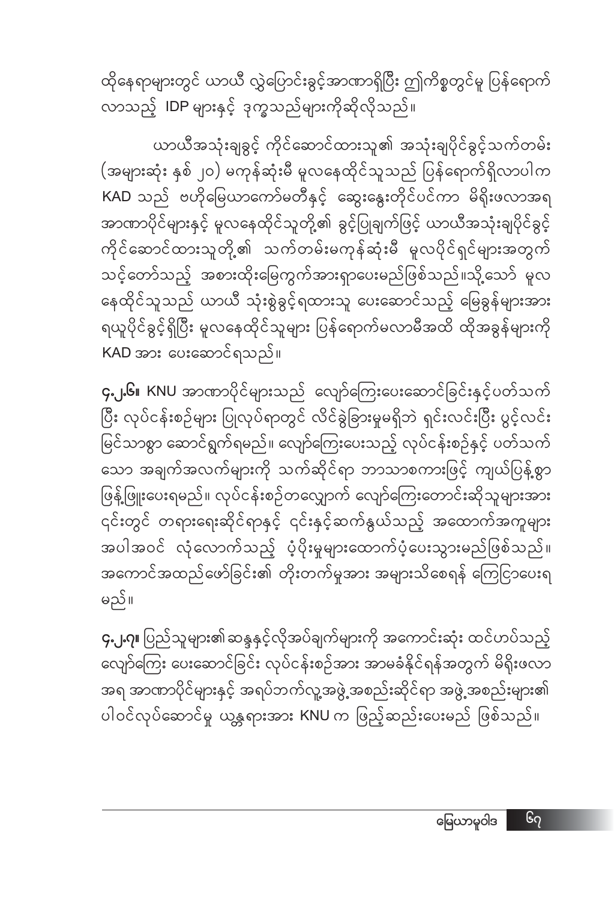ထိုနေရာများတွင် ယာယီ လွှဲပြောင်းခွင့်အာဏာရှိပြီး ဤကိစ္စတွင်မှ ပြန်ရောက်လာသည့် IDP များနှင့် ဒုက္ခသည်များကိုဆိုလိုသည်။

ယာယီအသုံးချခွင့် ကိုင်ဆောင်ထားသူ၏ အသုံးချပိုင်ခွင့်သက်တမ်း (အများဆုံး နှစ် ၂၀) မကုန်ဆုံးမီ မူလနေထိုင်သူသည် ပြန်ရောက်ရှိလာပါက KAD သည် ဗဟိုမြေယာကော်မတီနှင့် ဆွေးနွေးတိုင်ပင်ကာ မိရိုးဖလာအရ အာဏာပိုင်များနှင့် မူလနေထိုင်သူတို့၏ ခွင့်ပြုချက်ဖြင့် ယာယီအသုံးချပိုင်ခွင့် ကိုင်ဆောင်ထားသူတို့၏ သက်တမ်းမကုန်ဆုံးမီ မူလပိုင်ရှင်များအတွက် သင့်တော်သည့် အစားထိုးမြေကွက်အားရှာပေးမည်ဖြစ်သည်။သို့သော် မူလနေထိုင်သူသည် ယာယီ သုံးစွဲခွင့်ရထားသူ ပေးဆောင်သည့် မြေခွန်များအား ရယူပိုင်ခွင့်ရှိပြီး မူလနေထိုင်သူများ ပြန်ရောက်မလာမီအထိ ထိုအခွန်များကို KAD အား ပေးဆောင်ရသည်။

**၄.၂.၆။** KNU အာဏာပိုင်များသည် လျော်ကြေးပေးဆောင်ခြင်းနှင့်ပတ်သက်ပြီး လုပ်ငန်းစဉ်များ ပြုလုပ်ရာတွင် လိင်ခွဲခြားမှုမရှိဘဲ ရှင်းလင်းပြီး ပွင့်လင်းမြင်သာစွာ ဆောင်ရွက်ရမည်။ လျော်ကြေးပေးသည့် လုပ်ငန်းစဉ်နှင့် ပတ်သက်သော အချက်အလက်များကို သက်ဆိုင်ရာ ဘာသာစကားဖြင့် ကျယ်ပြန့်စွာ ဖြန့်ဖြူးပေးရမည်။ လုပ်ငန်းစဉ်တလျှောက် လျော်ကြေးတောင်းဆိုသူများအား ၎င်းတွင် တရားရေးဆိုင်ရာနှင့် ၎င်းနှင့်ဆက်နွယ်သည့် အထောက်အကူများ အပါအဝင် လုံလောက်သည့် ပံ့ပိုးမှုများထောက်ပံ့ပေးသွားမည်ဖြစ်သည်။ အကောင်အထည်ဖော်ခြင်း၏ တိုးတက်မှုအား အများသိစေရန် ကြေငြာပေးရမည်။

**၄.၂.၇။** ပြည်သူများ၏ဆန္ဒနှင့်လိုအပ်ချက်များကို အကောင်းဆုံး ထင်ဟပ်သည့် လျော်ကြေး ပေးဆောင်ခြင်း လုပ်ငန်းစဉ်အား အာမခံနိုင်ရန်အတွက် မိရိုးဖလာအရ အာဏာပိုင်များနှင့် အရပ်ဘက်လူ့အဖွဲ့အစည်းဆိုင်ရာ အဖွဲ့အစည်းများ၏ ပါဝင်လုပ်ဆောင်မှု ယန္တရားအား KNU က ဖြည့်ဆည်းပေးမည် ဖြစ်သည်။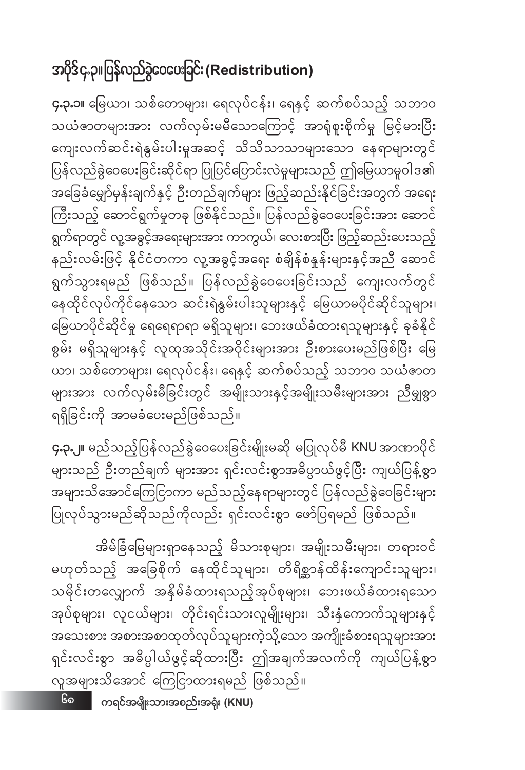## အပိုဒ်၄.၃။ ပြန်လည်ခွဲဝေပေးခြင်း (Redistribution)

**၄.၃.၁။** မြေယာ၊ သစ်တောများ၊ ရေလုပ်ငန်း၊ ရေနှင့် ဆက်စပ်သည့် သဘာဝ သယံဇာတများအား လက်လှမ်းမမီသောကြောင့် အာရုံစူးစိုက်မှု မြင့်မားပြီး ကျေးလက်ဆင်းရဲနွမ်းပါးမှုအဆင့် သိသိသာသာများသော နေရာများတွင် ပြန်လည်ခွဲဝေပေးခြင်းဆိုင်ရာ ပြုပြင်ပြောင်းလဲမှုများသည် ဤမြေယာမူဝါဒ၏ အခြေခံမျှော်မှန်းချက်နှင့် ဦးတည်ချက်များ ဖြည့်ဆည်းနိုင်ခြင်းအတွက် အရေးကြီးသည့် ဆောင်ရွက်မှုတခု ဖြစ်နိုင်သည်။ ပြန်လည်ခွဲဝေပေးခြင်းအား ဆောင်ရွက်ရာတွင် လူ့အခွင့်အရေးများအား ကာကွယ်၊ လေးစားပြီး ဖြည့်ဆည်းပေးသည့် နည်းလမ်းဖြင့် နိုင်ငံတကာ လူ့အခွင့်အရေး စံချိန်စံနှုန်းများနှင့်အညီ ဆောင်ရွက်သွားရမည် ဖြစ်သည်။ ပြန်လည်ခွဲဝေပေးခြင်းသည် ကျေးလက်တွင် နေထိုင်လုပ်ကိုင်နေသော ဆင်းရဲနွမ်းပါးသူများနှင့် မြေယာမပိုင်ဆိုင်သူများ၊ မြေယာပိုင်ဆိုင်မှု ရေရေရာရာ မရှိသူများ၊ ဘေးဖယ်ခံထားရသူများနှင့် ခုခံနိုင်စွမ်း မရှိသူများနှင့် လူထုအသိုင်းအဝိုင်းများအား ဦးစားပေးမည်ဖြစ်ပြီး မြေယာ၊ သစ်တောများ၊ ရေလုပ်ငန်း၊ ရေနှင့် ဆက်စပ်သည့် သဘာဝ သယံဇာတများအား လက်လှမ်းမီခြင်းတွင် အမျိုးသားနှင့်အမျိုးသမီးများအား ညီမျှစွာ ရရှိခြင်းကို အာမခံပေးမည်ဖြစ်သည်။

**၄.၃.၂။** မည်သည့်ပြန်လည်ခွဲဝေပေးခြင်းမျိုးမဆို မပြုလုပ်မီ KNU အာဏာပိုင်များသည် ဦးတည်ချက် များအား ရှင်းလင်းစွာအဓိပ္ပာယ်ဖွင့်ပြီး ကျယ်ပြန့်စွာ အများသိအောင်ကြေငြာကာ မည်သည့်နေရာများတွင် ပြန်လည်ခွဲဝေခြင်းများ ပြုလုပ်သွားမည်ဆိုသည်ကိုလည်း ရှင်းလင်းစွာ ဖော်ပြရမည် ဖြစ်သည်။

အိမ်ခြံမြေများရှာနေသည့် မိသားစုများ၊ အမျိုးသမီးများ၊ တရားဝင်မဟုတ်သည့် အခြေစိုက် နေထိုင်သူများ၊ တိရိစ္ဆာန်ထိန်းကျောင်းသူများ၊ သမိုင်းတလျှောက် အနှိမ်ခံထားရသည့်အုပ်စုများ၊ ဘေးဖယ်ခံထားရသော အုပ်စုများ၊ လူငယ်များ၊ တိုင်းရင်းသားလူမျိုးများ၊ သီးနှံကောက်သူများနှင့် အသေးစား အစားအစာထုတ်လုပ်သူများကဲ့သို့သော အကျိုးခံစားရသူများအား ရှင်းလင်းစွာ အဓိပ္ပါယ်ဖွင့်ဆိုထားပြီး ဤအချက်အလက်ကို ကျယ်ပြန့်စွာ လူအများသိအောင် ကြေငြာထားရမည် ဖြစ်သည်။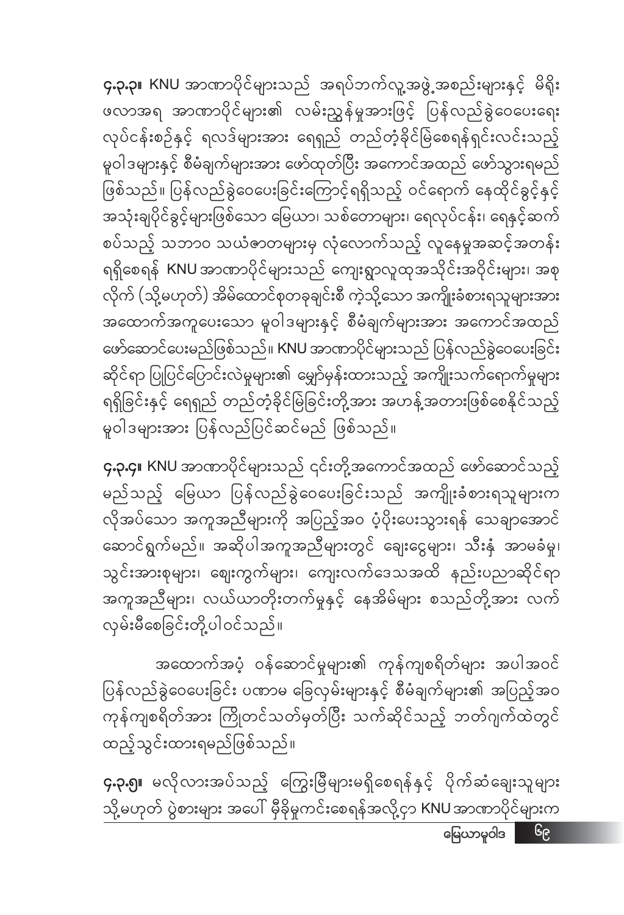**၄.၃.၃။** KNU အာဏာပိုင်များသည် အရပ်ဘက်လူ့အဖွဲ့အစည်းများနှင့် မိရိုးဖလာအရ အာဏာပိုင်များ၏ လမ်းညွှန်မှုအားဖြင့် ပြန်လည်ခွဲဝေပေးရေး လုပ်ငန်းစဉ်နှင့် ရလဒ်များအား ရေရှည် တည်တံ့ခိုင်မြဲစေရန်ရှင်းလင်းသည့် မူဝါဒများနှင့် စီမံချက်များအား ဖော်ထုတ်ပြီး အကောင်အထည် ဖော်သွားရမည် ဖြစ်သည်။ ပြန်လည်ခွဲဝေပေးခြင်းကြောင့်ရရှိသည့် ဝင်ရောက် နေထိုင်ခွင့်နှင့် အသုံးချပိုင်ခွင့်များဖြစ်သော မြေယာ၊ သစ်တောများ၊ ရေလုပ်ငန်း၊ ရေနှင့်ဆက်စပ်သည့် သဘာဝ သယံဇာတများမှ လုံလောက်သည့် လူနေမှုအဆင့်အတန်း ရရှိစေရန် KNU အာဏာပိုင်များသည် ကျေးရွာလူထုအသိုင်းအဝိုင်းများ၊ အစုလိုက် (သို့မဟုတ်) အိမ်ထောင်စုတစုချင်းစီ ကဲ့သို့သော အကျိုးခံစားရသူများအား အထောက်အကူပေးသော မူဝါဒများနှင့် စီမံချက်များအား အကောင်အထည် ဖော်ဆောင်ပေးမည်ဖြစ်သည်။ KNU အာဏာပိုင်များသည် ပြန်လည်ခွဲဝေပေးခြင်းဆိုင်ရာ ပြုပြင်ပြောင်းလဲမှုများ၏ မျှော်မှန်းထားသည့် အကျိုးသက်ရောက်မှုများ ရရှိခြင်းနှင့် ရေရှည် တည်တံ့ခိုင်မြဲခြင်းတို့အား အဟန့်အတားဖြစ်စေနိုင်သည့် မူဝါဒများအား ပြန်လည်ပြင်ဆင်မည် ဖြစ်သည်။

**၄.၃.၄။** KNU အာဏာပိုင်များသည် ၎င်းတို့အကောင်အထည် ဖော်ဆောင်သည့် မည်သည့် မြေယာ ပြန်လည်ခွဲဝေပေးခြင်းသည် အကျိုးခံစားရသူများက လိုအပ်သော အကူအညီများကို အပြည့်အဝ ပံ့ပိုးပေးသွားရန် သေချာအောင် ဆောင်ရွက်မည်။ အဆိုပါအကူအညီများတွင် ချေးငွေများ၊ သီးနှံ အာမခံမှု၊ သွင်းအားစုများ၊ ဈေးကွက်များ၊ ကျေးလက်ဒေသအထိ နည်းပညာဆိုင်ရာ အကူအညီများ၊ လယ်ယာတိုးတက်မှုနှင့် နေအိမ်များ စသည်တို့အား လက်လှမ်းမီစေခြင်းတို့ပါဝင်သည်။

အထောက်အပံ့ ဝန်ဆောင်မှုများ၏ ကုန်ကျစရိတ်များ အပါအဝင် ပြန်လည်ခွဲဝေပေးခြင်း ပဏာမ ခြေလှမ်းများနှင့် စီမံချက်များ၏ အပြည့်အဝ ကုန်ကျစရိတ်အား ကြိုတင်သတ်မှတ်ပြီး သက်ဆိုင်သည့် ဘတ်ဂျက်ထဲတွင် ထည့်သွင်းထားရမည်ဖြစ်သည်။

**၄.၃.၅။** မလိုလားအပ်သည့် ကြွေးမြီများမရှိစေရန်နှင့် ပိုက်ဆံချေးသူများ သို့မဟုတ် ပွဲစားများ အပေါ် မှီခိုမှုကင်းစေရန်အလို့ငှာ KNU အာဏာပိုင်များက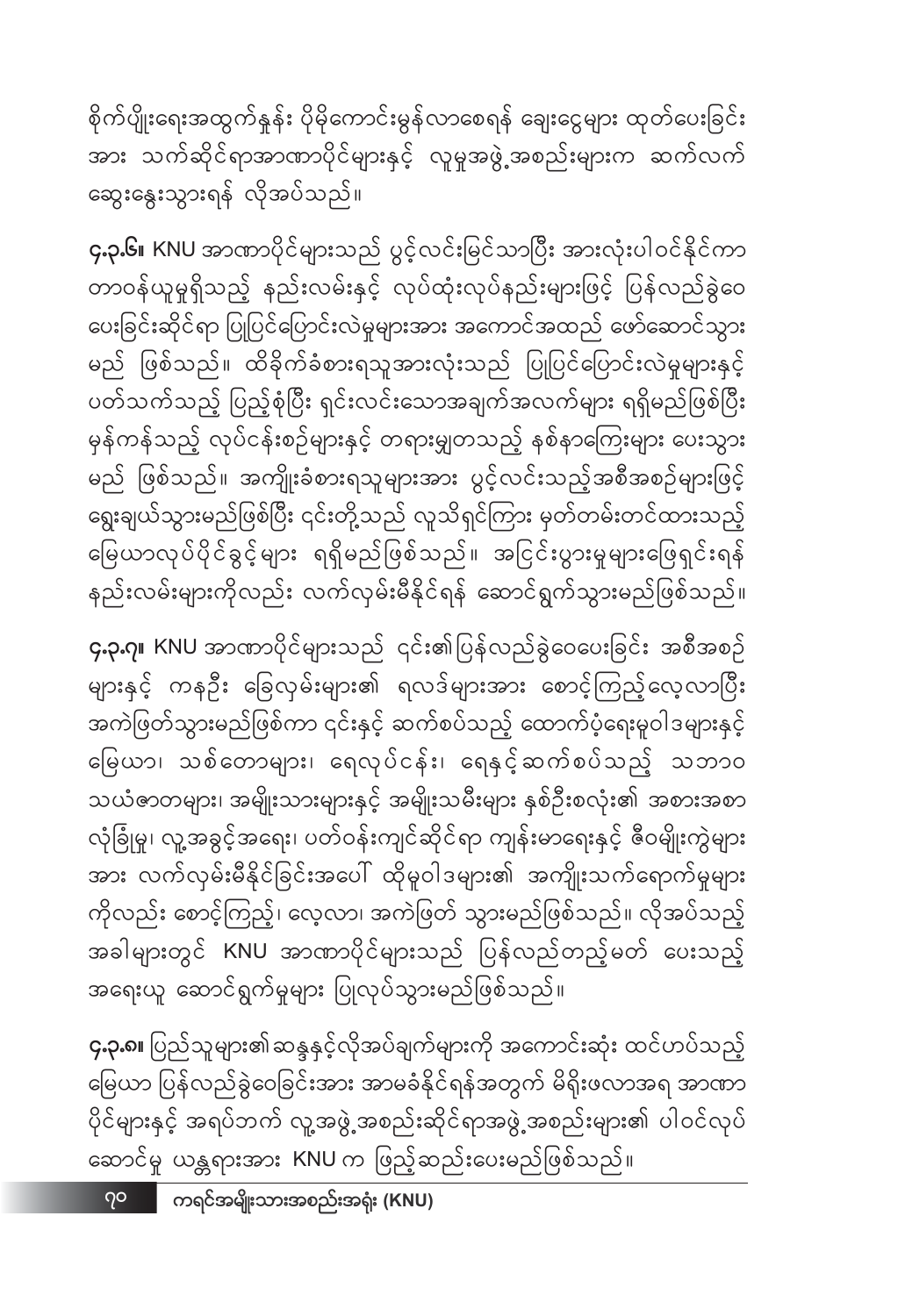စိုက်ပျိုးရေးအထွက်နှုန်း ပိုမိုကောင်းမွန်လာစေရန် ချေးငွေများ ထုတ်ပေးခြင်းအား သက်ဆိုင်ရာအာဏာပိုင်များနှင့် လူမှုအဖွဲ့အစည်းများက ဆက်လက်ဆွေးနွေးသွားရန် လိုအပ်သည်။

**၄.၃.၆။** KNU အာဏာပိုင်များသည် ပွင့်လင်းမြင်သာပြီး အားလုံးပါဝင်နိုင်ကာ တာဝန်ယူမှုရှိသည့် နည်းလမ်းနှင့် လုပ်ထုံးလုပ်နည်းများဖြင့် ပြန်လည်ခွဲဝေပေးခြင်းဆိုင်ရာ ပြုပြင်ပြောင်းလဲမှုများအား အကောင်အထည် ဖော်ဆောင်သွားမည် ဖြစ်သည်။ ထိခိုက်ခံစားရသူအားလုံးသည် ပြုပြင်ပြောင်းလဲမှုများနှင့် ပတ်သက်သည့် ပြည့်စုံပြီး ရှင်းလင်းသောအချက်အလက်များ ရရှိမည်ဖြစ်ပြီး မှန်ကန်သည့် လုပ်ငန်းစဉ်များနှင့် တရားမျှတသည့် နစ်နာကြေးများ ပေးသွားမည် ဖြစ်သည်။ အကျိုးခံစားရသူများအား ပွင့်လင်းသည့်အစီအစဉ်များဖြင့် ရွေးချယ်သွားမည်ဖြစ်ပြီး ၎င်းတို့သည် လူသိရှင်ကြား မှတ်တမ်းတင်ထားသည့် မြေယာလုပ်ပိုင်ခွင့်များ ရရှိမည်ဖြစ်သည်။ အငြင်းပွားမှုများဖြေရှင်းရန် နည်းလမ်းများကိုလည်း လက်လှမ်းမီနိုင်ရန် ဆောင်ရွက်သွားမည်ဖြစ်သည်။

**၄.၃.၇။** KNU အာဏာပိုင်များသည် ၎င်း၏ပြန်လည်ခွဲဝေပေးခြင်း အစီအစဉ်များနှင့် ကနဦး ခြေလှမ်းများ၏ ရလဒ်များအား စောင့်ကြည့်လေ့လာပြီး အကဲဖြတ်သွားမည်ဖြစ်ကာ ၎င်းနှင့် ဆက်စပ်သည့် ထောက်ပံ့ရေးမူဝါဒများနှင့် မြေယာ၊ သစ်တောများ၊ ရေလုပ်ငန်း၊ ရေနှင့်ဆက်စပ်သည့် သဘာဝ သယံဇာတများ၊ အမျိုးသားများနှင့် အမျိုးသမီးများ နှစ်ဦးစလုံး၏ အစားအစာ လုံခြုံမှု၊ လူ့အခွင့်အရေး၊ ပတ်ဝန်းကျင်ဆိုင်ရာ ကျန်းမာရေးနှင့် ဇီဝမျိုးကွဲများအား လက်လှမ်းမီနိုင်ခြင်းအပေါ် ထိုမူဝါဒများ၏ အကျိုးသက်ရောက်မှုများကိုလည်း စောင့်ကြည့်၊ လေ့လာ၊ အကဲဖြတ် သွားမည်ဖြစ်သည်။ လိုအပ်သည့် အခါများတွင် KNU အာဏာပိုင်များသည် ပြန်လည်တည့်မတ် ပေးသည့် အရေးယူ ဆောင်ရွက်မှုများ ပြုလုပ်သွားမည်ဖြစ်သည်။

**၄.၃.၈။** ပြည်သူများ၏ဆန္ဒနှင့်လိုအပ်ချက်များကို အကောင်းဆုံး ထင်ဟပ်သည့် မြေယာ ပြန်လည်ခွဲဝေခြင်းအား အာမခံနိုင်ရန်အတွက် မိရိုးဖလာအရ အာဏာပိုင်များနှင့် အရပ်ဘက် လူ့အဖွဲ့အစည်းဆိုင်ရာအဖွဲ့အစည်းများ၏ ပါဝင်လုပ်ဆောင်မှု ယန္တရားအား KNU က ဖြည့်ဆည်းပေးမည်ဖြစ်သည်။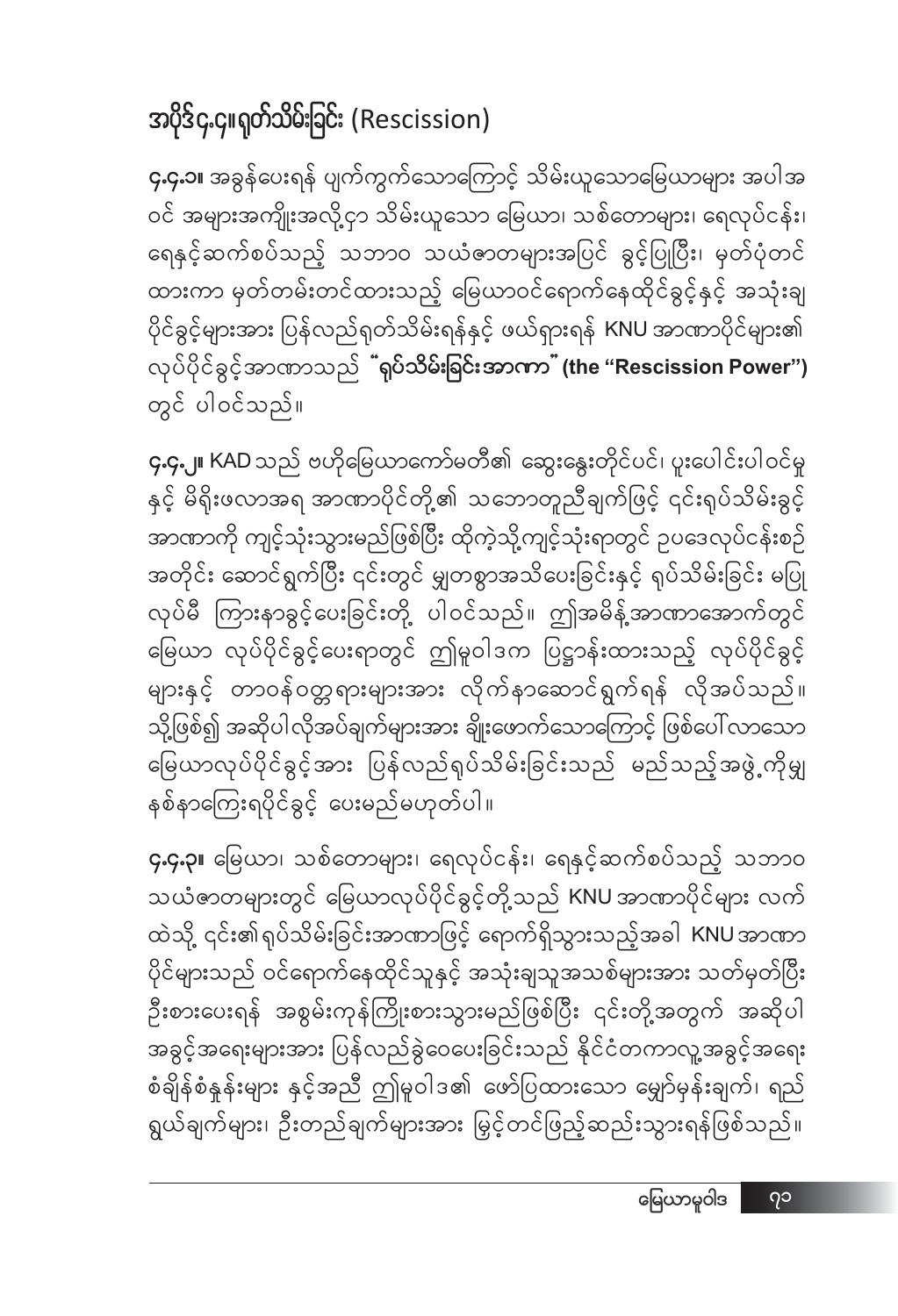## အပိုဒ်၄.၄။ ရုတ်သိမ်းခြင်း (Rescission)

**၄.၄.၁။** အခွန်ပေးရန် ပျက်ကွက်သောကြောင့် သိမ်းယူသောမြေယာများ အပါအဝင် အများအကျိုးအလို့ငှာ သိမ်းယူသော မြေယာ၊ သစ်တောများ၊ ရေလုပ်ငန်း၊ ရေနှင့်ဆက်စပ်သည့် သဘာဝ သယံဇာတများအပြင် ခွင့်ပြုပြီး၊ မှတ်ပုံတင်ထားကာ မှတ်တမ်းတင်ထားသည့် မြေယာဝင်ရောက်နေထိုင်ခွင့်နှင့် အသုံးချပိုင်ခွင့်များအား ပြန်လည်ရုတ်သိမ်းရန်နှင့် ဖယ်ရှားရန် KNU အာဏာပိုင်များ၏ လုပ်ပိုင်ခွင့်အာဏာသည် **"ရုပ်သိမ်းခြင်းအာဏာ" (the "Rescission Power")** တွင် ပါဝင်သည်။

**၄.၄.၂။** KAD သည် ဗဟိုမြေယာကော်မတီ၏ ဆွေးနွေးတိုင်ပင်၊ ပူးပေါင်းပါဝင်မှုနှင့် မိရိုးဖလာအရ အာဏာပိုင်တို့၏ သဘောတူညီချက်ဖြင့် ၎င်းရုပ်သိမ်းခွင့်အာဏာကို ကျင့်သုံးသွားမည်ဖြစ်ပြီး ထိုကဲ့သို့ကျင့်သုံးရာတွင် ဥပဒေလုပ်ငန်းစဉ်အတိုင်း ဆောင်ရွက်ပြီး ၎င်းတွင် မျှတစွာအသိပေးခြင်းနှင့် ရုပ်သိမ်းခြင်း မပြုလုပ်မီ ကြားနာခွင့်ပေးခြင်းတို့ ပါဝင်သည်။ ဤအမိန့်အာဏာအောက်တွင် မြေယာ လုပ်ပိုင်ခွင့်ပေးရာတွင် ဤမူဝါဒက ပြဋ္ဌာန်းထားသည့် လုပ်ပိုင်ခွင့်များနှင့် တာဝန်ဝတ္တရားများအား လိုက်နာဆောင်ရွက်ရန် လိုအပ်သည်။ သို့ဖြစ်၍ အဆိုပါလိုအပ်ချက်များအား ချိုးဖောက်သောကြောင့် ဖြစ်ပေါ်လာသော မြေယာလုပ်ပိုင်ခွင့်အား ပြန်လည်ရုပ်သိမ်းခြင်းသည် မည်သည့်အဖွဲ့ကိုမျှ နစ်နာကြေးရပိုင်ခွင့် ပေးမည်မဟုတ်ပါ။

**၄.၄.၃။** မြေယာ၊ သစ်တောများ၊ ရေလုပ်ငန်း၊ ရေနှင့်ဆက်စပ်သည့် သဘာဝ သယံဇာတများတွင် မြေယာလုပ်ပိုင်ခွင့်တို့သည် KNU အာဏာပိုင်များ လက်ထဲသို့ ၎င်း၏ရုပ်သိမ်းခြင်းအာဏာဖြင့် ရောက်ရှိသွားသည့်အခါ KNU အာဏာပိုင်များသည် ဝင်ရောက်နေထိုင်သူနှင့် အသုံးချသူအသစ်များအား သတ်မှတ်ပြီး ဦးစားပေးရန် အစွမ်းကုန်ကြိုးစားသွားမည်ဖြစ်ပြီး ၎င်းတို့အတွက် အဆိုပါအခွင့်အရေးများအား ပြန်လည်ခွဲဝေပေးခြင်းသည် နိုင်ငံတကာလူ့အခွင့်အရေးစံချိန်စံနှုန်းများ နှင့်အညီ ဤမူဝါဒ၏ ဖော်ပြထားသော မျှော်မှန်းချက်၊ ရည်ရွယ်ချက်များ၊ ဦးတည်ချက်များအား မြှင့်တင်ဖြည့်ဆည်းသွားရန်ဖြစ်သည်။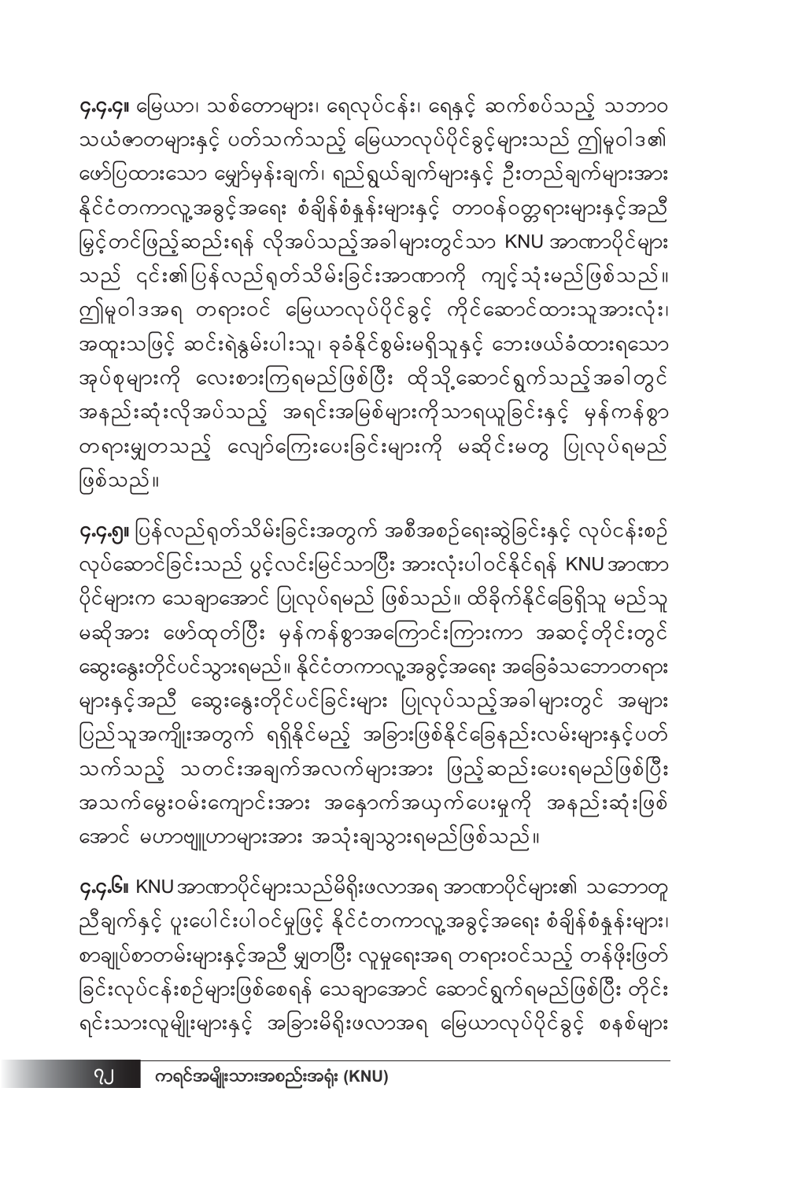**၄.၄.၄။** မြေယာ၊ သစ်တောများ၊ ရေလုပ်ငန်း၊ ရေနှင့် ဆက်စပ်သည့် သဘာဝ သယံဇာတများနှင့် ပတ်သက်သည့် မြေယာလုပ်ပိုင်ခွင့်များသည် ဤမူဝါဒ၏ ဖော်ပြထားသော မျှော်မှန်းချက်၊ ရည်ရွယ်ချက်များနှင့် ဦးတည်ချက်များအား နိုင်ငံတကာလူ့အခွင့်အရေး စံချိန်စံနှုန်းများနှင့် တာဝန်ဝတ္တရားများနှင့်အညီ မြင့်တင်ဖြည့်ဆည်းရန် လိုအပ်သည့်အခါများတွင်သာ KNU အာဏာပိုင်များ သည် ၎င်း၏ပြန်လည်ရုတ်သိမ်းခြင်းအာဏာကို ကျင့်သုံးမည်ဖြစ်သည်။ ဤမူဝါဒအရ တရားဝင် မြေယာလုပ်ပိုင်ခွင့် ကိုင်ဆောင်ထားသူအားလုံး၊ အထူးသဖြင့် ဆင်းရဲနွမ်းပါးသူ၊ ခုခံနိုင်စွမ်းမရှိသူနှင့် ဘေးဖယ်ခံထားရသော အုပ်စုများကို လေးစားကြရမည်ဖြစ်ပြီး ထိုသို့ဆောင်ရွက်သည့်အခါတွင် အနည်းဆုံးလိုအပ်သည့် အရင်းအမြစ်များကိုသာရယူခြင်းနှင့် မှန်ကန်စွာ တရားမျှတသည့် လျော်ကြေးပေးခြင်းများကို မဆိုင်းမတွ ပြုလုပ်ရမည် ဖြစ်သည်။

**၄.၄.၅။** ပြန်လည်ရုတ်သိမ်းခြင်းအတွက် အစီအစဉ်ရေးဆွဲခြင်းနှင့် လုပ်ငန်းစဉ် လုပ်ဆောင်ခြင်းသည် ပွင့်လင်းမြင်သာပြီး အားလုံးပါဝင်နိုင်ရန် KNU အာဏာ ပိုင်များက သေချာအောင် ပြုလုပ်ရမည် ဖြစ်သည်။ ထိခိုက်နိုင်ခြေရှိသူ မည်သူ မဆိုအား ဖော်ထုတ်ပြီး မှန်ကန်စွာအကြောင်းကြားကာ အဆင့်တိုင်းတွင် ဆွေးနွေးတိုင်ပင်သွားရမည်။ နိုင်ငံတကာလူ့အခွင့်အရေး အခြေခံသဘောတရား များနှင့်အညီ ဆွေးနွေးတိုင်ပင်ခြင်းများ ပြုလုပ်သည့်အခါများတွင် အများ ပြည်သူအကျိုးအတွက် ရရှိနိုင်မည့် အခြားဖြစ်နိုင်ခြေနည်းလမ်းများနှင့်ပတ် သက်သည့် သတင်းအချက်အလက်များအား ဖြည့်ဆည်းပေးရမည်ဖြစ်ပြီး အသက်မွေးဝမ်းကျောင်းအား အနှောက်အယှက်ပေးမှုကို အနည်းဆုံးဖြစ် အောင် မဟာဗျူဟာများအား အသုံးချသွားရမည်ဖြစ်သည်။

**၄.၄.၆။** KNU အာဏာပိုင်များသည်မိရိုးဖလာအရ အာဏာပိုင်များ၏ သဘောတူ ညီချက်နှင့် ပူးပေါင်းပါဝင်မှုဖြင့် နိုင်ငံတကာလူ့အခွင့်အရေး စံချိန်စံနှုန်းများ၊ စာချုပ်စာတမ်းများနှင့်အညီ မျှတပြီး လူမှုရေးအရ တရားဝင်သည့် တန်ဖိုးဖြတ် ခြင်းလုပ်ငန်းစဉ်များဖြစ်စေရန် သေချာအောင် ဆောင်ရွက်ရမည်ဖြစ်ပြီး တိုင်း ရင်းသားလူမျိုးများနှင့် အခြားမိရိုးဖလာအရ မြေယာလုပ်ပိုင်ခွင့် စနစ်များ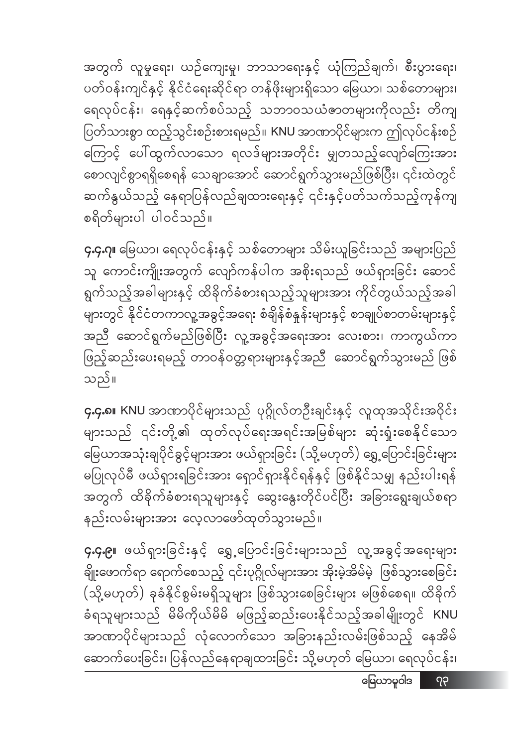အတွက် လူမှုရေး၊ ယဉ်ကျေးမှု၊ ဘာသာရေးနှင့် ယုံကြည်ချက်၊ စီးပွားရေး၊ ပတ်ဝန်းကျင်နှင့် နိုင်ငံရေးဆိုင်ရာ တန်ဖိုးများရှိသော မြေယာ၊ သစ်တောများ၊ ရေလုပ်ငန်း၊ ရေနှင့်ဆက်စပ်သည့် သဘာဝသယံဇာတများကိုလည်း တိကျပြတ်သားစွာ ထည့်သွင်းစဉ်းစားရမည်။ KNU အာဏာပိုင်များက ဤလုပ်ငန်းစဉ်ကြောင့် ပေါ်ထွက်လာသော ရလဒ်များအတိုင်း မျှတသည့်လျော်ကြေးအား စောလျင်စွာရရှိစေရန် သေချာအောင် ဆောင်ရွက်သွားမည်ဖြစ်ပြီး၊ ၎င်းထဲတွင် ဆက်နွယ်သည့် နေရာပြန်လည်ချထားရေးနှင့် ၎င်းနှင့်ပတ်သက်သည့်ကုန်ကျစရိတ်များပါ ပါဝင်သည်။

**၄.၄.၇။** မြေယာ၊ ရေလုပ်ငန်းနှင့် သစ်တောများ သိမ်းယူခြင်းသည် အများပြည်သူ ကောင်းကျိုးအတွက် လျော်ကန်ပါက အစိုးရသည် ဖယ်ရှားခြင်း ဆောင်ရွက်သည့်အခါများနှင့် ထိခိုက်ခံစားရသည့်သူများအား ကိုင်တွယ်သည့်အခါများတွင် နိုင်ငံတကာလူ့အခွင့်အရေး စံချိန်စံနှုန်းများနှင့် စာချုပ်စာတမ်းများနှင့် အညီ ဆောင်ရွက်မည်ဖြစ်ပြီး လူ့အခွင့်အရေးအား လေးစား၊ ကာကွယ်ကာ ဖြည့်ဆည်းပေးရမည့် တာဝန်ဝတ္တရားများနှင့်အညီ ဆောင်ရွက်သွားမည် ဖြစ်သည်။

**၄.၄.၈။** KNU အာဏာပိုင်များသည် ပုဂ္ဂိုလ်တဦးချင်းနှင့် လူထုအသိုင်းအဝိုင်းများသည် ၎င်းတို့၏ ထုတ်လုပ်ရေးအရင်းအမြစ်များ ဆုံးရှုံးစေနိုင်သော မြေယာအသုံးချပိုင်ခွင့်များအား ဖယ်ရှားခြင်း (သို့မဟုတ်) ရွှေ့ပြောင်းခြင်းများ မပြုလုပ်မီ ဖယ်ရှားရခြင်းအား ရှောင်ရှားနိုင်ရန်နှင့် ဖြစ်နိုင်သမျှ နည်းပါးရန် အတွက် ထိခိုက်ခံစားရသူများနှင့် ဆွေးနွေးတိုင်ပင်ပြီး အခြားရွေးချယ်စရာ နည်းလမ်းများအား လေ့လာဖော်ထုတ်သွားမည်။

**၄.၄.၉။** ဖယ်ရှားခြင်းနှင့် ရွှေ့ပြောင်းခြင်းများသည် လူ့အခွင့်အရေးများ ချိုးဖောက်ရာ ရောက်စေသည့် ၎င်းပုဂ္ဂိုလ်များအား အိုးမဲ့အိမ်မဲ့ ဖြစ်သွားစေခြင်း (သို့မဟုတ်) ခုခံနိုင်စွမ်းမရှိသူများ ဖြစ်သွားစေခြင်းများ မဖြစ်စေရ။ ထိခိုက်ခံရသူများသည် မိမိကိုယ်မိမိ မဖြည့်ဆည်းပေးနိုင်သည့်အခါမျိုးတွင် KNU အာဏာပိုင်များသည် လုံလောက်သော အခြားနည်းလမ်းဖြစ်သည့် နေအိမ်ဆောက်ပေးခြင်း၊ ပြန်လည်နေရာချထားခြင်း သို့မဟုတ် မြေယာ၊ ရေလုပ်ငန်း၊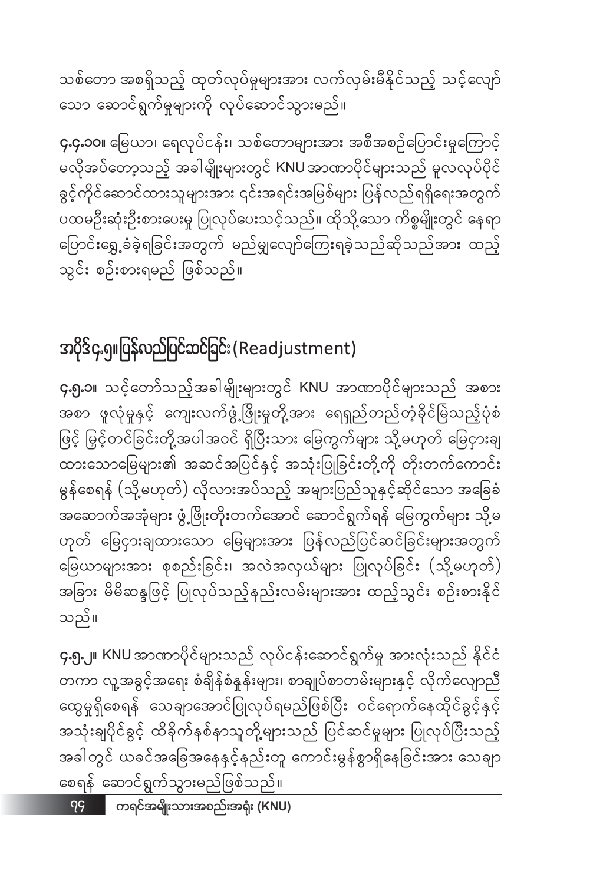သစ်တော အစရှိသည့် ထုတ်လုပ်မှုများအား လက်လှမ်းမီနိုင်သည့် သင့်လျော်သော ဆောင်ရွက်မှုများကို လုပ်ဆောင်သွားမည်။

**၄.၄.၁၀။** မြေယာ၊ ရေလုပ်ငန်း၊ သစ်တောများအား အစီအစဉ်ပြောင်းမှုကြောင့် မလိုအပ်တော့သည့် အခါမျိုးများတွင် KNU အာဏာပိုင်များသည် မူလလုပ်ပိုင်ခွင့်ကိုင်ဆောင်ထားသူများအား ၎င်းအရင်းအမြစ်များ ပြန်လည်ရရှိရေးအတွက် ပထမဦးဆုံးဦးစားပေးမှု ပြုလုပ်ပေးသင့်သည်။ ထိုသို့သော ကိစ္စမျိုးတွင် နေရာပြောင်းရွှေ့ခံခဲ့ရခြင်းအတွက် မည်မျှလျော်ကြေးရခဲ့သည်ဆိုသည်အား ထည့်သွင်း စဉ်းစားရမည် ဖြစ်သည်။

## အပိုဒ်၄.၅။ပြန်လည်ပြင်ဆင်ခြင်း (Readjustment)

**၄.၅.၁။** သင့်တော်သည့်အခါမျိုးများတွင် KNU အာဏာပိုင်များသည် အစားအစာ ဖူလုံမှုနှင့် ကျေးလက်ဖွံ့ဖြိုးမှုတို့အား ရေရှည်တည်တံ့ခိုင်မြဲသည့်ပုံစံဖြင့် မြှင့်တင်ခြင်းတို့အပါအဝင် ရှိပြီးသား မြေကွက်များ သို့မဟုတ် မြေငှားချထားသောမြေများ၏ အဆင်အပြင်နှင့် အသုံးပြုခြင်းတို့ကို တိုးတက်ကောင်းမွန်စေရန် (သို့မဟုတ်) လိုလားအပ်သည့် အများပြည်သူနှင့်ဆိုင်သော အခြေခံအဆောက်အအုံများ ဖွံ့ဖြိုးတိုးတက်အောင် ဆောင်ရွက်ရန် မြေကွက်များ သို့မဟုတ် မြေငှားချထားသော မြေများအား ပြန်လည်ပြင်ဆင်ခြင်းများအတွက် မြေယာများအား စုစည်းခြင်း၊ အလဲအလှယ်များ ပြုလုပ်ခြင်း (သို့မဟုတ်) အခြား မိမိဆန္ဒဖြင့် ပြုလုပ်သည့်နည်းလမ်းများအား ထည့်သွင်း စဉ်းစားနိုင်သည်။

**၄.၅.၂။** KNU အာဏာပိုင်များသည် လုပ်ငန်းဆောင်ရွက်မှု အားလုံးသည် နိုင်ငံတကာ လူ့အခွင့်အရေး စံချိန်စံနှုန်းများ၊ စာချုပ်စာတမ်းများနှင့် လိုက်လျောညီထွေမှုရှိစေရန် သေချာအောင်ပြုလုပ်ရမည်ဖြစ်ပြီး ဝင်ရောက်နေထိုင်ခွင့်နှင့် အသုံးချပိုင်ခွင့် ထိခိုက်နစ်နာသူတို့များသည် ပြင်ဆင်မှုများ ပြုလုပ်ပြီးသည့်အခါတွင် ယခင်အခြေအနေနှင့်နည်းတူ ကောင်းမွန်စွာရှိနေခြင်းအား သေချာစေရန် ဆောင်ရွက်သွားမည်ဖြစ်သည်။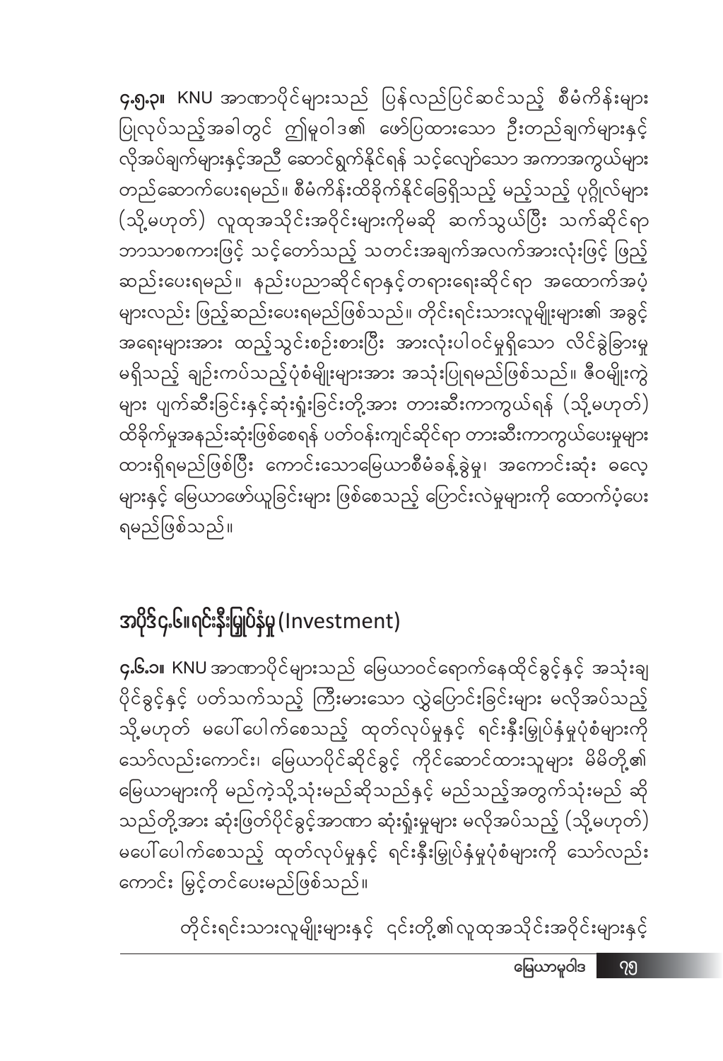၄.၅.၃။ KNU အာဏာပိုင်များသည် ပြန်လည်ပြင်ဆင်သည့် စီမံကိန်းများ ပြုလုပ်သည့်အခါတွင် ဤမူဝါဒ၏ ဖော်ပြထားသော ဦးတည်ချက်များနှင့် လိုအပ်ချက်များနှင့်အညီ ဆောင်ရွက်နိုင်ရန် သင့်လျော်သော အကာအကွယ်များ တည်ဆောက်ပေးရမည်။ စီမံကိန်းထိခိုက်နိုင်ခြေရှိသည့် မည့်သည့် ပုဂ္ဂိုလ်များ (သို့မဟုတ်) လူထုအသိုင်းအဝိုင်းများကိုမဆို ဆက်သွယ်ပြီး သက်ဆိုင်ရာ ဘာသာစကားဖြင့် သင့်တော်သည့် သတင်းအချက်အလက်အားလုံးဖြင့် ဖြည့်ဆည်းပေးရမည်။ နည်းပညာဆိုင်ရာနှင့်တရားရေးဆိုင်ရာ အထောက်အပံ့များလည်း ဖြည့်ဆည်းပေးရမည်ဖြစ်သည်။ တိုင်းရင်းသားလူမျိုးများ၏ အခွင့်အရေးများအား ထည့်သွင်းစဉ်းစားပြီး အားလုံးပါဝင်မှုရှိသော လိင်ခွဲခြားမှုမရှိသည့် ချဉ်းကပ်သည့်ပုံစံမျိုးများအား အသုံးပြုရမည်ဖြစ်သည်။ ဇီဝမျိုးကွဲများ ပျက်ဆီးခြင်းနှင့်ဆုံးရှုံးခြင်းတို့အား တားဆီးကာကွယ်ရန် (သို့မဟုတ်) ထိခိုက်မှုအနည်းဆုံးဖြစ်စေရန် ပတ်ဝန်းကျင်ဆိုင်ရာ တားဆီးကာကွယ်ပေးမှုများ ထားရှိရမည်ဖြစ်ပြီး ကောင်းသောမြေယာစီမံခန့်ခွဲမှု၊ အကောင်းဆုံး ဓလေ့များနှင့် မြေယာဖော်ယူခြင်းများ ဖြစ်စေသည့် ပြောင်းလဲမှုများကို ထောက်ပံ့ပေးရမည်ဖြစ်သည်။

## အပိုဒ်၄.၆။ရင်းနှီးမြှုပ်နှံမှု (Investment)

၄.၆.၁။ KNU အာဏာပိုင်များသည် မြေယာဝင်ရောက်နေထိုင်ခွင့်နှင့် အသုံးချပိုင်ခွင့်နှင့် ပတ်သက်သည့် ကြီးမားသော လွှဲပြောင်းခြင်းများ မလိုအပ်သည့် သို့မဟုတ် မပေါ်ပေါက်စေသည့် ထုတ်လုပ်မှုနှင့် ရင်းနှီးမြှုပ်နှံမှုပုံစံများကို သော်လည်းကောင်း၊ မြေယာပိုင်ဆိုင်ခွင့် ကိုင်ဆောင်ထားသူများ မိမိတို့၏ မြေယာများကို မည်ကဲ့သို့သုံးမည်ဆိုသည်နှင့် မည်သည့်အတွက်သုံးမည် ဆိုသည်တို့အား ဆုံးဖြတ်ပိုင်ခွင့်အာဏာ ဆုံးရှုံးမှုများ မလိုအပ်သည့် (သို့မဟုတ်) မပေါ်ပေါက်စေသည့် ထုတ်လုပ်မှုနှင့် ရင်းနှီးမြှုပ်နှံမှုပုံစံများကို သော်လည်းကောင်း မြှင့်တင်ပေးမည်ဖြစ်သည်။

တိုင်းရင်းသားလူမျိုးများနှင့် ၎င်းတို့၏လူထုအသိုင်းအဝိုင်းများနှင့်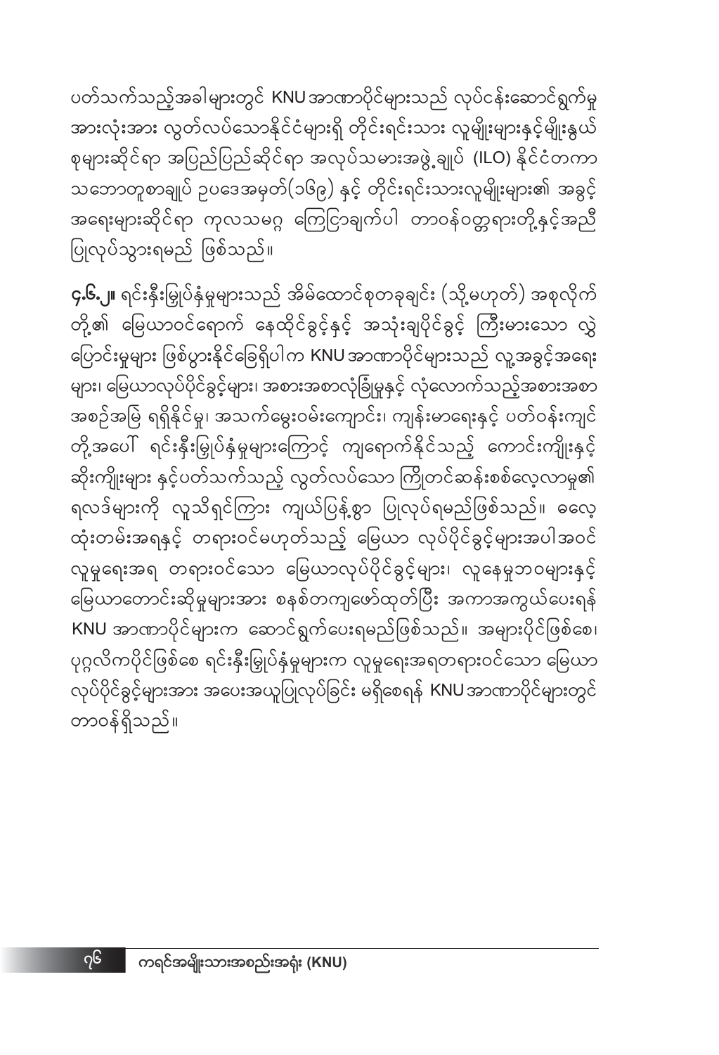ပတ်သက်သည့်အခါများတွင် KNU အာဏာပိုင်များသည် လုပ်ငန်းဆောင်ရွက်မှု အားလုံးအား လွတ်လပ်သောနိုင်ငံများရှိ တိုင်းရင်းသား လူမျိုးများနှင့်မျိုးနွယ်စုများဆိုင်ရာ အပြည်ပြည်ဆိုင်ရာ အလုပ်သမားအဖွဲ့ချုပ် (ILO) နိုင်ငံတကာ သဘောတူစာချုပ် ဥပဒေအမှတ်(၁၆၉) နှင့် တိုင်းရင်းသားလူမျိုးများ၏ အခွင့်အရေးများဆိုင်ရာ ကုလသမဂ္ဂ ကြေငြာချက်ပါ တာဝန်ဝတ္တရားတို့နှင့်အညီ ပြုလုပ်သွားရမည် ဖြစ်သည်။

**၄.၆.၂။** ရင်းနှီးမြှုပ်နှံမှုများသည် အိမ်ထောင်စုတခုချင်း (သို့မဟုတ်) အစုလိုက်တို့၏ မြေယာဝင်ရောက် နေထိုင်ခွင့်နှင့် အသုံးချပိုင်ခွင့် ကြီးမားသော လွှဲပြောင်းမှုများ ဖြစ်ပွားနိုင်ခြေရှိပါက KNU အာဏာပိုင်များသည် လူ့အခွင့်အရေးများ၊ မြေယာလုပ်ပိုင်ခွင့်များ၊ အစားအစာလုံခြုံမှုနှင့် လုံလောက်သည့်အစားအစာ အစဉ်အမြဲ ရရှိနိုင်မှု၊ အသက်မွေးဝမ်းကျောင်း၊ ကျန်းမာရေးနှင့် ပတ်ဝန်းကျင်တို့အပေါ် ရင်းနှီးမြှုပ်နှံမှုများကြောင့် ကျရောက်နိုင်သည့် ကောင်းကျိုးနှင့်ဆိုးကျိုးများ နှင့်ပတ်သက်သည့် လွတ်လပ်သော ကြိုတင်ဆန်းစစ်လေ့လာမှု၏ ရလဒ်များကို လူသိရှင်ကြား ကျယ်ပြန့်စွာ ပြုလုပ်ရမည်ဖြစ်သည်။ ဓလေ့ထုံးတမ်းအရနှင့် တရားဝင်မဟုတ်သည့် မြေယာ လုပ်ပိုင်ခွင့်များအပါအဝင် လူမှုရေးအရ တရားဝင်သော မြေယာလုပ်ပိုင်ခွင့်များ၊ လူနေမှုဘဝများနှင့် မြေယာတောင်းဆိုမှုများအား စနစ်တကျဖော်ထုတ်ပြီး အကာအကွယ်ပေးရန် KNU အာဏာပိုင်များက ဆောင်ရွက်ပေးရမည်ဖြစ်သည်။ အများပိုင်ဖြစ်စေ၊ ပုဂ္ဂလိကပိုင်ဖြစ်စေ ရင်းနှီးမြှုပ်နှံမှုများက လူမှုရေးအရတရားဝင်သော မြေယာလုပ်ပိုင်ခွင့်များအား အပေးအယူပြုလုပ်ခြင်း မရှိစေရန် KNU အာဏာပိုင်များတွင် တာဝန်ရှိသည်။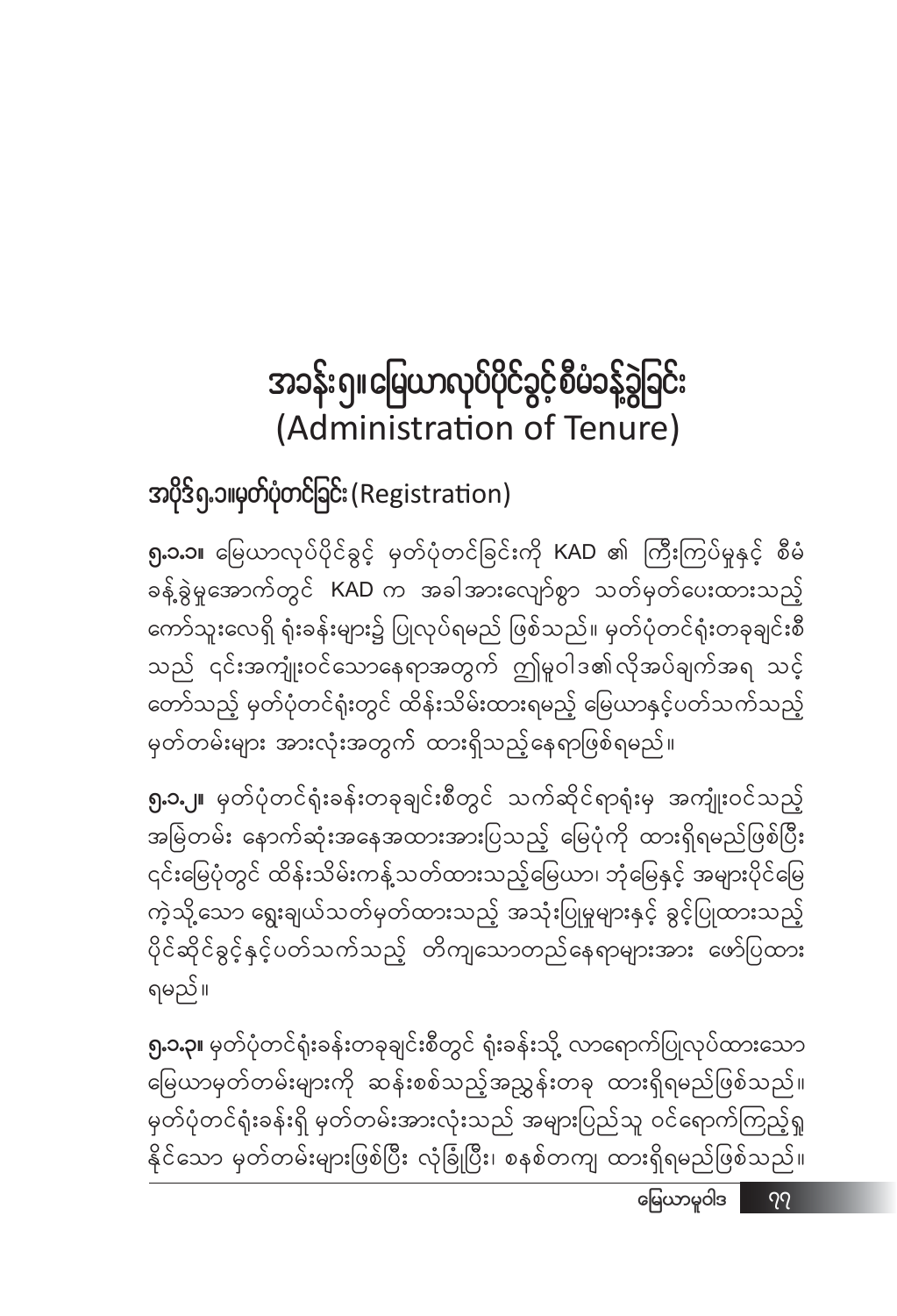# အခန်း ၅။ မြေယာလုပ်ပိုင်ခွင့်စီမံခန့်ခွဲခြင်း (Administration of Tenure)

## အပိုဒ် ၅.၁။ မှတ်ပုံတင်ခြင်း (Registration)

**၅.၁.၁။** မြေယာလုပ်ပိုင်ခွင့် မှတ်ပုံတင်ခြင်းကို KAD ၏ ကြီးကြပ်မှုနှင့် စီမံခန့်ခွဲမှုအောက်တွင် KAD က အခါအားလျော်စွာ သတ်မှတ်ပေးထားသည့် ကော်သူးလေရှိ ရုံးခန်းများ၌ ပြုလုပ်ရမည် ဖြစ်သည်။ မှတ်ပုံတင်ရုံးတခုချင်းစီသည် ၎င်းအကျုံးဝင်သောနေရာအတွက် ဤမူဝါဒ၏လိုအပ်ချက်အရ သင့်တော်သည့် မှတ်ပုံတင်ရုံးတွင် ထိန်းသိမ်းထားရမည့် မြေယာနှင့်ပတ်သက်သည့် မှတ်တမ်းများ အားလုံးအတွက် ထားရှိသည့်နေရာဖြစ်ရမည်။

**၅.၁.၂။** မှတ်ပုံတင်ရုံးခန်းတခုချင်းစီတွင် သက်ဆိုင်ရာရုံးမှ အကျုံးဝင်သည့် အမြဲတမ်း နောက်ဆုံးအနေအထားအားပြသည့် မြေပုံကို ထားရှိရမည်ဖြစ်ပြီး ၎င်းမြေပုံတွင် ထိန်းသိမ်းကန့်သတ်ထားသည့်မြေယာ၊ ဘုံမြေနှင့် အများပိုင်မြေကဲ့သို့သော ရွေးချယ်သတ်မှတ်ထားသည့် အသုံးပြုမှုများနှင့် ခွင့်ပြုထားသည့် ပိုင်ဆိုင်ခွင့်နှင့်ပတ်သက်သည့် တိကျသောတည်နေရာများအား ဖော်ပြထားရမည်။

**၅.၁.၃။** မှတ်ပုံတင်ရုံးခန်းတခုချင်းစီတွင် ရုံးခန်းသို့ လာရောက်ပြုလုပ်ထားသော မြေယာမှတ်တမ်းများကို ဆန်းစစ်သည့်အညွှန်းတခု ထားရှိရမည်ဖြစ်သည်။ မှတ်ပုံတင်ရုံးခန်းရှိ မှတ်တမ်းအားလုံးသည် အများပြည်သူ ဝင်ရောက်ကြည့်ရှုနိုင်သော မှတ်တမ်းများဖြစ်ပြီး လုံခြုံပြီး၊ စနစ်တကျ ထားရှိရမည်ဖြစ်သည်။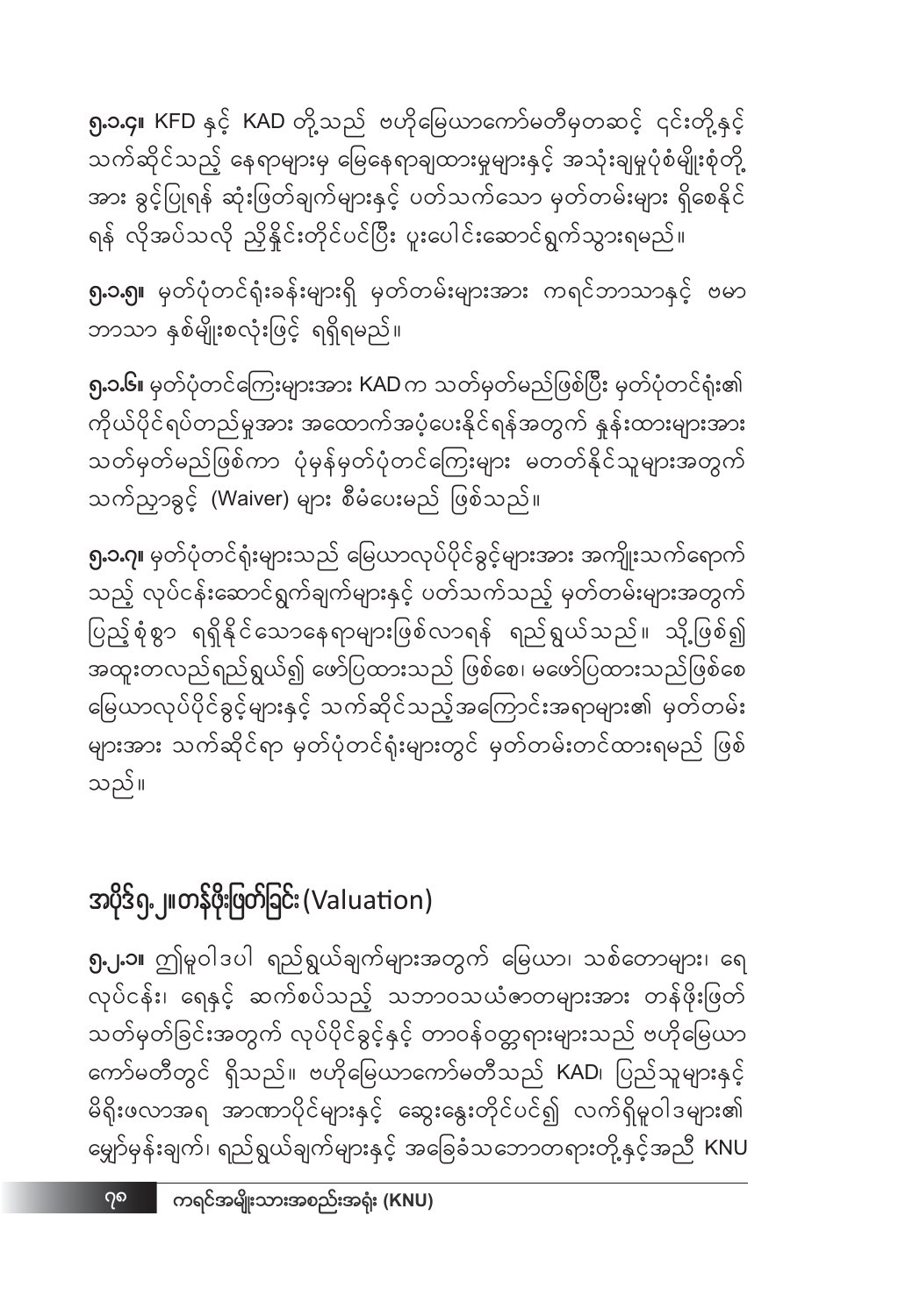**၅.၁.၄။** KFD နှင့် KAD တို့သည် ဗဟိုမြေယာကော်မတီမှတဆင့် ၎င်းတို့နှင့် သက်ဆိုင်သည့် နေရာများမှ မြေနေရာချထားမှုများနှင့် အသုံးချမှုပုံစံမျိုးစုံတို့ အား ခွင့်ပြုရန် ဆုံးဖြတ်ချက်များနှင့် ပတ်သက်သော မှတ်တမ်းများ ရှိစေနိုင် ရန် လိုအပ်သလို ညှိနှိုင်းတိုင်ပင်ပြီး ပူးပေါင်းဆောင်ရွက်သွားရမည်။

**၅.၁.၅။** မှတ်ပုံတင်ရုံးခန်းများရှိ မှတ်တမ်းများအား ကရင်ဘာသာနှင့် ဗမာ ဘာသာ နှစ်မျိုးစလုံးဖြင့် ရရှိရမည်။

**၅.၁.၆။** မှတ်ပုံတင်ကြေးများအား KAD က သတ်မှတ်မည်ဖြစ်ပြီး မှတ်ပုံတင်ရုံး၏ ကိုယ်ပိုင်ရပ်တည်မှုအား အထောက်အပံ့ပေးနိုင်ရန်အတွက် နှုန်းထားများအား သတ်မှတ်မည်ဖြစ်ကာ ပုံမှန်မှတ်ပုံတင်ကြေးများ မတတ်နိုင်သူများအတွက် သက်ညှာခွင့် (Waiver) များ စီမံပေးမည် ဖြစ်သည်။

**၅.၁.၇။** မှတ်ပုံတင်ရုံးများသည် မြေယာလုပ်ပိုင်ခွင့်များအား အကျိုးသက်ရောက် သည့် လုပ်ငန်းဆောင်ရွက်ချက်များနှင့် ပတ်သက်သည့် မှတ်တမ်းများအတွက် ပြည့်စုံစွာ ရရှိနိုင်သောနေရာများဖြစ်လာရန် ရည်ရွယ်သည်။ သို့ဖြစ်၍ အထူးတလည်ရည်ရွယ်၍ ဖော်ပြထားသည် ဖြစ်စေ၊ မဖော်ပြထားသည်ဖြစ်စေ မြေယာလုပ်ပိုင်ခွင့်များနှင့် သက်ဆိုင်သည့်အကြောင်းအရာများ၏ မှတ်တမ်း များအား သက်ဆိုင်ရာ မှတ်ပုံတင်ရုံးများတွင် မှတ်တမ်းတင်ထားရမည် ဖြစ် သည်။

## အပိုဒ်၅.၂။ တန်ဖိုးဖြတ်ခြင်း (Valuation)

**၅.၂.၁။** ဤမူဝါဒပါ ရည်ရွယ်ချက်များအတွက် မြေယာ၊ သစ်တောများ၊ ရေ လုပ်ငန်း၊ ရေနှင့် ဆက်စပ်သည့် သဘာဝသယံဇာတများအား တန်ဖိုးဖြတ် သတ်မှတ်ခြင်းအတွက် လုပ်ပိုင်ခွင့်နှင့် တာဝန်ဝတ္တရားများသည် ဗဟိုမြေယာ ကော်မတီတွင် ရှိသည်။ ဗဟိုမြေယာကော်မတီသည် KAD၊ ပြည်သူများနှင့် မိရိုးဖလာအရ အာဏာပိုင်များနှင့် ဆွေးနွေးတိုင်ပင်၍ လက်ရှိမူဝါဒများ၏ မျှော်မှန်းချက်၊ ရည်ရွယ်ချက်များနှင့် အခြေခံသဘောတရားတို့နှင့်အညီ KNU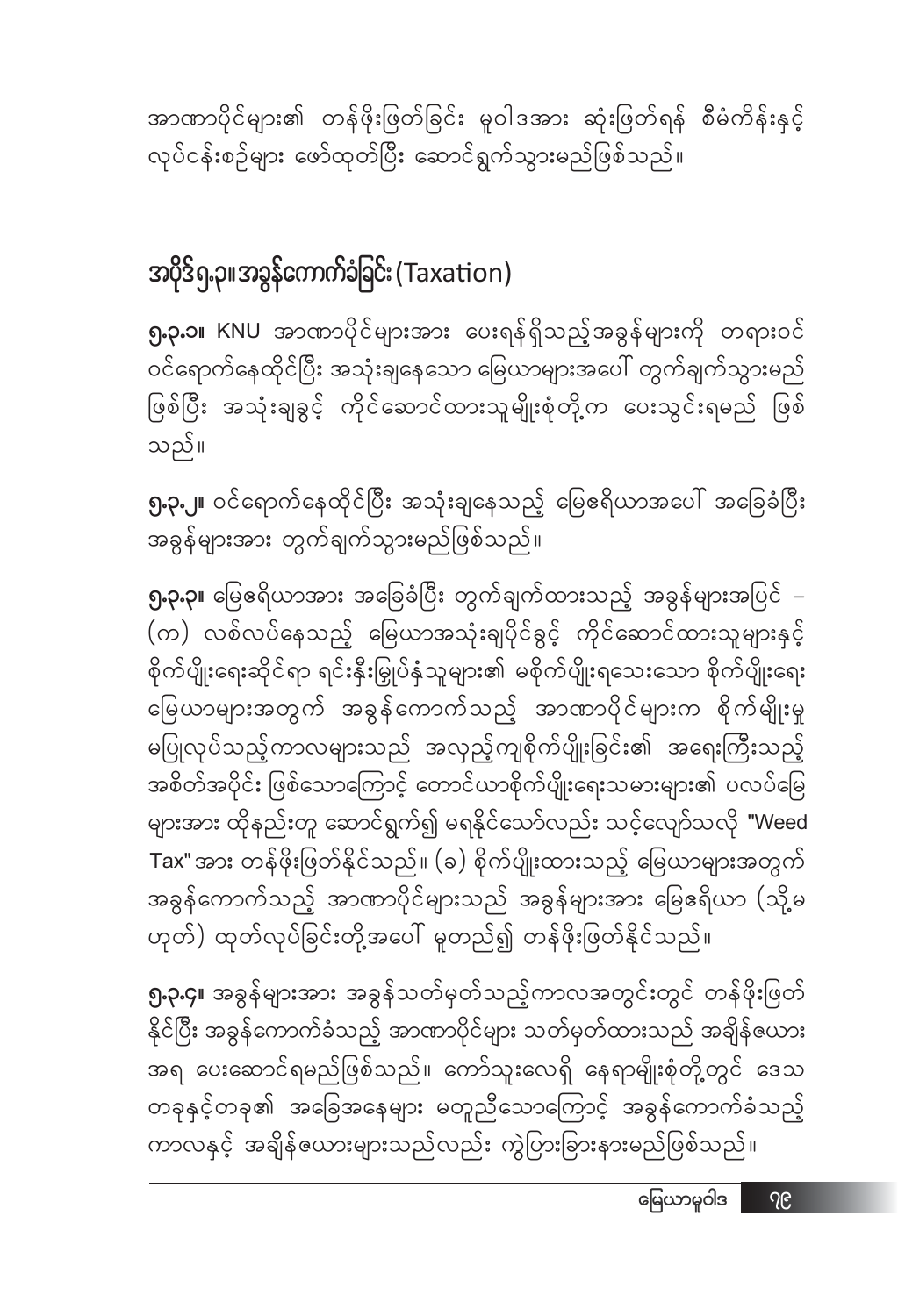အာဏာပိုင်များ၏ တန်ဖိုးဖြတ်ခြင်း မူဝါဒအား ဆုံးဖြတ်ရန် စီမံကိန်းနှင့် လုပ်ငန်းစဉ်များ ဖော်ထုတ်ပြီး ဆောင်ရွက်သွားမည်ဖြစ်သည်။

## အပိုဒ်၅.၃။ အခွန်ကောက်ခံခြင်း (Taxation)

**၅.၃.၁။** KNU အာဏာပိုင်များအား ပေးရန်ရှိသည့်အခွန်များကို တရားဝင် ဝင်ရောက်နေထိုင်ပြီး အသုံးချနေသော မြေယာများအပေါ် တွက်ချက်သွားမည် ဖြစ်ပြီး အသုံးချခွင့် ကိုင်ဆောင်ထားသူမျိုးစုံတို့က ပေးသွင်းရမည် ဖြစ်သည်။

**၅.၃.၂။** ဝင်ရောက်နေထိုင်ပြီး အသုံးချနေသည့် မြေဧရိယာအပေါ် အခြေခံပြီး အခွန်များအား တွက်ချက်သွားမည်ဖြစ်သည်။

**၅.၃.၃။** မြေဧရိယာအား အခြေခံပြီး တွက်ချက်ထားသည့် အခွန်များအပြင် – (က) လစ်လပ်နေသည့် မြေယာအသုံးချပိုင်ခွင့် ကိုင်ဆောင်ထားသူများနှင့် စိုက်ပျိုးရေးဆိုင်ရာ ရင်းနှီးမြှုပ်နှံသူများ၏ မစိုက်ပျိုးရသေးသော စိုက်ပျိုးရေး မြေယာများအတွက် အခွန်ကောက်သည့် အာဏာပိုင်များက စိုက်မျိုးမှု မပြုလုပ်သည့်ကာလများသည် အလှည့်ကျစိုက်ပျိုးခြင်း၏ အရေးကြီးသည့် အစိတ်အပိုင်း ဖြစ်သောကြောင့် တောင်ယာစိုက်ပျိုးရေးသမားများ၏ ပလပ်မြေများအား ထိုနည်းတူ ဆောင်ရွက်၍ မရနိုင်သော်လည်း သင့်လျော်သလို "Weed Tax" အား တန်ဖိုးဖြတ်နိုင်သည်။ (ခ) စိုက်ပျိုးထားသည့် မြေယာများအတွက် အခွန်ကောက်သည့် အာဏာပိုင်များသည် အခွန်များအား မြေဧရိယာ (သို့မဟုတ်) ထုတ်လုပ်ခြင်းတို့အပေါ် မူတည်၍ တန်ဖိုးဖြတ်နိုင်သည်။

**၅.၃.၄။** အခွန်များအား အခွန်သတ်မှတ်သည့်ကာလအတွင်းတွင် တန်ဖိုးဖြတ်နိုင်ပြီး အခွန်ကောက်ခံသည့် အာဏာပိုင်များ သတ်မှတ်ထားသည့် အချိန်ဇယားအရ ပေးဆောင်ရမည်ဖြစ်သည်။ ကော်သူးလေရှိ နေရာမျိုးစုံတို့တွင် ဒေသ တခုနှင့်တခု၏ အခြေအနေများ မတူညီသောကြောင့် အခွန်ကောက်ခံသည့် ကာလနှင့် အချိန်ဇယားများသည်လည်း ကွဲပြားခြားနားမည်ဖြစ်သည်။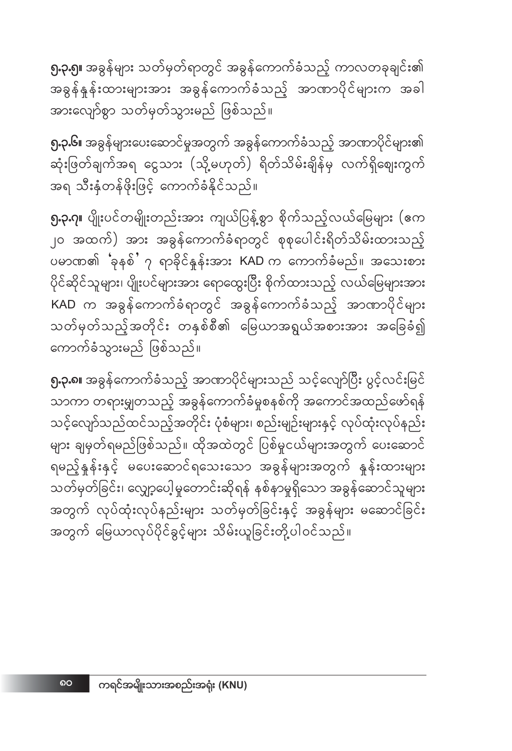**၅.၃.၅။** အခွန်များ သတ်မှတ်ရာတွင် အခွန်ကောက်ခံသည့် ကာလတခုချင်း၏ အခွန်နှုန်းထားများအား အခွန်ကောက်ခံသည့် အာဏာပိုင်များက အခါ အားလျော်စွာ သတ်မှတ်သွားမည် ဖြစ်သည်။

**၅.၃.၆။** အခွန်များပေးဆောင်မှုအတွက် အခွန်ကောက်ခံသည့် အာဏာပိုင်များ၏ ဆုံးဖြတ်ချက်အရ ငွေသား (သို့မဟုတ်) ရိတ်သိမ်းချိန်မှ လက်ရှိဈေးကွက် အရ သီးနှံတန်ဖိုးဖြင့် ကောက်ခံနိုင်သည်။

**၅.၃.၇။** ပျိုးပင်တမျိုးတည်းအား ကျယ်ပြန့်စွာ စိုက်သည့်လယ်မြေများ (ဧက ၂၀ အထက်) အား အခွန်ကောက်ခံရာတွင် စုစုပေါင်းရိတ်သိမ်းထားသည့် ပမာဏ၏ 'ခုနစ်' ၇ ရာခိုင်နှုန်းအား KAD က ကောက်ခံမည်။ အသေးစား ပိုင်ဆိုင်သူများ၊ ပျိုးပင်များအား ရောထွေးပြီး စိုက်ထားသည့် လယ်မြေများအား KAD က အခွန်ကောက်ခံရာတွင် အခွန်ကောက်ခံသည့် အာဏာပိုင်များ သတ်မှတ်သည့်အတိုင်း တနှစ်စီ၏ မြေယာအရွယ်အစားအား အခြေခံ၍ ကောက်ခံသွားမည် ဖြစ်သည်။

**၅.၃.၈။** အခွန်ကောက်ခံသည့် အာဏာပိုင်များသည် သင့်လျော်ပြီး ပွင့်လင်းမြင် သာကာ တရားမျှတသည့် အခွန်ကောက်ခံမှုစနစ်ကို အကောင်အထည်ဖော်ရန် သင့်လျော်သည်ထင်သည့်အတိုင်း ပုံစံများ၊ စည်းမျဉ်းများနှင့် လုပ်ထုံးလုပ်နည်း များ ချမှတ်ရမည်ဖြစ်သည်။ ထိုအထဲတွင် ပြစ်မှုငယ်များအတွက် ပေးဆောင် ရမည့်နှုန်းနှင့် မပေးဆောင်ရသေးသော အခွန်များအတွက် နှုန်းထားများ သတ်မှတ်ခြင်း၊ လျှော့ပေါ့မှုတောင်းဆိုရန် နစ်နာမှုရှိသော အခွန်ဆောင်သူများ အတွက် လုပ်ထုံးလုပ်နည်းများ သတ်မှတ်ခြင်းနှင့် အခွန်များ မဆောင်ခြင်း အတွက် မြေယာလုပ်ပိုင်ခွင့်များ သိမ်းယူခြင်းတို့ပါဝင်သည်။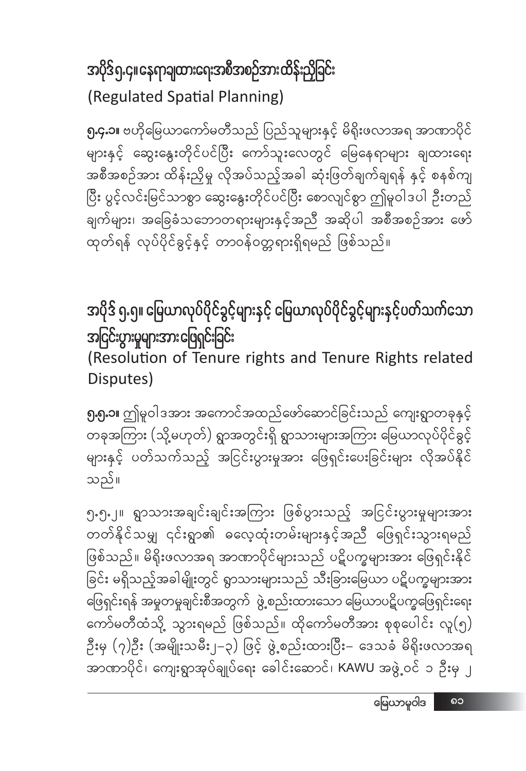## အပိုဒ်၅.၄။ နေရာချထားရေးအစီအစဉ်အားထိန်းညှိခြင်း
(Regulated Spatial Planning)

**၅.၄.၁။** ဗဟိုမြေယာကော်မတီသည် ပြည်သူများနှင့် မိရိုးဖလာအရ အာဏာပိုင်များနှင့် ဆွေးနွေးတိုင်ပင်ပြီး ကော်သူးလေတွင် မြေနေရာများ ချထားရေး အစီအစဉ်အား ထိန်းညှိမှု လိုအပ်သည့်အခါ ဆုံးဖြတ်ချက်ချရန် နှင့် စနစ်ကျပြီး ပွင့်လင်းမြင်သာစွာ ဆွေးနွေးတိုင်ပင်ပြီး စောလျင်စွာ ဤမူဝါဒပါ ဦးတည်ချက်များ၊ အခြေခံသဘောတရားများနှင့်အညီ အဆိုပါ အစီအစဉ်အား ဖော်ထုတ်ရန် လုပ်ပိုင်ခွင့်နှင့် တာဝန်ဝတ္တရားရှိရမည် ဖြစ်သည်။

## အပိုဒ် ၅.၅။ မြေယာလုပ်ပိုင်ခွင့်များနှင့် မြေယာလုပ်ပိုင်ခွင့်များနှင့်ပတ်သက်သော အငြင်းပွားမှုများအားဖြေရှင်းခြင်း
(Resolution of Tenure rights and Tenure Rights related Disputes)

**၅.၅.၁။** ဤမူဝါဒအား အကောင်အထည်ဖော်ဆောင်ခြင်းသည် ကျေးရွာတခုနှင့် တခုအကြား (သို့မဟုတ်) ရွာအတွင်းရှိ ရွာသားများအကြား မြေယာလုပ်ပိုင်ခွင့်များနှင့် ပတ်သက်သည့် အငြင်းပွားမှုအား ဖြေရှင်းပေးခြင်းများ လိုအပ်နိုင်သည်။

၅.၅.၂။ ရွာသားအချင်းချင်းအကြား ဖြစ်ပွားသည့် အငြင်းပွားမှုများအား တတ်နိုင်သမျှ ၎င်းရွာ၏ ဓလေ့ထုံးတမ်းများနှင့်အညီ ဖြေရှင်းသွားရမည်ဖြစ်သည်။ မိရိုးဖလာအရ အာဏာပိုင်များသည် ပဋိပက္ခများအား ဖြေရှင်းနိုင်ခြင်း မရှိသည့်အခါမျိုးတွင် ရွာသားများသည် သီးခြားမြေယာ ပဋိပက္ခများအား ဖြေရှင်းရန် အမှုတမှုချင်းစီအတွက် ဖွဲ့စည်းထားသော မြေယာပဋိပက္ခဖြေရှင်းရေး ကော်မတီထံသို့ သွားရမည် ဖြစ်သည်။ ထိုကော်မတီအား စုစုပေါင်း လူ(၅)ဦးမှ (၇)ဦး (အမျိုးသမီး၂–၃) ဖြင့် ဖွဲ့စည်းထားပြီး– ဒေသခံ မိရိုးဖလာအရ အာဏာပိုင်၊ ကျေးရွာအုပ်ချုပ်ရေး ခေါင်းဆောင်၊ KAWU အဖွဲ့ဝင် ၁ ဦးမှ ၂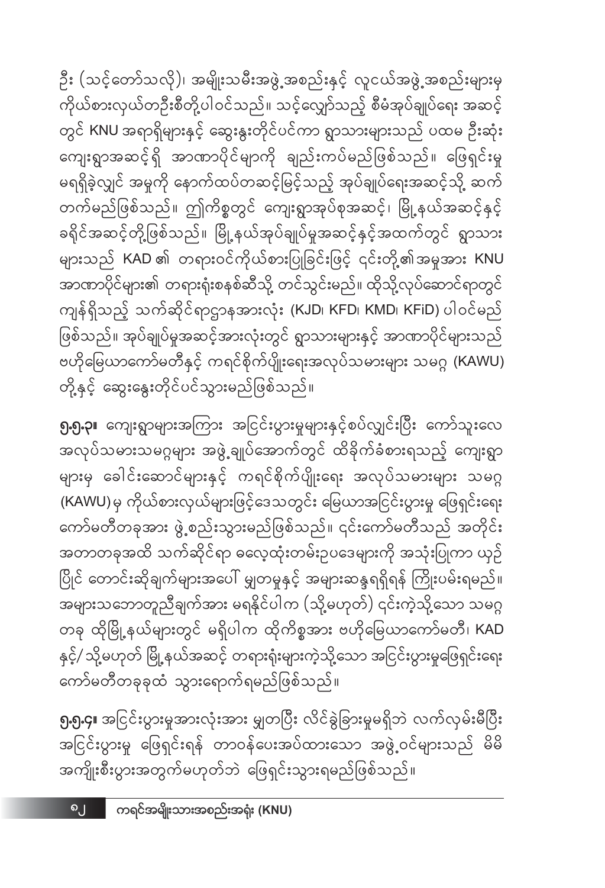ဦး (သင့်တော်သလို)၊ အမျိုးသမီးအဖွဲ့အစည်းနှင့် လူငယ်အဖွဲ့အစည်းများမှ ကိုယ်စားလှယ်တဦးစီတို့ပါဝင်သည်။ သင့်လျော်သည့် စီမံအုပ်ချုပ်ရေး အဆင့်တွင် KNU အရာရှိများနှင့် ဆွေးနွေးတိုင်ပင်ကာ ရွာသားများသည် ပထမ ဦးဆုံး ကျေးရွာအဆင့်ရှိ အာဏာပိုင်များကို ချဉ်းကပ်မည်ဖြစ်သည်။ ဖြေရှင်းမှု မရရှိခဲ့လျှင် အမှုကို နောက်ထပ်တဆင့်မြင့်သည့် အုပ်ချုပ်ရေးအဆင့်သို့ ဆက်တက်မည်ဖြစ်သည်။ ဤကိစ္စတွင် ကျေးရွာအုပ်စုအဆင့်၊ မြို့နယ်အဆင့်နှင့် ခရိုင်အဆင့်တို့ဖြစ်သည်။ မြို့နယ်အုပ်ချုပ်မှုအဆင့်နှင့်အထက်တွင် ရွာသားများသည် KAD ၏ တရားဝင်ကိုယ်စားပြုခြင်းဖြင့် ၎င်းတို့၏အမှုအား KNU အာဏာပိုင်များ၏ တရားရုံးစနစ်ဆီသို့ တင်သွင်းမည်။ ထိုသို့လုပ်ဆောင်ရာတွင် ကျန်ရှိသည့် သက်ဆိုင်ရာဌာနအားလုံး (KJD၊ KFD၊ KMD၊ KFiD) ပါဝင်မည်ဖြစ်သည်။ အုပ်ချုပ်မှုအဆင့်အားလုံးတွင် ရွာသားများနှင့် အာဏာပိုင်များသည် ဗဟိုမြေယာကော်မတီနှင့် ကရင်စိုက်ပျိုးရေးအလုပ်သမားများ သမဂ္ဂ (KAWU) တို့နှင့် ဆွေးနွေးတိုင်ပင်သွားမည်ဖြစ်သည်။

**၅.၅.၃။** ကျေးရွာများအကြား အငြင်းပွားမှုများနှင့်စပ်လျှင်းပြီး ကော်သူးလေ အလုပ်သမားသမဂ္ဂများ အဖွဲ့ချုပ်အောက်တွင် ထိခိုက်ခံစားရသည့် ကျေးရွာများမှ ခေါင်းဆောင်များနှင့် ကရင်စိုက်ပျိုးရေး အလုပ်သမားများ သမဂ္ဂ (KAWU) မှ ကိုယ်စားလှယ်များဖြင့်ဒေသတွင်း မြေယာအငြင်းပွားမှု ဖြေရှင်းရေး ကော်မတီတခုအား ဖွဲ့စည်းသွားမည်ဖြစ်သည်။ ၎င်းကော်မတီသည် အတိုင်းအတာတခုအထိ သက်ဆိုင်ရာ ဓလေ့ထုံးတမ်းဥပဒေများကို အသုံးပြုကာ ယှဉ်ပြိုင် တောင်းဆိုချက်များအပေါ် မျှတမှုနှင့် အများဆန္ဒရရှိရန် ကြိုးပမ်းရမည်။ အများသဘောတူညီချက်အား မရနိုင်ပါက (သို့မဟုတ်) ၎င်းကဲ့သို့သော သမဂ္ဂတခု ထိုမြို့နယ်များတွင် မရှိပါက ထိုကိစ္စအား ဗဟိုမြေယာကော်မတီ၊ KAD နှင့်/သို့မဟုတ် မြို့နယ်အဆင့် တရားရုံးများကဲ့သို့သော အငြင်းပွားမှုဖြေရှင်းရေး ကော်မတီတခုခုထံ သွားရောက်ရမည်ဖြစ်သည်။

**၅.၅.၄။** အငြင်းပွားမှုအားလုံးအား မျှတပြီး လိင်ခွဲခြားမှုမရှိဘဲ လက်လှမ်းမီပြီး အငြင်းပွားမှု ဖြေရှင်းရန် တာဝန်ပေးအပ်ထားသော အဖွဲ့ဝင်များသည် မိမိ အကျိုးစီးပွားအတွက်မဟုတ်ဘဲ ဖြေရှင်းသွားရမည်ဖြစ်သည်။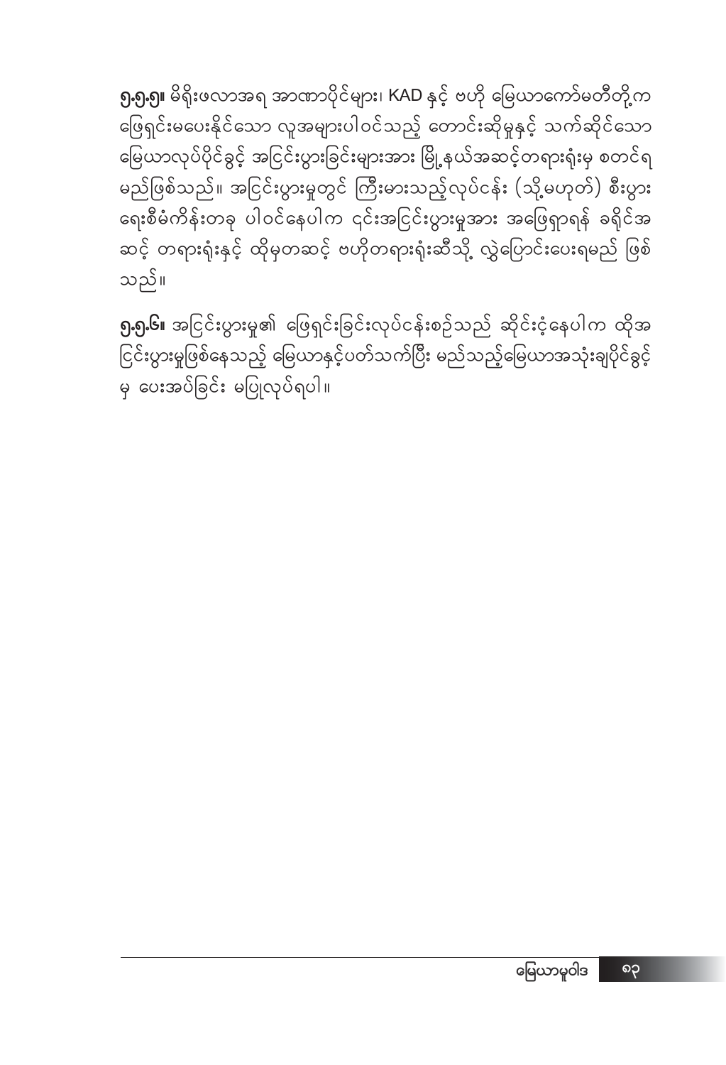**၅.၅.၅။** မိရိုးဖလာအရ အာဏာပိုင်များ၊ KAD နှင့် ဗဟို မြေယာကော်မတီတို့က ဖြေရှင်းမပေးနိုင်သော လူအများပါဝင်သည့် တောင်းဆိုမှုနှင့် သက်ဆိုင်သော မြေယာလုပ်ပိုင်ခွင့် အငြင်းပွားခြင်းများအား မြို့နယ်အဆင့်တရားရုံးမှ စတင်ရမည်ဖြစ်သည်။ အငြင်းပွားမှုတွင် ကြီးမားသည့်လုပ်ငန်း (သို့မဟုတ်) စီးပွားရေးစီမံကိန်းတခု ပါဝင်နေပါက ၎င်းအငြင်းပွားမှုအား အဖြေရှာရန် ခရိုင်အဆင့် တရားရုံးနှင့် ထိုမှတဆင့် ဗဟိုတရားရုံးဆီသို့ လွှဲပြောင်းပေးရမည် ဖြစ်သည်။

**၅.၅.၆။** အငြင်းပွားမှု၏ ဖြေရှင်းခြင်းလုပ်ငန်းစဉ်သည် ဆိုင်းငံ့နေပါက ထိုအငြင်းပွားမှုဖြစ်နေသည့် မြေယာနှင့်ပတ်သက်ပြီး မည်သည့်မြေယာအသုံးချပိုင်ခွင့်မှ ပေးအပ်ခြင်း မပြုလုပ်ရပါ။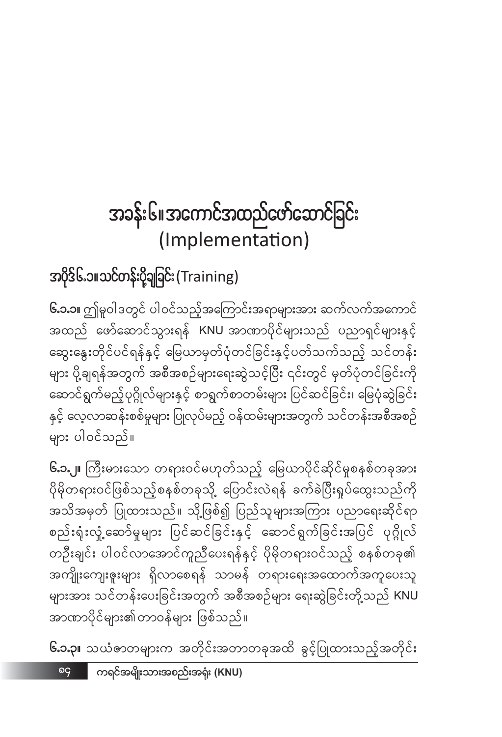# အခန်း၆။ အကောင်အထည်ဖော်ဆောင်ခြင်း (Implementation)

## အပိုဒ်၆.၁။ သင်တန်းပို့ချခြင်း (Training)

**၆.၁.၁။** ဤမူဝါဒတွင် ပါဝင်သည့်အကြောင်းအရာများအား ဆက်လက်အကောင်အထည် ဖော်ဆောင်သွားရန် KNU အာဏာပိုင်များသည် ပညာရှင်များနှင့် ဆွေးနွေးတိုင်ပင်ရန်နှင့် မြေယာမှတ်ပုံတင်ခြင်းနှင့်ပတ်သက်သည့် သင်တန်းများ ပို့ချရန်အတွက် အစီအစဉ်များရေးဆွဲသင့်ပြီး ၎င်းတွင် မှတ်ပုံတင်ခြင်းကို ဆောင်ရွက်မည့်ပုဂ္ဂိုလ်များနှင့် စာရွက်စာတမ်းများ ပြင်ဆင်ခြင်း၊ မြေပုံဆွဲခြင်းနှင့် လေ့လာဆန်းစစ်မှုများ ပြုလုပ်မည့် ဝန်ထမ်းများအတွက် သင်တန်းအစီအစဉ်များ ပါဝင်သည်။

**၆.၁.၂။** ကြီးမားသော တရားဝင်မဟုတ်သည့် မြေယာပိုင်ဆိုင်မှုစနစ်တခုအား ပိုမိုတရားဝင်ဖြစ်သည့်စနစ်တခုသို့ ပြောင်းလဲရန် ခက်ခဲပြီးရှုပ်ထွေးသည်ကို အသိအမှတ် ပြုထားသည်။ သို့ဖြစ်၍ ပြည်သူများအကြား ပညာရေးဆိုင်ရာ စည်းရုံးလှုံ့ဆော်မှုများ ပြင်ဆင်ခြင်းနှင့် ဆောင်ရွက်ခြင်းအပြင် ပုဂ္ဂိုလ်တဦးချင်း ပါဝင်လာအောင်ကူညီပေးရန်နှင့် ပိုမိုတရားဝင်သည့် စနစ်တခု၏ အကျိုးကျေးဇူးများ ရှိလာစေရန် သာမန် တရားရေးအထောက်အကူပေးသူများအား သင်တန်းပေးခြင်းအတွက် အစီအစဉ်များ ရေးဆွဲခြင်းတို့သည် KNU အာဏာပိုင်များ၏ တာဝန်များ ဖြစ်သည်။

**၆.၁.၃။** သယံဇာတများက အတိုင်းအတာတခုအထိ ခွင့်ပြုထားသည့်အတိုင်း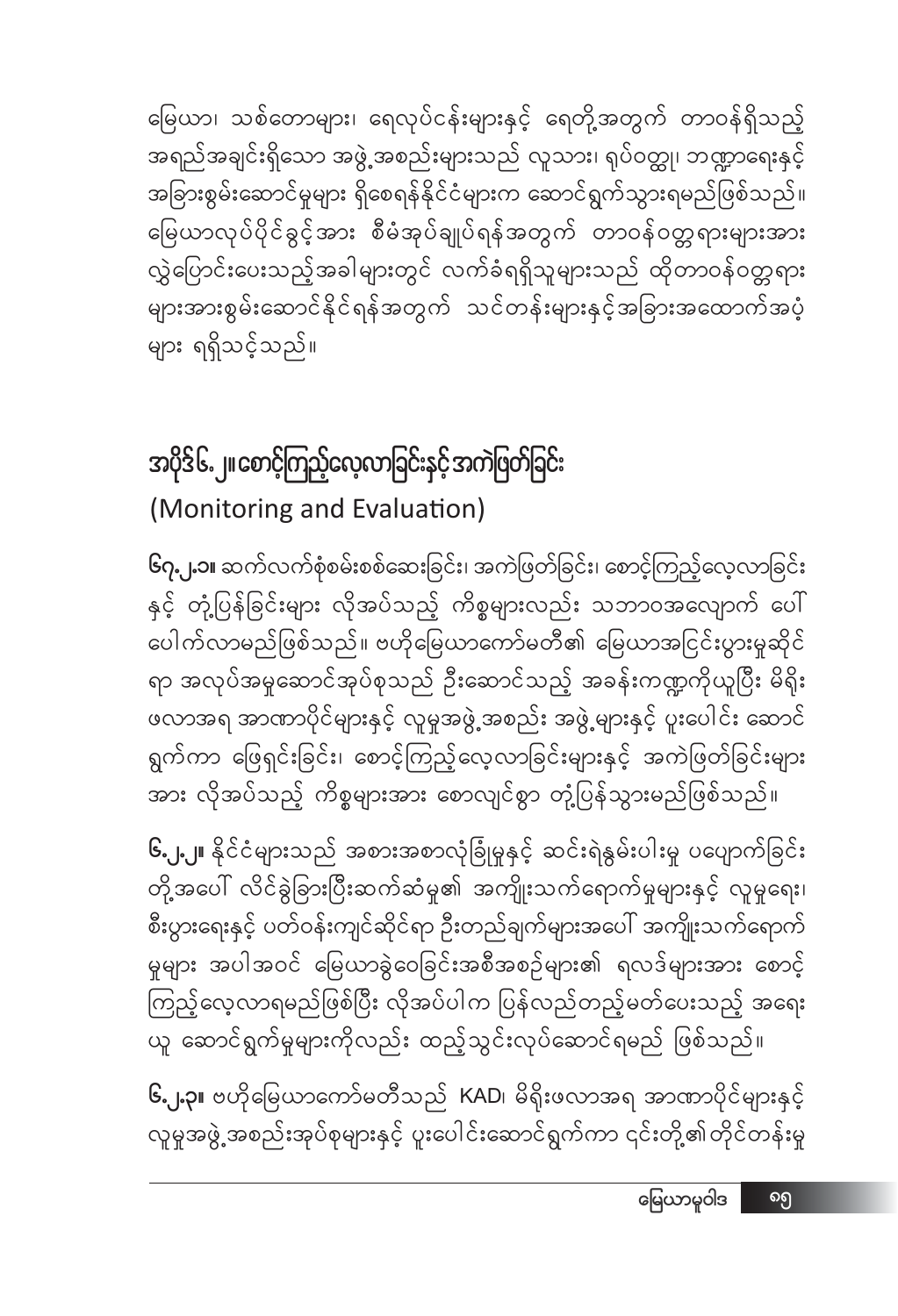မြေယာ၊ သစ်တောများ၊ ရေလုပ်ငန်းများနှင့် ရေတို့အတွက် တာဝန်ရှိသည့် အရည်အချင်းရှိသော အဖွဲ့အစည်းများသည် လူသား၊ ရုပ်ဝတ္ထု၊ ဘဏ္ဍာရေးနှင့် အခြားစွမ်းဆောင်မှုများ ရှိစေရန်နိုင်ငံများက ဆောင်ရွက်သွားရမည်ဖြစ်သည်။ မြေယာလုပ်ပိုင်ခွင့်အား စီမံအုပ်ချုပ်ရန်အတွက် တာဝန်ဝတ္တရားများအား လွှဲပြောင်းပေးသည့်အခါများတွင် လက်ခံရရှိသူများသည် ထိုတာဝန်ဝတ္တရား များအားစွမ်းဆောင်နိုင်ရန်အတွက် သင်တန်းများနှင့်အခြားအထောက်အပံ့ များ ရရှိသင့်သည်။

## အပိုဒ်၆.၂။စောင့်ကြည့်လေ့လာခြင်းနှင့်အကဲဖြတ်ခြင်း (Monitoring and Evaluation)

**၆၇.၂.၁။** ဆက်လက်စုံစမ်းစစ်ဆေးခြင်း၊ အကဲဖြတ်ခြင်း၊ စောင့်ကြည့်လေ့လာခြင်း နှင့် တုံ့ပြန်ခြင်းများ လိုအပ်သည့် ကိစ္စများလည်း သဘာဝအလျောက် ပေါ် ပေါက်လာမည်ဖြစ်သည်။ ဗဟိုမြေယာကော်မတီ၏ မြေယာအငြင်းပွားမှုဆိုင် ရာ အလုပ်အမှုဆောင်အုပ်စုသည် ဦးဆောင်သည့် အခန်းကဏ္ဍကိုယူပြီး မိရိုး ဖလာအရ အာဏာပိုင်များနှင့် လူမှုအဖွဲ့အစည်း အဖွဲ့များနှင့် ပူးပေါင်း ဆောင် ရွက်ကာ ဖြေရှင်းခြင်း၊ စောင့်ကြည့်လေ့လာခြင်းများနှင့် အကဲဖြတ်ခြင်းများ အား လိုအပ်သည့် ကိစ္စများအား စောလျင်စွာ တုံ့ပြန်သွားမည်ဖြစ်သည်။

**၆.၂.၂။** နိုင်ငံများသည် အစားအစာလုံခြုံမှုနှင့် ဆင်းရဲနွမ်းပါးမှု ပပျောက်ခြင်း တို့အပေါ် လိင်ခွဲခြားပြီးဆက်ဆံမှု၏ အကျိုးသက်ရောက်မှုများနှင့် လူမှုရေး၊ စီးပွားရေးနှင့် ပတ်ဝန်းကျင်ဆိုင်ရာ ဦးတည်ချက်များအပေါ် အကျိုးသက်ရောက် မှုများ အပါအဝင် မြေယာခွဲဝေခြင်းအစီအစဉ်များ၏ ရလဒ်များအား စောင့် ကြည့်လေ့လာရမည်ဖြစ်ပြီး လိုအပ်ပါက ပြန်လည်တည့်မတ်ပေးသည့် အရေး ယူ ဆောင်ရွက်မှုများကိုလည်း ထည့်သွင်းလုပ်ဆောင်ရမည် ဖြစ်သည်။

**၆.၂.၃။** ဗဟိုမြေယာကော်မတီသည် KAD၊ မိရိုးဖလာအရ အာဏာပိုင်များနှင့် လူမှုအဖွဲ့အစည်းအုပ်စုများနှင့် ပူးပေါင်းဆောင်ရွက်ကာ ၎င်းတို့၏တိုင်တန်းမှု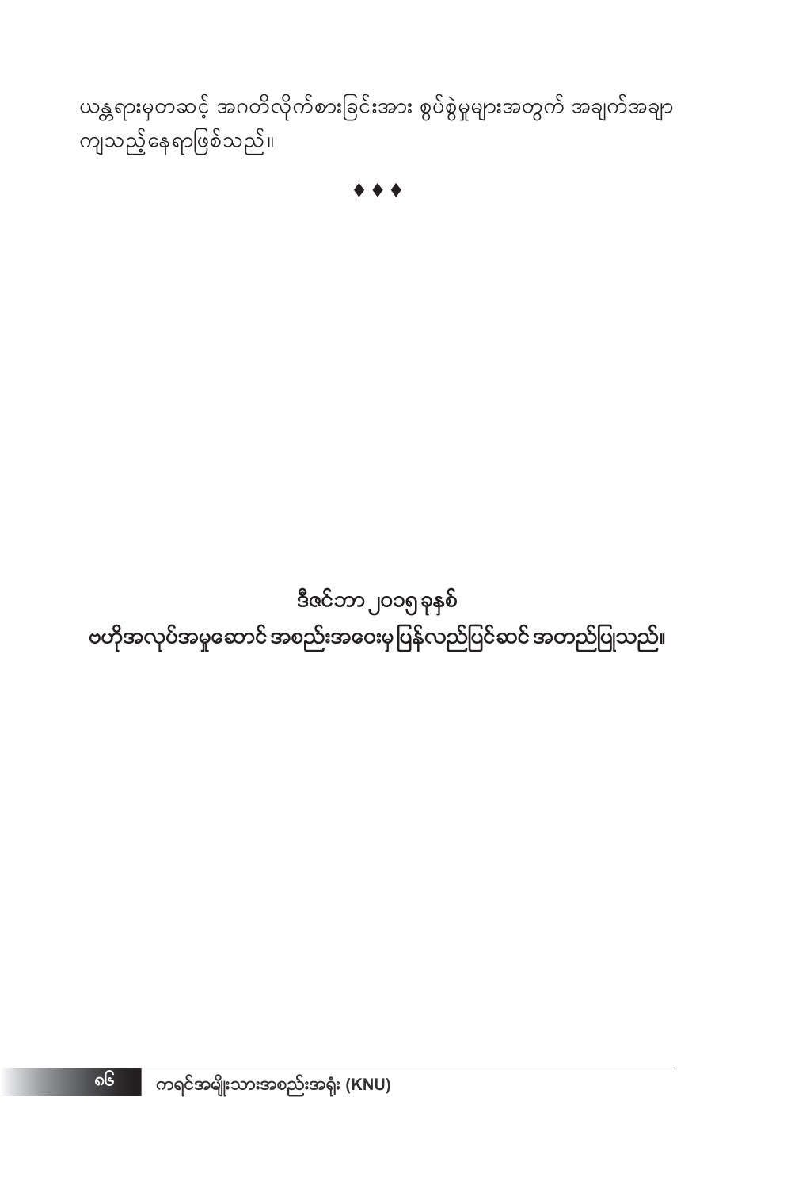ယန္တရားမှတဆင့် အဂတိလိုက်စားခြင်းအား စွပ်စွဲမှုများအတွက် အချက်အချာကျသည့်နေရာဖြစ်သည်။

♦ ♦ ♦

**ဒီဇင်ဘာ ၂၀၁၅ ခုနှစ်**

**ဗဟိုအလုပ်အမှုဆောင် အစည်းအဝေးမှ ပြန်လည်ပြင်ဆင် အတည်ပြုသည်။**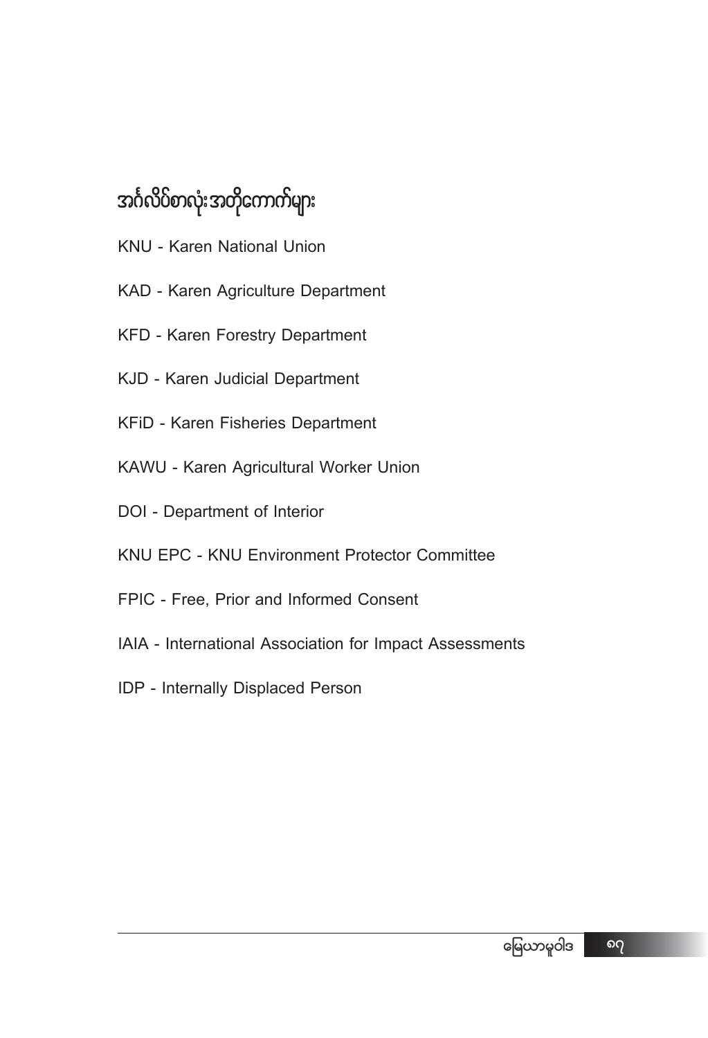# အင်္ဂလိပ်စာလုံးအတိုကောက်များ

KNU - Karen National Union

KAD - Karen Agriculture Department

KFD - Karen Forestry Department

KJD - Karen Judicial Department

KFiD - Karen Fisheries Department

KAWU - Karen Agricultural Worker Union

DOI - Department of Interior

KNU EPC - KNU Environment Protector Committee

FPIC - Free, Prior and Informed Consent

IAIA - International Association for Impact Assessments

IDP - Internally Displaced Person